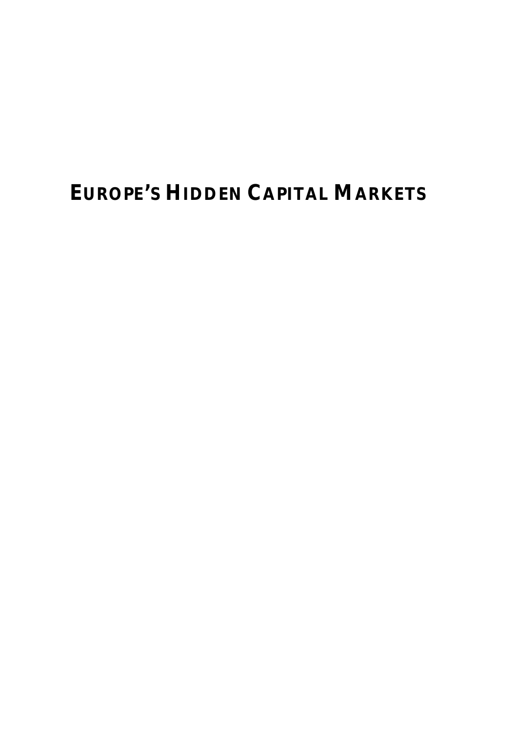# EUROPE'S HIDDEN CAPITAL MARKETS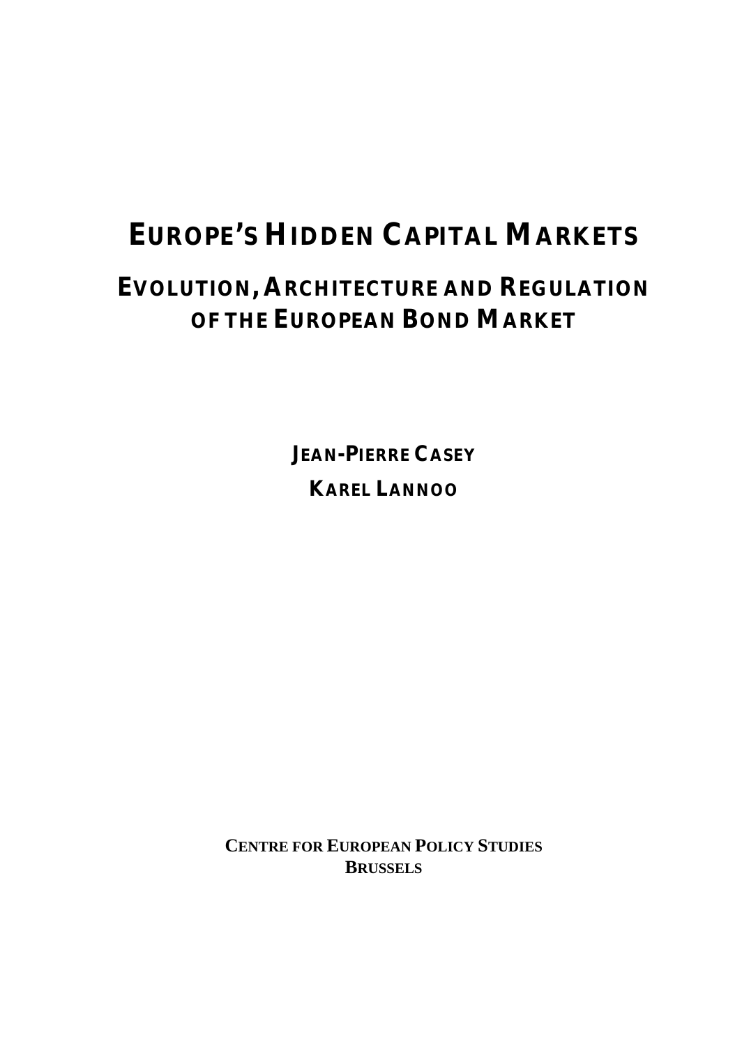# EUROPE'S HIDDEN CAPITAL MARKETS

## EVOLUTION, ARCHITECTURE AND REGULATION OF THE EUROPEAN BOND MARKET

**JEAN-PIERRE CASEY**

**KAREL LANNOO**

**CENTRE FOR EUROPEAN POLICY STUDIES**
**BRUSSELS**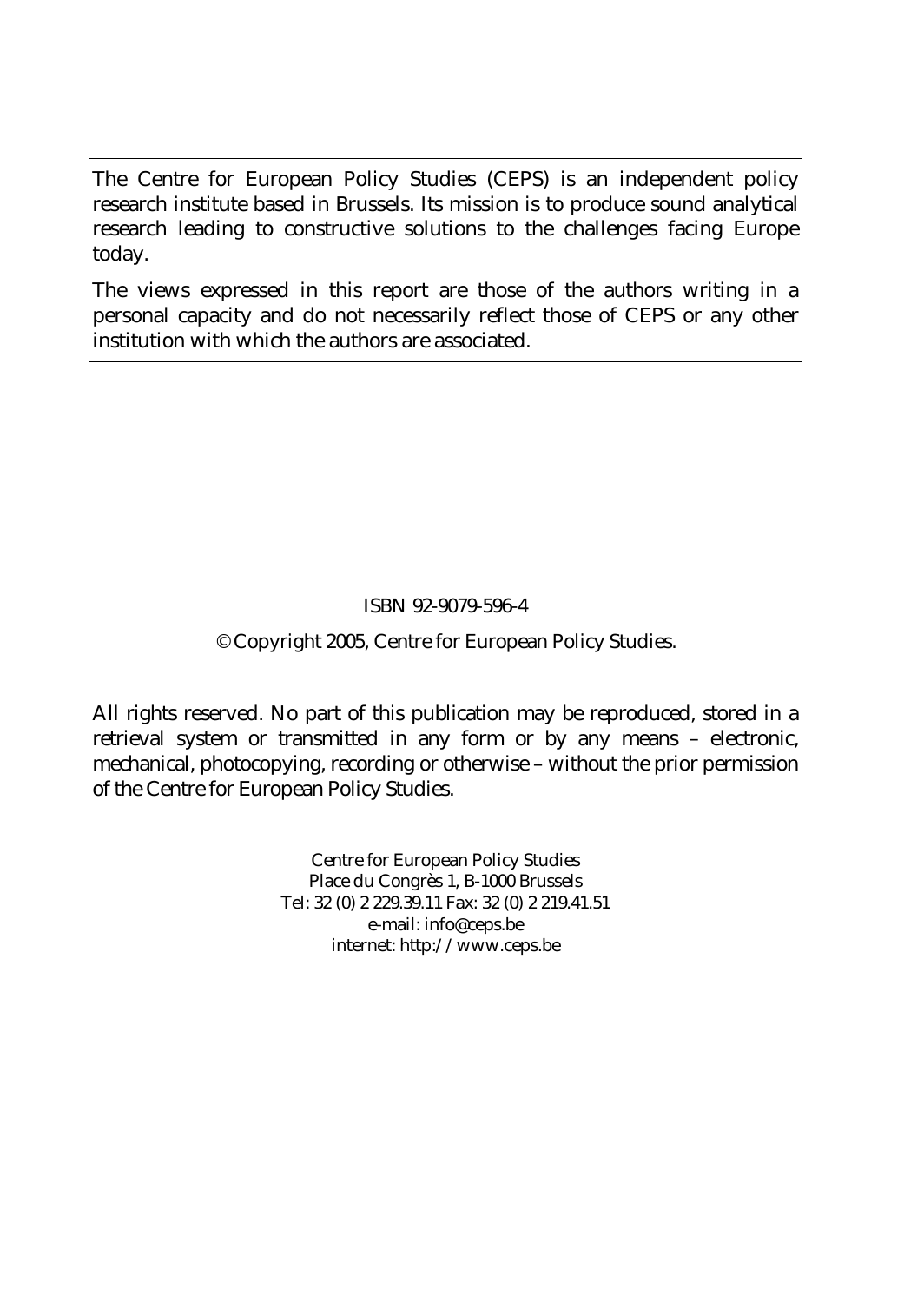The Centre for European Policy Studies (CEPS) is an independent policy research institute based in Brussels. Its mission is to produce sound analytical research leading to constructive solutions to the challenges facing Europe today.

The views expressed in this report are those of the authors writing in a personal capacity and do not necessarily reflect those of CEPS or any other institution with which the authors are associated.

ISBN 92-9079-596-4

© Copyright 2005, Centre for European Policy Studies.

All rights reserved. No part of this publication may be reproduced, stored in a retrieval system or transmitted in any form or by any means – electronic, mechanical, photocopying, recording or otherwise – without the prior permission of the Centre for European Policy Studies.

Centre for European Policy Studies
Place du Congrès 1, B-1000 Brussels
Tel: 32 (0) 2 229.39.11 Fax: 32 (0) 2 219.41.51
e-mail: info@ceps.be
internet: http://www.ceps.be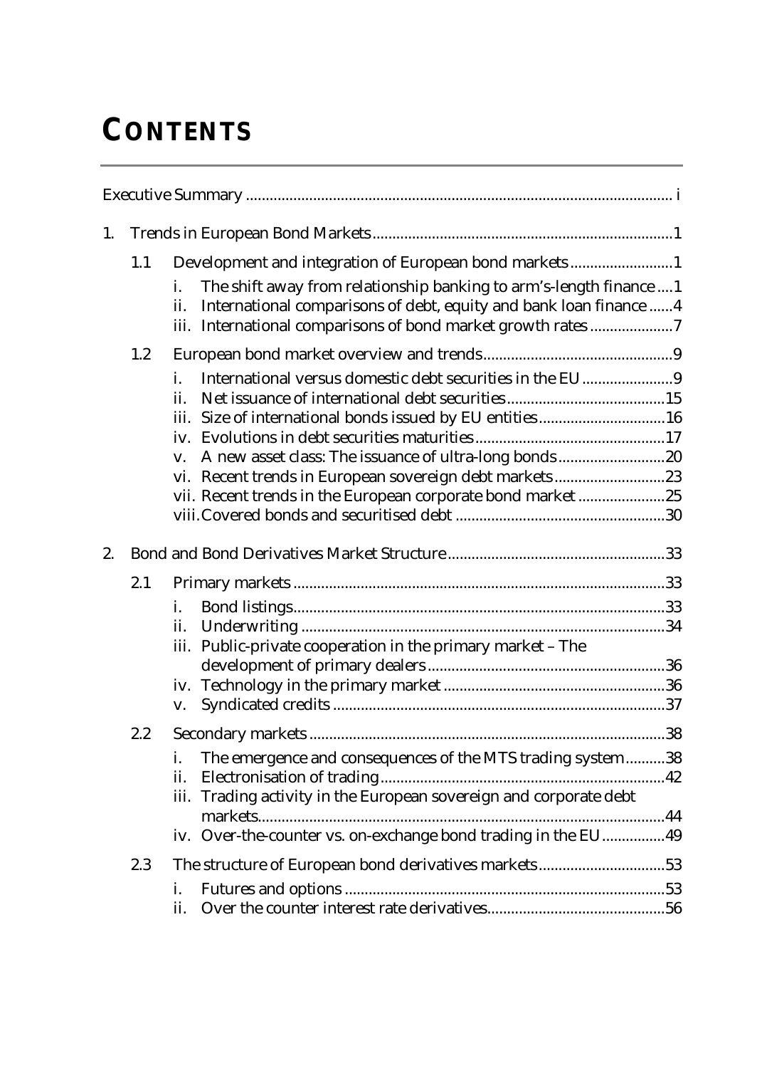# CONTENTS

Executive Summary ........................................................................................................ i

1. Trends in European Bond Markets ........................................................................ 1
   - 1.1 Development and integration of European bond markets ......................... 1
     - i. The shift away from relationship banking to arm's-length finance .... 1
     - ii. International comparisons of debt, equity and bank loan finance ...... 4
     - iii. International comparisons of bond market growth rates ..................... 7
   - 1.2 European bond market overview and trends ................................................ 9
     - i. International versus domestic debt securities in the EU ....................... 9
     - ii. Net issuance of international debt securities ........................................ 15
     - iii. Size of international bonds issued by EU entities ................................ 16
     - iv. Evolutions in debt securities maturities ................................................ 17
     - v. A new asset class: The issuance of ultra-long bonds ........................... 20
     - vi. Recent trends in European sovereign debt markets ............................ 23
     - vii. Recent trends in the European corporate bond market ...................... 25
     - viii. Covered bonds and securitised debt ..................................................... 30
2. Bond and Bond Derivatives Market Structure ....................................................... 33
   - 2.1 Primary markets ............................................................................................. 33
     - i. Bond listings ............................................................................................. 33
     - ii. Underwriting ........................................................................................... 34
     - iii. Public-private cooperation in the primary market – The development of primary dealers ............................................................ 36
     - iv. Technology in the primary market ........................................................ 36
     - v. Syndicated credits .................................................................................... 37
   - 2.2 Secondary markets .......................................................................................... 38
     - i. The emergence and consequences of the MTS trading system .......... 38
     - ii. Electronisation of trading ........................................................................ 42
     - iii. Trading activity in the European sovereign and corporate debt markets ...................................................................................................... 44
     - iv. Over-the-counter vs. on-exchange bond trading in the EU ................ 49
   - 2.3 The structure of European bond derivatives markets ................................ 53
     - i. Futures and options ................................................................................. 53
     - ii. Over the counter interest rate derivatives ............................................. 56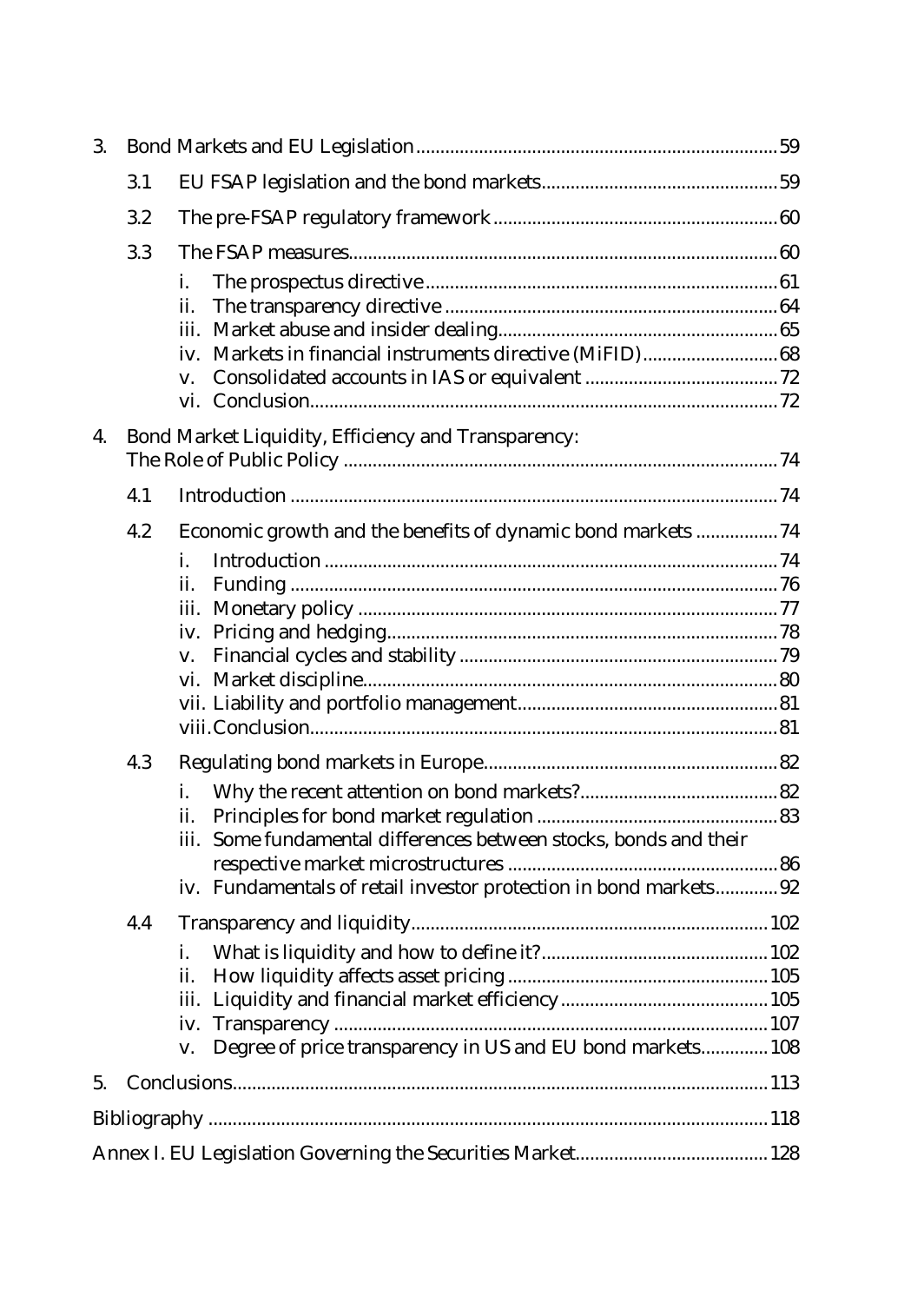3. Bond Markets and EU Legislation .......... 59
   - 3.1 EU FSAP legislation and the bond markets .......... 59
   - 3.2 The pre-FSAP regulatory framework .......... 60
   - 3.3 The FSAP measures .......... 60
     - i. The prospectus directive .......... 61
     - ii. The transparency directive .......... 64
     - iii. Market abuse and insider dealing .......... 65
     - iv. Markets in financial instruments directive (MiFID) .......... 68
     - v. Consolidated accounts in IAS or equivalent .......... 72
     - vi. Conclusion .......... 72
4. Bond Market Liquidity, Efficiency and Transparency: The Role of Public Policy .......... 74
   - 4.1 Introduction .......... 74
   - 4.2 Economic growth and the benefits of dynamic bond markets .......... 74
     - i. Introduction .......... 74
     - ii. Funding .......... 76
     - iii. Monetary policy .......... 77
     - iv. Pricing and hedging .......... 78
     - v. Financial cycles and stability .......... 79
     - vi. Market discipline .......... 80
     - vii. Liability and portfolio management .......... 81
     - viii. Conclusion .......... 81
   - 4.3 Regulating bond markets in Europe .......... 82
     - i. Why the recent attention on bond markets? .......... 82
     - ii. Principles for bond market regulation .......... 83
     - iii. Some fundamental differences between stocks, bonds and their respective market microstructures .......... 86
     - iv. Fundamentals of retail investor protection in bond markets .......... 92
   - 4.4 Transparency and liquidity .......... 102
     - i. What is liquidity and how to define it? .......... 102
     - ii. How liquidity affects asset pricing .......... 105
     - iii. Liquidity and financial market efficiency .......... 105
     - iv. Transparency .......... 107
     - v. Degree of price transparency in US and EU bond markets .......... 108
5. Conclusions .......... 113

Bibliography .......... 118

Annex I. EU Legislation Governing the Securities Market .......... 128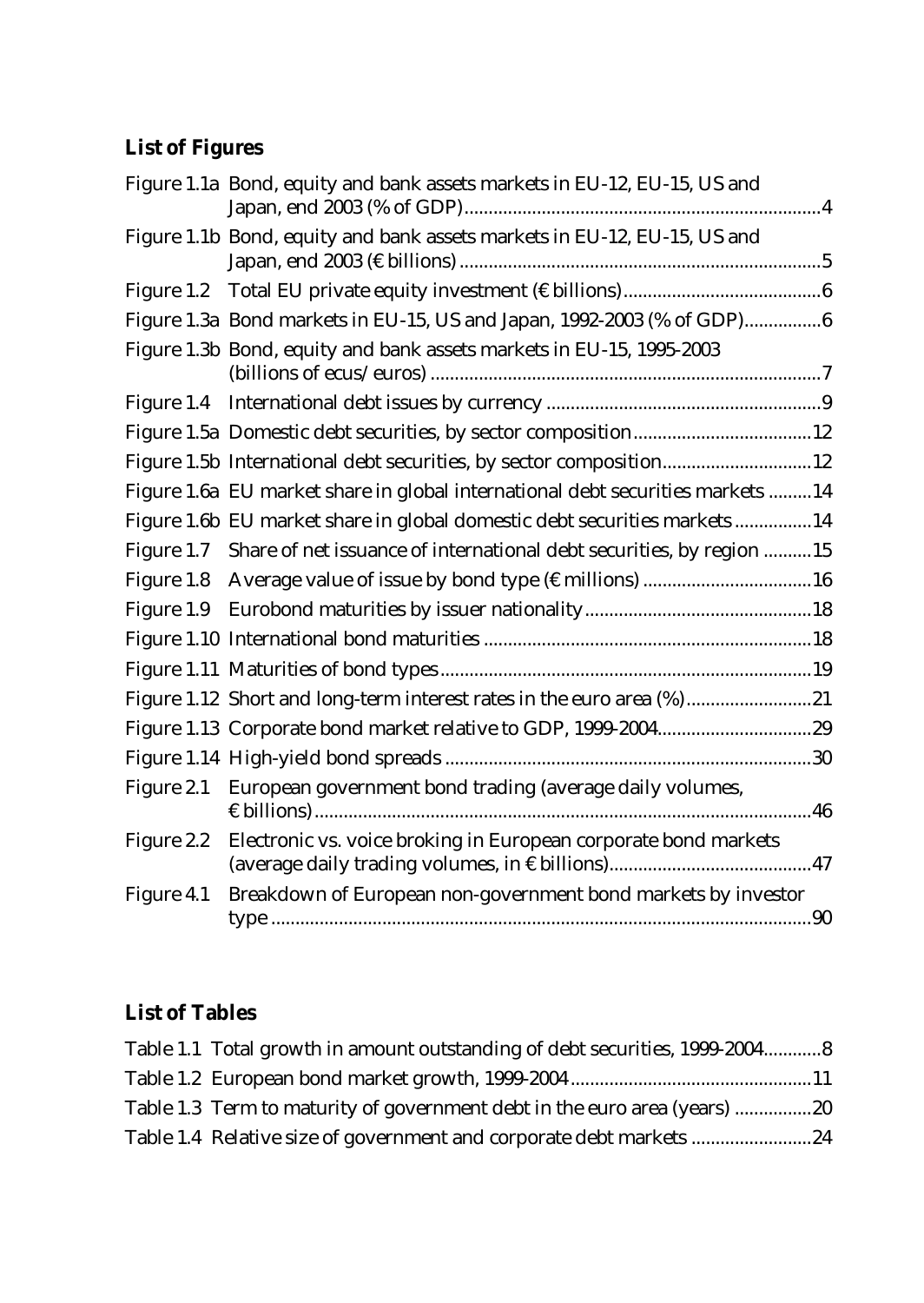## List of Figures

Figure 1.1a Bond, equity and bank assets markets in EU-12, EU-15, US and Japan, end 2003 (% of GDP) ........ 4
Figure 1.1b Bond, equity and bank assets markets in EU-12, EU-15, US and Japan, end 2003 (€ billions) ........ 5
Figure 1.2 Total EU private equity investment (€ billions) ........ 6
Figure 1.3a Bond markets in EU-15, US and Japan, 1992-2003 (% of GDP) ........ 6
Figure 1.3b Bond, equity and bank assets markets in EU-15, 1995-2003 (billions of ecus/euros) ........ 7
Figure 1.4 International debt issues by currency ........ 9
Figure 1.5a Domestic debt securities, by sector composition ........ 12
Figure 1.5b International debt securities, by sector composition ........ 12
Figure 1.6a EU market share in global international debt securities markets ........ 14
Figure 1.6b EU market share in global domestic debt securities markets ........ 14
Figure 1.7 Share of net issuance of international debt securities, by region ........ 15
Figure 1.8 Average value of issue by bond type (€ millions) ........ 16
Figure 1.9 Eurobond maturities by issuer nationality ........ 18
Figure 1.10 International bond maturities ........ 18
Figure 1.11 Maturities of bond types ........ 19
Figure 1.12 Short and long-term interest rates in the euro area (%) ........ 21
Figure 1.13 Corporate bond market relative to GDP, 1999-2004 ........ 29
Figure 1.14 High-yield bond spreads ........ 30
Figure 2.1 European government bond trading (average daily volumes, € billions) ........ 46
Figure 2.2 Electronic vs. voice broking in European corporate bond markets (average daily trading volumes, in € billions) ........ 47
Figure 4.1 Breakdown of European non-government bond markets by investor type ........ 90

## List of Tables

Table 1.1 Total growth in amount outstanding of debt securities, 1999-2004 ........ 8
Table 1.2 European bond market growth, 1999-2004 ........ 11
Table 1.3 Term to maturity of government debt in the euro area (years) ........ 20
Table 1.4 Relative size of government and corporate debt markets ........ 24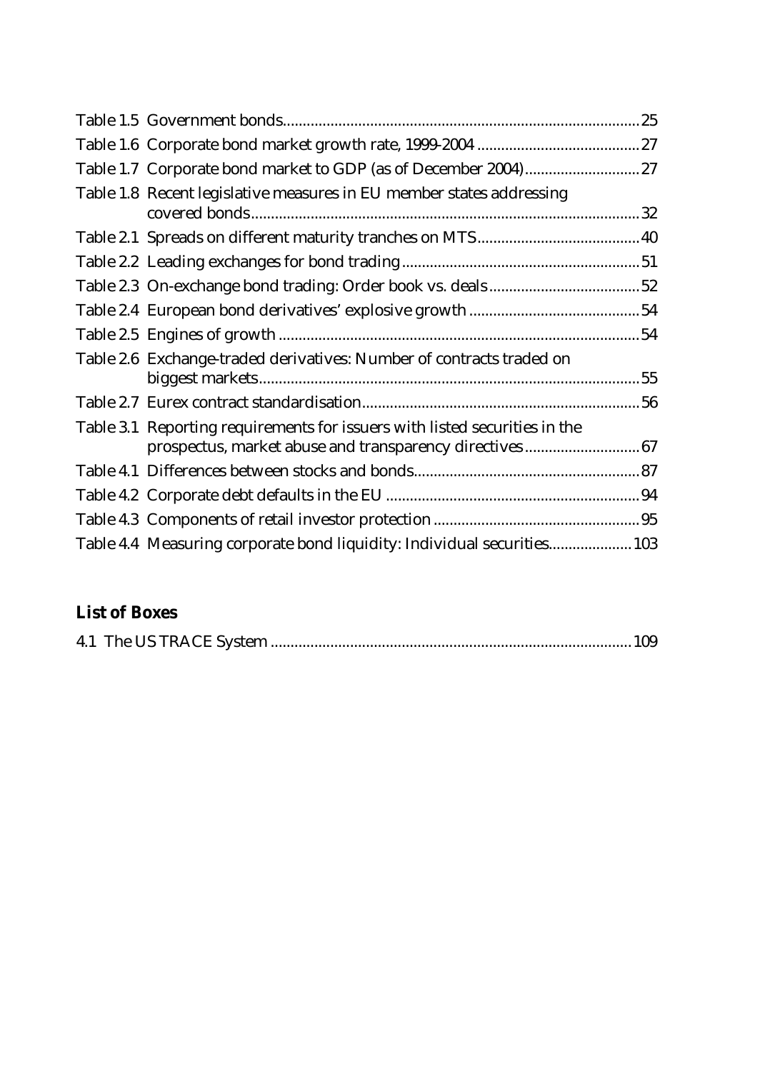Table 1.5 Government bonds.........................................................................................25

Table 1.6 Corporate bond market growth rate, 1999-2004 .........................................27

Table 1.7 Corporate bond market to GDP (as of December 2004)............................27

Table 1.8 Recent legislative measures in EU member states addressing covered bonds.................................................................................................32

Table 2.1 Spreads on different maturity tranches on MTS........................................40

Table 2.2 Leading exchanges for bond trading...........................................................51

Table 2.3 On-exchange bond trading: Order book vs. deals......................................52

Table 2.4 European bond derivatives' explosive growth...........................................54

Table 2.5 Engines of growth..........................................................................................54

Table 2.6 Exchange-traded derivatives: Number of contracts traded on biggest markets...............................................................................................55

Table 2.7 Eurex contract standardisation.....................................................................56

Table 3.1 Reporting requirements for issuers with listed securities in the prospectus, market abuse and transparency directives............................67

Table 4.1 Differences between stocks and bonds.........................................................87

Table 4.2 Corporate debt defaults in the EU ................................................................94

Table 4.3 Components of retail investor protection....................................................95

Table 4.4 Measuring corporate bond liquidity: Individual securities.....................103

## List of Boxes

4.1 The US TRACE System ..........................................................................................109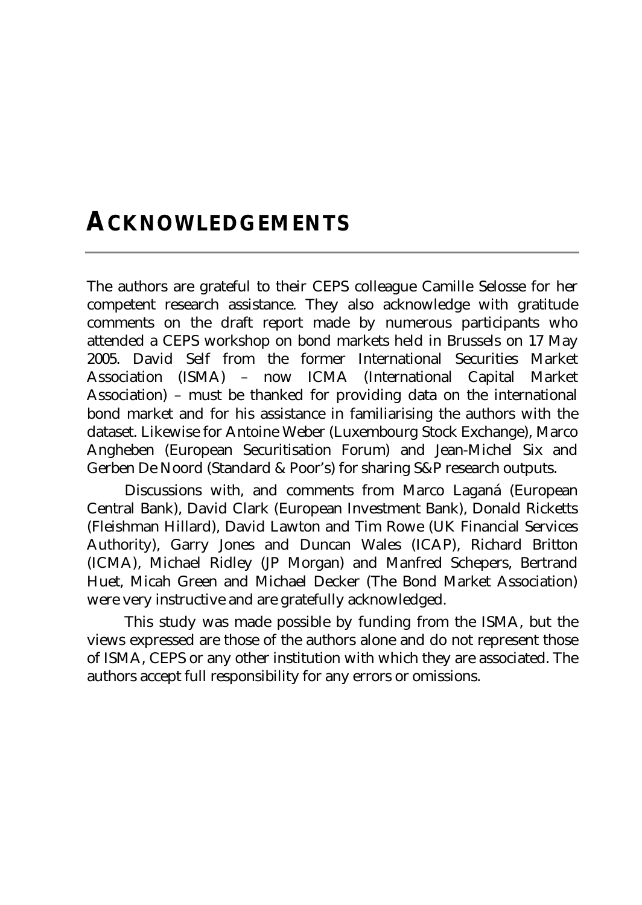# ACKNOWLEDGEMENTS

The authors are grateful to their CEPS colleague Camille Selosse for her competent research assistance. They also acknowledge with gratitude comments on the draft report made by numerous participants who attended a CEPS workshop on bond markets held in Brussels on 17 May 2005. David Self from the former International Securities Market Association (ISMA) – now ICMA (International Capital Market Association) – must be thanked for providing data on the international bond market and for his assistance in familiarising the authors with the dataset. Likewise for Antoine Weber (Luxembourg Stock Exchange), Marco Angheben (European Securitisation Forum) and Jean-Michel Six and Gerben De Noord (Standard & Poor's) for sharing S&P research outputs.

Discussions with, and comments from Marco Laganá (European Central Bank), David Clark (European Investment Bank), Donald Ricketts (Fleishman Hillard), David Lawton and Tim Rowe (UK Financial Services Authority), Garry Jones and Duncan Wales (ICAP), Richard Britton (ICMA), Michael Ridley (JP Morgan) and Manfred Schepers, Bertrand Huet, Micah Green and Michael Decker (The Bond Market Association) were very instructive and are gratefully acknowledged.

This study was made possible by funding from the ISMA, but the views expressed are those of the authors alone and do not represent those of ISMA, CEPS or any other institution with which they are associated. The authors accept full responsibility for any errors or omissions.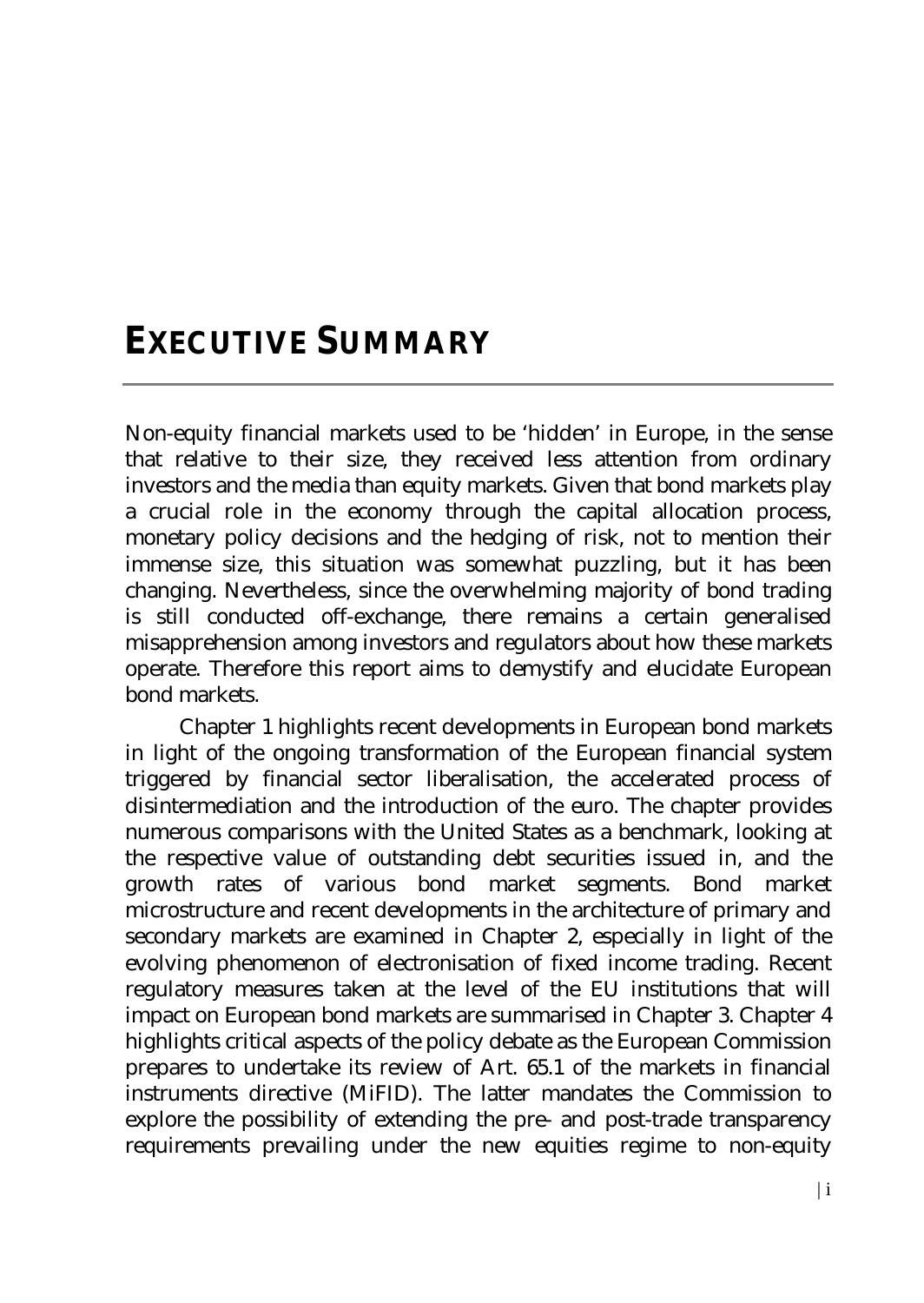# EXECUTIVE SUMMARY

Non-equity financial markets used to be 'hidden' in Europe, in the sense that relative to their size, they received less attention from ordinary investors and the media than equity markets. Given that bond markets play a crucial role in the economy through the capital allocation process, monetary policy decisions and the hedging of risk, not to mention their immense size, this situation was somewhat puzzling, but it has been changing. Nevertheless, since the overwhelming majority of bond trading is still conducted off-exchange, there remains a certain generalised misapprehension among investors and regulators about how these markets operate. Therefore this report aims to demystify and elucidate European bond markets.

Chapter 1 highlights recent developments in European bond markets in light of the ongoing transformation of the European financial system triggered by financial sector liberalisation, the accelerated process of disintermediation and the introduction of the euro. The chapter provides numerous comparisons with the United States as a benchmark, looking at the respective value of outstanding debt securities issued in, and the growth rates of various bond market segments. Bond market microstructure and recent developments in the architecture of primary and secondary markets are examined in Chapter 2, especially in light of the evolving phenomenon of electronisation of fixed income trading. Recent regulatory measures taken at the level of the EU institutions that will impact on European bond markets are summarised in Chapter 3. Chapter 4 highlights critical aspects of the policy debate as the European Commission prepares to undertake its review of Art. 65.1 of the markets in financial instruments directive (MiFID). The latter mandates the Commission to explore the possibility of extending the pre- and post-trade transparency requirements prevailing under the new equities regime to non-equity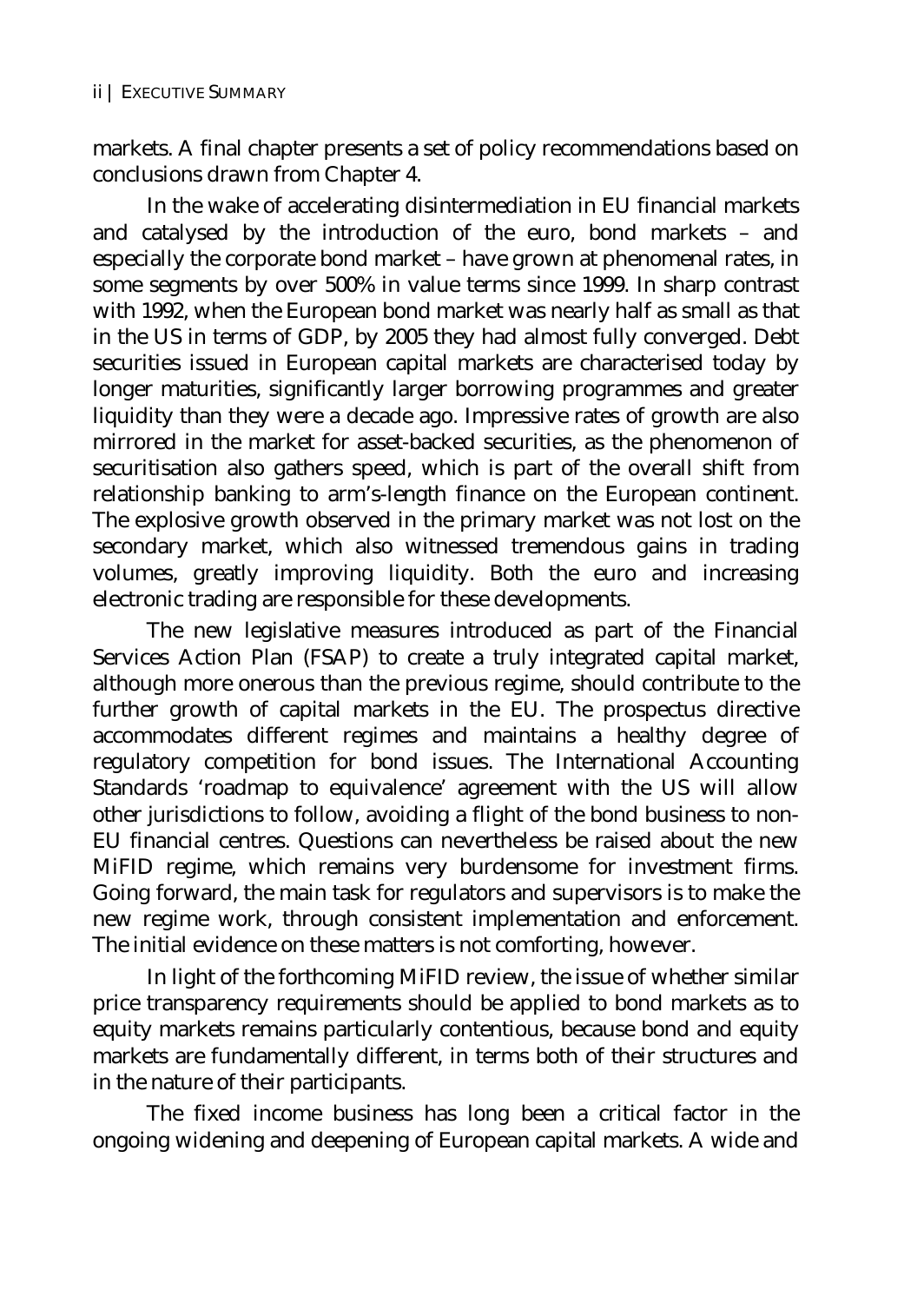markets. A final chapter presents a set of policy recommendations based on conclusions drawn from Chapter 4.

In the wake of accelerating disintermediation in EU financial markets and catalysed by the introduction of the euro, bond markets – and especially the corporate bond market – have grown at phenomenal rates, in some segments by over 500% in value terms since 1999. In sharp contrast with 1992, when the European bond market was nearly half as small as that in the US in terms of GDP, by 2005 they had almost fully converged. Debt securities issued in European capital markets are characterised today by longer maturities, significantly larger borrowing programmes and greater liquidity than they were a decade ago. Impressive rates of growth are also mirrored in the market for asset-backed securities, as the phenomenon of securitisation also gathers speed, which is part of the overall shift from relationship banking to arm's-length finance on the European continent. The explosive growth observed in the primary market was not lost on the secondary market, which also witnessed tremendous gains in trading volumes, greatly improving liquidity. Both the euro and increasing electronic trading are responsible for these developments.

The new legislative measures introduced as part of the Financial Services Action Plan (FSAP) to create a truly integrated capital market, although more onerous than the previous regime, should contribute to the further growth of capital markets in the EU. The prospectus directive accommodates different regimes and maintains a healthy degree of regulatory competition for bond issues. The International Accounting Standards 'roadmap to equivalence' agreement with the US will allow other jurisdictions to follow, avoiding a flight of the bond business to non-EU financial centres. Questions can nevertheless be raised about the new MiFID regime, which remains very burdensome for investment firms. Going forward, the main task for regulators and supervisors is to make the new regime work, through consistent implementation and enforcement. The initial evidence on these matters is not comforting, however.

In light of the forthcoming MiFID review, the issue of whether similar price transparency requirements should be applied to bond markets as to equity markets remains particularly contentious, because bond and equity markets are fundamentally different, in terms both of their structures and in the nature of their participants.

The fixed income business has long been a critical factor in the ongoing widening and deepening of European capital markets. A wide and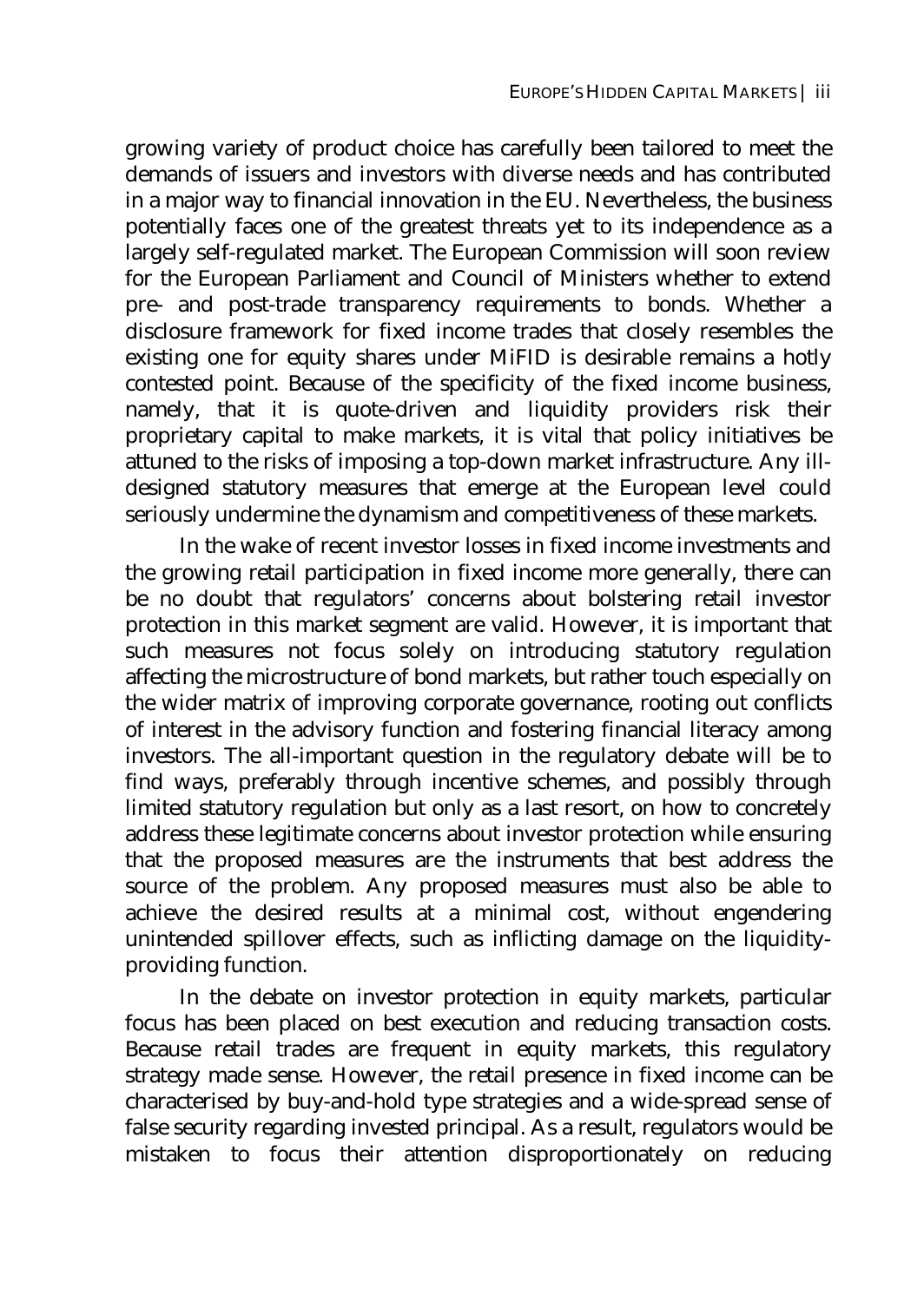growing variety of product choice has carefully been tailored to meet the demands of issuers and investors with diverse needs and has contributed in a major way to financial innovation in the EU. Nevertheless, the business potentially faces one of the greatest threats yet to its independence as a largely self-regulated market. The European Commission will soon review for the European Parliament and Council of Ministers whether to extend pre- and post-trade transparency requirements to bonds. Whether a disclosure framework for fixed income trades that closely resembles the existing one for equity shares under MiFID is desirable remains a hotly contested point. Because of the specificity of the fixed income business, namely, that it is quote-driven and liquidity providers risk their proprietary capital to make markets, it is vital that policy initiatives be attuned to the risks of imposing a top-down market infrastructure. Any ill-designed statutory measures that emerge at the European level could seriously undermine the dynamism and competitiveness of these markets.

In the wake of recent investor losses in fixed income investments and the growing retail participation in fixed income more generally, there can be no doubt that regulators' concerns about bolstering retail investor protection in this market segment are valid. However, it is important that such measures not focus solely on introducing statutory regulation affecting the microstructure of bond markets, but rather touch especially on the wider matrix of improving corporate governance, rooting out conflicts of interest in the advisory function and fostering financial literacy among investors. The all-important question in the regulatory debate will be to find ways, preferably through incentive schemes, and possibly through limited statutory regulation but only as a last resort, on how to concretely address these legitimate concerns about investor protection while ensuring that the proposed measures are the instruments that best address the source of the problem. Any proposed measures must also be able to achieve the desired results at a minimal cost, without engendering unintended spillover effects, such as inflicting damage on the liquidity-providing function.

In the debate on investor protection in equity markets, particular focus has been placed on best execution and reducing transaction costs. Because retail trades are frequent in equity markets, this regulatory strategy made sense. However, the retail presence in fixed income can be characterised by buy-and-hold type strategies and a wide-spread sense of false security regarding invested principal. As a result, regulators would be mistaken to focus their attention disproportionately on reducing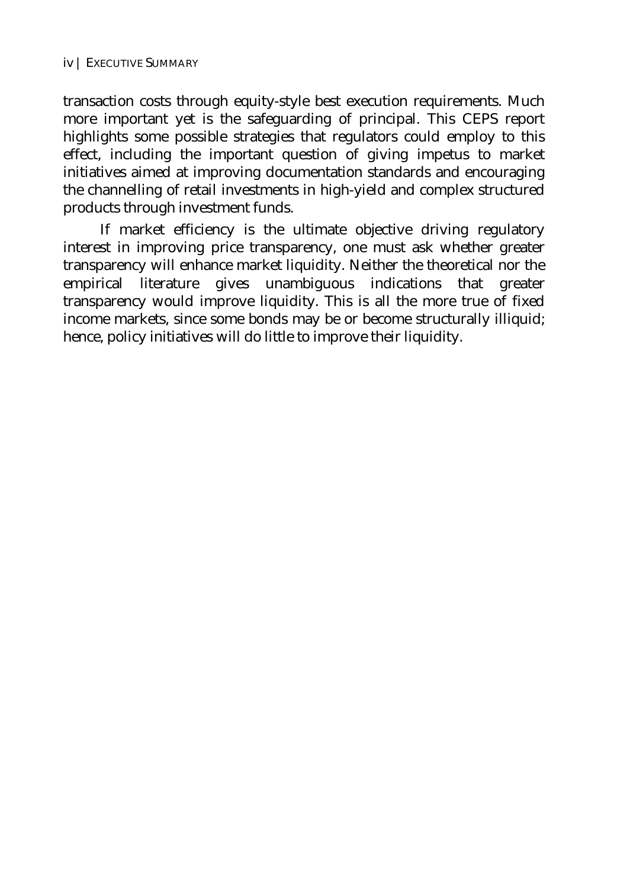transaction costs through equity-style best execution requirements. Much more important yet is the safeguarding of principal. This CEPS report highlights some possible strategies that regulators could employ to this effect, including the important question of giving impetus to market initiatives aimed at improving documentation standards and encouraging the channelling of retail investments in high-yield and complex structured products through investment funds.

If market efficiency is the ultimate objective driving regulatory interest in improving price transparency, one must ask whether greater transparency will enhance market liquidity. Neither the theoretical nor the empirical literature gives unambiguous indications that greater transparency would improve liquidity. This is all the more true of fixed income markets, since some bonds may be or become structurally illiquid; hence, policy initiatives will do little to improve their liquidity.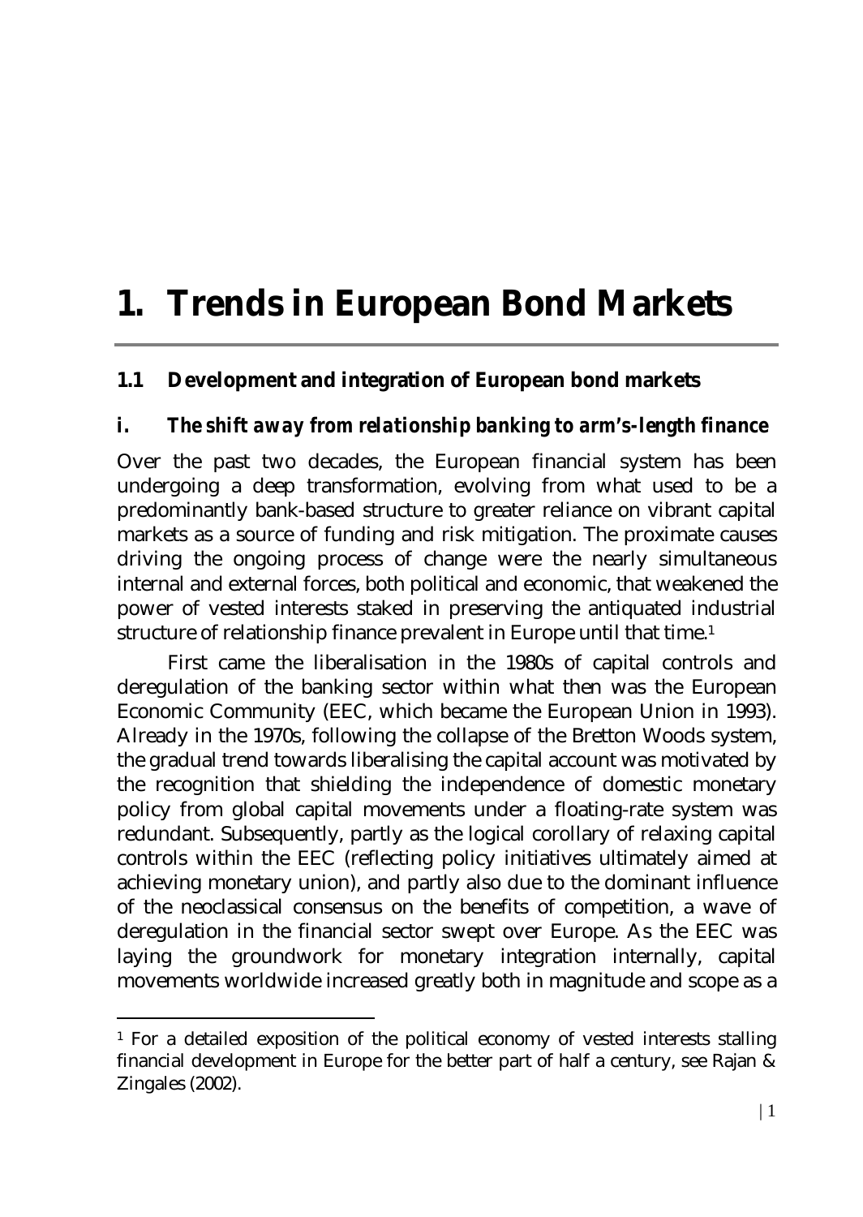# 1. Trends in European Bond Markets

## 1.1 Development and integration of European bond markets

### *i. The shift away from relationship banking to arm's-length finance*

Over the past two decades, the European financial system has been undergoing a deep transformation, evolving from what used to be a predominantly bank-based structure to greater reliance on vibrant capital markets as a source of funding and risk mitigation. The proximate causes driving the ongoing process of change were the nearly simultaneous internal and external forces, both political and economic, that weakened the power of vested interests staked in preserving the antiquated industrial structure of relationship finance prevalent in Europe until that time.[1]

First came the liberalisation in the 1980s of capital controls and deregulation of the banking sector within what then was the European Economic Community (EEC, which became the European Union in 1993). Already in the 1970s, following the collapse of the Bretton Woods system, the gradual trend towards liberalising the capital account was motivated by the recognition that shielding the independence of domestic monetary policy from global capital movements under a floating-rate system was redundant. Subsequently, partly as the logical corollary of relaxing capital controls within the EEC (reflecting policy initiatives ultimately aimed at achieving monetary union), and partly also due to the dominant influence of the neoclassical consensus on the benefits of competition, a wave of deregulation in the financial sector swept over Europe. As the EEC was laying the groundwork for monetary integration internally, capital movements worldwide increased greatly both in magnitude and scope as a

[1] For a detailed exposition of the political economy of vested interests stalling financial development in Europe for the better part of half a century, see Rajan & Zingales (2002).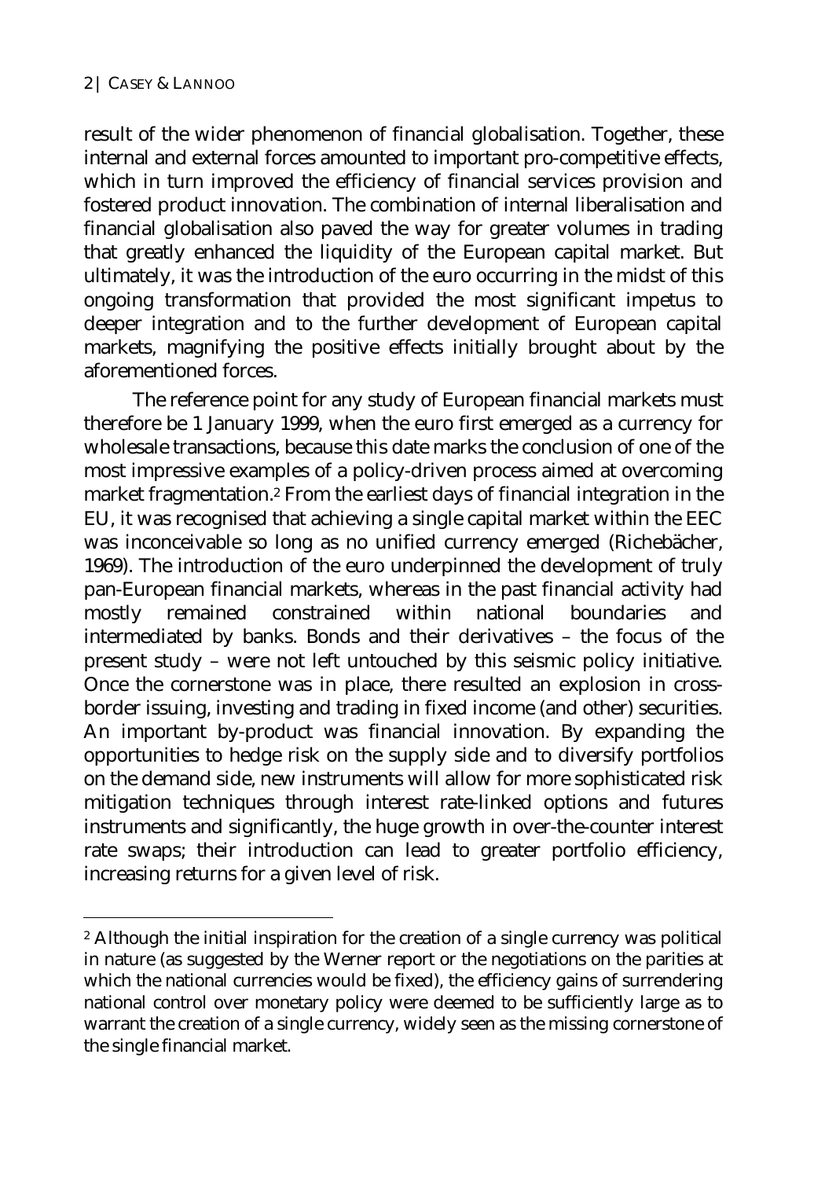result of the wider phenomenon of financial globalisation. Together, these internal and external forces amounted to important pro-competitive effects, which in turn improved the efficiency of financial services provision and fostered product innovation. The combination of internal liberalisation and financial globalisation also paved the way for greater volumes in trading that greatly enhanced the liquidity of the European capital market. But ultimately, it was the introduction of the euro occurring in the midst of this ongoing transformation that provided the most significant impetus to deeper integration and to the further development of European capital markets, magnifying the positive effects initially brought about by the aforementioned forces.

The reference point for any study of European financial markets must therefore be 1 January 1999, when the euro first emerged as a currency for wholesale transactions, because this date marks the conclusion of one of the most impressive examples of a policy-driven process aimed at overcoming market fragmentation.[2] From the earliest days of financial integration in the EU, it was recognised that achieving a single capital market within the EEC was inconceivable so long as no unified currency emerged (Richebächer, 1969). The introduction of the euro underpinned the development of truly pan-European financial markets, whereas in the past financial activity had mostly remained constrained within national boundaries and intermediated by banks. Bonds and their derivatives – the focus of the present study – were not left untouched by this seismic policy initiative. Once the cornerstone was in place, there resulted an explosion in cross-border issuing, investing and trading in fixed income (and other) securities. An important by-product was financial innovation. By expanding the opportunities to hedge risk on the supply side and to diversify portfolios on the demand side, new instruments will allow for more sophisticated risk mitigation techniques through interest rate-linked options and futures instruments and significantly, the huge growth in over-the-counter interest rate swaps; their introduction can lead to greater portfolio efficiency, increasing returns for a given level of risk.

---

[2] Although the initial inspiration for the creation of a single currency was political in nature (as suggested by the Werner report or the negotiations on the parities at which the national currencies would be fixed), the efficiency gains of surrendering national control over monetary policy were deemed to be sufficiently large as to warrant the creation of a single currency, widely seen as the missing cornerstone of the single financial market.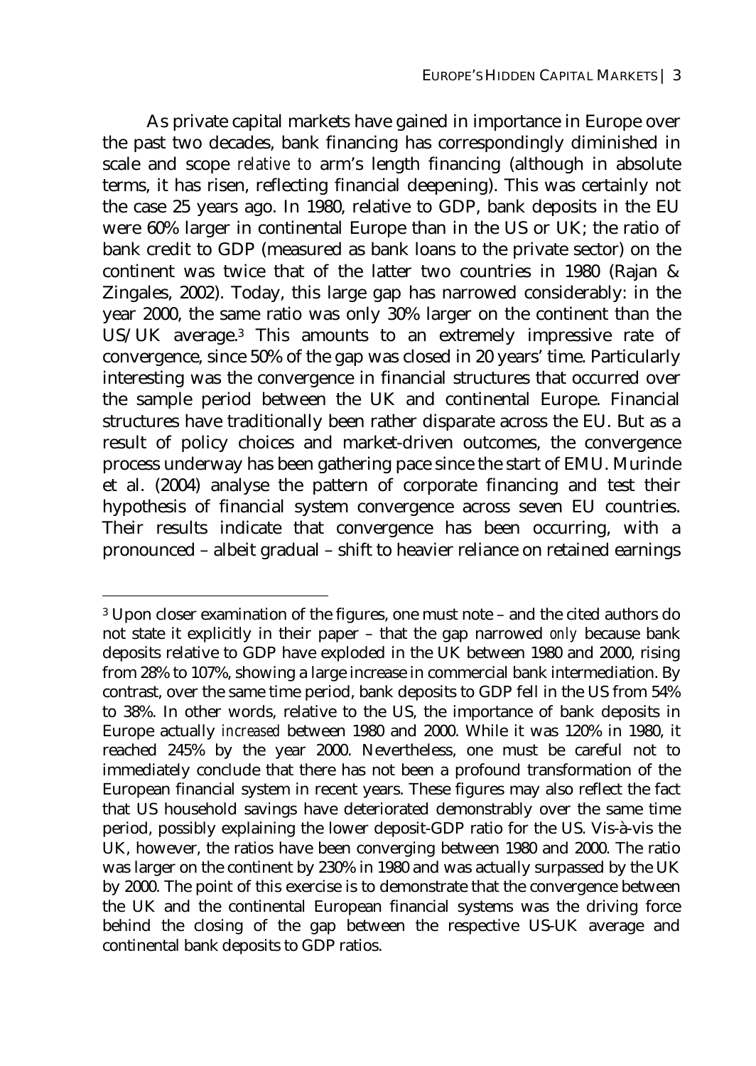As private capital markets have gained in importance in Europe over the past two decades, bank financing has correspondingly diminished in scale and scope *relative to* arm's length financing (although in absolute terms, it has risen, reflecting financial deepening). This was certainly not the case 25 years ago. In 1980, relative to GDP, bank deposits in the EU were 60% larger in continental Europe than in the US or UK; the ratio of bank credit to GDP (measured as bank loans to the private sector) on the continent was twice that of the latter two countries in 1980 (Rajan & Zingales, 2002). Today, this large gap has narrowed considerably: in the year 2000, the same ratio was only 30% larger on the continent than the US/UK average.[3] This amounts to an extremely impressive rate of convergence, since 50% of the gap was closed in 20 years' time. Particularly interesting was the convergence in financial structures that occurred over the sample period between the UK and continental Europe. Financial structures have traditionally been rather disparate across the EU. But as a result of policy choices and market-driven outcomes, the convergence process underway has been gathering pace since the start of EMU. Murinde et al. (2004) analyse the pattern of corporate financing and test their hypothesis of financial system convergence across seven EU countries. Their results indicate that convergence has been occurring, with a pronounced – albeit gradual – shift to heavier reliance on retained earnings

[3] Upon closer examination of the figures, one must note – and the cited authors do not state it explicitly in their paper – that the gap narrowed *only* because bank deposits relative to GDP have exploded in the UK between 1980 and 2000, rising from 28% to 107%, showing a large increase in commercial bank intermediation. By contrast, over the same time period, bank deposits to GDP fell in the US from 54% to 38%. In other words, relative to the US, the importance of bank deposits in Europe actually *increased* between 1980 and 2000. While it was 120% in 1980, it reached 245% by the year 2000. Nevertheless, one must be careful not to immediately conclude that there has not been a profound transformation of the European financial system in recent years. These figures may also reflect the fact that US household savings have deteriorated demonstrably over the same time period, possibly explaining the lower deposit-GDP ratio for the US. Vis-à-vis the UK, however, the ratios have been converging between 1980 and 2000. The ratio was larger on the continent by 230% in 1980 and was actually surpassed by the UK by 2000. The point of this exercise is to demonstrate that the convergence between the UK and the continental European financial systems was the driving force behind the closing of the gap between the respective US-UK average and continental bank deposits to GDP ratios.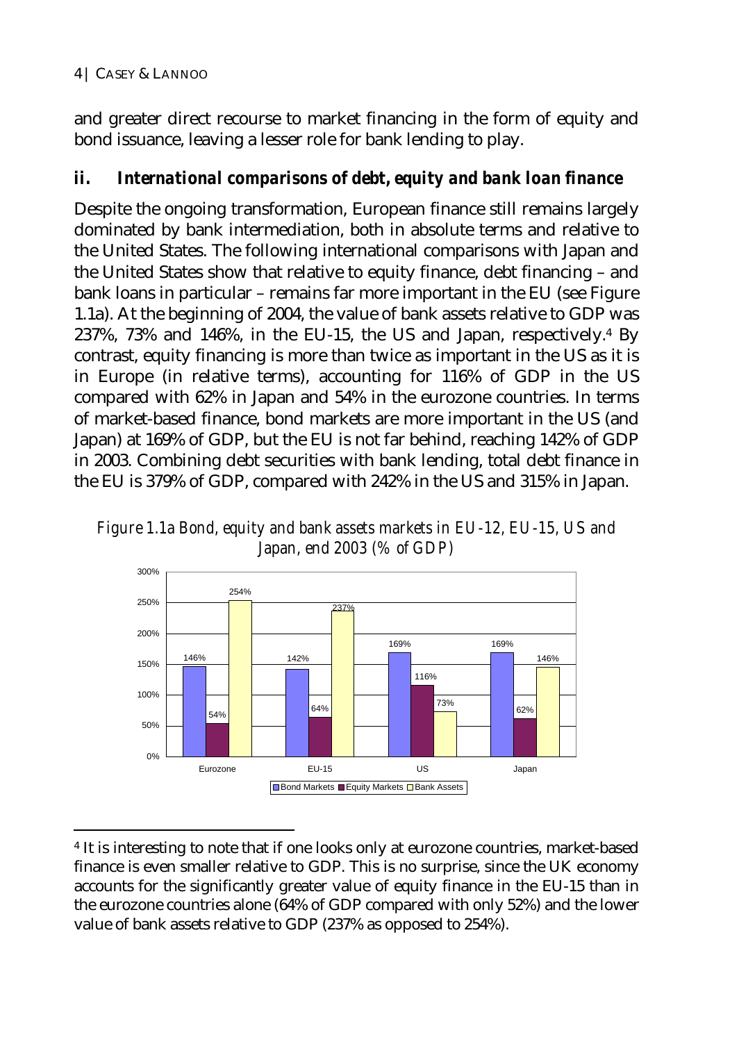and greater direct recourse to market financing in the form of equity and bond issuance, leaving a lesser role for bank lending to play.

### *ii. International comparisons of debt, equity and bank loan finance*

Despite the ongoing transformation, European finance still remains largely dominated by bank intermediation, both in absolute terms and relative to the United States. The following international comparisons with Japan and the United States show that relative to equity finance, debt financing – and bank loans in particular – remains far more important in the EU (see Figure 1.1a). At the beginning of 2004, the value of bank assets relative to GDP was 237%, 73% and 146%, in the EU-15, the US and Japan, respectively.[4] By contrast, equity financing is more than twice as important in the US as it is in Europe (in relative terms), accounting for 116% of GDP in the US compared with 62% in Japan and 54% in the eurozone countries. In terms of market-based finance, bond markets are more important in the US (and Japan) at 169% of GDP, but the EU is not far behind, reaching 142% of GDP in 2003. Combining debt securities with bank lending, total debt finance in the EU is 379% of GDP, compared with 242% in the US and 315% in Japan.

*Figure 1.1a Bond, equity and bank assets markets in EU-12, EU-15, US and Japan, end 2003 (% of GDP)*

| | Bond Markets | Equity Markets | Bank Assets |
|---|---|---|---|
| Eurozone | 146% | 54% | 254% |
| EU-15 | 142% | 64% | 237% |
| US | 169% | 116% | 73% |
| Japan | 169% | 62% | 146% |

[4] It is interesting to note that if one looks only at eurozone countries, market-based finance is even smaller relative to GDP. This is no surprise, since the UK economy accounts for the significantly greater value of equity finance in the EU-15 than in the eurozone countries alone (64% of GDP compared with only 52%) and the lower value of bank assets relative to GDP (237% as opposed to 254%).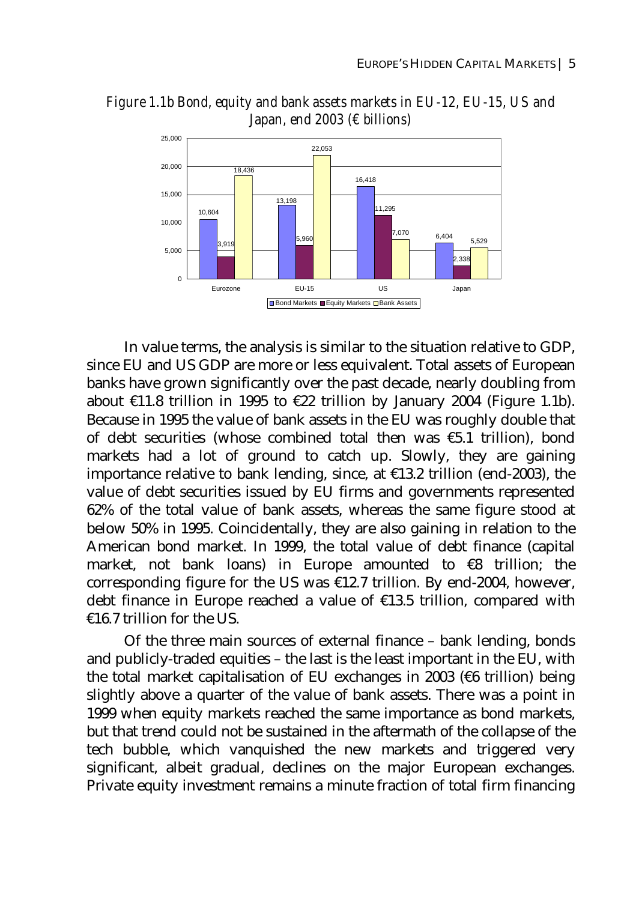*Figure 1.1b Bond, equity and bank assets markets in EU-12, EU-15, US and Japan, end 2003 (€ billions)*

| | Bond Markets | Equity Markets | Bank Assets |
|---|---|---|---|
| Eurozone | 10,604 | 3,919 | 18,436 |
| EU-15 | 13,198 | 5,960 | 22,053 |
| US | 16,418 | 11,295 | 7,070 |
| Japan | 6,404 | 2,338 | 5,529 |

In value terms, the analysis is similar to the situation relative to GDP, since EU and US GDP are more or less equivalent. Total assets of European banks have grown significantly over the past decade, nearly doubling from about €11.8 trillion in 1995 to €22 trillion by January 2004 (Figure 1.1b). Because in 1995 the value of bank assets in the EU was roughly double that of debt securities (whose combined total then was €5.1 trillion), bond markets had a lot of ground to catch up. Slowly, they are gaining importance relative to bank lending, since, at €13.2 trillion (end-2003), the value of debt securities issued by EU firms and governments represented 62% of the total value of bank assets, whereas the same figure stood at below 50% in 1995. Coincidentally, they are also gaining in relation to the American bond market. In 1999, the total value of debt finance (capital market, not bank loans) in Europe amounted to €8 trillion; the corresponding figure for the US was €12.7 trillion. By end-2004, however, debt finance in Europe reached a value of €13.5 trillion, compared with €16.7 trillion for the US.

Of the three main sources of external finance – bank lending, bonds and publicly-traded equities – the last is the least important in the EU, with the total market capitalisation of EU exchanges in 2003 (€6 trillion) being slightly above a quarter of the value of bank assets. There was a point in 1999 when equity markets reached the same importance as bond markets, but that trend could not be sustained in the aftermath of the collapse of the tech bubble, which vanquished the new markets and triggered very significant, albeit gradual, declines on the major European exchanges. Private equity investment remains a minute fraction of total firm financing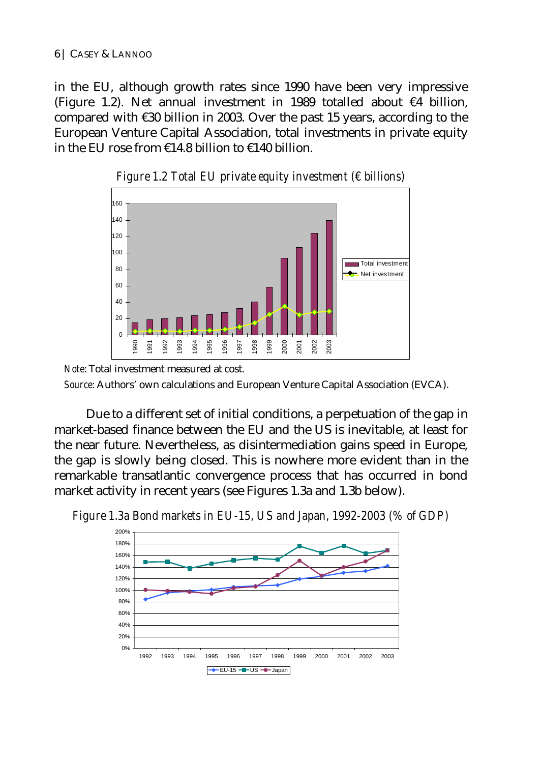in the EU, although growth rates since 1990 have been very impressive (Figure 1.2). Net annual investment in 1989 totalled about €4 billion, compared with €30 billion in 2003. Over the past 15 years, according to the European Venture Capital Association, total investments in private equity in the EU rose from €14.8 billion to €140 billion.

*Figure 1.2 Total EU private equity investment (€ billions)*

*Note*: Total investment measured at cost.

*Source*: Authors' own calculations and European Venture Capital Association (EVCA).

Due to a different set of initial conditions, a perpetuation of the gap in market-based finance between the EU and the US is inevitable, at least for the near future. Nevertheless, as disintermediation gains speed in Europe, the gap is slowly being closed. This is nowhere more evident than in the remarkable transatlantic convergence process that has occurred in bond market activity in recent years (see Figures 1.3a and 1.3b below).

*Figure 1.3a Bond markets in EU-15, US and Japan, 1992-2003 (% of GDP)*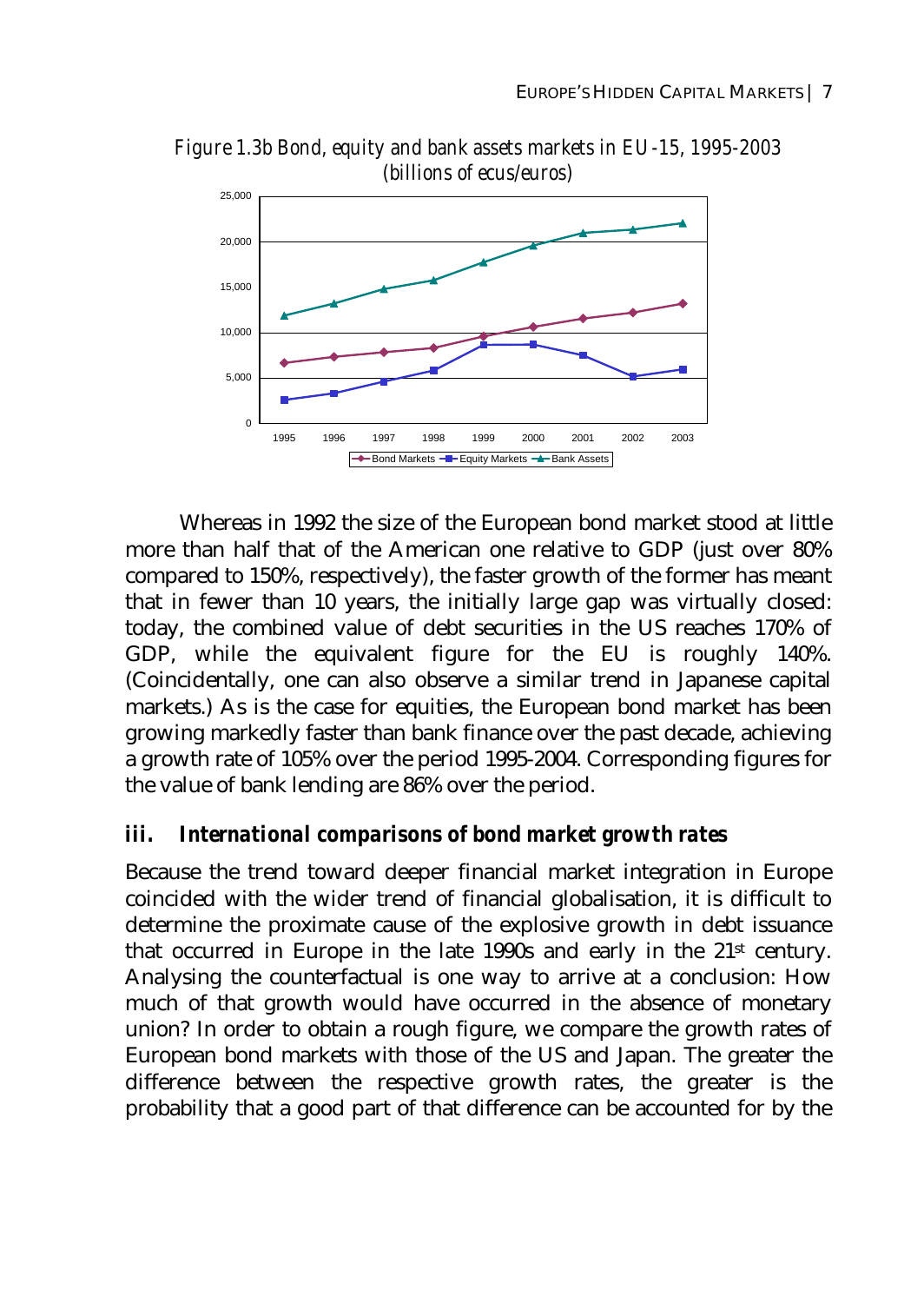*Figure 1.3b Bond, equity and bank assets markets in EU-15, 1995-2003 (billions of ecus/euros)*

Whereas in 1992 the size of the European bond market stood at little more than half that of the American one relative to GDP (just over 80% compared to 150%, respectively), the faster growth of the former has meant that in fewer than 10 years, the initially large gap was virtually closed: today, the combined value of debt securities in the US reaches 170% of GDP, while the equivalent figure for the EU is roughly 140%. (Coincidentally, one can also observe a similar trend in Japanese capital markets.) As is the case for equities, the European bond market has been growing markedly faster than bank finance over the past decade, achieving a growth rate of 105% over the period 1995-2004. Corresponding figures for the value of bank lending are 86% over the period.

### *iii. International comparisons of bond market growth rates*

Because the trend toward deeper financial market integration in Europe coincided with the wider trend of financial globalisation, it is difficult to determine the proximate cause of the explosive growth in debt issuance that occurred in Europe in the late 1990s and early in the 21st century. Analysing the counterfactual is one way to arrive at a conclusion: How much of that growth would have occurred in the absence of monetary union? In order to obtain a rough figure, we compare the growth rates of European bond markets with those of the US and Japan. The greater the difference between the respective growth rates, the greater is the probability that a good part of that difference can be accounted for by the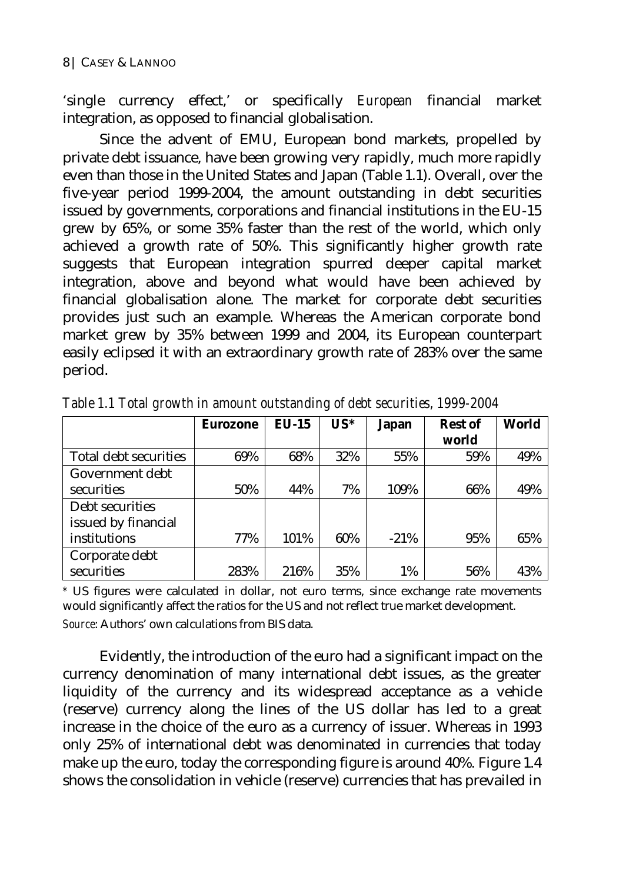'single currency effect,' or specifically *European* financial market integration, as opposed to financial globalisation.

Since the advent of EMU, European bond markets, propelled by private debt issuance, have been growing very rapidly, much more rapidly even than those in the United States and Japan (Table 1.1). Overall, over the five-year period 1999-2004, the amount outstanding in debt securities issued by governments, corporations and financial institutions in the EU-15 grew by 65%, or some 35% faster than the rest of the world, which only achieved a growth rate of 50%. This significantly higher growth rate suggests that European integration spurred deeper capital market integration, above and beyond what would have been achieved by financial globalisation alone. The market for corporate debt securities provides just such an example. Whereas the American corporate bond market grew by 35% between 1999 and 2004, its European counterpart easily eclipsed it with an extraordinary growth rate of 283% over the same period.

*Table 1.1 Total growth in amount outstanding of debt securities, 1999-2004*

| | **Eurozone** | **EU-15** | **US*** | **Japan** | **Rest of world** | **World** |
|---|---|---|---|---|---|---|
| Total debt securities | 69% | 68% | 32% | 55% | 59% | 49% |
| Government debt securities | 50% | 44% | 7% | 109% | 66% | 49% |
| Debt securities issued by financial institutions | 77% | 101% | 60% | -21% | 95% | 65% |
| Corporate debt securities | 283% | 216% | 35% | 1% | 56% | 43% |

* US figures were calculated in dollar, not euro terms, since exchange rate movements would significantly affect the ratios for the US and not reflect true market development.

*Source*: Authors' own calculations from BIS data.

Evidently, the introduction of the euro had a significant impact on the currency denomination of many international debt issues, as the greater liquidity of the currency and its widespread acceptance as a vehicle (reserve) currency along the lines of the US dollar has led to a great increase in the choice of the euro as a currency of issuer. Whereas in 1993 only 25% of international debt was denominated in currencies that today make up the euro, today the corresponding figure is around 40%. Figure 1.4 shows the consolidation in vehicle (reserve) currencies that has prevailed in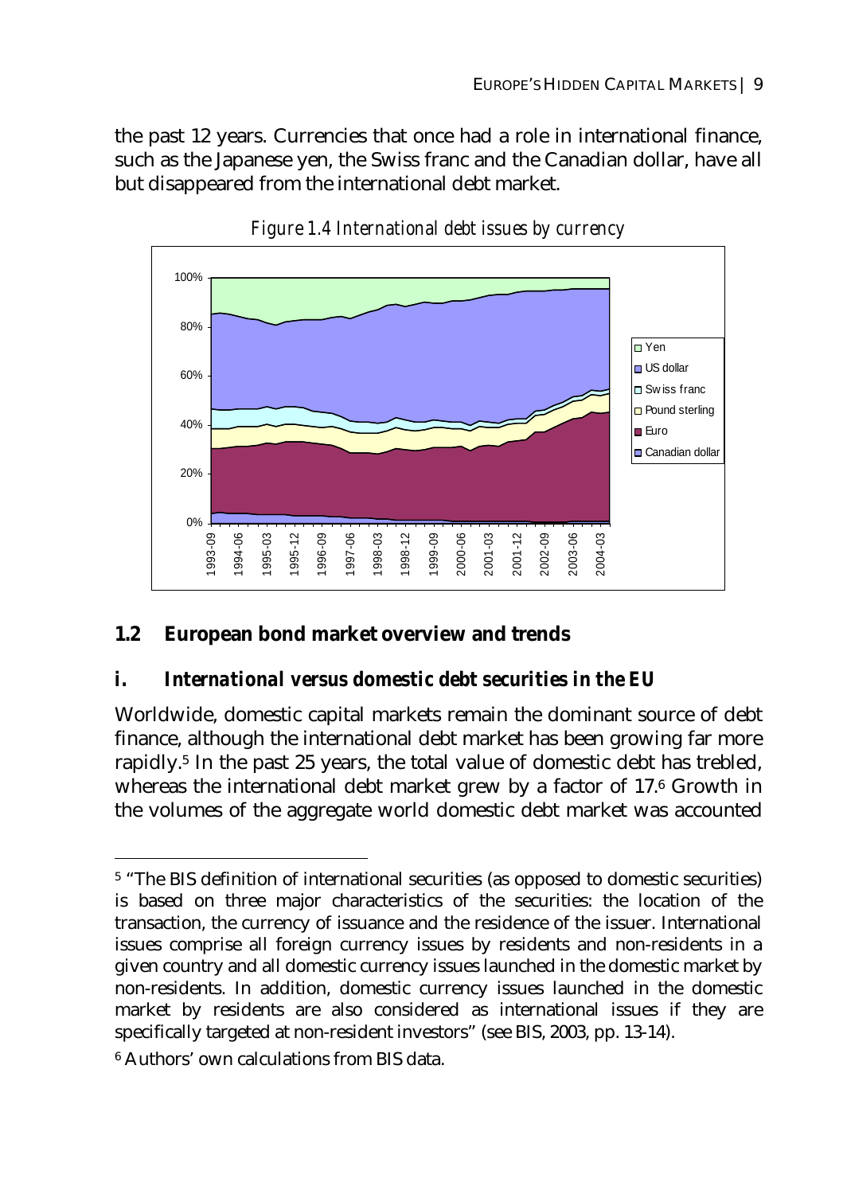the past 12 years. Currencies that once had a role in international finance, such as the Japanese yen, the Swiss franc and the Canadian dollar, have all but disappeared from the international debt market.

*Figure 1.4 International debt issues by currency*

## 1.2 European bond market overview and trends

### i. *International versus domestic debt securities in the EU*

Worldwide, domestic capital markets remain the dominant source of debt finance, although the international debt market has been growing far more rapidly.[5] In the past 25 years, the total value of domestic debt has trebled, whereas the international debt market grew by a factor of 17.[6] Growth in the volumes of the aggregate world domestic debt market was accounted

---

[5] "The BIS definition of international securities (as opposed to domestic securities) is based on three major characteristics of the securities: the location of the transaction, the currency of issuance and the residence of the issuer. International issues comprise all foreign currency issues by residents and non-residents in a given country and all domestic currency issues launched in the domestic market by non-residents. In addition, domestic currency issues launched in the domestic market by residents are also considered as international issues if they are specifically targeted at non-resident investors" (see BIS, 2003, pp. 13-14).

[6] Authors' own calculations from BIS data.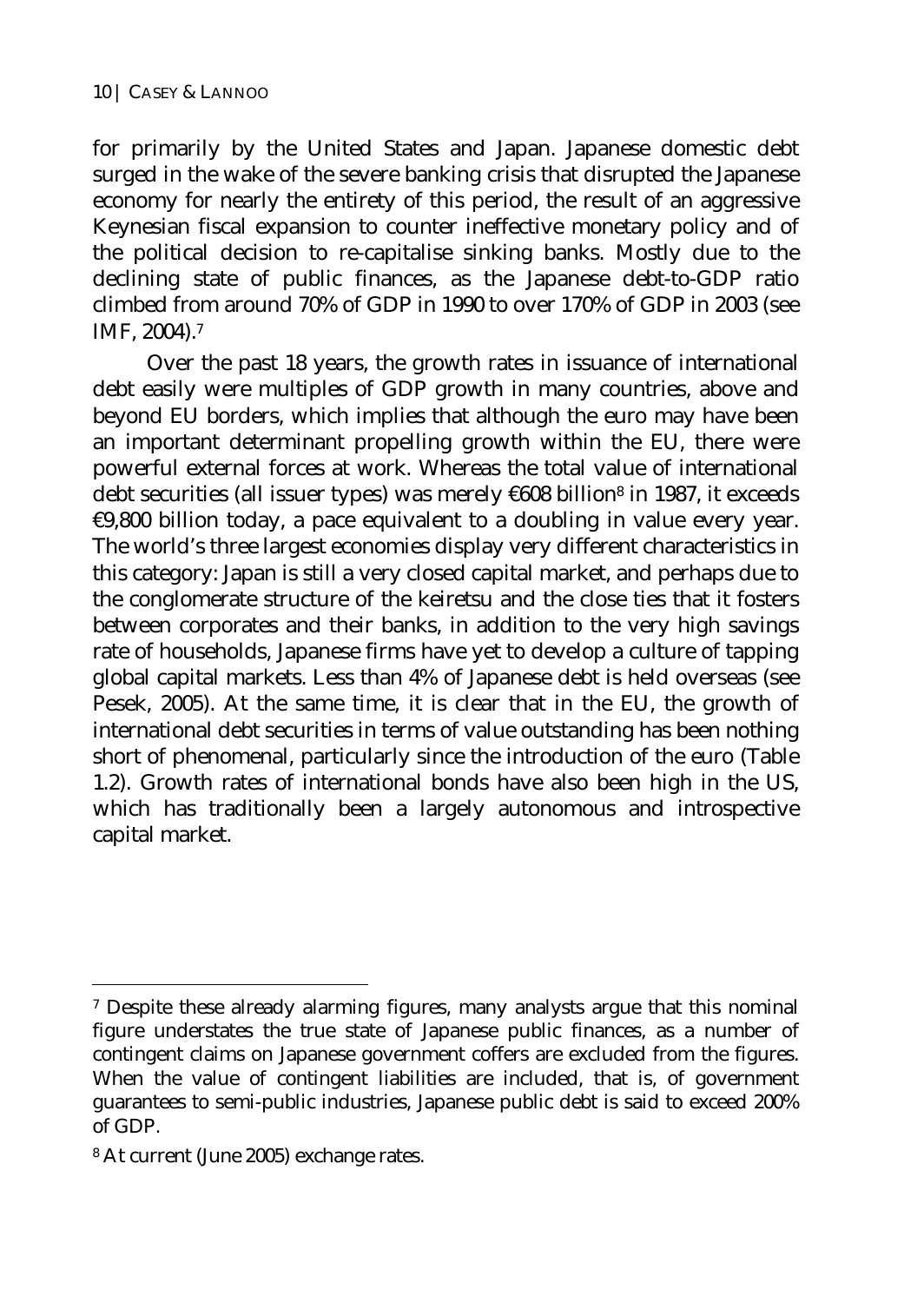for primarily by the United States and Japan. Japanese domestic debt surged in the wake of the severe banking crisis that disrupted the Japanese economy for nearly the entirety of this period, the result of an aggressive Keynesian fiscal expansion to counter ineffective monetary policy and of the political decision to re-capitalise sinking banks. Mostly due to the declining state of public finances, as the Japanese debt-to-GDP ratio climbed from around 70% of GDP in 1990 to over 170% of GDP in 2003 (see IMF, 2004).[7]

Over the past 18 years, the growth rates in issuance of international debt easily were multiples of GDP growth in many countries, above and beyond EU borders, which implies that although the euro may have been an important determinant propelling growth within the EU, there were powerful external forces at work. Whereas the total value of international debt securities (all issuer types) was merely €608 billion[8] in 1987, it exceeds €9,800 billion today, a pace equivalent to a doubling in value every year. The world's three largest economies display very different characteristics in this category: Japan is still a very closed capital market, and perhaps due to the conglomerate structure of the keiretsu and the close ties that it fosters between corporates and their banks, in addition to the very high savings rate of households, Japanese firms have yet to develop a culture of tapping global capital markets. Less than 4% of Japanese debt is held overseas (see Pesek, 2005). At the same time, it is clear that in the EU, the growth of international debt securities in terms of value outstanding has been nothing short of phenomenal, particularly since the introduction of the euro (Table 1.2). Growth rates of international bonds have also been high in the US, which has traditionally been a largely autonomous and introspective capital market.

---

[7] Despite these already alarming figures, many analysts argue that this nominal figure understates the true state of Japanese public finances, as a number of contingent claims on Japanese government coffers are excluded from the figures. When the value of contingent liabilities are included, that is, of government guarantees to semi-public industries, Japanese public debt is said to exceed 200% of GDP.

[8] At current (June 2005) exchange rates.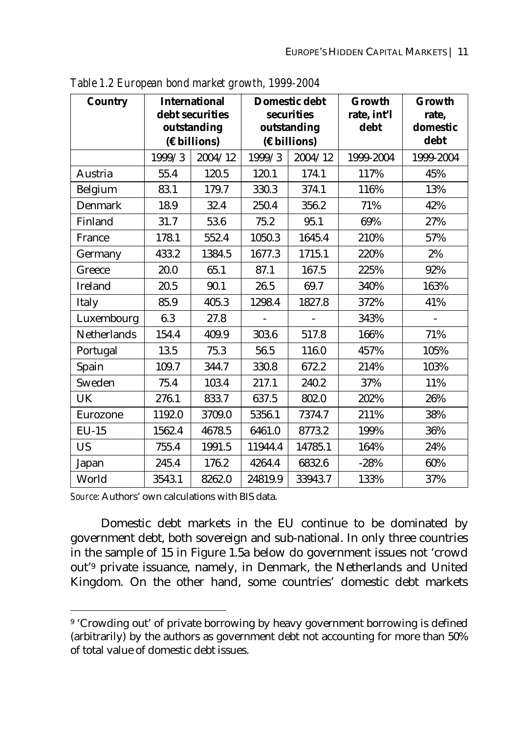*Table 1.2 European bond market growth, 1999-2004*

| Country | International debt securities outstanding (€ billions) | | Domestic debt securities outstanding (€ billions) | | Growth rate, int'l debt | Growth rate, domestic debt |
|---|---|---|---|---|---|---|
| | 1999/3 | 2004/12 | 1999/3 | 2004/12 | 1999-2004 | 1999-2004 |
| Austria | 55.4 | 120.5 | 120.1 | 174.1 | 117% | 45% |
| Belgium | 83.1 | 179.7 | 330.3 | 374.1 | 116% | 13% |
| Denmark | 18.9 | 32.4 | 250.4 | 356.2 | 71% | 42% |
| Finland | 31.7 | 53.6 | 75.2 | 95.1 | 69% | 27% |
| France | 178.1 | 552.4 | 1050.3 | 1645.4 | 210% | 57% |
| Germany | 433.2 | 1384.5 | 1677.3 | 1715.1 | 220% | 2% |
| Greece | 20.0 | 65.1 | 87.1 | 167.5 | 225% | 92% |
| Ireland | 20.5 | 90.1 | 26.5 | 69.7 | 340% | 163% |
| Italy | 85.9 | 405.3 | 1298.4 | 1827.8 | 372% | 41% |
| Luxembourg | 6.3 | 27.8 | - | - | 343% | - |
| Netherlands | 154.4 | 409.9 | 303.6 | 517.8 | 166% | 71% |
| Portugal | 13.5 | 75.3 | 56.5 | 116.0 | 457% | 105% |
| Spain | 109.7 | 344.7 | 330.8 | 672.2 | 214% | 103% |
| Sweden | 75.4 | 103.4 | 217.1 | 240.2 | 37% | 11% |
| UK | 276.1 | 833.7 | 637.5 | 802.0 | 202% | 26% |
| Eurozone | 1192.0 | 3709.0 | 5356.1 | 7374.7 | 211% | 38% |
| EU-15 | 1562.4 | 4678.5 | 6461.0 | 8773.2 | 199% | 36% |
| US | 755.4 | 1991.5 | 11944.4 | 14785.1 | 164% | 24% |
| Japan | 245.4 | 176.2 | 4264.4 | 6832.6 | -28% | 60% |
| World | 3543.1 | 8262.0 | 24819.9 | 33943.7 | 133% | 37% |

*Source*: Authors' own calculations with BIS data.

Domestic debt markets in the EU continue to be dominated by government debt, both sovereign and sub-national. In only three countries in the sample of 15 in Figure 1.5a below do government issues not 'crowd out'[9] private issuance, namely, in Denmark, the Netherlands and United Kingdom. On the other hand, some countries' domestic debt markets

[9] 'Crowding out' of private borrowing by heavy government borrowing is defined (arbitrarily) by the authors as government debt not accounting for more than 50% of total value of domestic debt issues.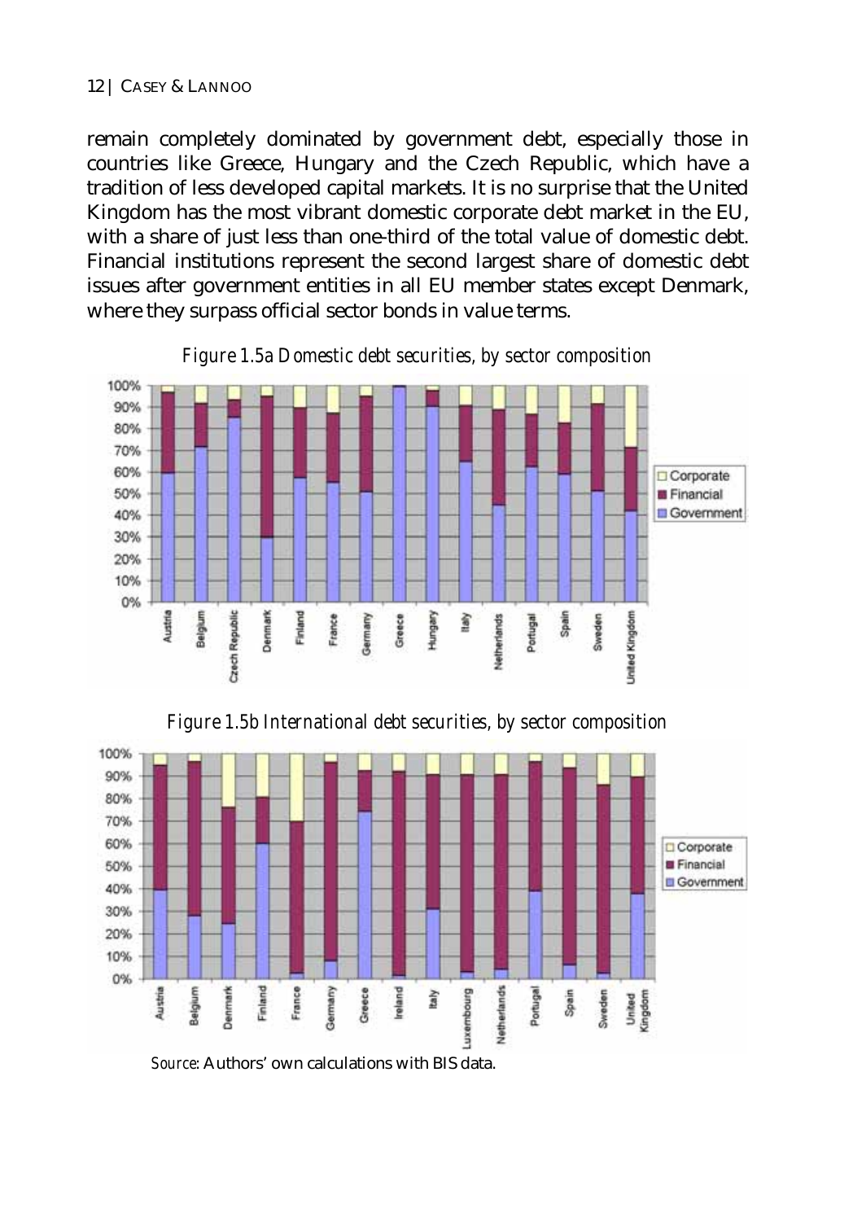remain completely dominated by government debt, especially those in countries like Greece, Hungary and the Czech Republic, which have a tradition of less developed capital markets. It is no surprise that the United Kingdom has the most vibrant domestic corporate debt market in the EU, with a share of just less than one-third of the total value of domestic debt. Financial institutions represent the second largest share of domestic debt issues after government entities in all EU member states except Denmark, where they surpass official sector bonds in value terms.

*Figure 1.5a Domestic debt securities, by sector composition*

*Figure 1.5b International debt securities, by sector composition*

*Source*: Authors' own calculations with BIS data.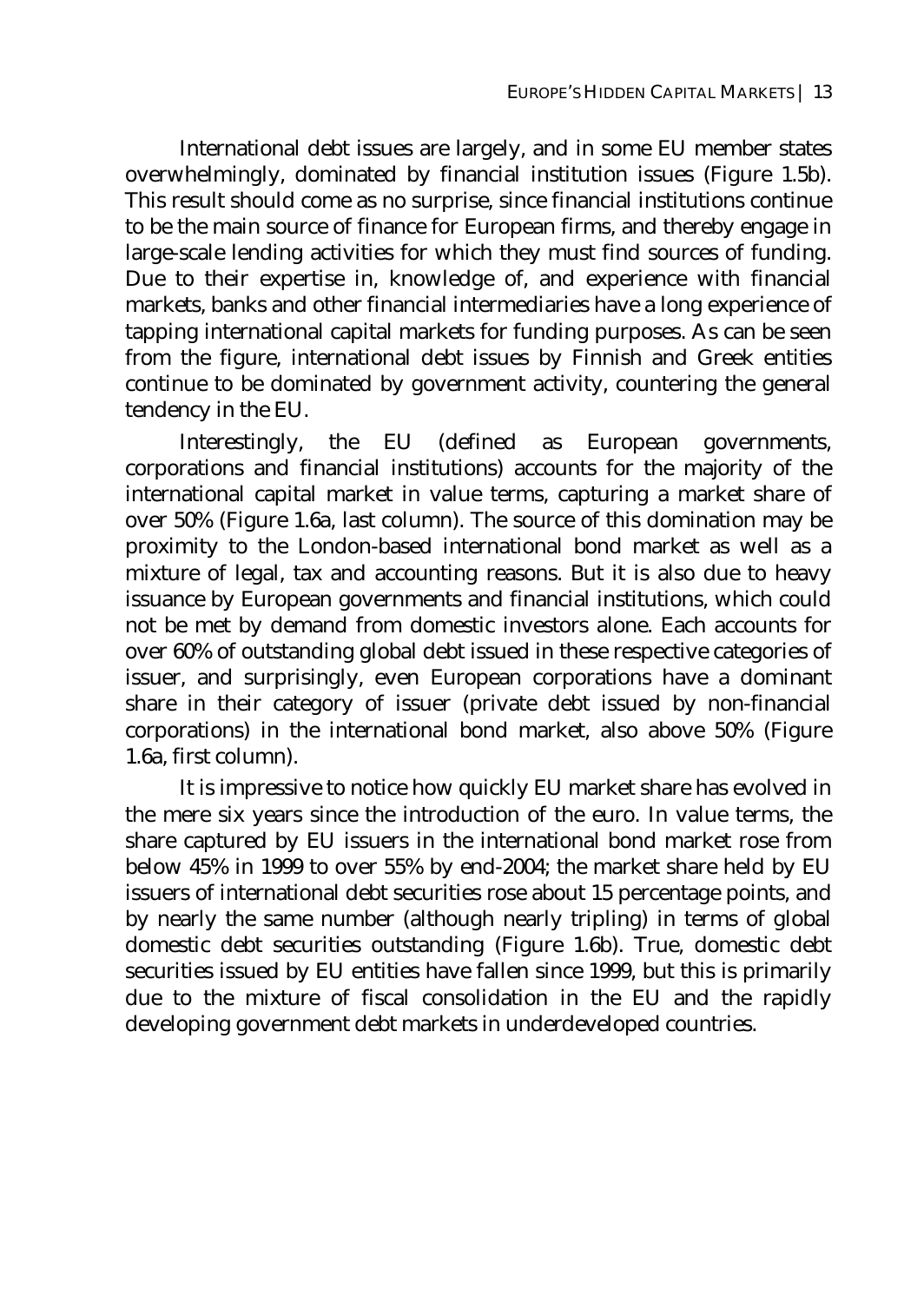International debt issues are largely, and in some EU member states overwhelmingly, dominated by financial institution issues (Figure 1.5b). This result should come as no surprise, since financial institutions continue to be the main source of finance for European firms, and thereby engage in large-scale lending activities for which they must find sources of funding. Due to their expertise in, knowledge of, and experience with financial markets, banks and other financial intermediaries have a long experience of tapping international capital markets for funding purposes. As can be seen from the figure, international debt issues by Finnish and Greek entities continue to be dominated by government activity, countering the general tendency in the EU.

Interestingly, the EU (defined as European governments, corporations and financial institutions) accounts for the majority of the international capital market in value terms, capturing a market share of over 50% (Figure 1.6a, last column). The source of this domination may be proximity to the London-based international bond market as well as a mixture of legal, tax and accounting reasons. But it is also due to heavy issuance by European governments and financial institutions, which could not be met by demand from domestic investors alone. Each accounts for over 60% of outstanding global debt issued in these respective categories of issuer, and surprisingly, even European corporations have a dominant share in their category of issuer (private debt issued by non-financial corporations) in the international bond market, also above 50% (Figure 1.6a, first column).

It is impressive to notice how quickly EU market share has evolved in the mere six years since the introduction of the euro. In value terms, the share captured by EU issuers in the international bond market rose from below 45% in 1999 to over 55% by end-2004; the market share held by EU issuers of international debt securities rose about 15 percentage points, and by nearly the same number (although nearly tripling) in terms of global domestic debt securities outstanding (Figure 1.6b). True, domestic debt securities issued by EU entities have fallen since 1999, but this is primarily due to the mixture of fiscal consolidation in the EU and the rapidly developing government debt markets in underdeveloped countries.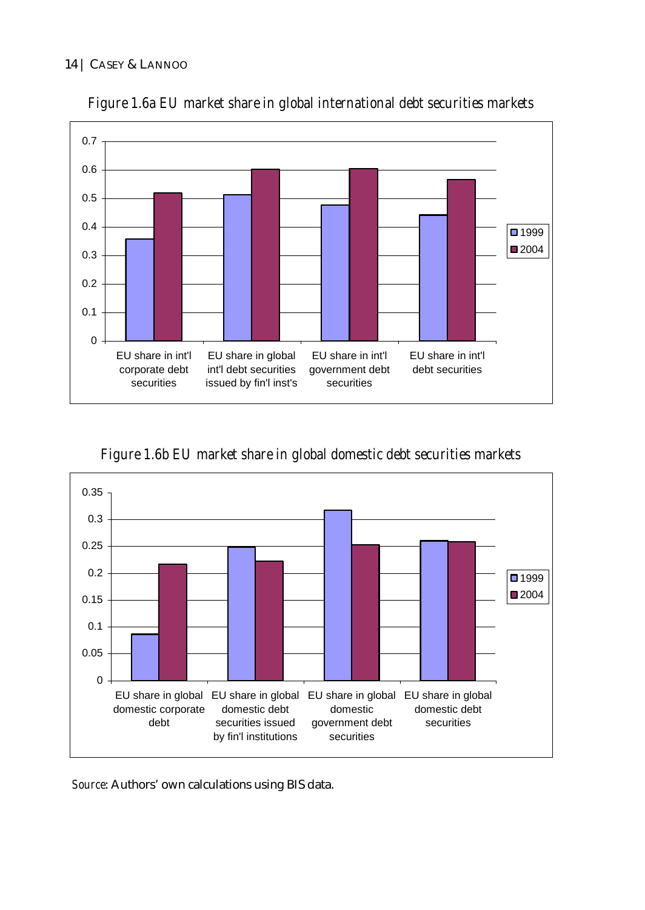*Figure 1.6a EU market share in global international debt securities markets*

*Figure 1.6b EU market share in global domestic debt securities markets*

*Source*: Authors' own calculations using BIS data.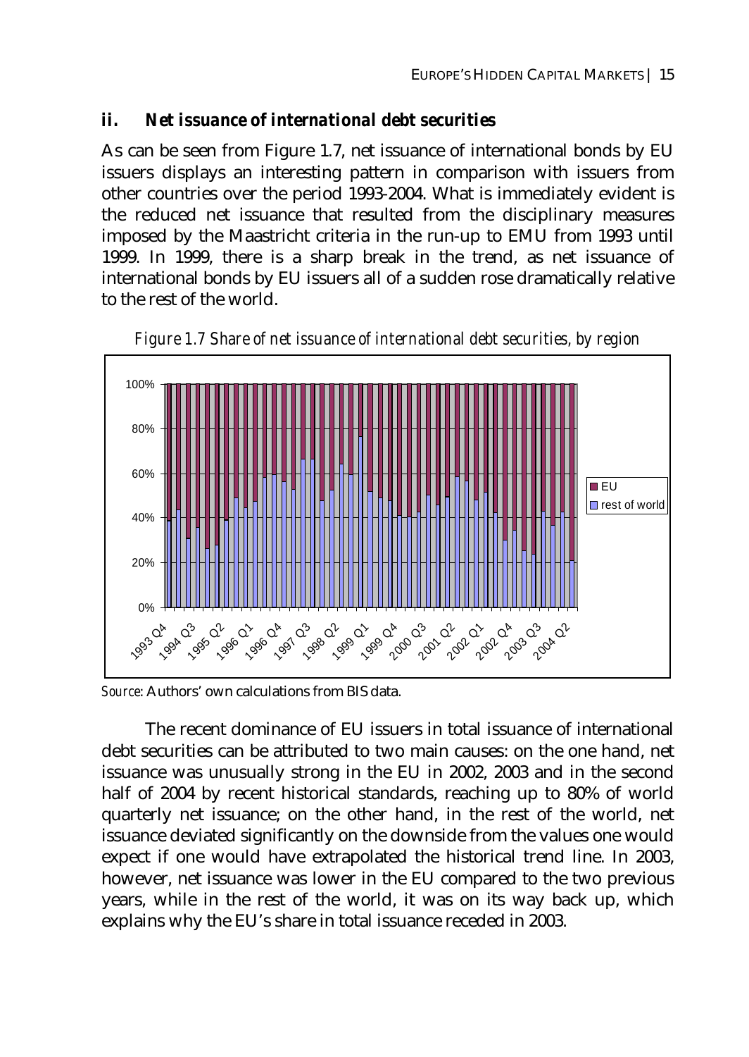### *ii. Net issuance of international debt securities*

As can be seen from Figure 1.7, net issuance of international bonds by EU issuers displays an interesting pattern in comparison with issuers from other countries over the period 1993-2004. What is immediately evident is the reduced net issuance that resulted from the disciplinary measures imposed by the Maastricht criteria in the run-up to EMU from 1993 until 1999. In 1999, there is a sharp break in the trend, as net issuance of international bonds by EU issuers all of a sudden rose dramatically relative to the rest of the world.

*Figure 1.7 Share of net issuance of international debt securities, by region*

*Source*: Authors' own calculations from BIS data.

The recent dominance of EU issuers in total issuance of international debt securities can be attributed to two main causes: on the one hand, net issuance was unusually strong in the EU in 2002, 2003 and in the second half of 2004 by recent historical standards, reaching up to 80% of world quarterly net issuance; on the other hand, in the rest of the world, net issuance deviated significantly on the downside from the values one would expect if one would have extrapolated the historical trend line. In 2003, however, net issuance was lower in the EU compared to the two previous years, while in the rest of the world, it was on its way back up, which explains why the EU's share in total issuance receded in 2003.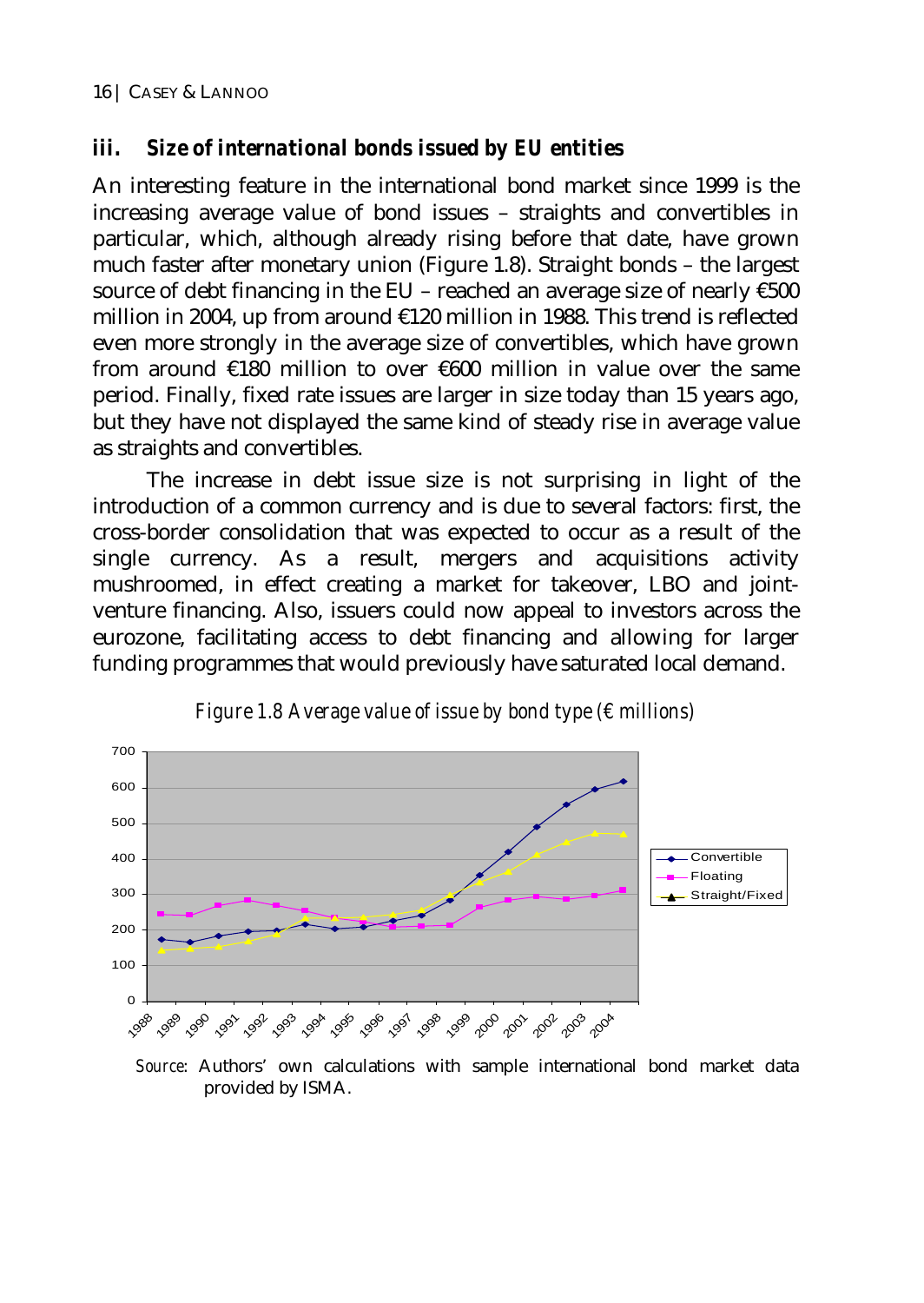### iii. *Size of international bonds issued by EU entities*

An interesting feature in the international bond market since 1999 is the increasing average value of bond issues – straights and convertibles in particular, which, although already rising before that date, have grown much faster after monetary union (Figure 1.8). Straight bonds – the largest source of debt financing in the EU – reached an average size of nearly €500 million in 2004, up from around €120 million in 1988. This trend is reflected even more strongly in the average size of convertibles, which have grown from around €180 million to over €600 million in value over the same period. Finally, fixed rate issues are larger in size today than 15 years ago, but they have not displayed the same kind of steady rise in average value as straights and convertibles.

The increase in debt issue size is not surprising in light of the introduction of a common currency and is due to several factors: first, the cross-border consolidation that was expected to occur as a result of the single currency. As a result, mergers and acquisitions activity mushroomed, in effect creating a market for takeover, LBO and joint-venture financing. Also, issuers could now appeal to investors across the eurozone, facilitating access to debt financing and allowing for larger funding programmes that would previously have saturated local demand.

*Figure 1.8 Average value of issue by bond type (€ millions)*

*Source*: Authors' own calculations with sample international bond market data provided by ISMA.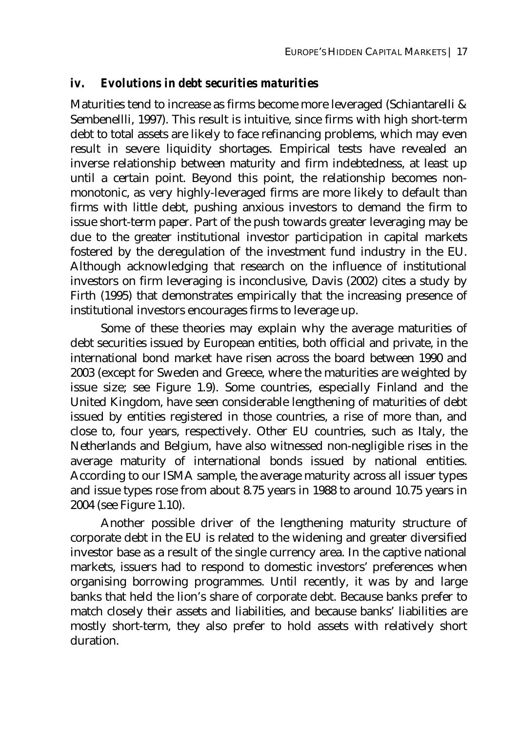### *iv. Evolutions in debt securities maturities*

Maturities tend to increase as firms become more leveraged (Schiantarelli & Sembenellli, 1997). This result is intuitive, since firms with high short-term debt to total assets are likely to face refinancing problems, which may even result in severe liquidity shortages. Empirical tests have revealed an inverse relationship between maturity and firm indebtedness, at least up until a certain point. Beyond this point, the relationship becomes non-monotonic, as very highly-leveraged firms are more likely to default than firms with little debt, pushing anxious investors to demand the firm to issue short-term paper. Part of the push towards greater leveraging may be due to the greater institutional investor participation in capital markets fostered by the deregulation of the investment fund industry in the EU. Although acknowledging that research on the influence of institutional investors on firm leveraging is inconclusive, Davis (2002) cites a study by Firth (1995) that demonstrates empirically that the increasing presence of institutional investors encourages firms to leverage up.

Some of these theories may explain why the average maturities of debt securities issued by European entities, both official and private, in the international bond market have risen across the board between 1990 and 2003 (except for Sweden and Greece, where the maturities are weighted by issue size; see Figure 1.9). Some countries, especially Finland and the United Kingdom, have seen considerable lengthening of maturities of debt issued by entities registered in those countries, a rise of more than, and close to, four years, respectively. Other EU countries, such as Italy, the Netherlands and Belgium, have also witnessed non-negligible rises in the average maturity of international bonds issued by national entities. According to our ISMA sample, the average maturity across all issuer types and issue types rose from about 8.75 years in 1988 to around 10.75 years in 2004 (see Figure 1.10).

Another possible driver of the lengthening maturity structure of corporate debt in the EU is related to the widening and greater diversified investor base as a result of the single currency area. In the captive national markets, issuers had to respond to domestic investors' preferences when organising borrowing programmes. Until recently, it was by and large banks that held the lion's share of corporate debt. Because banks prefer to match closely their assets and liabilities, and because banks' liabilities are mostly short-term, they also prefer to hold assets with relatively short duration.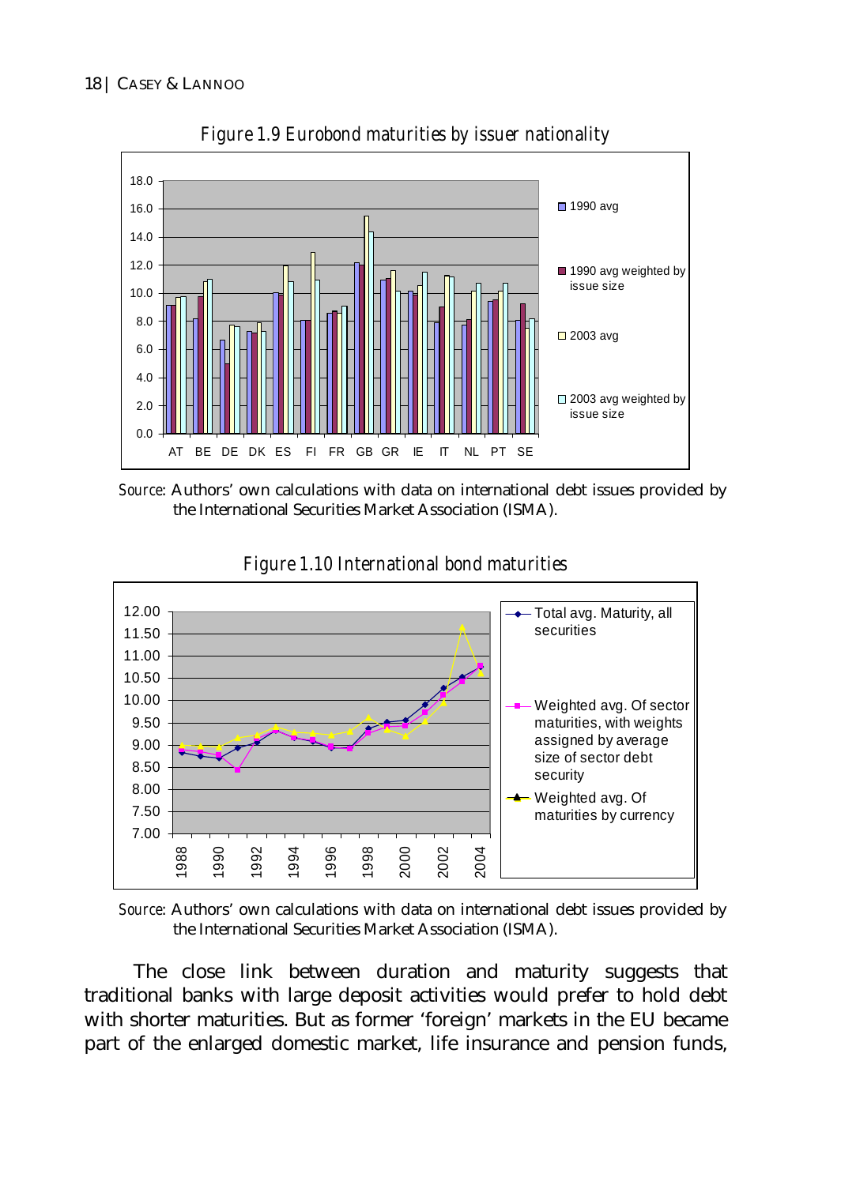*Figure 1.9 Eurobond maturities by issuer nationality*

*Source*: Authors' own calculations with data on international debt issues provided by the International Securities Market Association (ISMA).

*Figure 1.10 International bond maturities*

*Source*: Authors' own calculations with data on international debt issues provided by the International Securities Market Association (ISMA).

The close link between duration and maturity suggests that traditional banks with large deposit activities would prefer to hold debt with shorter maturities. But as former 'foreign' markets in the EU became part of the enlarged domestic market, life insurance and pension funds,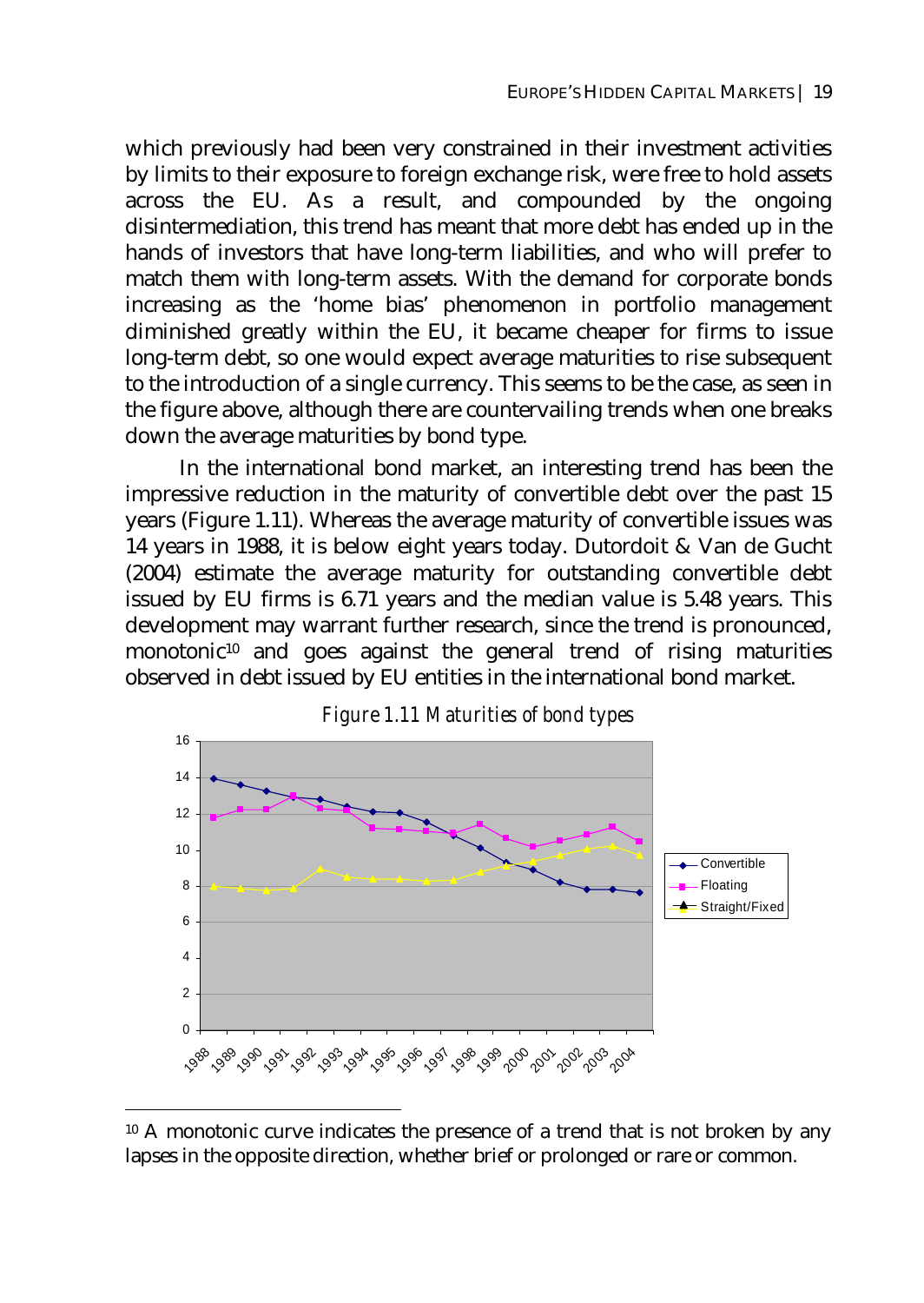which previously had been very constrained in their investment activities by limits to their exposure to foreign exchange risk, were free to hold assets across the EU. As a result, and compounded by the ongoing disintermediation, this trend has meant that more debt has ended up in the hands of investors that have long-term liabilities, and who will prefer to match them with long-term assets. With the demand for corporate bonds increasing as the 'home bias' phenomenon in portfolio management diminished greatly within the EU, it became cheaper for firms to issue long-term debt, so one would expect average maturities to rise subsequent to the introduction of a single currency. This seems to be the case, as seen in the figure above, although there are countervailing trends when one breaks down the average maturities by bond type.

In the international bond market, an interesting trend has been the impressive reduction in the maturity of convertible debt over the past 15 years (Figure 1.11). Whereas the average maturity of convertible issues was 14 years in 1988, it is below eight years today. Dutordoit & Van de Gucht (2004) estimate the average maturity for outstanding convertible debt issued by EU firms is 6.71 years and the median value is 5.48 years. This development may warrant further research, since the trend is pronounced, monotonic[10] and goes against the general trend of rising maturities observed in debt issued by EU entities in the international bond market.

*Figure 1.11 Maturities of bond types*

[10] A monotonic curve indicates the presence of a trend that is not broken by any lapses in the opposite direction, whether brief or prolonged or rare or common.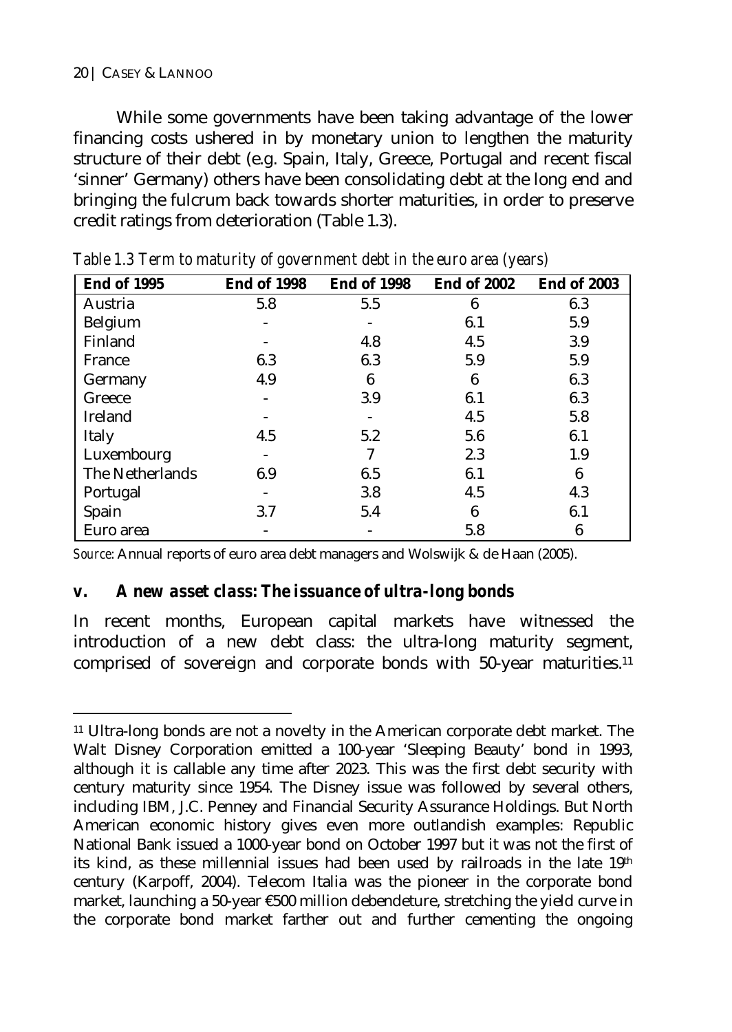While some governments have been taking advantage of the lower financing costs ushered in by monetary union to lengthen the maturity structure of their debt (e.g. Spain, Italy, Greece, Portugal and recent fiscal 'sinner' Germany) others have been consolidating debt at the long end and bringing the fulcrum back towards shorter maturities, in order to preserve credit ratings from deterioration (Table 1.3).

*Table 1.3 Term to maturity of government debt in the euro area (years)*

| **End of 1995** | **End of 1998** | **End of 1998** | **End of 2002** | **End of 2003** |
|---|---|---|---|---|
| Austria | 5.8 | 5.5 | 6 | 6.3 |
| Belgium | - | - | 6.1 | 5.9 |
| Finland | - | 4.8 | 4.5 | 3.9 |
| France | 6.3 | 6.3 | 5.9 | 5.9 |
| Germany | 4.9 | 6 | 6 | 6.3 |
| Greece | - | 3.9 | 6.1 | 6.3 |
| Ireland | - | - | 4.5 | 5.8 |
| Italy | 4.5 | 5.2 | 5.6 | 6.1 |
| Luxembourg | - | 7 | 2.3 | 1.9 |
| The Netherlands | 6.9 | 6.5 | 6.1 | 6 |
| Portugal | - | 3.8 | 4.5 | 4.3 |
| Spain | 3.7 | 5.4 | 6 | 6.1 |
| Euro area | - | - | 5.8 | 6 |

*Source*: Annual reports of euro area debt managers and Wolswijk & de Haan (2005).

### v. *A new asset class: The issuance of ultra-long bonds*

In recent months, European capital markets have witnessed the introduction of a new debt class: the ultra-long maturity segment, comprised of sovereign and corporate bonds with 50-year maturities.[11]

[11] Ultra-long bonds are not a novelty in the American corporate debt market. The Walt Disney Corporation emitted a 100-year 'Sleeping Beauty' bond in 1993, although it is callable any time after 2023. This was the first debt security with century maturity since 1954. The Disney issue was followed by several others, including IBM, J.C. Penney and Financial Security Assurance Holdings. But North American economic history gives even more outlandish examples: Republic National Bank issued a 1000-year bond on October 1997 but it was not the first of its kind, as these millennial issues had been used by railroads in the late 19th century (Karpoff, 2004). Telecom Italia was the pioneer in the corporate bond market, launching a 50-year €500 million debendeture, stretching the yield curve in the corporate bond market farther out and further cementing the ongoing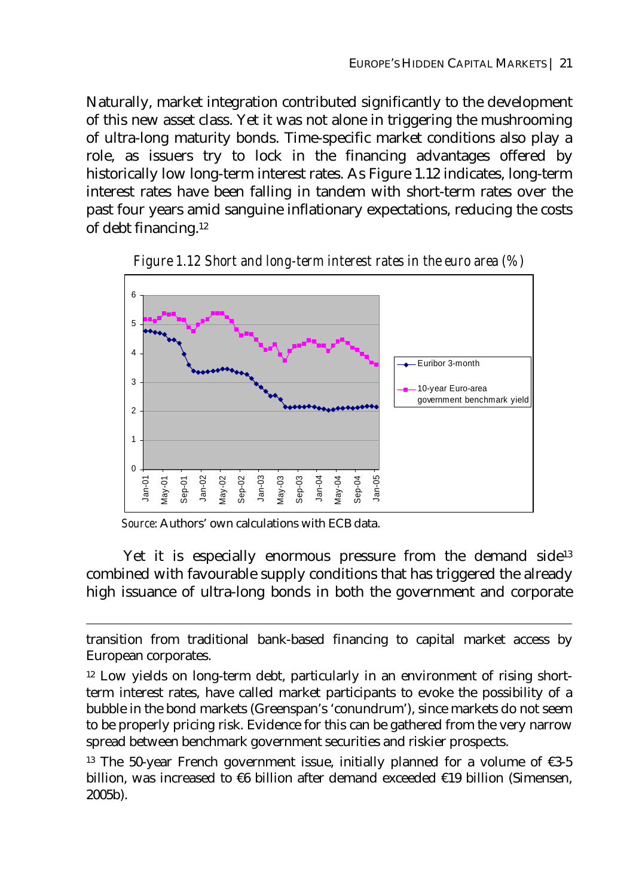Naturally, market integration contributed significantly to the development of this new asset class. Yet it was not alone in triggering the mushrooming of ultra-long maturity bonds. Time-specific market conditions also play a role, as issuers try to lock in the financing advantages offered by historically low long-term interest rates. As Figure 1.12 indicates, long-term interest rates have been falling in tandem with short-term rates over the past four years amid sanguine inflationary expectations, reducing the costs of debt financing.[12]

*Figure 1.12 Short and long-term interest rates in the euro area (%)*

*Source*: Authors' own calculations with ECB data.

Yet it is especially enormous pressure from the demand side[13] combined with favourable supply conditions that has triggered the already high issuance of ultra-long bonds in both the government and corporate

---

transition from traditional bank-based financing to capital market access by European corporates.

[12] Low yields on long-term debt, particularly in an environment of rising short-term interest rates, have called market participants to evoke the possibility of a bubble in the bond markets (Greenspan's 'conundrum'), since markets do not seem to be properly pricing risk. Evidence for this can be gathered from the very narrow spread between benchmark government securities and riskier prospects.

[13] The 50-year French government issue, initially planned for a volume of €3-5 billion, was increased to €6 billion after demand exceeded €19 billion (Simensen, 2005b).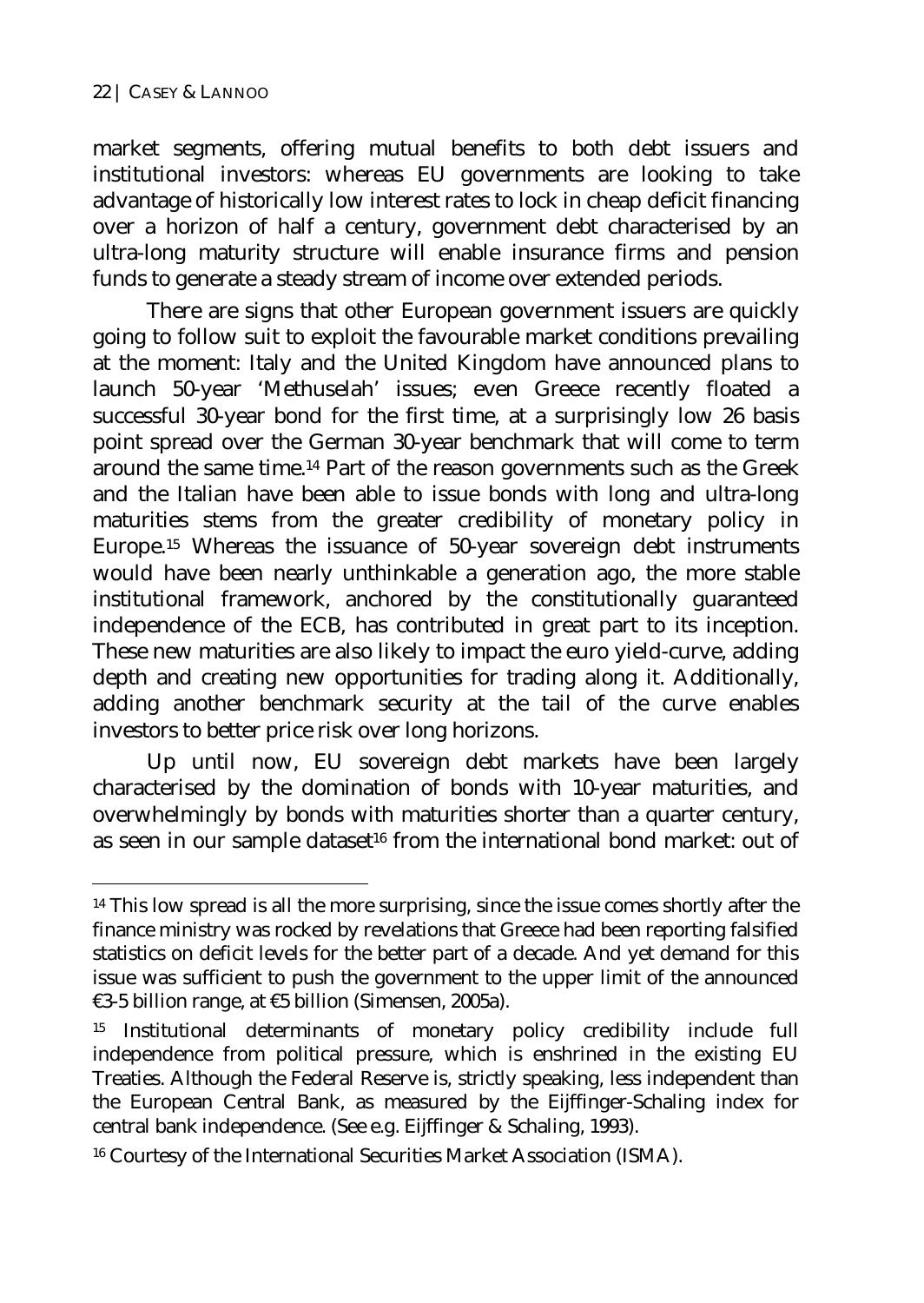market segments, offering mutual benefits to both debt issuers and institutional investors: whereas EU governments are looking to take advantage of historically low interest rates to lock in cheap deficit financing over a horizon of half a century, government debt characterised by an ultra-long maturity structure will enable insurance firms and pension funds to generate a steady stream of income over extended periods.

There are signs that other European government issuers are quickly going to follow suit to exploit the favourable market conditions prevailing at the moment: Italy and the United Kingdom have announced plans to launch 50-year 'Methuselah' issues; even Greece recently floated a successful 30-year bond for the first time, at a surprisingly low 26 basis point spread over the German 30-year benchmark that will come to term around the same time.[14] Part of the reason governments such as the Greek and the Italian have been able to issue bonds with long and ultra-long maturities stems from the greater credibility of monetary policy in Europe.[15] Whereas the issuance of 50-year sovereign debt instruments would have been nearly unthinkable a generation ago, the more stable institutional framework, anchored by the constitutionally guaranteed independence of the ECB, has contributed in great part to its inception. These new maturities are also likely to impact the euro yield-curve, adding depth and creating new opportunities for trading along it. Additionally, adding another benchmark security at the tail of the curve enables investors to better price risk over long horizons.

Up until now, EU sovereign debt markets have been largely characterised by the domination of bonds with 10-year maturities, and overwhelmingly by bonds with maturities shorter than a quarter century, as seen in our sample dataset[16] from the international bond market: out of

---

[14] This low spread is all the more surprising, since the issue comes shortly after the finance ministry was rocked by revelations that Greece had been reporting falsified statistics on deficit levels for the better part of a decade. And yet demand for this issue was sufficient to push the government to the upper limit of the announced €3-5 billion range, at €5 billion (Simensen, 2005a).

[15] Institutional determinants of monetary policy credibility include full independence from political pressure, which is enshrined in the existing EU Treaties. Although the Federal Reserve is, strictly speaking, less independent than the European Central Bank, as measured by the Eijffinger-Schaling index for central bank independence. (See e.g. Eijffinger & Schaling, 1993).

[16] Courtesy of the International Securities Market Association (ISMA).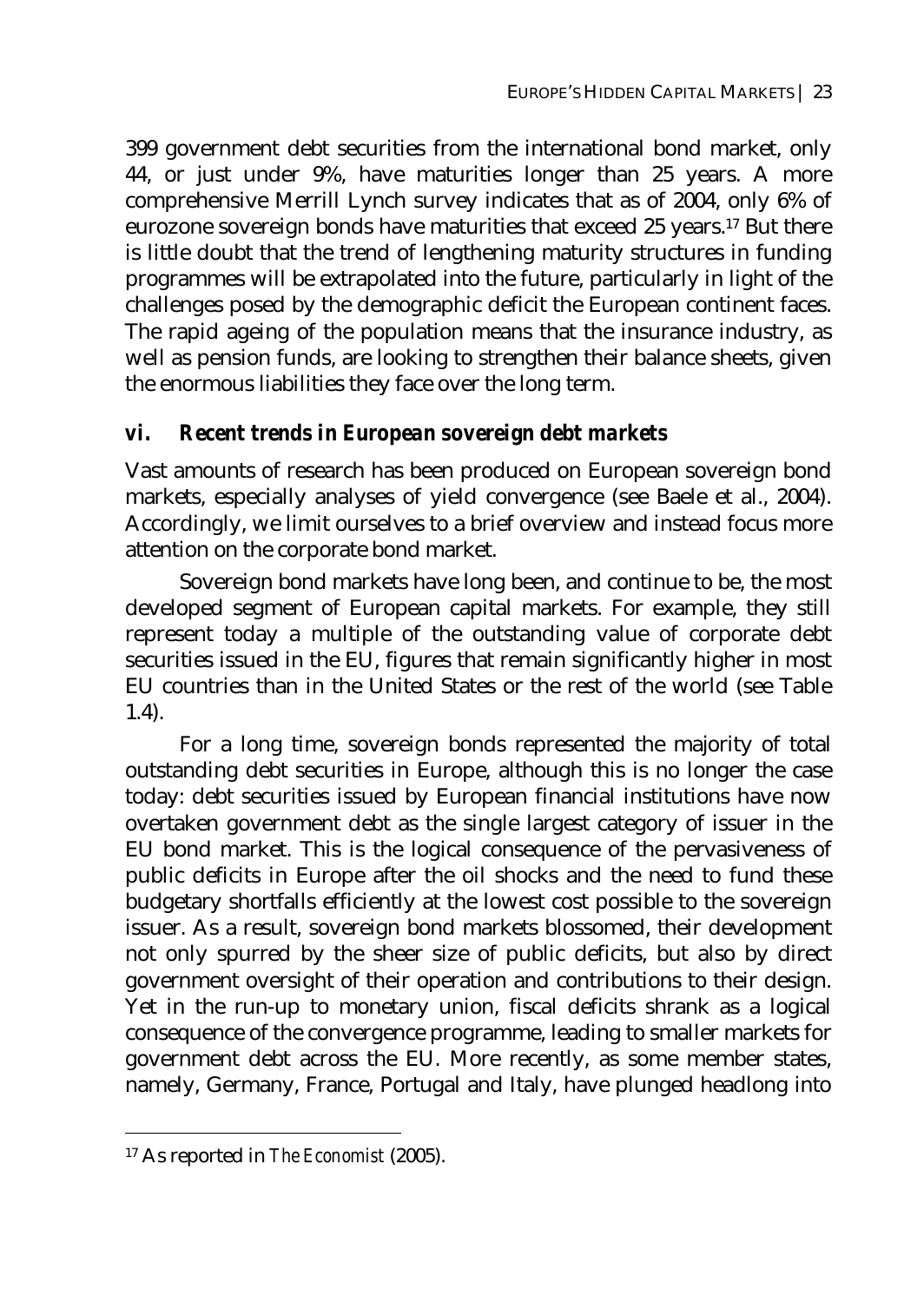399 government debt securities from the international bond market, only 44, or just under 9%, have maturities longer than 25 years. A more comprehensive Merrill Lynch survey indicates that as of 2004, only 6% of eurozone sovereign bonds have maturities that exceed 25 years.[17] But there is little doubt that the trend of lengthening maturity structures in funding programmes will be extrapolated into the future, particularly in light of the challenges posed by the demographic deficit the European continent faces. The rapid ageing of the population means that the insurance industry, as well as pension funds, are looking to strengthen their balance sheets, given the enormous liabilities they face over the long term.

### *vi. Recent trends in European sovereign debt markets*

Vast amounts of research has been produced on European sovereign bond markets, especially analyses of yield convergence (see Baele et al., 2004). Accordingly, we limit ourselves to a brief overview and instead focus more attention on the corporate bond market.

Sovereign bond markets have long been, and continue to be, the most developed segment of European capital markets. For example, they still represent today a multiple of the outstanding value of corporate debt securities issued in the EU, figures that remain significantly higher in most EU countries than in the United States or the rest of the world (see Table 1.4).

For a long time, sovereign bonds represented the majority of total outstanding debt securities in Europe, although this is no longer the case today: debt securities issued by European financial institutions have now overtaken government debt as the single largest category of issuer in the EU bond market. This is the logical consequence of the pervasiveness of public deficits in Europe after the oil shocks and the need to fund these budgetary shortfalls efficiently at the lowest cost possible to the sovereign issuer. As a result, sovereign bond markets blossomed, their development not only spurred by the sheer size of public deficits, but also by direct government oversight of their operation and contributions to their design. Yet in the run-up to monetary union, fiscal deficits shrank as a logical consequence of the convergence programme, leading to smaller markets for government debt across the EU. More recently, as some member states, namely, Germany, France, Portugal and Italy, have plunged headlong into

---

[17] As reported in *The Economist* (2005).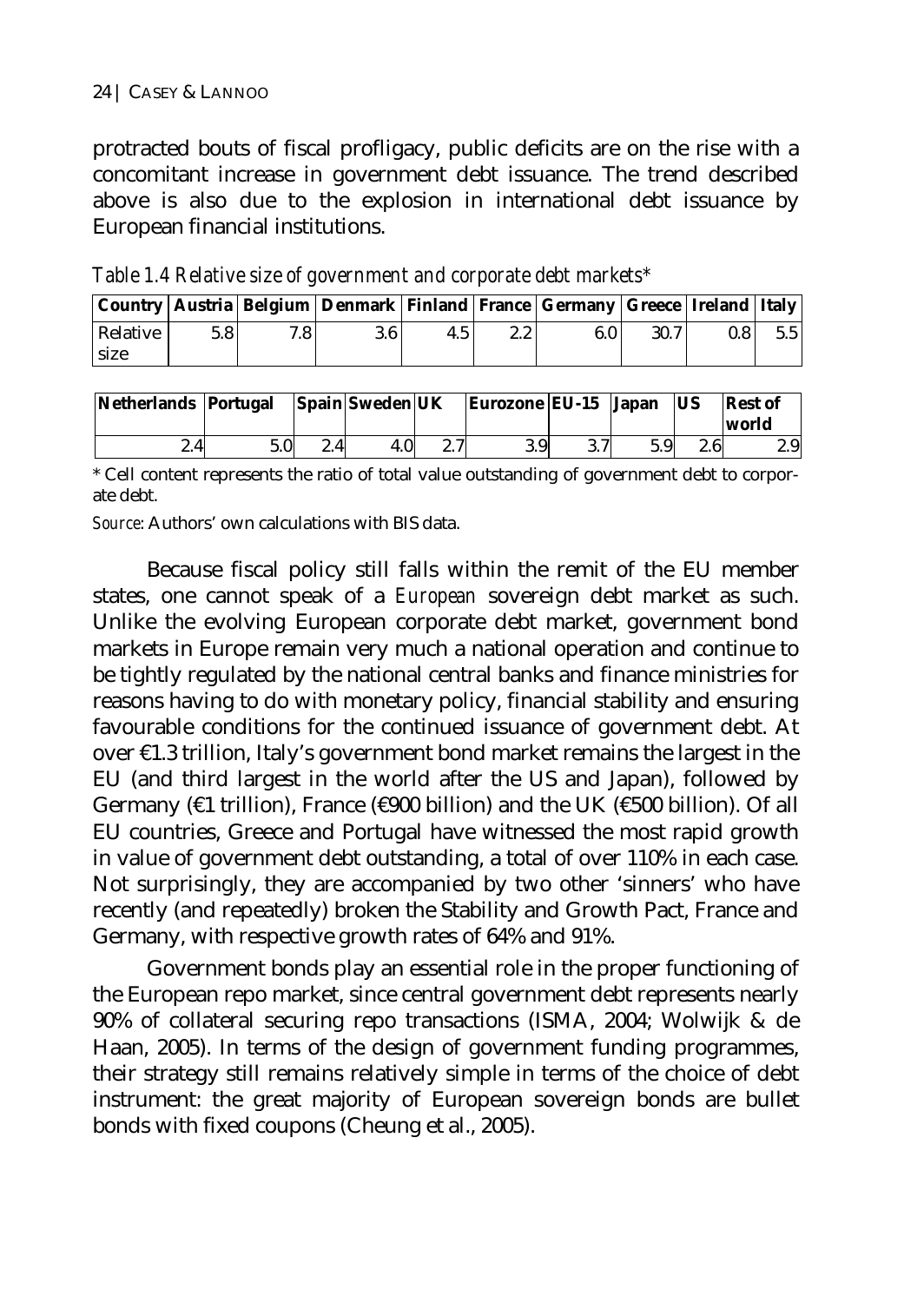protracted bouts of fiscal profligacy, public deficits are on the rise with a concomitant increase in government debt issuance. The trend described above is also due to the explosion in international debt issuance by European financial institutions.

*Table 1.4 Relative size of government and corporate debt markets**

| Country | Austria | Belgium | Denmark | Finland | France | Germany | Greece | Ireland | Italy |
|---|---|---|---|---|---|---|---|---|---|
| Relative size | 5.8 | 7.8 | 3.6 | 4.5 | 2.2 | 6.0 | 30.7 | 0.8 | 5.5 |

| Netherlands | Portugal | Spain | Sweden | UK | Eurozone | EU-15 | Japan | US | Rest of world |
|---|---|---|---|---|---|---|---|---|---|
| 2.4 | 5.0 | 2.4 | 4.0 | 2.7 | 3.9 | 3.7 | 5.9 | 2.6 | 2.9 |

* Cell content represents the ratio of total value outstanding of government debt to corporate debt.

*Source*: Authors' own calculations with BIS data.

Because fiscal policy still falls within the remit of the EU member states, one cannot speak of a *European* sovereign debt market as such. Unlike the evolving European corporate debt market, government bond markets in Europe remain very much a national operation and continue to be tightly regulated by the national central banks and finance ministries for reasons having to do with monetary policy, financial stability and ensuring favourable conditions for the continued issuance of government debt. At over €1.3 trillion, Italy's government bond market remains the largest in the EU (and third largest in the world after the US and Japan), followed by Germany (€1 trillion), France (€900 billion) and the UK (€500 billion). Of all EU countries, Greece and Portugal have witnessed the most rapid growth in value of government debt outstanding, a total of over 110% in each case. Not surprisingly, they are accompanied by two other 'sinners' who have recently (and repeatedly) broken the Stability and Growth Pact, France and Germany, with respective growth rates of 64% and 91%.

Government bonds play an essential role in the proper functioning of the European repo market, since central government debt represents nearly 90% of collateral securing repo transactions (ISMA, 2004; Wolwijk & de Haan, 2005). In terms of the design of government funding programmes, their strategy still remains relatively simple in terms of the choice of debt instrument: the great majority of European sovereign bonds are bullet bonds with fixed coupons (Cheung et al., 2005).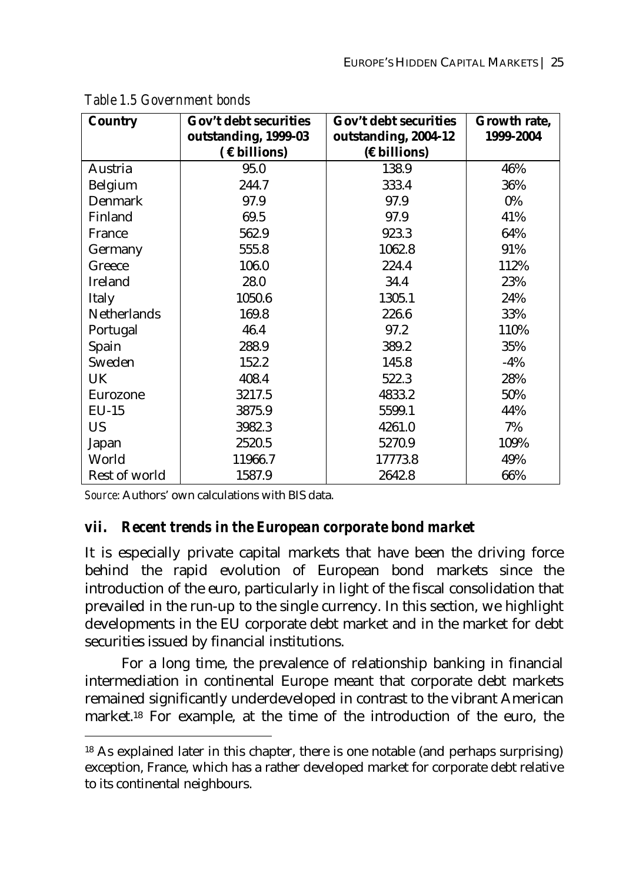*Table 1.5 Government bonds*

| Country | Gov't debt securities outstanding, 1999-03 (€ billions) | Gov't debt securities outstanding, 2004-12 (€ billions) | Growth rate, 1999-2004 |
|---|---|---|---|
| Austria | 95.0 | 138.9 | 46% |
| Belgium | 244.7 | 333.4 | 36% |
| Denmark | 97.9 | 97.9 | 0% |
| Finland | 69.5 | 97.9 | 41% |
| France | 562.9 | 923.3 | 64% |
| Germany | 555.8 | 1062.8 | 91% |
| Greece | 106.0 | 224.4 | 112% |
| Ireland | 28.0 | 34.4 | 23% |
| Italy | 1050.6 | 1305.1 | 24% |
| Netherlands | 169.8 | 226.6 | 33% |
| Portugal | 46.4 | 97.2 | 110% |
| Spain | 288.9 | 389.2 | 35% |
| Sweden | 152.2 | 145.8 | -4% |
| UK | 408.4 | 522.3 | 28% |
| Eurozone | 3217.5 | 4833.2 | 50% |
| EU-15 | 3875.9 | 5599.1 | 44% |
| US | 3982.3 | 4261.0 | 7% |
| Japan | 2520.5 | 5270.9 | 109% |
| World | 11966.7 | 17773.8 | 49% |
| Rest of world | 1587.9 | 2642.8 | 66% |

*Source*: Authors' own calculations with BIS data.

### vii. Recent trends in the European corporate bond market

It is especially private capital markets that have been the driving force behind the rapid evolution of European bond markets since the introduction of the euro, particularly in light of the fiscal consolidation that prevailed in the run-up to the single currency. In this section, we highlight developments in the EU corporate debt market and in the market for debt securities issued by financial institutions.

For a long time, the prevalence of relationship banking in financial intermediation in continental Europe meant that corporate debt markets remained significantly underdeveloped in contrast to the vibrant American market.[18] For example, at the time of the introduction of the euro, the

[18] As explained later in this chapter, there is one notable (and perhaps surprising) exception, France, which has a rather developed market for corporate debt relative to its continental neighbours.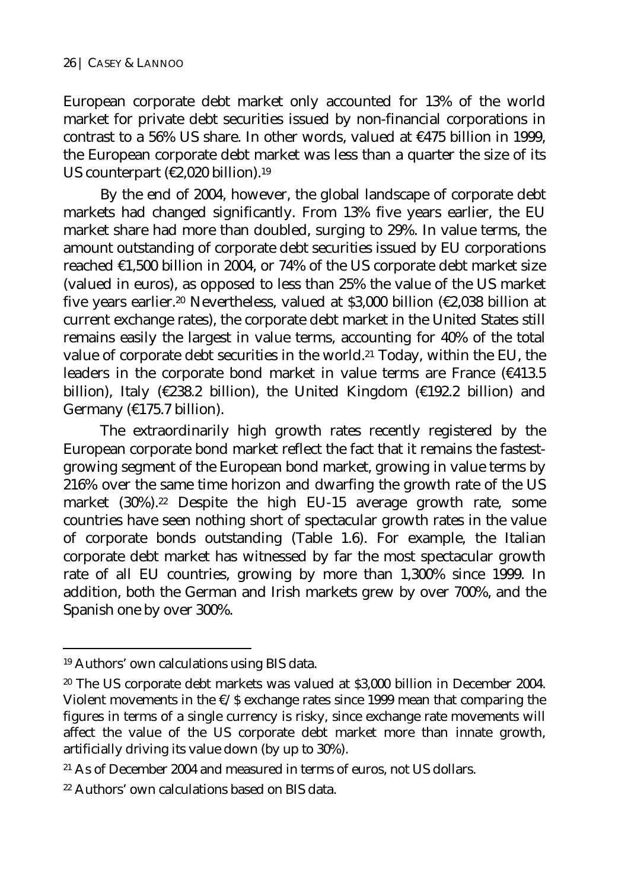European corporate debt market only accounted for 13% of the world market for private debt securities issued by non-financial corporations in contrast to a 56% US share. In other words, valued at €475 billion in 1999, the European corporate debt market was less than a quarter the size of its US counterpart (€2,020 billion).[19]

By the end of 2004, however, the global landscape of corporate debt markets had changed significantly. From 13% five years earlier, the EU market share had more than doubled, surging to 29%. In value terms, the amount outstanding of corporate debt securities issued by EU corporations reached €1,500 billion in 2004, or 74% of the US corporate debt market size (valued in euros), as opposed to less than 25% the value of the US market five years earlier.[20] Nevertheless, valued at $3,000 billion (€2,038 billion at current exchange rates), the corporate debt market in the United States still remains easily the largest in value terms, accounting for 40% of the total value of corporate debt securities in the world.[21] Today, within the EU, the leaders in the corporate bond market in value terms are France (€413.5 billion), Italy (€238.2 billion), the United Kingdom (€192.2 billion) and Germany (€175.7 billion).

The extraordinarily high growth rates recently registered by the European corporate bond market reflect the fact that it remains the fastest-growing segment of the European bond market, growing in value terms by 216% over the same time horizon and dwarfing the growth rate of the US market (30%).[22] Despite the high EU-15 average growth rate, some countries have seen nothing short of spectacular growth rates in the value of corporate bonds outstanding (Table 1.6). For example, the Italian corporate debt market has witnessed by far the most spectacular growth rate of all EU countries, growing by more than 1,300% since 1999. In addition, both the German and Irish markets grew by over 700%, and the Spanish one by over 300%.

---

[19] Authors' own calculations using BIS data.

[20] The US corporate debt markets was valued at $3,000 billion in December 2004. Violent movements in the €/$ exchange rates since 1999 mean that comparing the figures in terms of a single currency is risky, since exchange rate movements will affect the value of the US corporate debt market more than innate growth, artificially driving its value down (by up to 30%).

[21] As of December 2004 and measured in terms of euros, not US dollars.

[22] Authors' own calculations based on BIS data.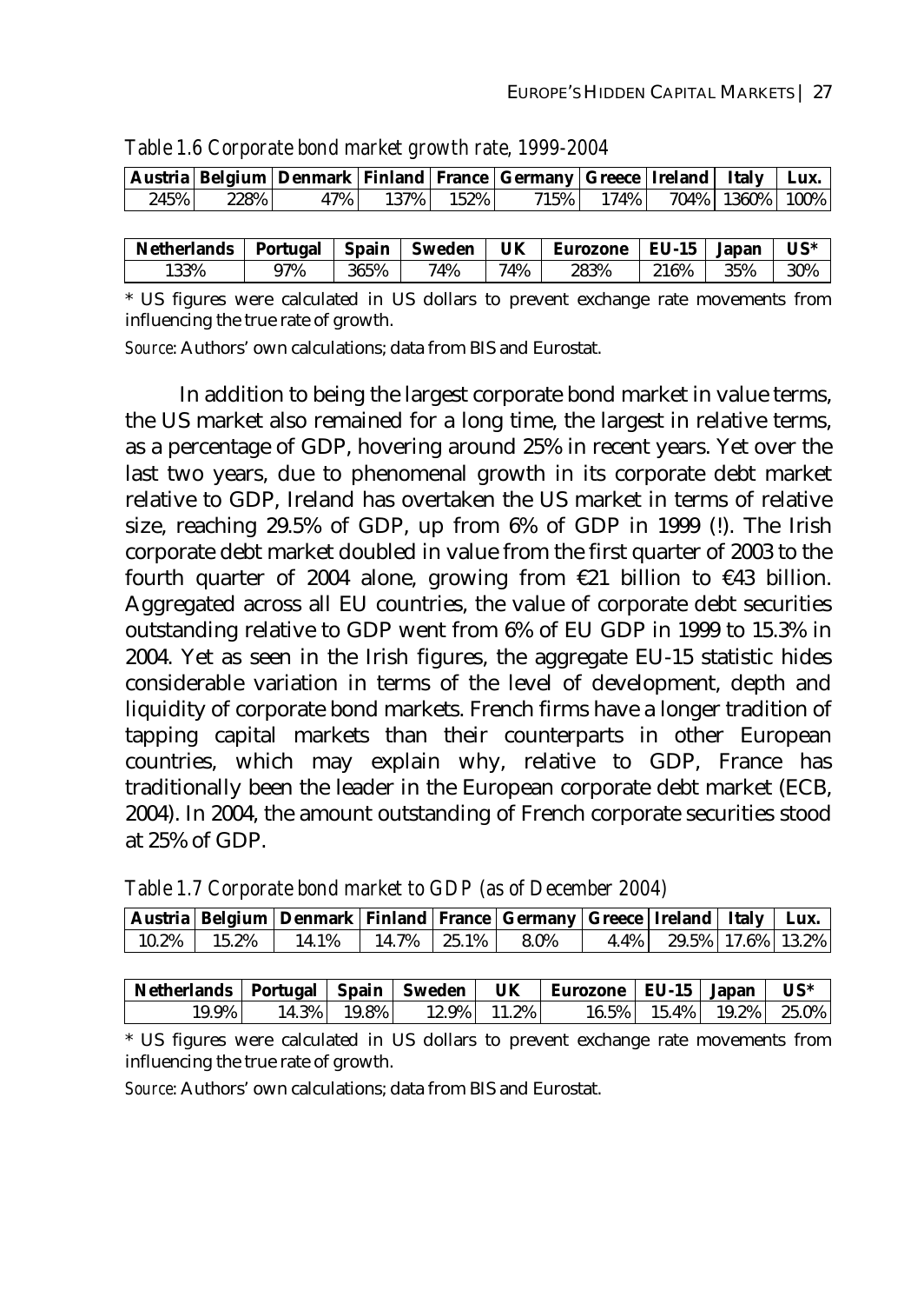*Table 1.6 Corporate bond market growth rate, 1999-2004*

| Austria | Belgium | Denmark | Finland | France | Germany | Greece | Ireland | Italy | Lux. |
|---|---|---|---|---|---|---|---|---|---|
| 245% | 228% | 47% | 137% | 152% | 715% | 174% | 704% | 1360% | 100% |

| Netherlands | Portugal | Spain | Sweden | UK | Eurozone | EU-15 | Japan | US* |
|---|---|---|---|---|---|---|---|---|
| 133% | 97% | 365% | 74% | 74% | 283% | 216% | 35% | 30% |

\* US figures were calculated in US dollars to prevent exchange rate movements from influencing the true rate of growth.

*Source*: Authors' own calculations; data from BIS and Eurostat.

In addition to being the largest corporate bond market in value terms, the US market also remained for a long time, the largest in relative terms, as a percentage of GDP, hovering around 25% in recent years. Yet over the last two years, due to phenomenal growth in its corporate debt market relative to GDP, Ireland has overtaken the US market in terms of relative size, reaching 29.5% of GDP, up from 6% of GDP in 1999 (!). The Irish corporate debt market doubled in value from the first quarter of 2003 to the fourth quarter of 2004 alone, growing from €21 billion to €43 billion. Aggregated across all EU countries, the value of corporate debt securities outstanding relative to GDP went from 6% of EU GDP in 1999 to 15.3% in 2004. Yet as seen in the Irish figures, the aggregate EU-15 statistic hides considerable variation in terms of the level of development, depth and liquidity of corporate bond markets. French firms have a longer tradition of tapping capital markets than their counterparts in other European countries, which may explain why, relative to GDP, France has traditionally been the leader in the European corporate debt market (ECB, 2004). In 2004, the amount outstanding of French corporate securities stood at 25% of GDP.

*Table 1.7 Corporate bond market to GDP (as of December 2004)*

| Austria | Belgium | Denmark | Finland | France | Germany | Greece | Ireland | Italy | Lux. |
|---|---|---|---|---|---|---|---|---|---|
| 10.2% | 15.2% | 14.1% | 14.7% | 25.1% | 8.0% | 4.4% | 29.5% | 17.6% | 13.2% |

| Netherlands | Portugal | Spain | Sweden | UK | Eurozone | EU-15 | Japan | US* |
|---|---|---|---|---|---|---|---|---|
| 19.9% | 14.3% | 19.8% | 12.9% | 11.2% | 16.5% | 15.4% | 19.2% | 25.0% |

\* US figures were calculated in US dollars to prevent exchange rate movements from influencing the true rate of growth.

*Source*: Authors' own calculations; data from BIS and Eurostat.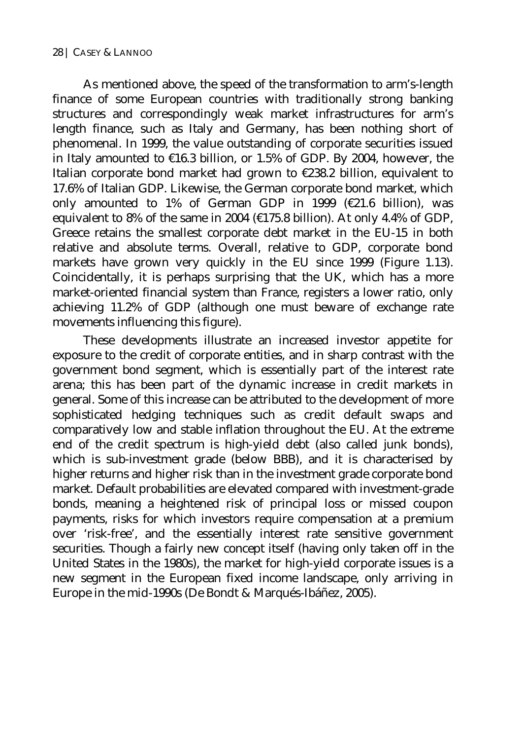As mentioned above, the speed of the transformation to arm's-length finance of some European countries with traditionally strong banking structures and correspondingly weak market infrastructures for arm's length finance, such as Italy and Germany, has been nothing short of phenomenal. In 1999, the value outstanding of corporate securities issued in Italy amounted to €16.3 billion, or 1.5% of GDP. By 2004, however, the Italian corporate bond market had grown to €238.2 billion, equivalent to 17.6% of Italian GDP. Likewise, the German corporate bond market, which only amounted to 1% of German GDP in 1999 (€21.6 billion), was equivalent to 8% of the same in 2004 (€175.8 billion). At only 4.4% of GDP, Greece retains the smallest corporate debt market in the EU-15 in both relative and absolute terms. Overall, relative to GDP, corporate bond markets have grown very quickly in the EU since 1999 (Figure 1.13). Coincidentally, it is perhaps surprising that the UK, which has a more market-oriented financial system than France, registers a lower ratio, only achieving 11.2% of GDP (although one must beware of exchange rate movements influencing this figure).

These developments illustrate an increased investor appetite for exposure to the credit of corporate entities, and in sharp contrast with the government bond segment, which is essentially part of the interest rate arena; this has been part of the dynamic increase in credit markets in general. Some of this increase can be attributed to the development of more sophisticated hedging techniques such as credit default swaps and comparatively low and stable inflation throughout the EU. At the extreme end of the credit spectrum is high-yield debt (also called junk bonds), which is sub-investment grade (below BBB), and it is characterised by higher returns and higher risk than in the investment grade corporate bond market. Default probabilities are elevated compared with investment-grade bonds, meaning a heightened risk of principal loss or missed coupon payments, risks for which investors require compensation at a premium over 'risk-free', and the essentially interest rate sensitive government securities. Though a fairly new concept itself (having only taken off in the United States in the 1980s), the market for high-yield corporate issues is a new segment in the European fixed income landscape, only arriving in Europe in the mid-1990s (De Bondt & Marqués-Ibáñez, 2005).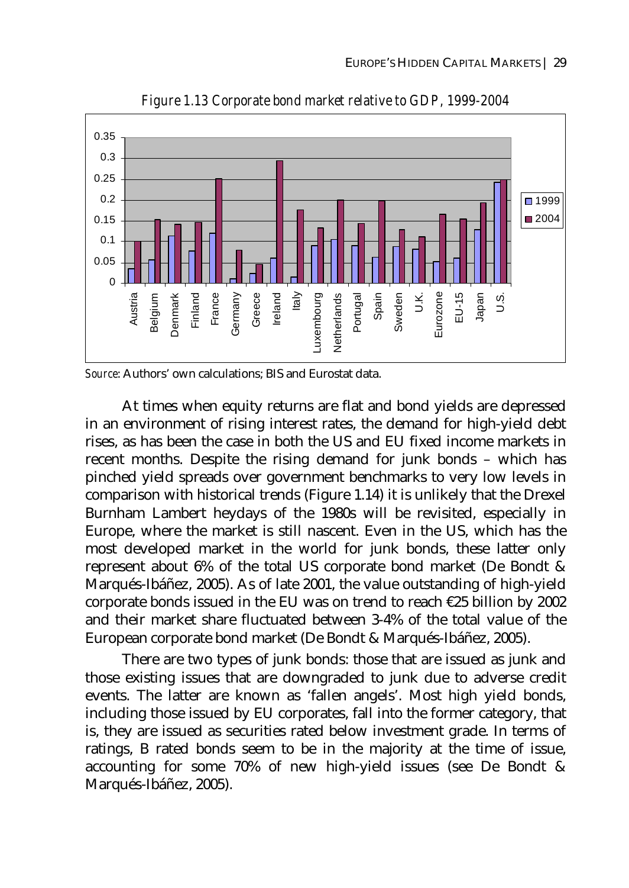*Figure 1.13 Corporate bond market relative to GDP, 1999-2004*

*Source*: Authors' own calculations; BIS and Eurostat data.

At times when equity returns are flat and bond yields are depressed in an environment of rising interest rates, the demand for high-yield debt rises, as has been the case in both the US and EU fixed income markets in recent months. Despite the rising demand for junk bonds – which has pinched yield spreads over government benchmarks to very low levels in comparison with historical trends (Figure 1.14) it is unlikely that the Drexel Burnham Lambert heydays of the 1980s will be revisited, especially in Europe, where the market is still nascent. Even in the US, which has the most developed market in the world for junk bonds, these latter only represent about 6% of the total US corporate bond market (De Bondt & Marqués-Ibáñez, 2005). As of late 2001, the value outstanding of high-yield corporate bonds issued in the EU was on trend to reach €25 billion by 2002 and their market share fluctuated between 3-4% of the total value of the European corporate bond market (De Bondt & Marqués-Ibáñez, 2005).

There are two types of junk bonds: those that are issued as junk and those existing issues that are downgraded to junk due to adverse credit events. The latter are known as 'fallen angels'. Most high yield bonds, including those issued by EU corporates, fall into the former category, that is, they are issued as securities rated below investment grade. In terms of ratings, B rated bonds seem to be in the majority at the time of issue, accounting for some 70% of new high-yield issues (see De Bondt & Marqués-Ibáñez, 2005).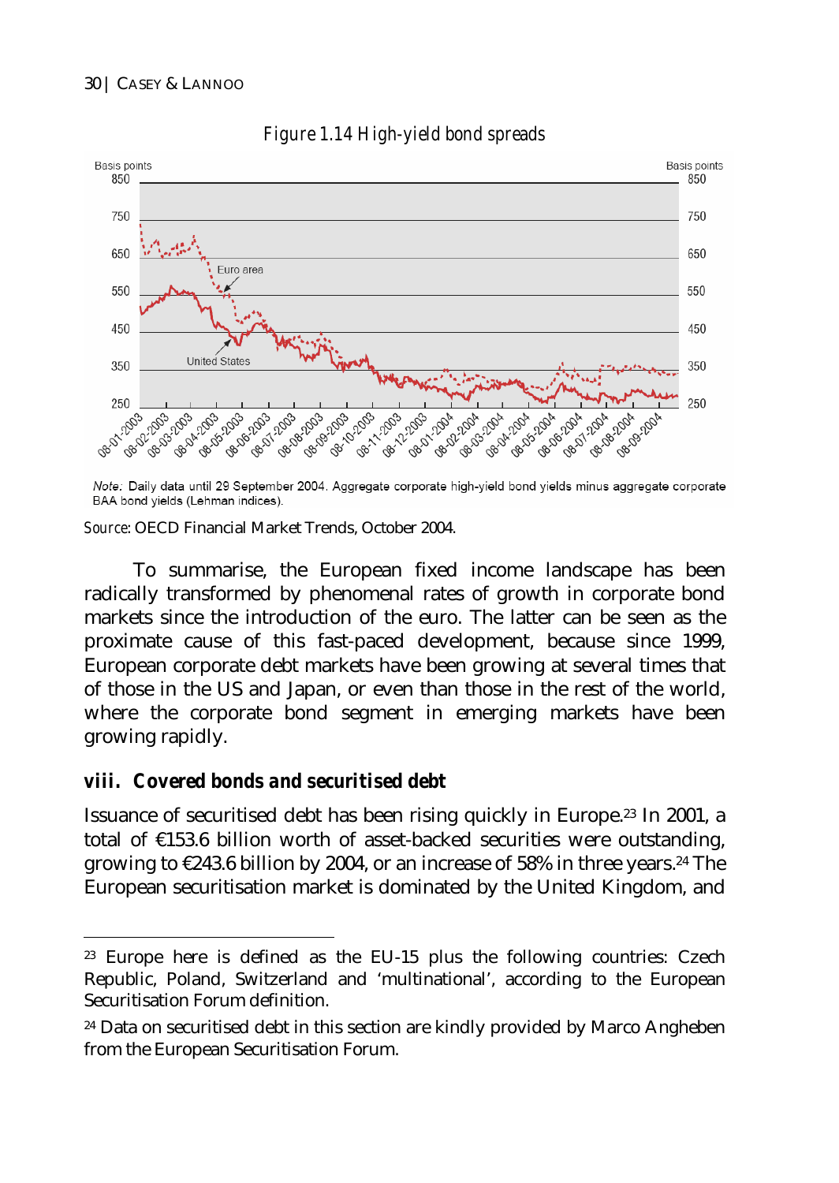*Figure 1.14 High-yield bond spreads*

*Note:* Daily data until 29 September 2004. Aggregate corporate high-yield bond yields minus aggregate corporate BAA bond yields (Lehman indices).

*Source*: OECD Financial Market Trends, October 2004.

To summarise, the European fixed income landscape has been radically transformed by phenomenal rates of growth in corporate bond markets since the introduction of the euro. The latter can be seen as the proximate cause of this fast-paced development, because since 1999, European corporate debt markets have been growing at several times that of those in the US and Japan, or even than those in the rest of the world, where the corporate bond segment in emerging markets have been growing rapidly.

### viii. Covered bonds and securitised debt

Issuance of securitised debt has been rising quickly in Europe.[23] In 2001, a total of €153.6 billion worth of asset-backed securities were outstanding, growing to €243.6 billion by 2004, or an increase of 58% in three years.[24] The European securitisation market is dominated by the United Kingdom, and

---

[23] Europe here is defined as the EU-15 plus the following countries: Czech Republic, Poland, Switzerland and 'multinational', according to the European Securitisation Forum definition.

[24] Data on securitised debt in this section are kindly provided by Marco Angheben from the European Securitisation Forum.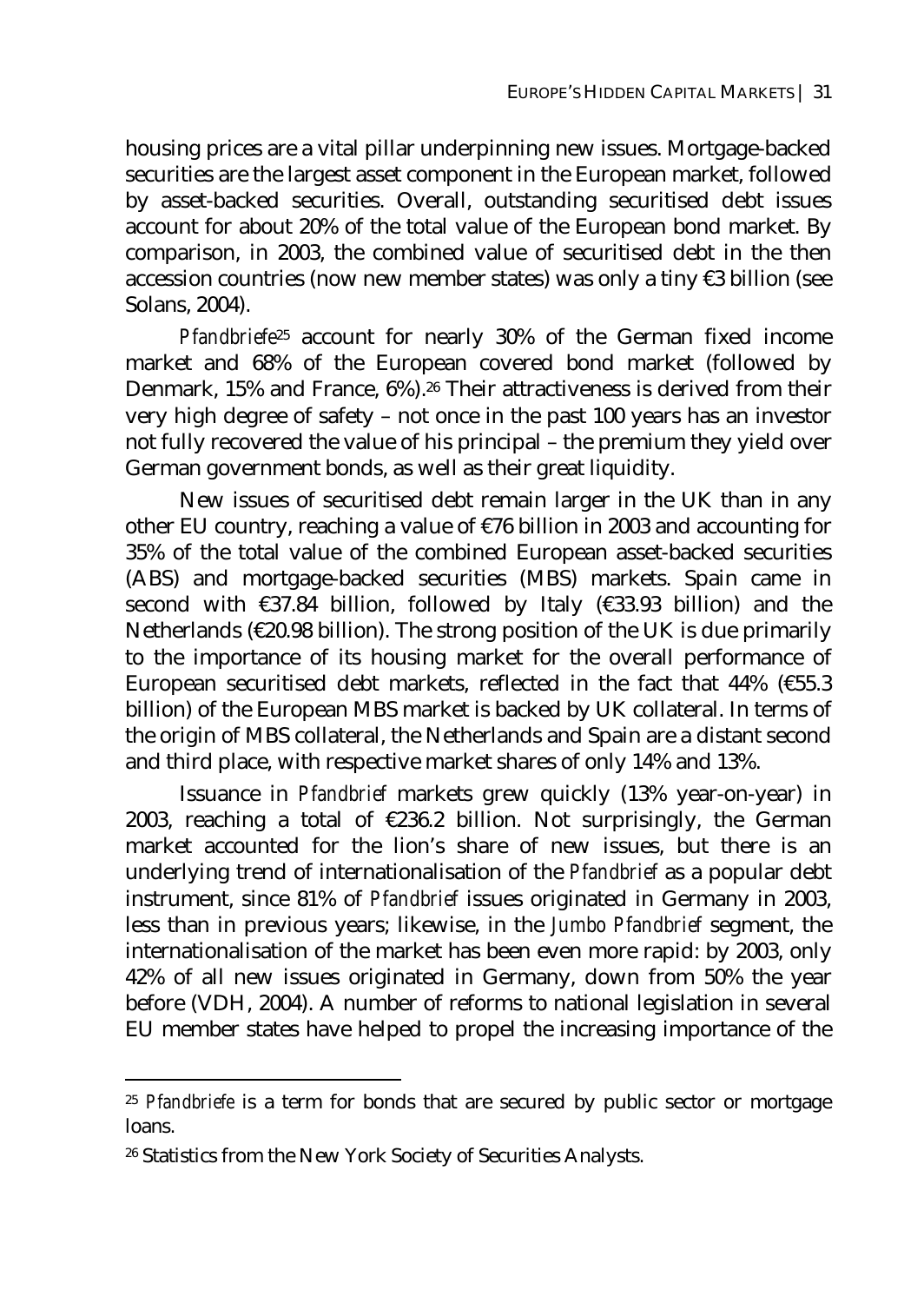housing prices are a vital pillar underpinning new issues. Mortgage-backed securities are the largest asset component in the European market, followed by asset-backed securities. Overall, outstanding securitised debt issues account for about 20% of the total value of the European bond market. By comparison, in 2003, the combined value of securitised debt in the then accession countries (now new member states) was only a tiny €3 billion (see Solans, 2004).

*Pfandbriefe*[25] account for nearly 30% of the German fixed income market and 68% of the European covered bond market (followed by Denmark, 15% and France, 6%).[26] Their attractiveness is derived from their very high degree of safety – not once in the past 100 years has an investor not fully recovered the value of his principal – the premium they yield over German government bonds, as well as their great liquidity.

New issues of securitised debt remain larger in the UK than in any other EU country, reaching a value of €76 billion in 2003 and accounting for 35% of the total value of the combined European asset-backed securities (ABS) and mortgage-backed securities (MBS) markets. Spain came in second with €37.84 billion, followed by Italy (€33.93 billion) and the Netherlands (€20.98 billion). The strong position of the UK is due primarily to the importance of its housing market for the overall performance of European securitised debt markets, reflected in the fact that 44% (€55.3 billion) of the European MBS market is backed by UK collateral. In terms of the origin of MBS collateral, the Netherlands and Spain are a distant second and third place, with respective market shares of only 14% and 13%.

Issuance in *Pfandbrief* markets grew quickly (13% year-on-year) in 2003, reaching a total of €236.2 billion. Not surprisingly, the German market accounted for the lion's share of new issues, but there is an underlying trend of internationalisation of the *Pfandbrief* as a popular debt instrument, since 81% of *Pfandbrief* issues originated in Germany in 2003, less than in previous years; likewise, in the *Jumbo Pfandbrief* segment, the internationalisation of the market has been even more rapid: by 2003, only 42% of all new issues originated in Germany, down from 50% the year before (VDH, 2004). A number of reforms to national legislation in several EU member states have helped to propel the increasing importance of the

---

[25] *Pfandbriefe* is a term for bonds that are secured by public sector or mortgage loans.

[26] Statistics from the New York Society of Securities Analysts.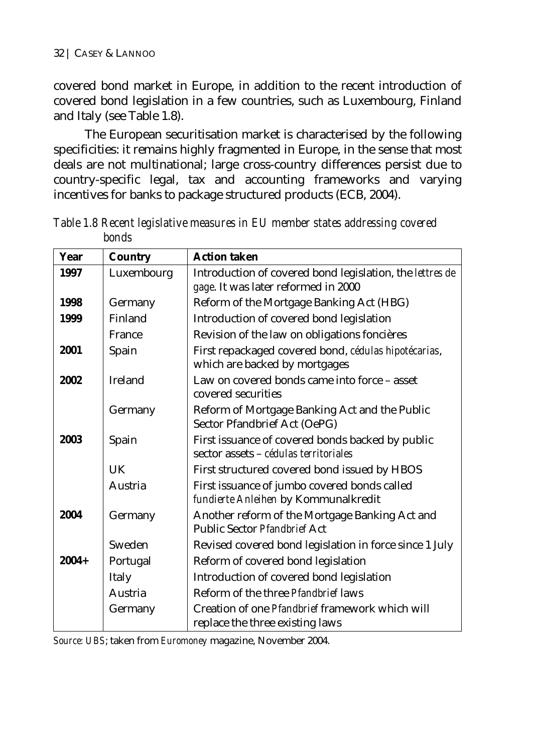covered bond market in Europe, in addition to the recent introduction of covered bond legislation in a few countries, such as Luxembourg, Finland and Italy (see Table 1.8).

The European securitisation market is characterised by the following specificities: it remains highly fragmented in Europe, in the sense that most deals are not multinational; large cross-country differences persist due to country-specific legal, tax and accounting frameworks and varying incentives for banks to package structured products (ECB, 2004).

*Table 1.8 Recent legislative measures in EU member states addressing covered bonds*

| Year | Country | Action taken |
|---|---|---|
| **1997** | Luxembourg | Introduction of covered bond legislation, the *lettres de gage*. It was later reformed in 2000 |
| **1998** | Germany | Reform of the Mortgage Banking Act (HBG) |
| **1999** | Finland | Introduction of covered bond legislation |
| | France | Revision of the law on obligations foncières |
| **2001** | Spain | First repackaged covered bond, *cédulas hipotécarias*, which are backed by mortgages |
| **2002** | Ireland | Law on covered bonds came into force – asset covered securities |
| | Germany | Reform of Mortgage Banking Act and the Public Sector Pfandbrief Act (OePG) |
| **2003** | Spain | First issuance of covered bonds backed by public sector assets – *cédulas territoriales* |
| | UK | First structured covered bond issued by HBOS |
| | Austria | First issuance of jumbo covered bonds called *fundierte Anleihen* by Kommunalkredit |
| **2004** | Germany | Another reform of the Mortgage Banking Act and Public Sector *Pfandbrief* Act |
| | Sweden | Revised covered bond legislation in force since 1 July |
| **2004+** | Portugal | Reform of covered bond legislation |
| | Italy | Introduction of covered bond legislation |
| | Austria | Reform of the three *Pfandbrief* laws |
| | Germany | Creation of one *Pfandbrief* framework which will replace the three existing laws |

*Source: UBS*; taken from *Euromoney* magazine, November 2004.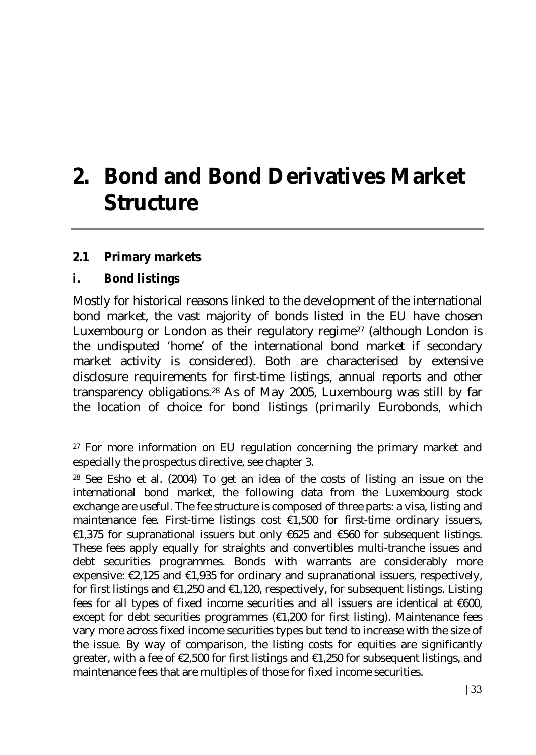# 2. Bond and Bond Derivatives Market Structure

## 2.1 Primary markets

### i. *Bond listings*

Mostly for historical reasons linked to the development of the international bond market, the vast majority of bonds listed in the EU have chosen Luxembourg or London as their regulatory regime[27] (although London is the undisputed 'home' of the international bond market if secondary market activity is considered). Both are characterised by extensive disclosure requirements for first-time listings, annual reports and other transparency obligations.[28] As of May 2005, Luxembourg was still by far the location of choice for bond listings (primarily Eurobonds, which

---

[27] For more information on EU regulation concerning the primary market and especially the prospectus directive, see chapter 3.

[28] See Esho et al. (2004) To get an idea of the costs of listing an issue on the international bond market, the following data from the Luxembourg stock exchange are useful. The fee structure is composed of three parts: a visa, listing and maintenance fee. First-time listings cost €1,500 for first-time ordinary issuers, €1,375 for supranational issuers but only €625 and €560 for subsequent listings. These fees apply equally for straights and convertibles multi-tranche issues and debt securities programmes. Bonds with warrants are considerably more expensive: €2,125 and €1,935 for ordinary and supranational issuers, respectively, for first listings and €1,250 and €1,120, respectively, for subsequent listings. Listing fees for all types of fixed income securities and all issuers are identical at €600, except for debt securities programmes (€1,200 for first listing). Maintenance fees vary more across fixed income securities types but tend to increase with the size of the issue. By way of comparison, the listing costs for equities are significantly greater, with a fee of €2,500 for first listings and €1,250 for subsequent listings, and maintenance fees that are multiples of those for fixed income securities.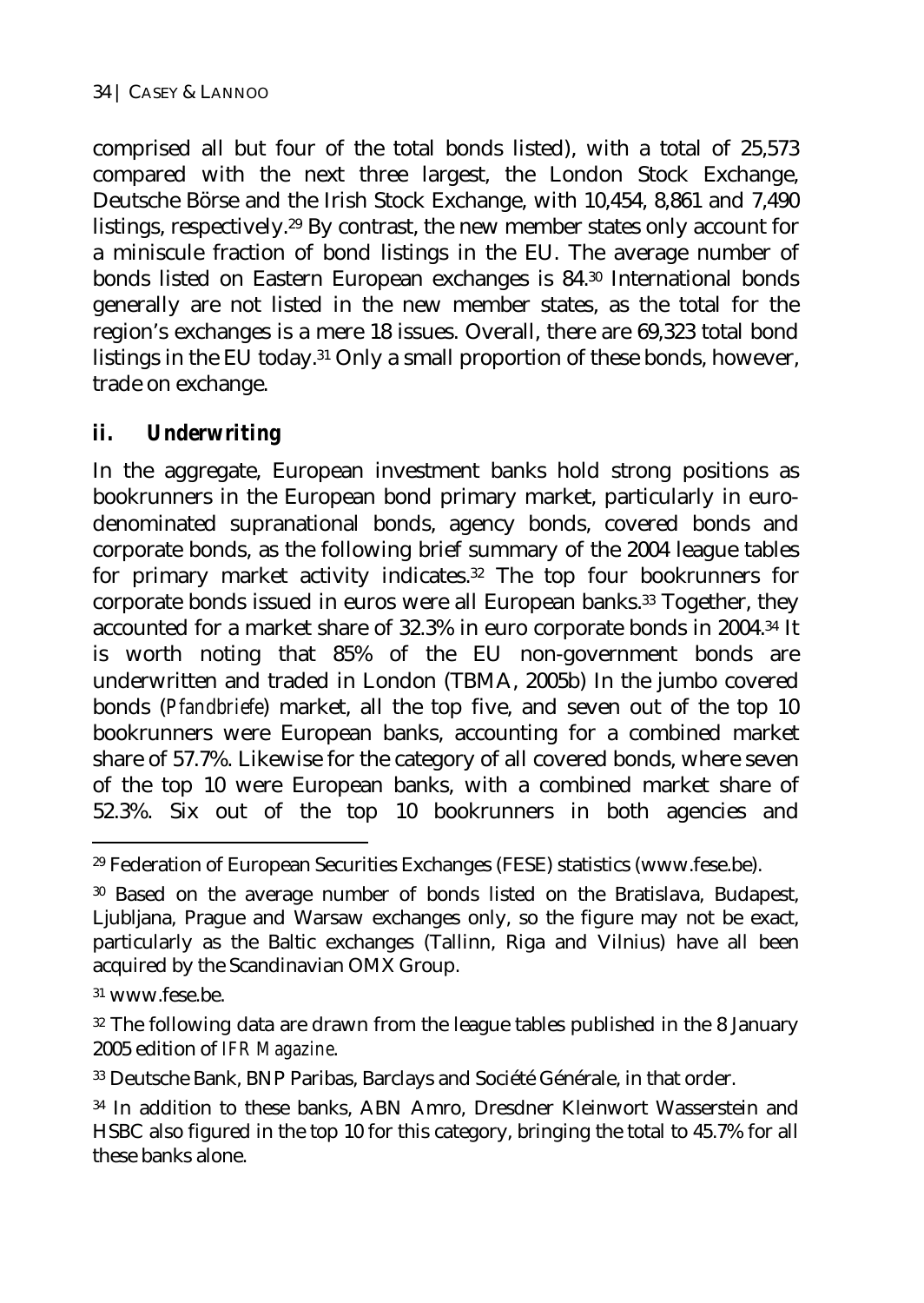comprised all but four of the total bonds listed), with a total of 25,573 compared with the next three largest, the London Stock Exchange, Deutsche Börse and the Irish Stock Exchange, with 10,454, 8,861 and 7,490 listings, respectively.[29] By contrast, the new member states only account for a miniscule fraction of bond listings in the EU. The average number of bonds listed on Eastern European exchanges is 84.[30] International bonds generally are not listed in the new member states, as the total for the region's exchanges is a mere 18 issues. Overall, there are 69,323 total bond listings in the EU today.[31] Only a small proportion of these bonds, however, trade on exchange.

### ii. Underwriting

In the aggregate, European investment banks hold strong positions as bookrunners in the European bond primary market, particularly in euro-denominated supranational bonds, agency bonds, covered bonds and corporate bonds, as the following brief summary of the 2004 league tables for primary market activity indicates.[32] The top four bookrunners for corporate bonds issued in euros were all European banks.[33] Together, they accounted for a market share of 32.3% in euro corporate bonds in 2004.[34] It is worth noting that 85% of the EU non-government bonds are underwritten and traded in London (TBMA, 2005b) In the jumbo covered bonds (*Pfandbriefe*) market, all the top five, and seven out of the top 10 bookrunners were European banks, accounting for a combined market share of 57.7%. Likewise for the category of all covered bonds, where seven of the top 10 were European banks, with a combined market share of 52.3%. Six out of the top 10 bookrunners in both agencies and

---

[29] Federation of European Securities Exchanges (FESE) statistics (www.fese.be).

[30] Based on the average number of bonds listed on the Bratislava, Budapest, Ljubljana, Prague and Warsaw exchanges only, so the figure may not be exact, particularly as the Baltic exchanges (Tallinn, Riga and Vilnius) have all been acquired by the Scandinavian OMX Group.

[31] www.fese.be.

[32] The following data are drawn from the league tables published in the 8 January 2005 edition of *IFR Magazine*.

[33] Deutsche Bank, BNP Paribas, Barclays and Société Générale, in that order.

[34] In addition to these banks, ABN Amro, Dresdner Kleinwort Wasserstein and HSBC also figured in the top 10 for this category, bringing the total to 45.7% for all these banks alone.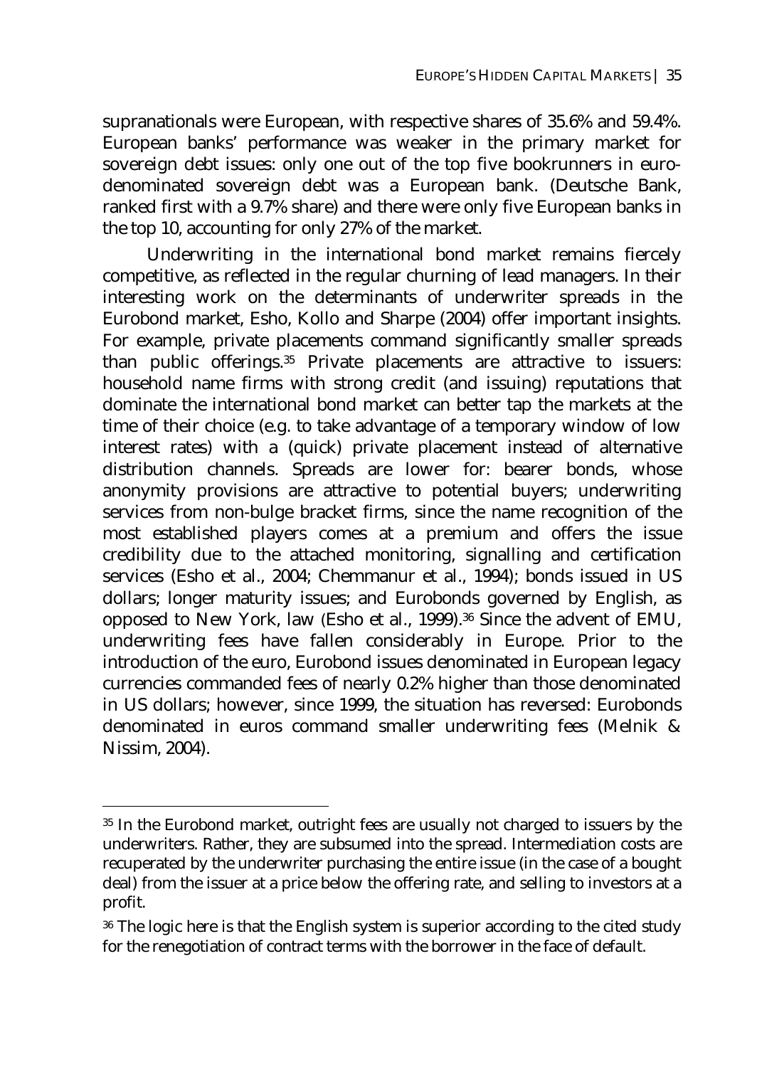supranationals were European, with respective shares of 35.6% and 59.4%. European banks' performance was weaker in the primary market for sovereign debt issues: only one out of the top five bookrunners in euro-denominated sovereign debt was a European bank. (Deutsche Bank, ranked first with a 9.7% share) and there were only five European banks in the top 10, accounting for only 27% of the market.

Underwriting in the international bond market remains fiercely competitive, as reflected in the regular churning of lead managers. In their interesting work on the determinants of underwriter spreads in the Eurobond market, Esho, Kollo and Sharpe (2004) offer important insights. For example, private placements command significantly smaller spreads than public offerings.[35] Private placements are attractive to issuers: household name firms with strong credit (and issuing) reputations that dominate the international bond market can better tap the markets at the time of their choice (e.g. to take advantage of a temporary window of low interest rates) with a (quick) private placement instead of alternative distribution channels. Spreads are lower for: bearer bonds, whose anonymity provisions are attractive to potential buyers; underwriting services from non-bulge bracket firms, since the name recognition of the most established players comes at a premium and offers the issue credibility due to the attached monitoring, signalling and certification services (Esho et al., 2004; Chemmanur et al., 1994); bonds issued in US dollars; longer maturity issues; and Eurobonds governed by English, as opposed to New York, law (Esho et al., 1999).[36] Since the advent of EMU, underwriting fees have fallen considerably in Europe. Prior to the introduction of the euro, Eurobond issues denominated in European legacy currencies commanded fees of nearly 0.2% higher than those denominated in US dollars; however, since 1999, the situation has reversed: Eurobonds denominated in euros command smaller underwriting fees (Melnik & Nissim, 2004).

---

[35] In the Eurobond market, outright fees are usually not charged to issuers by the underwriters. Rather, they are subsumed into the spread. Intermediation costs are recuperated by the underwriter purchasing the entire issue (in the case of a bought deal) from the issuer at a price below the offering rate, and selling to investors at a profit.

[36] The logic here is that the English system is superior according to the cited study for the renegotiation of contract terms with the borrower in the face of default.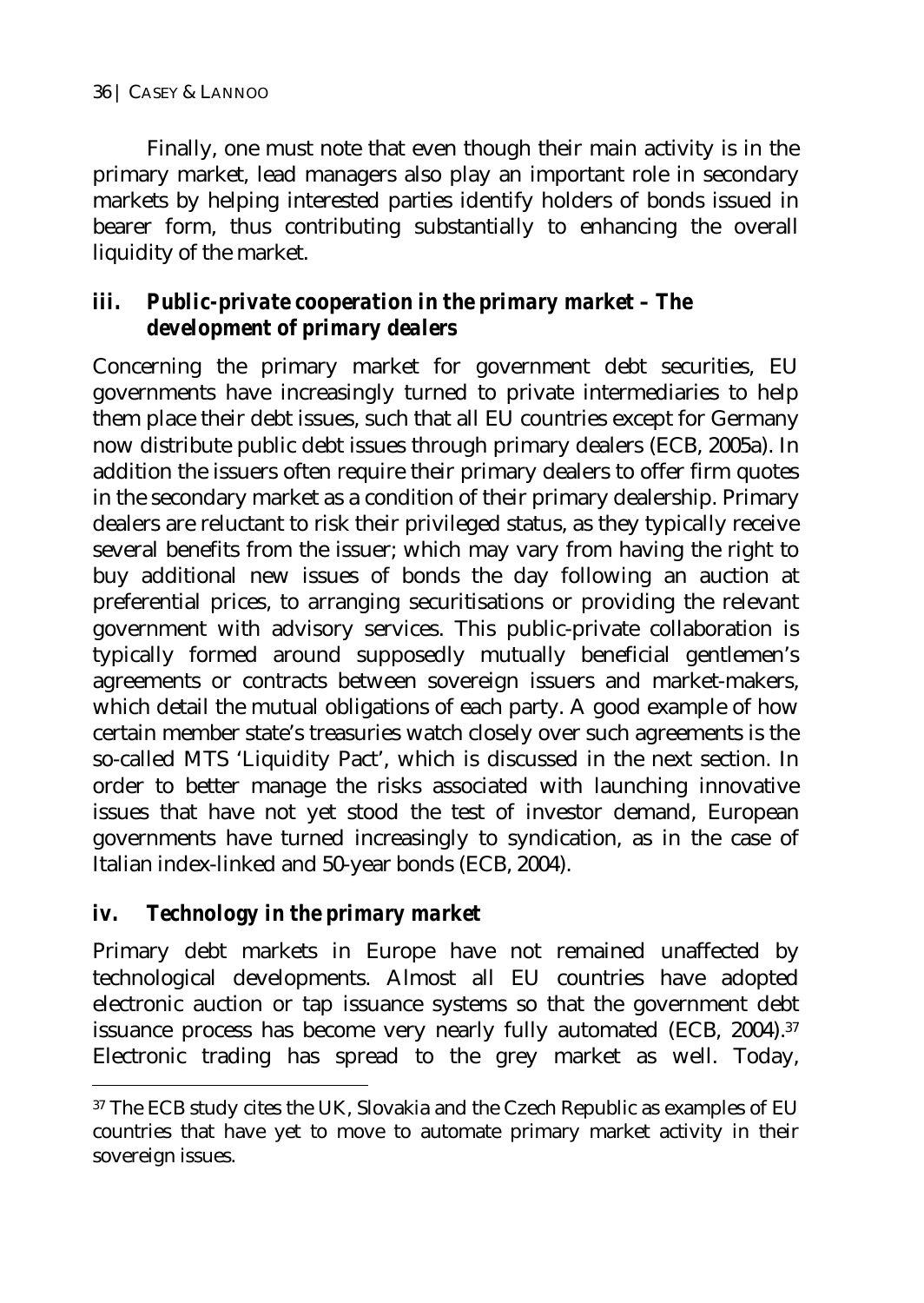Finally, one must note that even though their main activity is in the primary market, lead managers also play an important role in secondary markets by helping interested parties identify holders of bonds issued in bearer form, thus contributing substantially to enhancing the overall liquidity of the market.

### *iii. Public-private cooperation in the primary market – The development of primary dealers*

Concerning the primary market for government debt securities, EU governments have increasingly turned to private intermediaries to help them place their debt issues, such that all EU countries except for Germany now distribute public debt issues through primary dealers (ECB, 2005a). In addition the issuers often require their primary dealers to offer firm quotes in the secondary market as a condition of their primary dealership. Primary dealers are reluctant to risk their privileged status, as they typically receive several benefits from the issuer; which may vary from having the right to buy additional new issues of bonds the day following an auction at preferential prices, to arranging securitisations or providing the relevant government with advisory services. This public-private collaboration is typically formed around supposedly mutually beneficial gentlemen's agreements or contracts between sovereign issuers and market-makers, which detail the mutual obligations of each party. A good example of how certain member state's treasuries watch closely over such agreements is the so-called MTS 'Liquidity Pact', which is discussed in the next section. In order to better manage the risks associated with launching innovative issues that have not yet stood the test of investor demand, European governments have turned increasingly to syndication, as in the case of Italian index-linked and 50-year bonds (ECB, 2004).

### *iv. Technology in the primary market*

Primary debt markets in Europe have not remained unaffected by technological developments. Almost all EU countries have adopted electronic auction or tap issuance systems so that the government debt issuance process has become very nearly fully automated (ECB, 2004).[37] Electronic trading has spread to the grey market as well. Today,

[37] The ECB study cites the UK, Slovakia and the Czech Republic as examples of EU countries that have yet to move to automate primary market activity in their sovereign issues.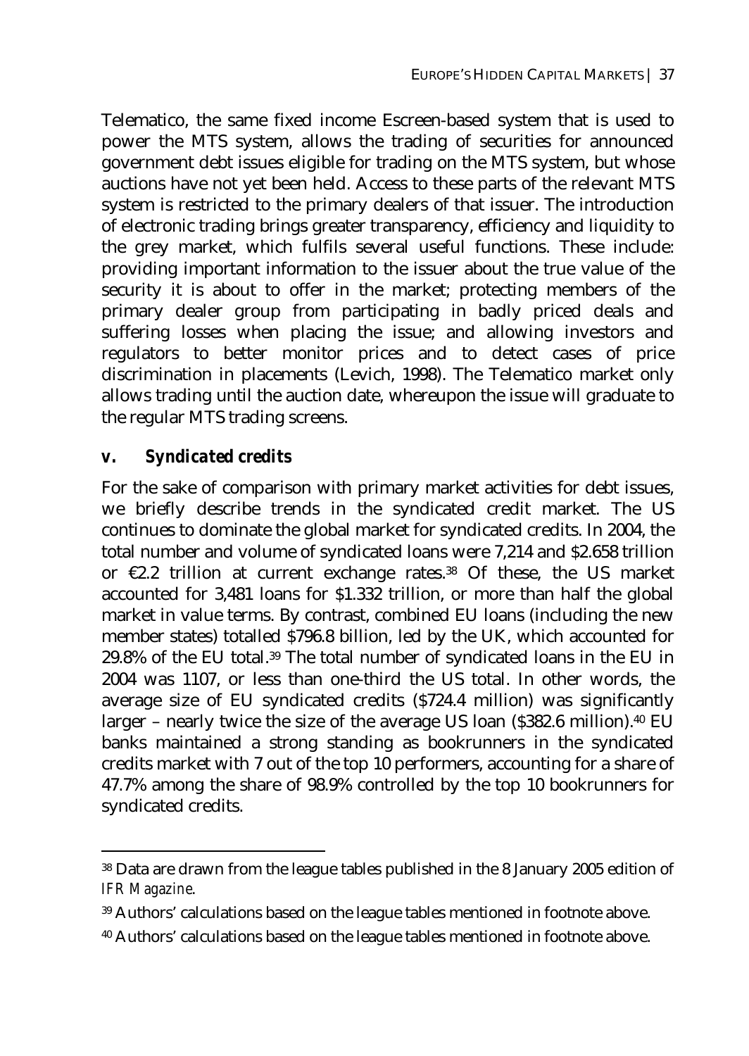Telematico, the same fixed income Escreen-based system that is used to power the MTS system, allows the trading of securities for announced government debt issues eligible for trading on the MTS system, but whose auctions have not yet been held. Access to these parts of the relevant MTS system is restricted to the primary dealers of that issuer. The introduction of electronic trading brings greater transparency, efficiency and liquidity to the grey market, which fulfils several useful functions. These include: providing important information to the issuer about the true value of the security it is about to offer in the market; protecting members of the primary dealer group from participating in badly priced deals and suffering losses when placing the issue; and allowing investors and regulators to better monitor prices and to detect cases of price discrimination in placements (Levich, 1998). The Telematico market only allows trading until the auction date, whereupon the issue will graduate to the regular MTS trading screens.

### v. *Syndicated credits*

For the sake of comparison with primary market activities for debt issues, we briefly describe trends in the syndicated credit market. The US continues to dominate the global market for syndicated credits. In 2004, the total number and volume of syndicated loans were 7,214 and $2.658 trillion or €2.2 trillion at current exchange rates.[38] Of these, the US market accounted for 3,481 loans for $1.332 trillion, or more than half the global market in value terms. By contrast, combined EU loans (including the new member states) totalled $796.8 billion, led by the UK, which accounted for 29.8% of the EU total.[39] The total number of syndicated loans in the EU in 2004 was 1107, or less than one-third the US total. In other words, the average size of EU syndicated credits ($724.4 million) was significantly larger – nearly twice the size of the average US loan ($382.6 million).[40] EU banks maintained a strong standing as bookrunners in the syndicated credits market with 7 out of the top 10 performers, accounting for a share of 47.7% among the share of 98.9% controlled by the top 10 bookrunners for syndicated credits.

---

[38] Data are drawn from the league tables published in the 8 January 2005 edition of *IFR Magazine*.

[39] Authors' calculations based on the league tables mentioned in footnote above.

[40] Authors' calculations based on the league tables mentioned in footnote above.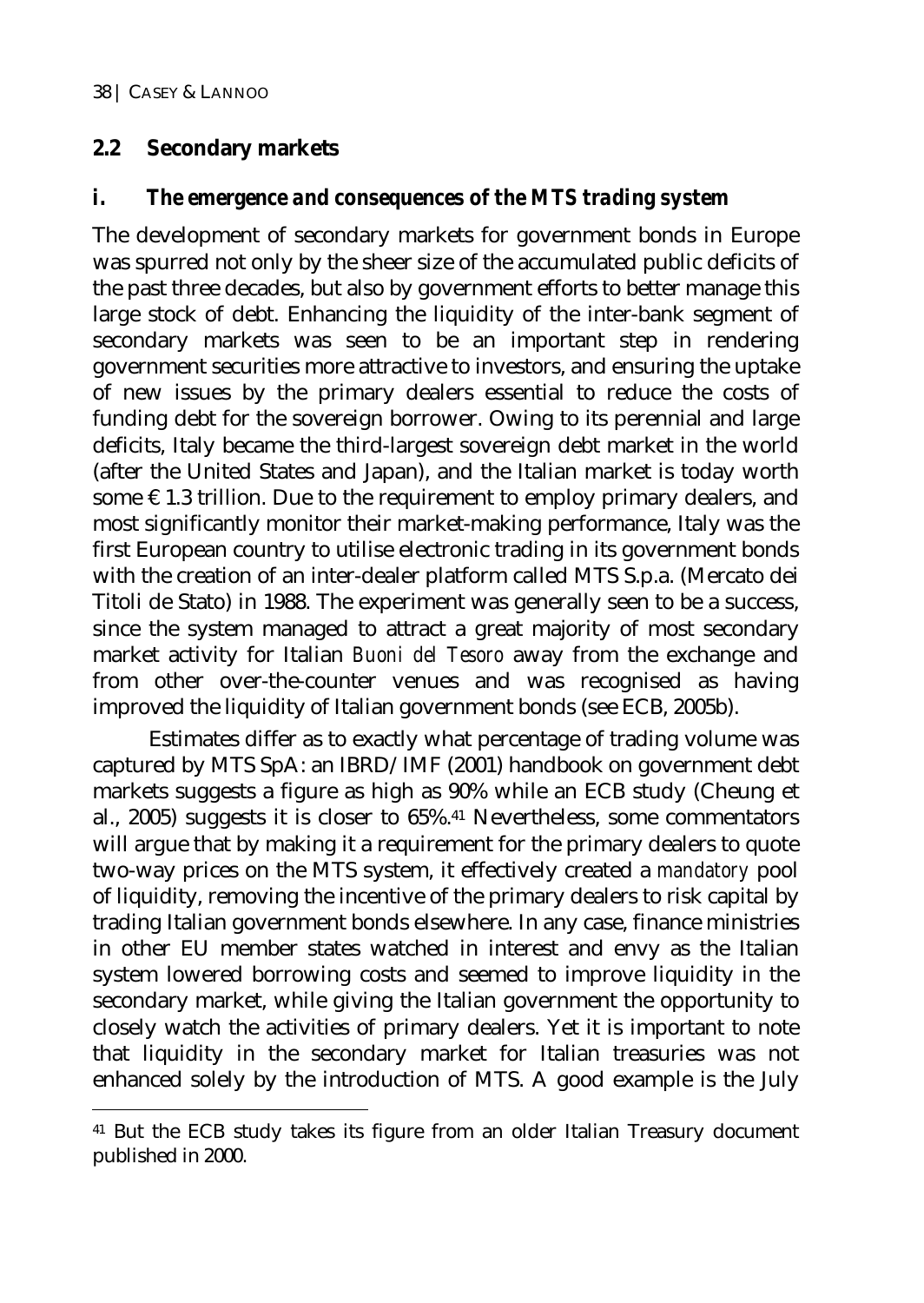## 2.2 Secondary markets

### *i. The emergence and consequences of the MTS trading system*

The development of secondary markets for government bonds in Europe was spurred not only by the sheer size of the accumulated public deficits of the past three decades, but also by government efforts to better manage this large stock of debt. Enhancing the liquidity of the inter-bank segment of secondary markets was seen to be an important step in rendering government securities more attractive to investors, and ensuring the uptake of new issues by the primary dealers essential to reduce the costs of funding debt for the sovereign borrower. Owing to its perennial and large deficits, Italy became the third-largest sovereign debt market in the world (after the United States and Japan), and the Italian market is today worth some €1.3 trillion. Due to the requirement to employ primary dealers, and most significantly monitor their market-making performance, Italy was the first European country to utilise electronic trading in its government bonds with the creation of an inter-dealer platform called MTS S.p.a. (Mercato dei Titoli de Stato) in 1988. The experiment was generally seen to be a success, since the system managed to attract a great majority of most secondary market activity for Italian *Buoni del Tesoro* away from the exchange and from other over-the-counter venues and was recognised as having improved the liquidity of Italian government bonds (see ECB, 2005b).

Estimates differ as to exactly what percentage of trading volume was captured by MTS SpA: an IBRD/IMF (2001) handbook on government debt markets suggests a figure as high as 90% while an ECB study (Cheung et al., 2005) suggests it is closer to 65%.[41] Nevertheless, some commentators will argue that by making it a requirement for the primary dealers to quote two-way prices on the MTS system, it effectively created a *mandatory* pool of liquidity, removing the incentive of the primary dealers to risk capital by trading Italian government bonds elsewhere. In any case, finance ministries in other EU member states watched in interest and envy as the Italian system lowered borrowing costs and seemed to improve liquidity in the secondary market, while giving the Italian government the opportunity to closely watch the activities of primary dealers. Yet it is important to note that liquidity in the secondary market for Italian treasuries was not enhanced solely by the introduction of MTS. A good example is the July

---

[41] But the ECB study takes its figure from an older Italian Treasury document published in 2000.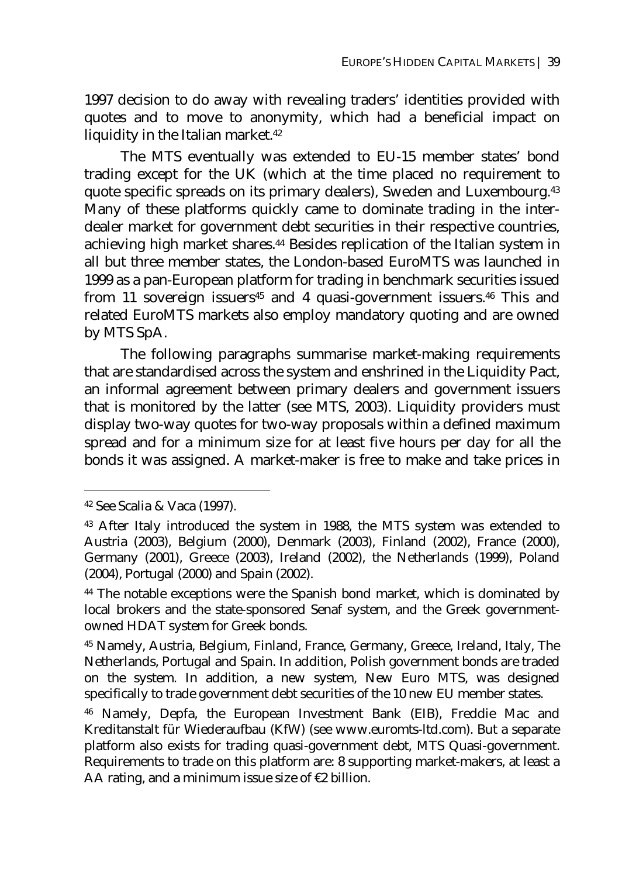1997 decision to do away with revealing traders' identities provided with quotes and to move to anonymity, which had a beneficial impact on liquidity in the Italian market.[42]

The MTS eventually was extended to EU-15 member states' bond trading except for the UK (which at the time placed no requirement to quote specific spreads on its primary dealers), Sweden and Luxembourg.[43] Many of these platforms quickly came to dominate trading in the inter-dealer market for government debt securities in their respective countries, achieving high market shares.[44] Besides replication of the Italian system in all but three member states, the London-based EuroMTS was launched in 1999 as a pan-European platform for trading in benchmark securities issued from 11 sovereign issuers[45] and 4 quasi-government issuers.[46] This and related EuroMTS markets also employ mandatory quoting and are owned by MTS SpA.

The following paragraphs summarise market-making requirements that are standardised across the system and enshrined in the Liquidity Pact, an informal agreement between primary dealers and government issuers that is monitored by the latter (see MTS, 2003). Liquidity providers must display two-way quotes for two-way proposals within a defined maximum spread and for a minimum size for at least five hours per day for all the bonds it was assigned. A market-maker is free to make and take prices in

---

[42] See Scalia & Vaca (1997).

[43] After Italy introduced the system in 1988, the MTS system was extended to Austria (2003), Belgium (2000), Denmark (2003), Finland (2002), France (2000), Germany (2001), Greece (2003), Ireland (2002), the Netherlands (1999), Poland (2004), Portugal (2000) and Spain (2002).

[44] The notable exceptions were the Spanish bond market, which is dominated by local brokers and the state-sponsored Senaf system, and the Greek government-owned HDAT system for Greek bonds.

[45] Namely, Austria, Belgium, Finland, France, Germany, Greece, Ireland, Italy, The Netherlands, Portugal and Spain. In addition, Polish government bonds are traded on the system. In addition, a new system, New Euro MTS, was designed specifically to trade government debt securities of the 10 new EU member states.

[46] Namely, Depfa, the European Investment Bank (EIB), Freddie Mac and Kreditanstalt für Wiederaufbau (KfW) (see www.euromts-ltd.com). But a separate platform also exists for trading quasi-government debt, MTS Quasi-government. Requirements to trade on this platform are: 8 supporting market-makers, at least a AA rating, and a minimum issue size of €2 billion.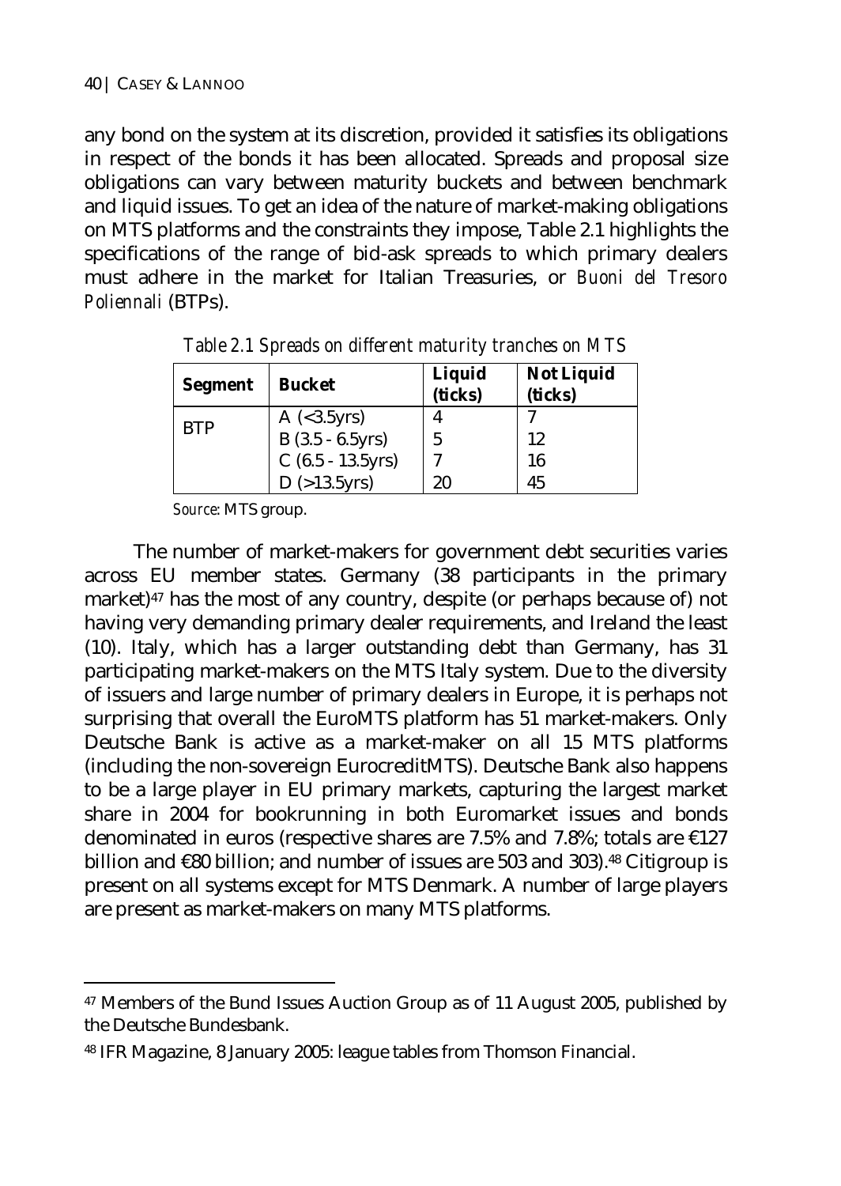any bond on the system at its discretion, provided it satisfies its obligations in respect of the bonds it has been allocated. Spreads and proposal size obligations can vary between maturity buckets and between benchmark and liquid issues. To get an idea of the nature of market-making obligations on MTS platforms and the constraints they impose, Table 2.1 highlights the specifications of the range of bid-ask spreads to which primary dealers must adhere in the market for Italian Treasuries, or *Buoni del Tresoro Poliennali* (BTPs).

*Table 2.1 Spreads on different maturity tranches on MTS*

| Segment | Bucket | Liquid (ticks) | Not Liquid (ticks) |
|---|---|---|---|
| BTP | A (<3.5yrs) | 4 | 7 |
| | B (3.5 - 6.5yrs) | 5 | 12 |
| | C (6.5 - 13.5yrs) | 7 | 16 |
| | D (>13.5yrs) | 20 | 45 |

*Source*: MTS group.

The number of market-makers for government debt securities varies across EU member states. Germany (38 participants in the primary market)[47] has the most of any country, despite (or perhaps because of) not having very demanding primary dealer requirements, and Ireland the least (10). Italy, which has a larger outstanding debt than Germany, has 31 participating market-makers on the MTS Italy system. Due to the diversity of issuers and large number of primary dealers in Europe, it is perhaps not surprising that overall the EuroMTS platform has 51 market-makers. Only Deutsche Bank is active as a market-maker on all 15 MTS platforms (including the non-sovereign EurocreditMTS). Deutsche Bank also happens to be a large player in EU primary markets, capturing the largest market share in 2004 for bookrunning in both Euromarket issues and bonds denominated in euros (respective shares are 7.5% and 7.8%; totals are €127 billion and €80 billion; and number of issues are 503 and 303).[48] Citigroup is present on all systems except for MTS Denmark. A number of large players are present as market-makers on many MTS platforms.

---

[47] Members of the Bund Issues Auction Group as of 11 August 2005, published by the Deutsche Bundesbank.

[48] IFR Magazine, 8 January 2005: league tables from Thomson Financial.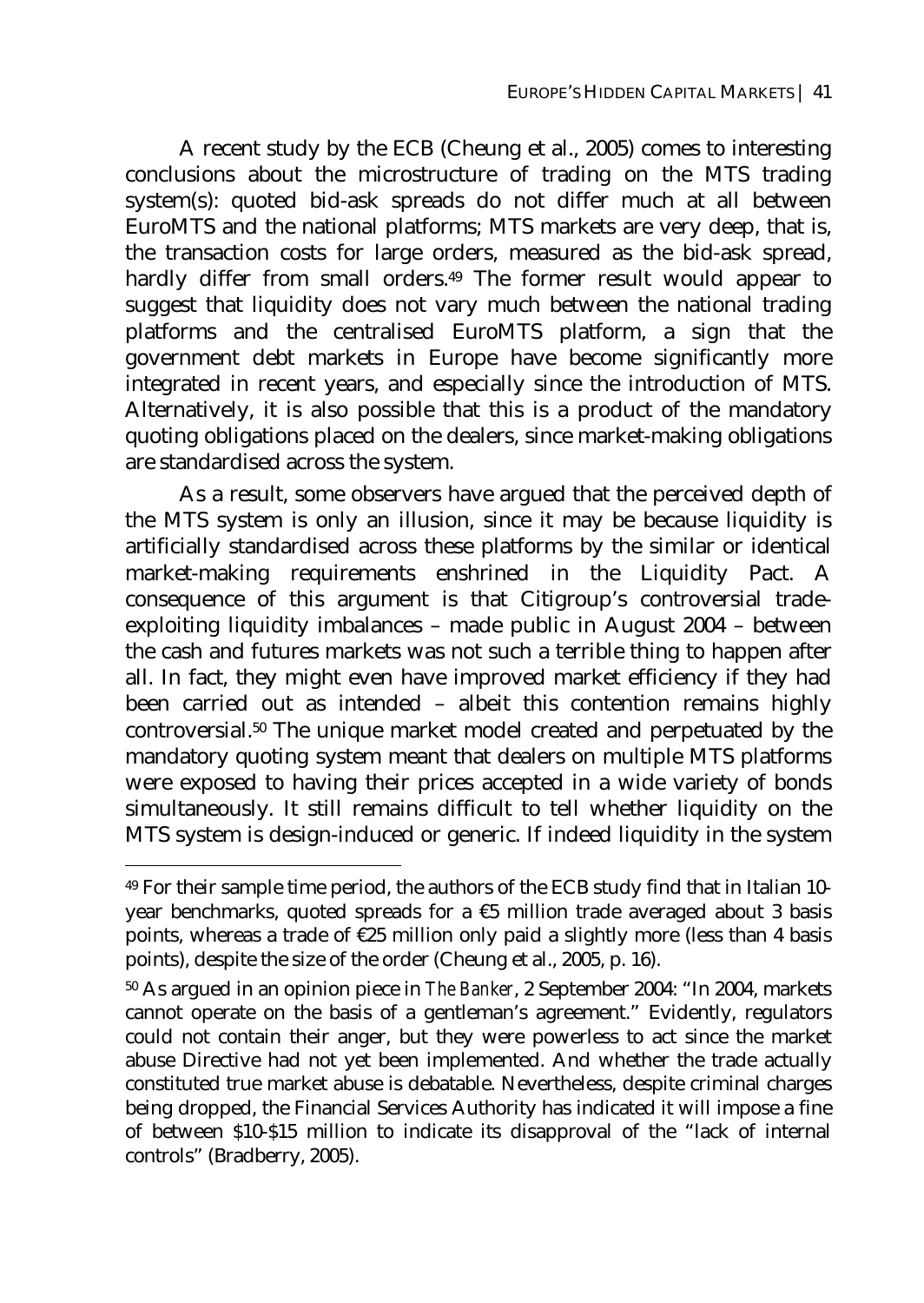A recent study by the ECB (Cheung et al., 2005) comes to interesting conclusions about the microstructure of trading on the MTS trading system(s): quoted bid-ask spreads do not differ much at all between EuroMTS and the national platforms; MTS markets are very deep, that is, the transaction costs for large orders, measured as the bid-ask spread, hardly differ from small orders.[49] The former result would appear to suggest that liquidity does not vary much between the national trading platforms and the centralised EuroMTS platform, a sign that the government debt markets in Europe have become significantly more integrated in recent years, and especially since the introduction of MTS. Alternatively, it is also possible that this is a product of the mandatory quoting obligations placed on the dealers, since market-making obligations are standardised across the system.

As a result, some observers have argued that the perceived depth of the MTS system is only an illusion, since it may be because liquidity is artificially standardised across these platforms by the similar or identical market-making requirements enshrined in the Liquidity Pact. A consequence of this argument is that Citigroup's controversial trade-exploiting liquidity imbalances – made public in August 2004 – between the cash and futures markets was not such a terrible thing to happen after all. In fact, they might even have improved market efficiency if they had been carried out as intended – albeit this contention remains highly controversial.[50] The unique market model created and perpetuated by the mandatory quoting system meant that dealers on multiple MTS platforms were exposed to having their prices accepted in a wide variety of bonds simultaneously. It still remains difficult to tell whether liquidity on the MTS system is design-induced or generic. If indeed liquidity in the system

---

[49] For their sample time period, the authors of the ECB study find that in Italian 10-year benchmarks, quoted spreads for a €5 million trade averaged about 3 basis points, whereas a trade of €25 million only paid a slightly more (less than 4 basis points), despite the size of the order (Cheung et al., 2005, p. 16).

[50] As argued in an opinion piece in *The Banker*, 2 September 2004: "In 2004, markets cannot operate on the basis of a gentleman's agreement." Evidently, regulators could not contain their anger, but they were powerless to act since the market abuse Directive had not yet been implemented. And whether the trade actually constituted true market abuse is debatable. Nevertheless, despite criminal charges being dropped, the Financial Services Authority has indicated it will impose a fine of between $10-$15 million to indicate its disapproval of the "lack of internal controls" (Bradberry, 2005).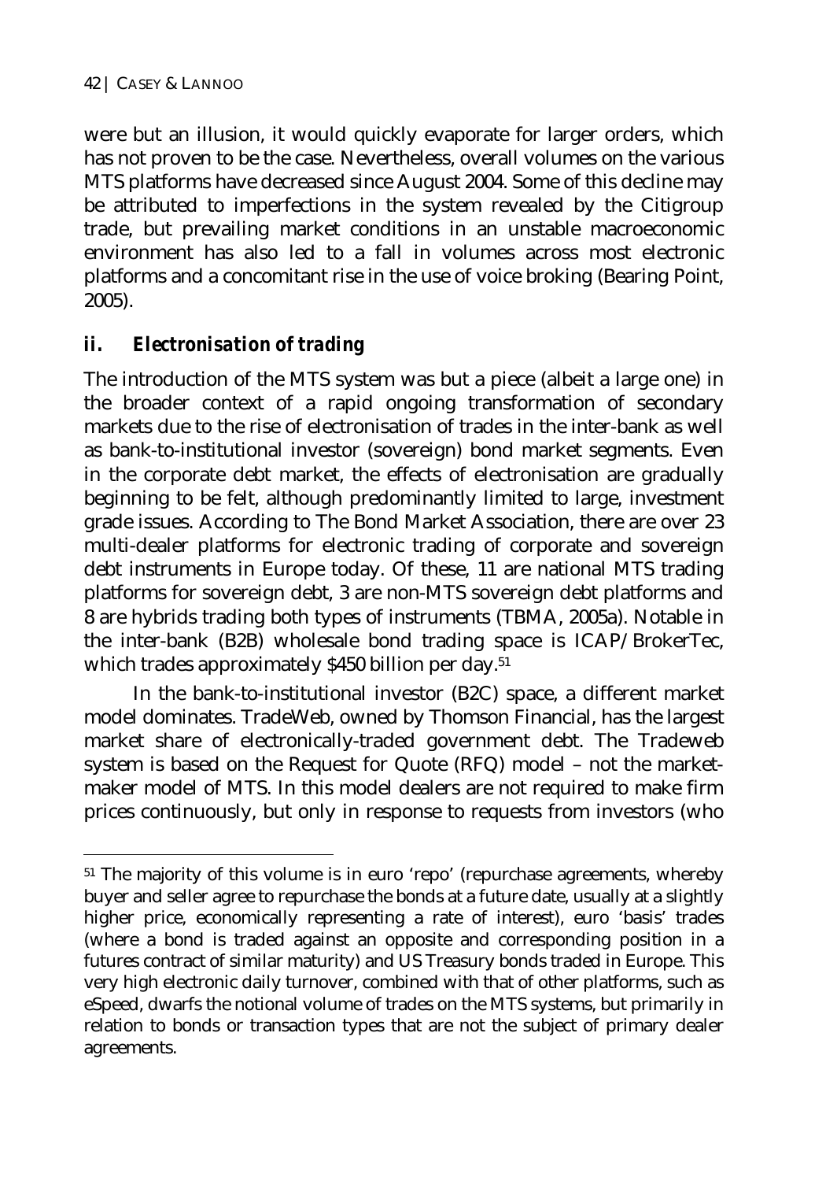were but an illusion, it would quickly evaporate for larger orders, which has not proven to be the case. Nevertheless, overall volumes on the various MTS platforms have decreased since August 2004. Some of this decline may be attributed to imperfections in the system revealed by the Citigroup trade, but prevailing market conditions in an unstable macroeconomic environment has also led to a fall in volumes across most electronic platforms and a concomitant rise in the use of voice broking (Bearing Point, 2005).

### *ii. Electronisation of trading*

The introduction of the MTS system was but a piece (albeit a large one) in the broader context of a rapid ongoing transformation of secondary markets due to the rise of electronisation of trades in the inter-bank as well as bank-to-institutional investor (sovereign) bond market segments. Even in the corporate debt market, the effects of electronisation are gradually beginning to be felt, although predominantly limited to large, investment grade issues. According to The Bond Market Association, there are over 23 multi-dealer platforms for electronic trading of corporate and sovereign debt instruments in Europe today. Of these, 11 are national MTS trading platforms for sovereign debt, 3 are non-MTS sovereign debt platforms and 8 are hybrids trading both types of instruments (TBMA, 2005a). Notable in the inter-bank (B2B) wholesale bond trading space is ICAP/BrokerTec, which trades approximately $450 billion per day.[51]

In the bank-to-institutional investor (B2C) space, a different market model dominates. TradeWeb, owned by Thomson Financial, has the largest market share of electronically-traded government debt. The Tradeweb system is based on the Request for Quote (RFQ) model – not the market-maker model of MTS. In this model dealers are not required to make firm prices continuously, but only in response to requests from investors (who

[51] The majority of this volume is in euro 'repo' (repurchase agreements, whereby buyer and seller agree to repurchase the bonds at a future date, usually at a slightly higher price, economically representing a rate of interest), euro 'basis' trades (where a bond is traded against an opposite and corresponding position in a futures contract of similar maturity) and US Treasury bonds traded in Europe. This very high electronic daily turnover, combined with that of other platforms, such as eSpeed, dwarfs the notional volume of trades on the MTS systems, but primarily in relation to bonds or transaction types that are not the subject of primary dealer agreements.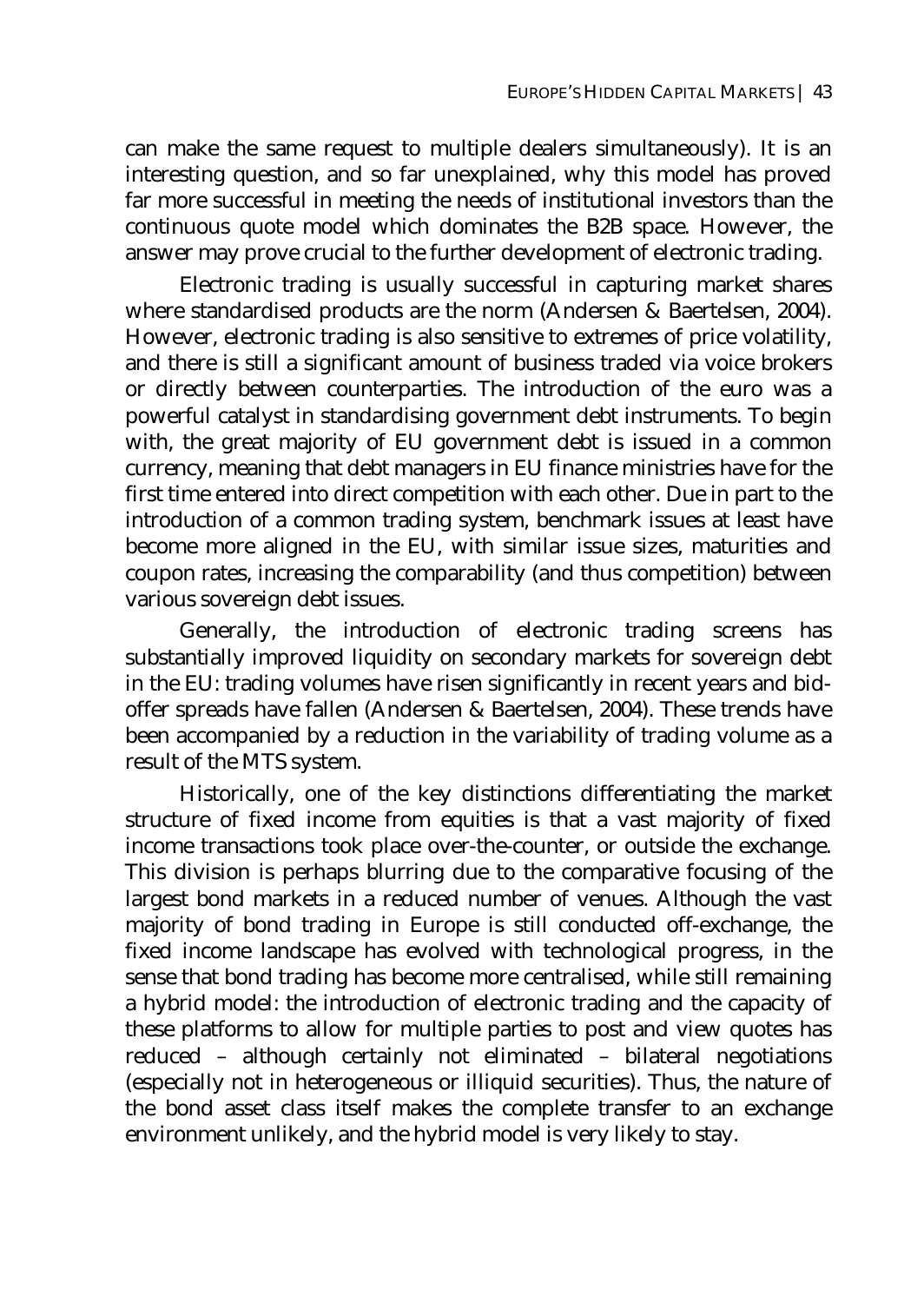can make the same request to multiple dealers simultaneously). It is an interesting question, and so far unexplained, why this model has proved far more successful in meeting the needs of institutional investors than the continuous quote model which dominates the B2B space. However, the answer may prove crucial to the further development of electronic trading.

Electronic trading is usually successful in capturing market shares where standardised products are the norm (Andersen & Baertelsen, 2004). However, electronic trading is also sensitive to extremes of price volatility, and there is still a significant amount of business traded via voice brokers or directly between counterparties. The introduction of the euro was a powerful catalyst in standardising government debt instruments. To begin with, the great majority of EU government debt is issued in a common currency, meaning that debt managers in EU finance ministries have for the first time entered into direct competition with each other. Due in part to the introduction of a common trading system, benchmark issues at least have become more aligned in the EU, with similar issue sizes, maturities and coupon rates, increasing the comparability (and thus competition) between various sovereign debt issues.

Generally, the introduction of electronic trading screens has substantially improved liquidity on secondary markets for sovereign debt in the EU: trading volumes have risen significantly in recent years and bid-offer spreads have fallen (Andersen & Baertelsen, 2004). These trends have been accompanied by a reduction in the variability of trading volume as a result of the MTS system.

Historically, one of the key distinctions differentiating the market structure of fixed income from equities is that a vast majority of fixed income transactions took place over-the-counter, or outside the exchange. This division is perhaps blurring due to the comparative focusing of the largest bond markets in a reduced number of venues. Although the vast majority of bond trading in Europe is still conducted off-exchange, the fixed income landscape has evolved with technological progress, in the sense that bond trading has become more centralised, while still remaining a hybrid model: the introduction of electronic trading and the capacity of these platforms to allow for multiple parties to post and view quotes has reduced – although certainly not eliminated – bilateral negotiations (especially not in heterogeneous or illiquid securities). Thus, the nature of the bond asset class itself makes the complete transfer to an exchange environment unlikely, and the hybrid model is very likely to stay.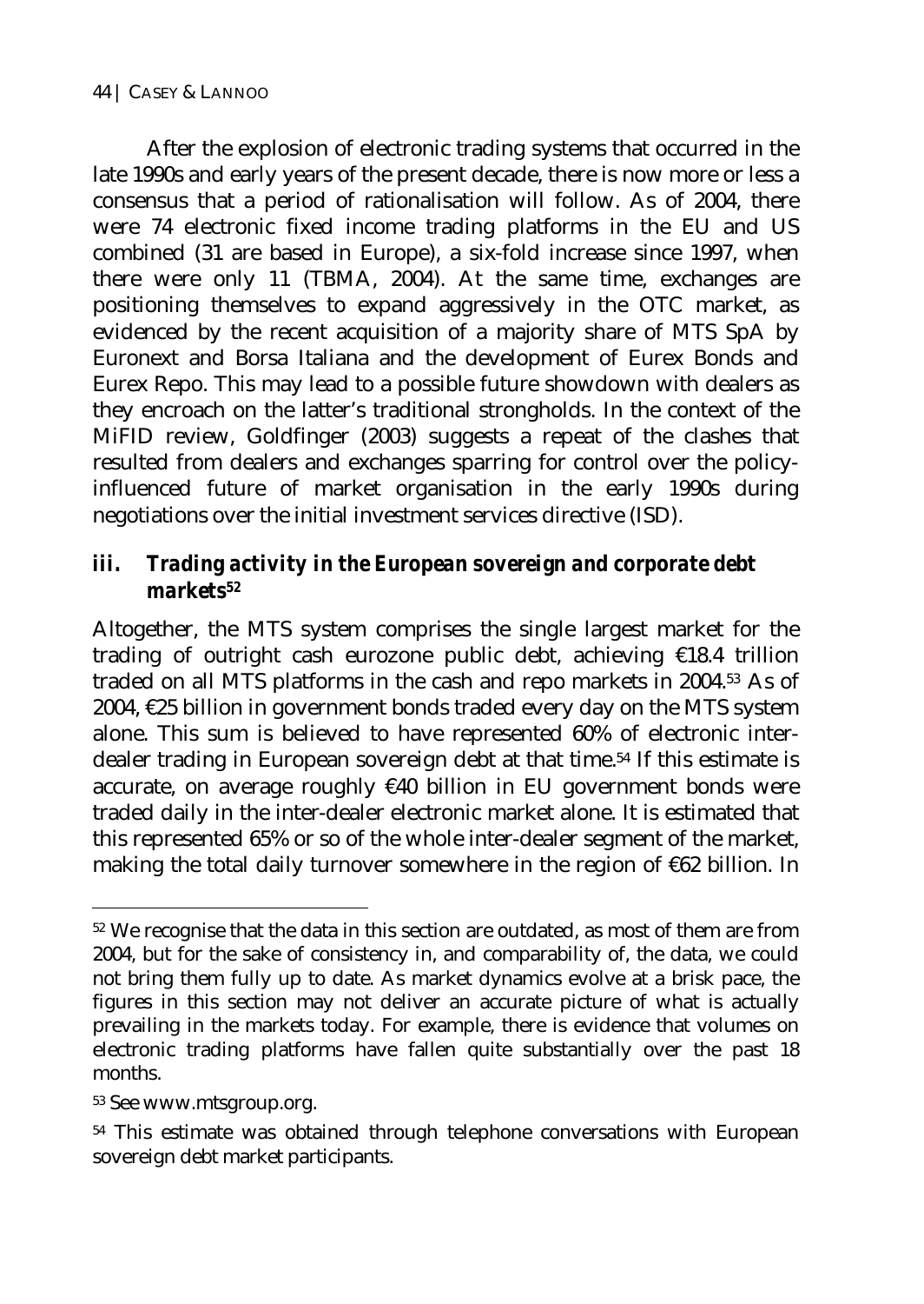After the explosion of electronic trading systems that occurred in the late 1990s and early years of the present decade, there is now more or less a consensus that a period of rationalisation will follow. As of 2004, there were 74 electronic fixed income trading platforms in the EU and US combined (31 are based in Europe), a six-fold increase since 1997, when there were only 11 (TBMA, 2004). At the same time, exchanges are positioning themselves to expand aggressively in the OTC market, as evidenced by the recent acquisition of a majority share of MTS SpA by Euronext and Borsa Italiana and the development of Eurex Bonds and Eurex Repo. This may lead to a possible future showdown with dealers as they encroach on the latter's traditional strongholds. In the context of the MiFID review, Goldfinger (2003) suggests a repeat of the clashes that resulted from dealers and exchanges sparring for control over the policy-influenced future of market organisation in the early 1990s during negotiations over the initial investment services directive (ISD).

### *iii. Trading activity in the European sovereign and corporate debt markets*[52]

Altogether, the MTS system comprises the single largest market for the trading of outright cash eurozone public debt, achieving €18.4 trillion traded on all MTS platforms in the cash and repo markets in 2004.[53] As of 2004, €25 billion in government bonds traded every day on the MTS system alone. This sum is believed to have represented 60% of electronic inter-dealer trading in European sovereign debt at that time.[54] If this estimate is accurate, on average roughly €40 billion in EU government bonds were traded daily in the inter-dealer electronic market alone. It is estimated that this represented 65% or so of the whole inter-dealer segment of the market, making the total daily turnover somewhere in the region of €62 billion. In

---

[52] We recognise that the data in this section are outdated, as most of them are from 2004, but for the sake of consistency in, and comparability of, the data, we could not bring them fully up to date. As market dynamics evolve at a brisk pace, the figures in this section may not deliver an accurate picture of what is actually prevailing in the markets today. For example, there is evidence that volumes on electronic trading platforms have fallen quite substantially over the past 18 months.

[53] See www.mtsgroup.org.

[54] This estimate was obtained through telephone conversations with European sovereign debt market participants.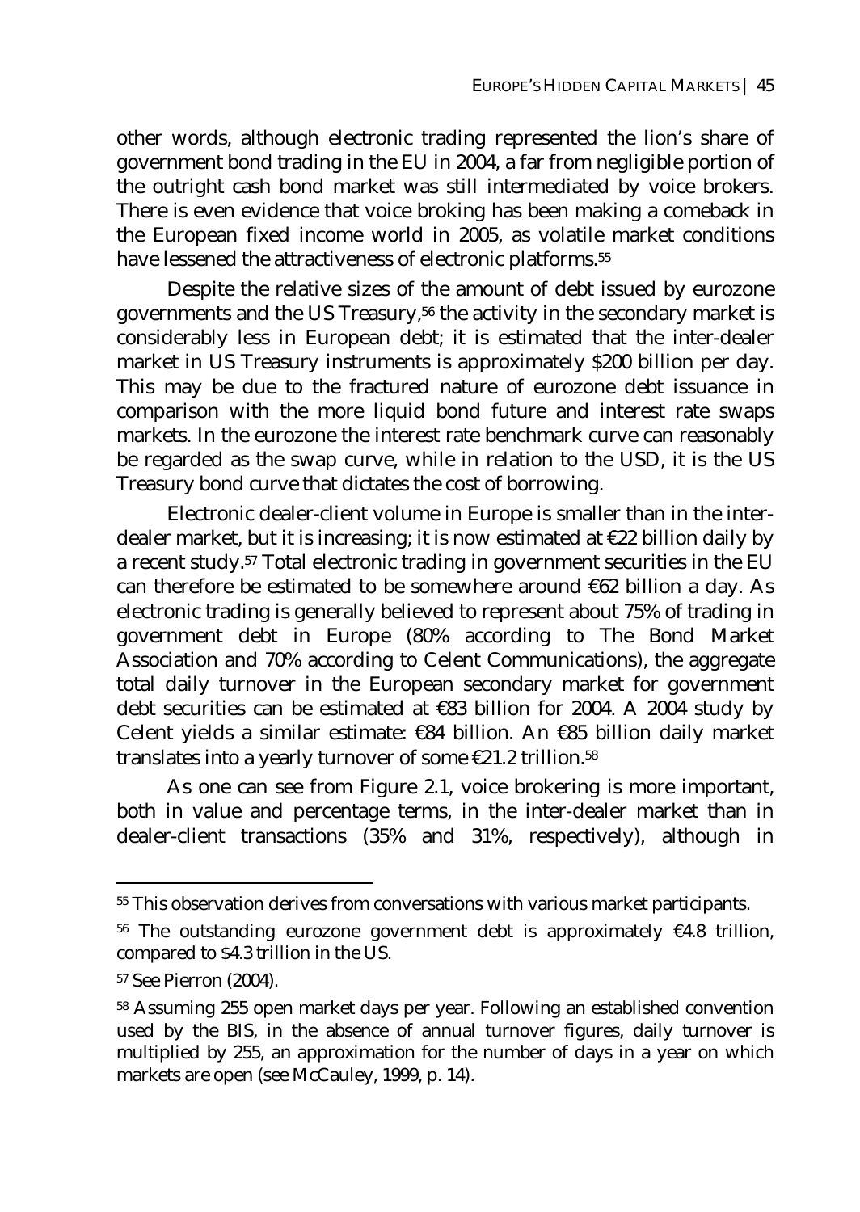other words, although electronic trading represented the lion's share of government bond trading in the EU in 2004, a far from negligible portion of the outright cash bond market was still intermediated by voice brokers. There is even evidence that voice broking has been making a comeback in the European fixed income world in 2005, as volatile market conditions have lessened the attractiveness of electronic platforms.[55]

Despite the relative sizes of the amount of debt issued by eurozone governments and the US Treasury,[56] the activity in the secondary market is considerably less in European debt; it is estimated that the inter-dealer market in US Treasury instruments is approximately $200 billion per day. This may be due to the fractured nature of eurozone debt issuance in comparison with the more liquid bond future and interest rate swaps markets. In the eurozone the interest rate benchmark curve can reasonably be regarded as the swap curve, while in relation to the USD, it is the US Treasury bond curve that dictates the cost of borrowing.

Electronic dealer-client volume in Europe is smaller than in the inter-dealer market, but it is increasing; it is now estimated at €22 billion daily by a recent study.[57] Total electronic trading in government securities in the EU can therefore be estimated to be somewhere around €62 billion a day. As electronic trading is generally believed to represent about 75% of trading in government debt in Europe (80% according to The Bond Market Association and 70% according to Celent Communications), the aggregate total daily turnover in the European secondary market for government debt securities can be estimated at €83 billion for 2004. A 2004 study by Celent yields a similar estimate: €84 billion. An €85 billion daily market translates into a yearly turnover of some €21.2 trillion.[58]

As one can see from Figure 2.1, voice brokering is more important, both in value and percentage terms, in the inter-dealer market than in dealer-client transactions (35% and 31%, respectively), although in

---

[55] This observation derives from conversations with various market participants.

[56] The outstanding eurozone government debt is approximately €4.8 trillion, compared to $4.3 trillion in the US.

[57] See Pierron (2004).

[58] Assuming 255 open market days per year. Following an established convention used by the BIS, in the absence of annual turnover figures, daily turnover is multiplied by 255, an approximation for the number of days in a year on which markets are open (see McCauley, 1999, p. 14).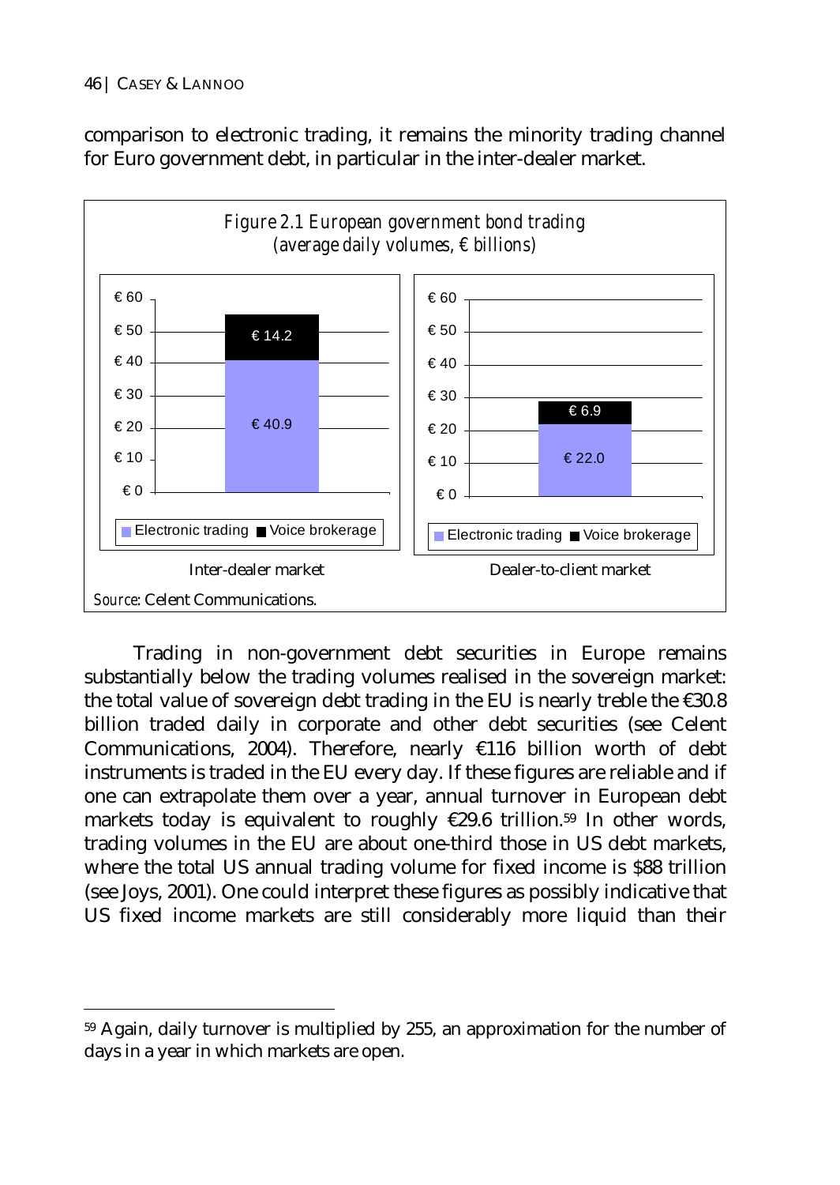comparison to electronic trading, it remains the minority trading channel for Euro government debt, in particular in the inter-dealer market.

*Figure 2.1 European government bond trading (average daily volumes, € billions)*

| | Electronic trading | Voice brokerage |
|---|---|---|
| Inter-dealer market | € 40.9 | € 14.2 |
| Dealer-to-client market | € 22.0 | € 6.9 |

*Source*: Celent Communications.

Trading in non-government debt securities in Europe remains substantially below the trading volumes realised in the sovereign market: the total value of sovereign debt trading in the EU is nearly treble the €30.8 billion traded daily in corporate and other debt securities (see Celent Communications, 2004). Therefore, nearly €116 billion worth of debt instruments is traded in the EU every day. If these figures are reliable and if one can extrapolate them over a year, annual turnover in European debt markets today is equivalent to roughly €29.6 trillion.[59] In other words, trading volumes in the EU are about one-third those in US debt markets, where the total US annual trading volume for fixed income is $88 trillion (see Joys, 2001). One could interpret these figures as possibly indicative that US fixed income markets are still considerably more liquid than their

[59] Again, daily turnover is multiplied by 255, an approximation for the number of days in a year in which markets are open.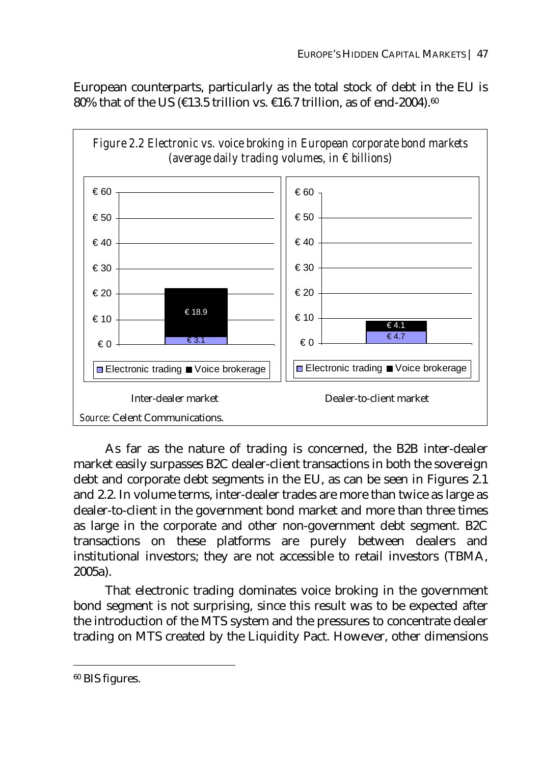European counterparts, particularly as the total stock of debt in the EU is 80% that of the US (€13.5 trillion vs. €16.7 trillion, as of end-2004).[60]

*Figure 2.2 Electronic vs. voice broking in European corporate bond markets (average daily trading volumes, in € billions)*

| | Electronic trading | Voice brokerage |
|---|---|---|
| Inter-dealer market | € 3.1 | € 18.9 |
| Dealer-to-client market | € 4.7 | € 4.1 |

*Source*: Celent Communications.

As far as the nature of trading is concerned, the B2B inter-dealer market easily surpasses B2C dealer-client transactions in both the sovereign debt and corporate debt segments in the EU, as can be seen in Figures 2.1 and 2.2. In volume terms, inter-dealer trades are more than twice as large as dealer-to-client in the government bond market and more than three times as large in the corporate and other non-government debt segment. B2C transactions on these platforms are purely between dealers and institutional investors; they are not accessible to retail investors (TBMA, 2005a).

That electronic trading dominates voice broking in the government bond segment is not surprising, since this result was to be expected after the introduction of the MTS system and the pressures to concentrate dealer trading on MTS created by the Liquidity Pact. However, other dimensions

[60] BIS figures.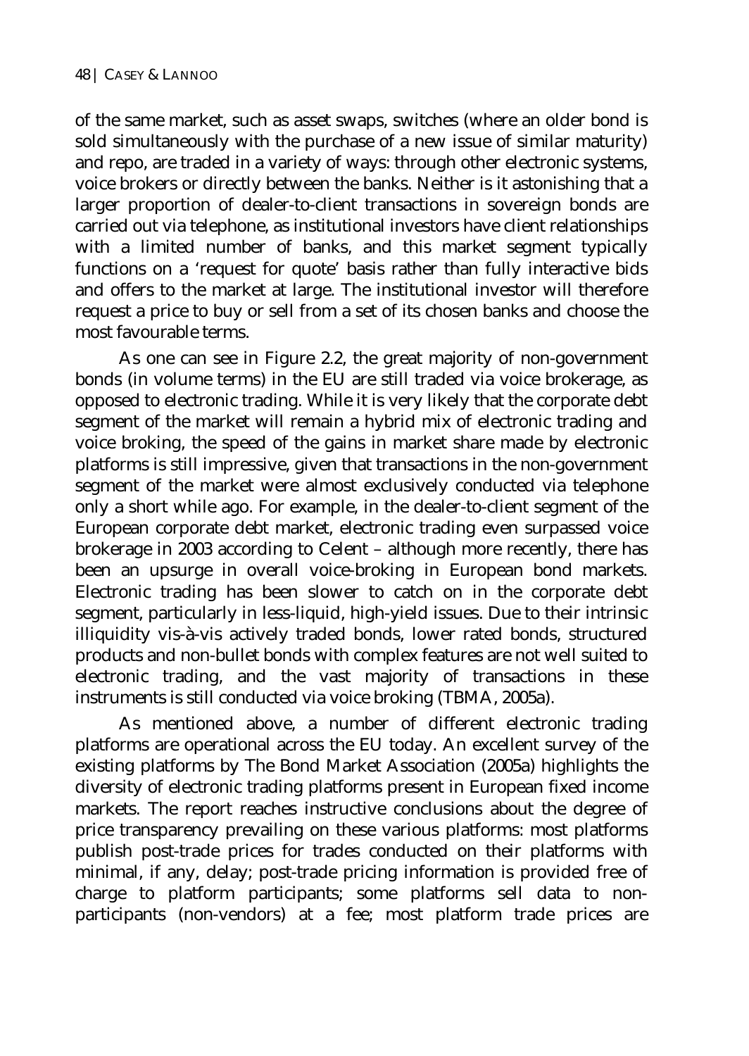of the same market, such as asset swaps, switches (where an older bond is sold simultaneously with the purchase of a new issue of similar maturity) and repo, are traded in a variety of ways: through other electronic systems, voice brokers or directly between the banks. Neither is it astonishing that a larger proportion of dealer-to-client transactions in sovereign bonds are carried out via telephone, as institutional investors have client relationships with a limited number of banks, and this market segment typically functions on a 'request for quote' basis rather than fully interactive bids and offers to the market at large. The institutional investor will therefore request a price to buy or sell from a set of its chosen banks and choose the most favourable terms.

As one can see in Figure 2.2, the great majority of non-government bonds (in volume terms) in the EU are still traded via voice brokerage, as opposed to electronic trading. While it is very likely that the corporate debt segment of the market will remain a hybrid mix of electronic trading and voice broking, the speed of the gains in market share made by electronic platforms is still impressive, given that transactions in the non-government segment of the market were almost exclusively conducted via telephone only a short while ago. For example, in the dealer-to-client segment of the European corporate debt market, electronic trading even surpassed voice brokerage in 2003 according to Celent – although more recently, there has been an upsurge in overall voice-broking in European bond markets. Electronic trading has been slower to catch on in the corporate debt segment, particularly in less-liquid, high-yield issues. Due to their intrinsic illiquidity vis-à-vis actively traded bonds, lower rated bonds, structured products and non-bullet bonds with complex features are not well suited to electronic trading, and the vast majority of transactions in these instruments is still conducted via voice broking (TBMA, 2005a).

As mentioned above, a number of different electronic trading platforms are operational across the EU today. An excellent survey of the existing platforms by The Bond Market Association (2005a) highlights the diversity of electronic trading platforms present in European fixed income markets. The report reaches instructive conclusions about the degree of price transparency prevailing on these various platforms: most platforms publish post-trade prices for trades conducted on their platforms with minimal, if any, delay; post-trade pricing information is provided free of charge to platform participants; some platforms sell data to non-participants (non-vendors) at a fee; most platform trade prices are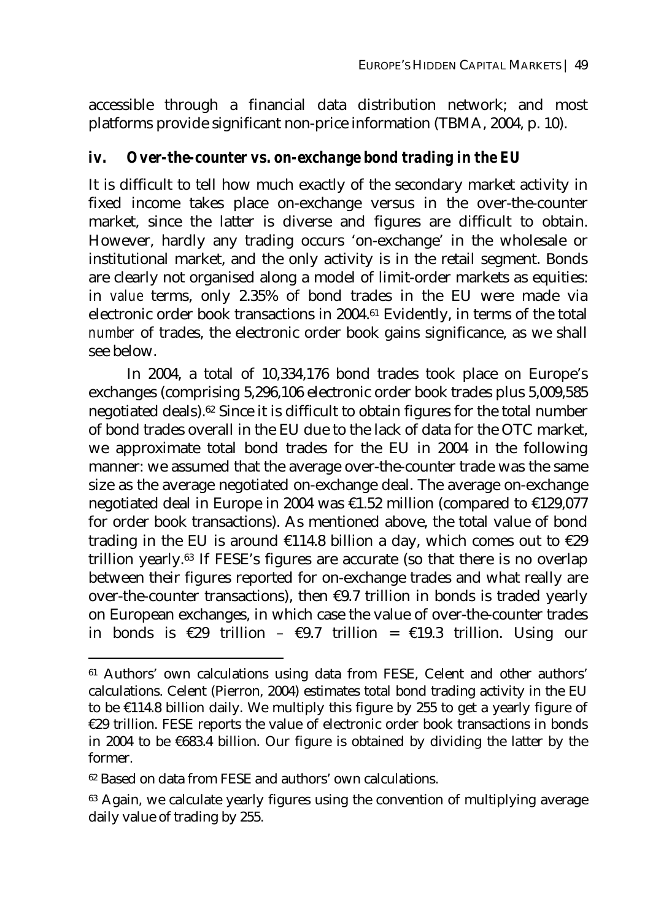accessible through a financial data distribution network; and most platforms provide significant non-price information (TBMA, 2004, p. 10).

### *iv. Over-the-counter vs. on-exchange bond trading in the EU*

It is difficult to tell how much exactly of the secondary market activity in fixed income takes place on-exchange versus in the over-the-counter market, since the latter is diverse and figures are difficult to obtain. However, hardly any trading occurs 'on-exchange' in the wholesale or institutional market, and the only activity is in the retail segment. Bonds are clearly not organised along a model of limit-order markets as equities: in *value* terms, only 2.35% of bond trades in the EU were made via electronic order book transactions in 2004.[61] Evidently, in terms of the total *number* of trades, the electronic order book gains significance, as we shall see below.

In 2004, a total of 10,334,176 bond trades took place on Europe's exchanges (comprising 5,296,106 electronic order book trades plus 5,009,585 negotiated deals).[62] Since it is difficult to obtain figures for the total number of bond trades overall in the EU due to the lack of data for the OTC market, we approximate total bond trades for the EU in 2004 in the following manner: we assumed that the average over-the-counter trade was the same size as the average negotiated on-exchange deal. The average on-exchange negotiated deal in Europe in 2004 was €1.52 million (compared to €129,077 for order book transactions). As mentioned above, the total value of bond trading in the EU is around €114.8 billion a day, which comes out to €29 trillion yearly.[63] If FESE's figures are accurate (so that there is no overlap between their figures reported for on-exchange trades and what really are over-the-counter transactions), then €9.7 trillion in bonds is traded yearly on European exchanges, in which case the value of over-the-counter trades in bonds is €29 trillion – €9.7 trillion = €19.3 trillion. Using our

---

[61] Authors' own calculations using data from FESE, Celent and other authors' calculations. Celent (Pierron, 2004) estimates total bond trading activity in the EU to be €114.8 billion daily. We multiply this figure by 255 to get a yearly figure of €29 trillion. FESE reports the value of electronic order book transactions in bonds in 2004 to be €683.4 billion. Our figure is obtained by dividing the latter by the former.

[62] Based on data from FESE and authors' own calculations.

[63] Again, we calculate yearly figures using the convention of multiplying average daily value of trading by 255.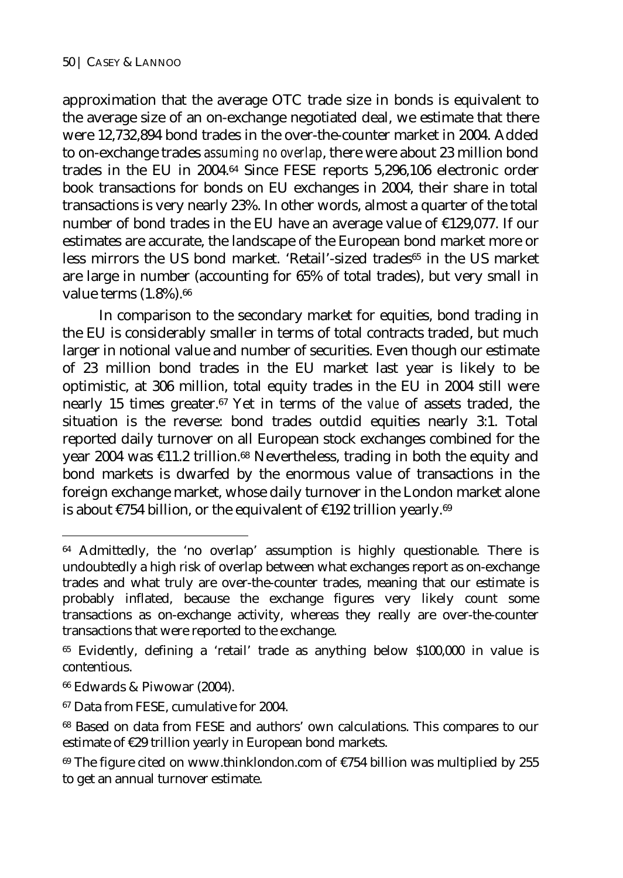approximation that the average OTC trade size in bonds is equivalent to the average size of an on-exchange negotiated deal, we estimate that there were 12,732,894 bond trades in the over-the-counter market in 2004. Added to on-exchange trades *assuming no overlap*, there were about 23 million bond trades in the EU in 2004.[64] Since FESE reports 5,296,106 electronic order book transactions for bonds on EU exchanges in 2004, their share in total transactions is very nearly 23%. In other words, almost a quarter of the total number of bond trades in the EU have an average value of €129,077. If our estimates are accurate, the landscape of the European bond market more or less mirrors the US bond market. 'Retail'-sized trades[65] in the US market are large in number (accounting for 65% of total trades), but very small in value terms (1.8%).[66]

In comparison to the secondary market for equities, bond trading in the EU is considerably smaller in terms of total contracts traded, but much larger in notional value and number of securities. Even though our estimate of 23 million bond trades in the EU market last year is likely to be optimistic, at 306 million, total equity trades in the EU in 2004 still were nearly 15 times greater.[67] Yet in terms of the *value* of assets traded, the situation is the reverse: bond trades outdid equities nearly 3:1. Total reported daily turnover on all European stock exchanges combined for the year 2004 was €11.2 trillion.[68] Nevertheless, trading in both the equity and bond markets is dwarfed by the enormous value of transactions in the foreign exchange market, whose daily turnover in the London market alone is about €754 billion, or the equivalent of €192 trillion yearly.[69]

---

[64] Admittedly, the 'no overlap' assumption is highly questionable. There is undoubtedly a high risk of overlap between what exchanges report as on-exchange trades and what truly are over-the-counter trades, meaning that our estimate is probably inflated, because the exchange figures very likely count some transactions as on-exchange activity, whereas they really are over-the-counter transactions that were reported to the exchange.

[65] Evidently, defining a 'retail' trade as anything below $100,000 in value is contentious.

[66] Edwards & Piwowar (2004).

[67] Data from FESE, cumulative for 2004.

[68] Based on data from FESE and authors' own calculations. This compares to our estimate of €29 trillion yearly in European bond markets.

[69] The figure cited on www.thinklondon.com of €754 billion was multiplied by 255 to get an annual turnover estimate.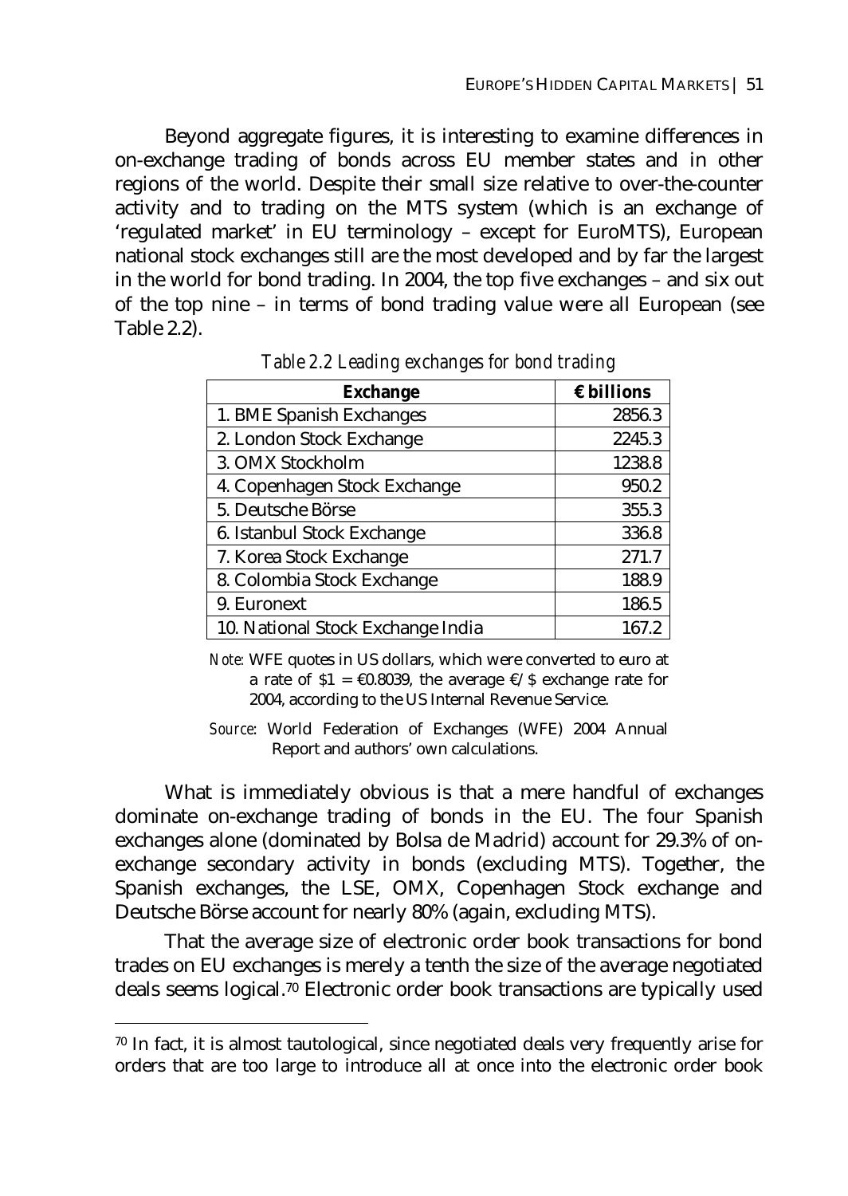Beyond aggregate figures, it is interesting to examine differences in on-exchange trading of bonds across EU member states and in other regions of the world. Despite their small size relative to over-the-counter activity and to trading on the MTS system (which is an exchange of 'regulated market' in EU terminology – except for EuroMTS), European national stock exchanges still are the most developed and by far the largest in the world for bond trading. In 2004, the top five exchanges – and six out of the top nine – in terms of bond trading value were all European (see Table 2.2).

*Table 2.2 Leading exchanges for bond trading*

| Exchange | € billions |
|---|---|
| 1. BME Spanish Exchanges | 2856.3 |
| 2. London Stock Exchange | 2245.3 |
| 3. OMX Stockholm | 1238.8 |
| 4. Copenhagen Stock Exchange | 950.2 |
| 5. Deutsche Börse | 355.3 |
| 6. Istanbul Stock Exchange | 336.8 |
| 7. Korea Stock Exchange | 271.7 |
| 8. Colombia Stock Exchange | 188.9 |
| 9. Euronext | 186.5 |
| 10. National Stock Exchange India | 167.2 |

*Note:* WFE quotes in US dollars, which were converted to euro at a rate of $1 = €0.8039, the average €/$ exchange rate for 2004, according to the US Internal Revenue Service.

*Source*: World Federation of Exchanges (WFE) 2004 Annual Report and authors' own calculations.

What is immediately obvious is that a mere handful of exchanges dominate on-exchange trading of bonds in the EU. The four Spanish exchanges alone (dominated by Bolsa de Madrid) account for 29.3% of on-exchange secondary activity in bonds (excluding MTS). Together, the Spanish exchanges, the LSE, OMX, Copenhagen Stock exchange and Deutsche Börse account for nearly 80% (again, excluding MTS).

That the average size of electronic order book transactions for bond trades on EU exchanges is merely a tenth the size of the average negotiated deals seems logical.[70] Electronic order book transactions are typically used

[70] In fact, it is almost tautological, since negotiated deals very frequently arise for orders that are too large to introduce all at once into the electronic order book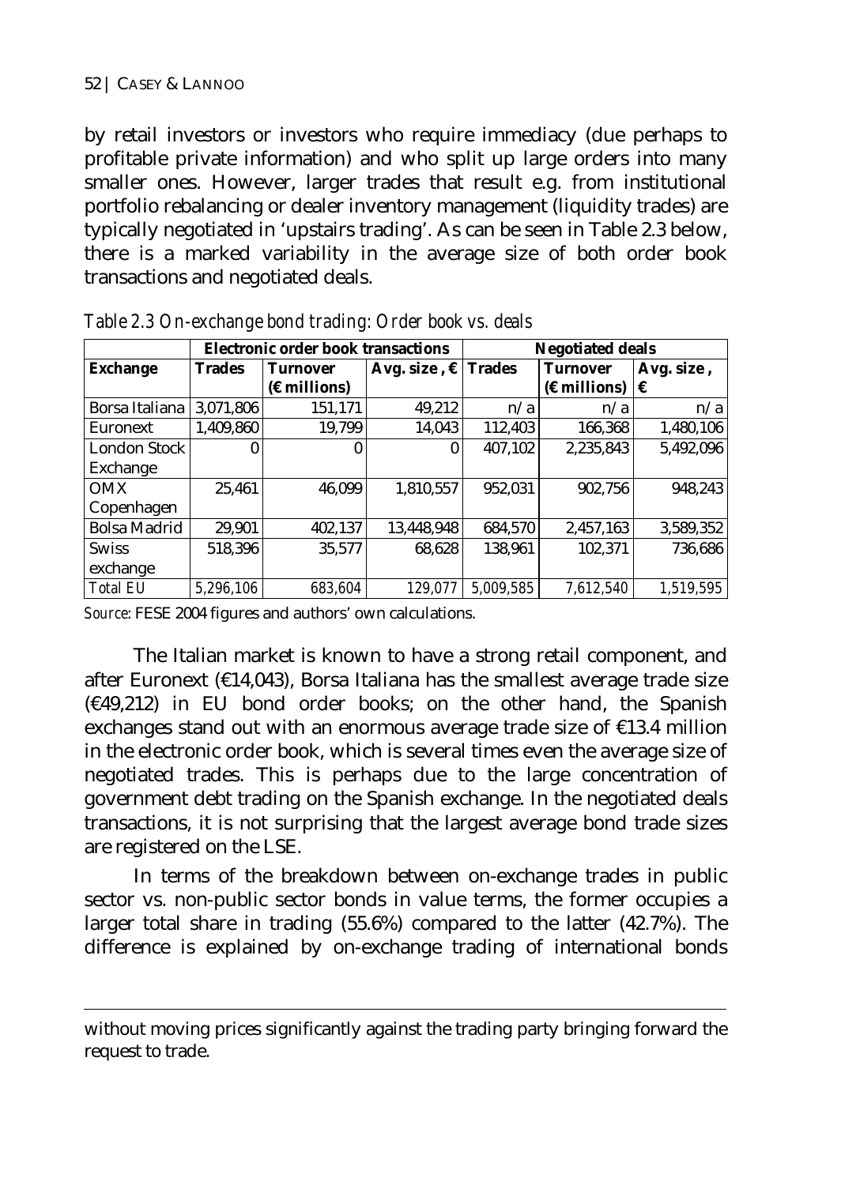by retail investors or investors who require immediacy (due perhaps to profitable private information) and who split up large orders into many smaller ones. However, larger trades that result e.g. from institutional portfolio rebalancing or dealer inventory management (liquidity trades) are typically negotiated in 'upstairs trading'. As can be seen in Table 2.3 below, there is a marked variability in the average size of both order book transactions and negotiated deals.

*Table 2.3 On-exchange bond trading: Order book vs. deals*

| | **Electronic order book transactions** | | | **Negotiated deals** | | |
|---|---|---|---|---|---|---|
| **Exchange** | **Trades** | **Turnover (€ millions)** | **Avg. size , €** | **Trades** | **Turnover (€ millions)** | **Avg. size , €** |
| Borsa Italiana | 3,071,806 | 151,171 | 49,212 | n/a | n/a | n/a |
| Euronext | 1,409,860 | 19,799 | 14,043 | 112,403 | 166,368 | 1,480,106 |
| London Stock Exchange | 0 | 0 | 0 | 407,102 | 2,235,843 | 5,492,096 |
| OMX Copenhagen | 25,461 | 46,099 | 1,810,557 | 952,031 | 902,756 | 948,243 |
| Bolsa Madrid | 29,901 | 402,137 | 13,448,948 | 684,570 | 2,457,163 | 3,589,352 |
| Swiss exchange | 518,396 | 35,577 | 68,628 | 138,961 | 102,371 | 736,686 |
| *Total EU* | *5,296,106* | *683,604* | *129,077* | *5,009,585* | *7,612,540* | *1,519,595* |

*Source*: FESE 2004 figures and authors' own calculations.

The Italian market is known to have a strong retail component, and after Euronext (€14,043), Borsa Italiana has the smallest average trade size (€49,212) in EU bond order books; on the other hand, the Spanish exchanges stand out with an enormous average trade size of €13.4 million in the electronic order book, which is several times even the average size of negotiated trades. This is perhaps due to the large concentration of government debt trading on the Spanish exchange. In the negotiated deals transactions, it is not surprising that the largest average bond trade sizes are registered on the LSE.

In terms of the breakdown between on-exchange trades in public sector vs. non-public sector bonds in value terms, the former occupies a larger total share in trading (55.6%) compared to the latter (42.7%). The difference is explained by on-exchange trading of international bonds

---

without moving prices significantly against the trading party bringing forward the request to trade.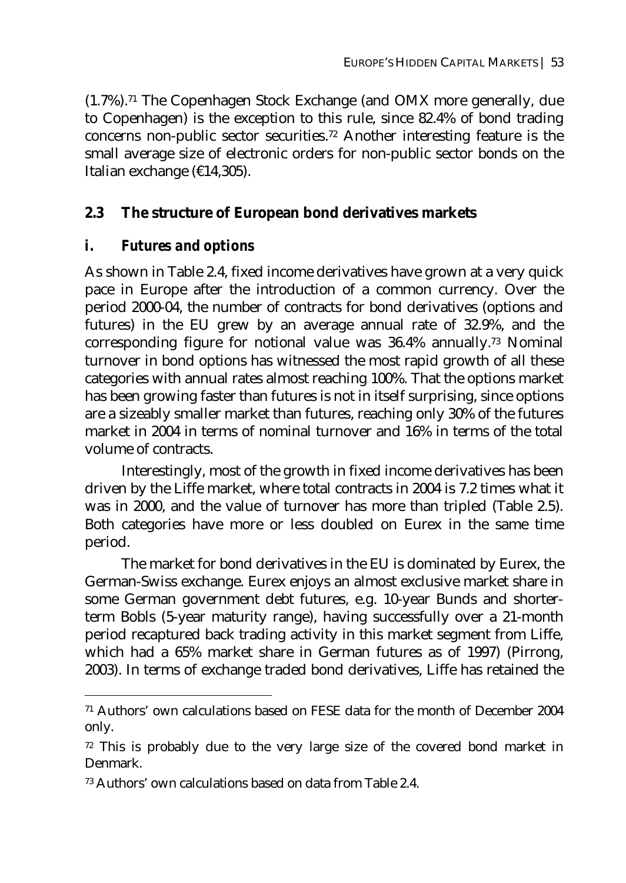(1.7%).[71] The Copenhagen Stock Exchange (and OMX more generally, due to Copenhagen) is the exception to this rule, since 82.4% of bond trading concerns non-public sector securities.[72] Another interesting feature is the small average size of electronic orders for non-public sector bonds on the Italian exchange (€14,305).

## 2.3 The structure of European bond derivatives markets

### *i. Futures and options*

As shown in Table 2.4, fixed income derivatives have grown at a very quick pace in Europe after the introduction of a common currency. Over the period 2000-04, the number of contracts for bond derivatives (options and futures) in the EU grew by an average annual rate of 32.9%, and the corresponding figure for notional value was 36.4% annually.[73] Nominal turnover in bond options has witnessed the most rapid growth of all these categories with annual rates almost reaching 100%. That the options market has been growing faster than futures is not in itself surprising, since options are a sizeably smaller market than futures, reaching only 30% of the futures market in 2004 in terms of nominal turnover and 16% in terms of the total volume of contracts.

Interestingly, most of the growth in fixed income derivatives has been driven by the Liffe market, where total contracts in 2004 is 7.2 times what it was in 2000, and the value of turnover has more than tripled (Table 2.5). Both categories have more or less doubled on Eurex in the same time period.

The market for bond derivatives in the EU is dominated by Eurex, the German-Swiss exchange. Eurex enjoys an almost exclusive market share in some German government debt futures, e.g. 10-year Bunds and shorter-term Bobls (5-year maturity range), having successfully over a 21-month period recaptured back trading activity in this market segment from Liffe, which had a 65% market share in German futures as of 1997) (Pirrong, 2003). In terms of exchange traded bond derivatives, Liffe has retained the

---

[71] Authors' own calculations based on FESE data for the month of December 2004 only.

[72] This is probably due to the very large size of the covered bond market in Denmark.

[73] Authors' own calculations based on data from Table 2.4.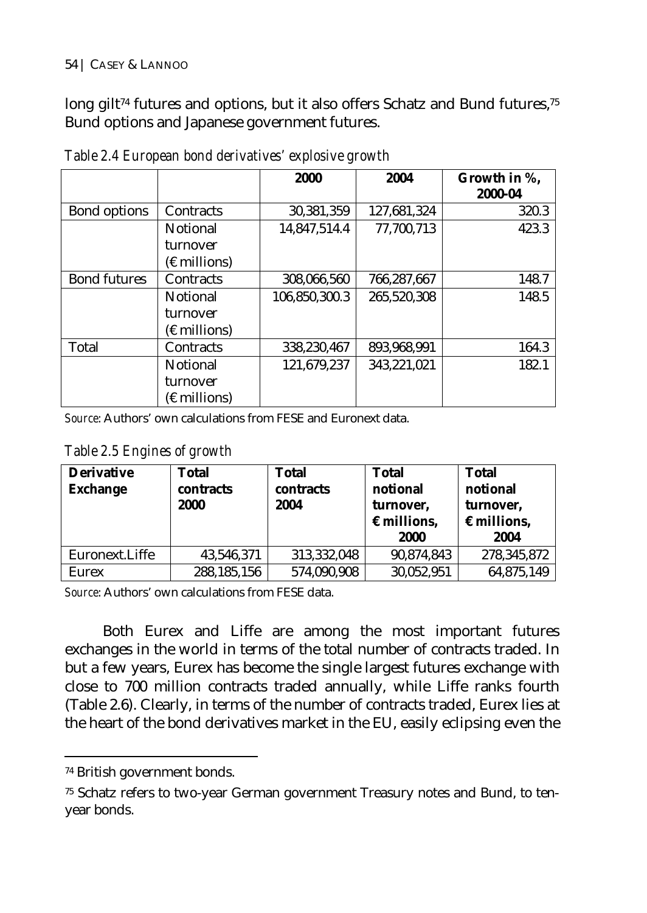long gilt[74] futures and options, but it also offers Schatz and Bund futures,[75] Bund options and Japanese government futures.

*Table 2.4 European bond derivatives' explosive growth*

| | | 2000 | 2004 | Growth in %, 2000-04 |
|---|---|---|---|---|
| Bond options | Contracts | 30,381,359 | 127,681,324 | 320.3 |
| | Notional turnover (€ millions) | 14,847,514.4 | 77,700,713 | 423.3 |
| Bond futures | Contracts | 308,066,560 | 766,287,667 | 148.7 |
| | Notional turnover (€ millions) | 106,850,300.3 | 265,520,308 | 148.5 |
| Total | Contracts | 338,230,467 | 893,968,991 | 164.3 |
| | Notional turnover (€ millions) | 121,679,237 | 343,221,021 | 182.1 |

*Source*: Authors' own calculations from FESE and Euronext data.

*Table 2.5 Engines of growth*

| Derivative Exchange | Total contracts 2000 | Total contracts 2004 | Total notional turnover, € millions, 2000 | Total notional turnover, € millions, 2004 |
|---|---|---|---|---|
| Euronext.Liffe | 43,546,371 | 313,332,048 | 90,874,843 | 278,345,872 |
| Eurex | 288,185,156 | 574,090,908 | 30,052,951 | 64,875,149 |

*Source*: Authors' own calculations from FESE data.

Both Eurex and Liffe are among the most important futures exchanges in the world in terms of the total number of contracts traded. In but a few years, Eurex has become the single largest futures exchange with close to 700 million contracts traded annually, while Liffe ranks fourth (Table 2.6). Clearly, in terms of the number of contracts traded, Eurex lies at the heart of the bond derivatives market in the EU, easily eclipsing even the

[74] British government bonds.

[75] Schatz refers to two-year German government Treasury notes and Bund, to ten-year bonds.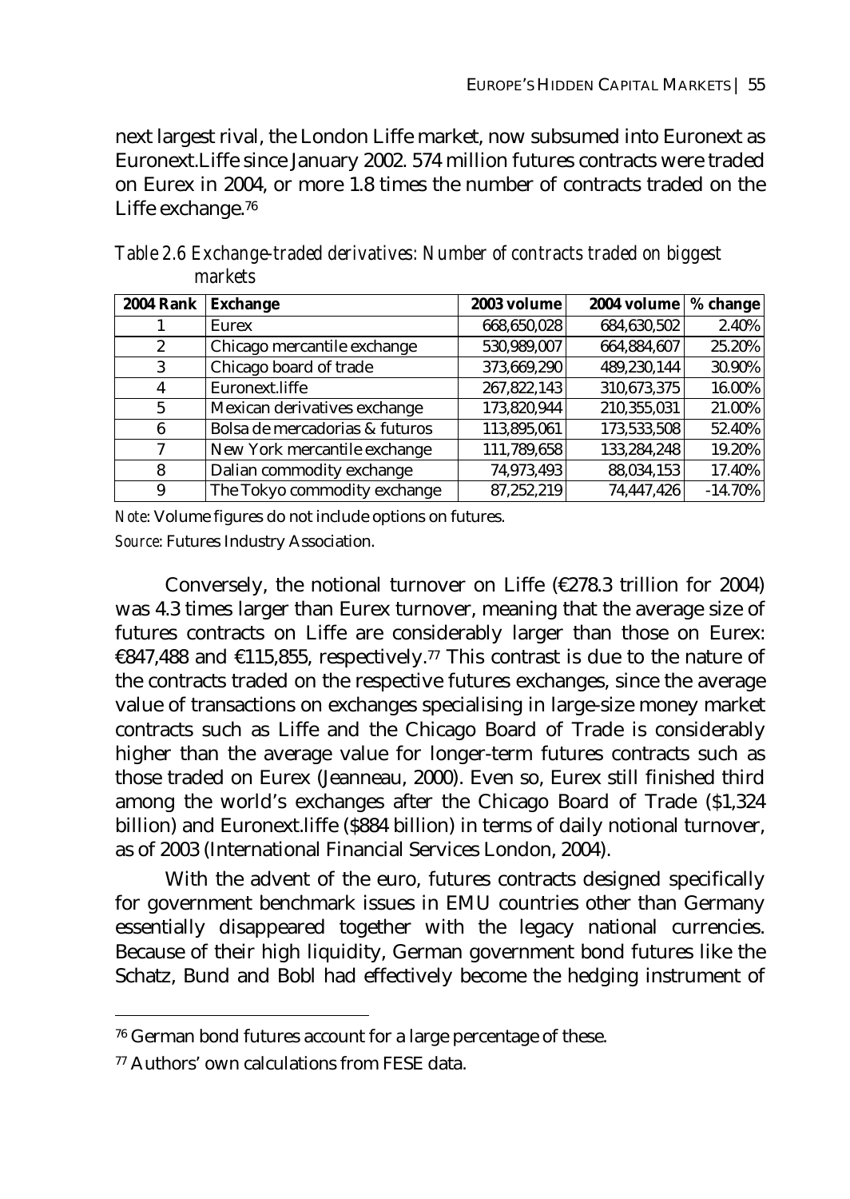next largest rival, the London Liffe market, now subsumed into Euronext as Euronext.Liffe since January 2002. 574 million futures contracts were traded on Eurex in 2004, or more 1.8 times the number of contracts traded on the Liffe exchange.[76]

*Table 2.6 Exchange-traded derivatives: Number of contracts traded on biggest markets*

| 2004 Rank | Exchange | 2003 volume | 2004 volume | % change |
|---|---|---|---|---|
| 1 | Eurex | 668,650,028 | 684,630,502 | 2.40% |
| 2 | Chicago mercantile exchange | 530,989,007 | 664,884,607 | 25.20% |
| 3 | Chicago board of trade | 373,669,290 | 489,230,144 | 30.90% |
| 4 | Euronext.liffe | 267,822,143 | 310,673,375 | 16.00% |
| 5 | Mexican derivatives exchange | 173,820,944 | 210,355,031 | 21.00% |
| 6 | Bolsa de mercadorias & futuros | 113,895,061 | 173,533,508 | 52.40% |
| 7 | New York mercantile exchange | 111,789,658 | 133,284,248 | 19.20% |
| 8 | Dalian commodity exchange | 74,973,493 | 88,034,153 | 17.40% |
| 9 | The Tokyo commodity exchange | 87,252,219 | 74,447,426 | -14.70% |

*Note*: Volume figures do not include options on futures.

*Source*: Futures Industry Association.

Conversely, the notional turnover on Liffe (€278.3 trillion for 2004) was 4.3 times larger than Eurex turnover, meaning that the average size of futures contracts on Liffe are considerably larger than those on Eurex: €847,488 and €115,855, respectively.[77] This contrast is due to the nature of the contracts traded on the respective futures exchanges, since the average value of transactions on exchanges specialising in large-size money market contracts such as Liffe and the Chicago Board of Trade is considerably higher than the average value for longer-term futures contracts such as those traded on Eurex (Jeanneau, 2000). Even so, Eurex still finished third among the world's exchanges after the Chicago Board of Trade ($1,324 billion) and Euronext.liffe ($884 billion) in terms of daily notional turnover, as of 2003 (International Financial Services London, 2004).

With the advent of the euro, futures contracts designed specifically for government benchmark issues in EMU countries other than Germany essentially disappeared together with the legacy national currencies. Because of their high liquidity, German government bond futures like the Schatz, Bund and Bobl had effectively become the hedging instrument of

---

[76] German bond futures account for a large percentage of these.

[77] Authors' own calculations from FESE data.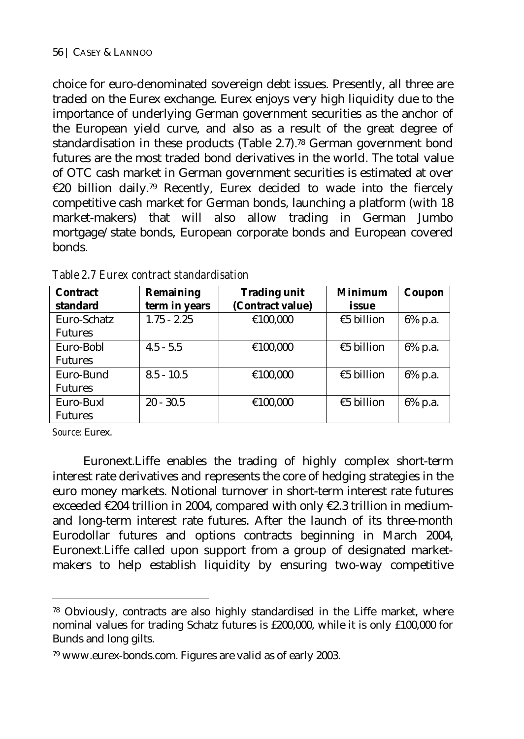choice for euro-denominated sovereign debt issues. Presently, all three are traded on the Eurex exchange. Eurex enjoys very high liquidity due to the importance of underlying German government securities as the anchor of the European yield curve, and also as a result of the great degree of standardisation in these products (Table 2.7).[78] German government bond futures are the most traded bond derivatives in the world. The total value of OTC cash market in German government securities is estimated at over €20 billion daily.[79] Recently, Eurex decided to wade into the fiercely competitive cash market for German bonds, launching a platform (with 18 market-makers) that will also allow trading in German Jumbo mortgage/state bonds, European corporate bonds and European covered bonds.

*Table 2.7 Eurex contract standardisation*

| Contract standard | Remaining term in years | Trading unit (Contract value) | Minimum issue | Coupon |
|---|---|---|---|---|
| Euro-Schatz Futures | 1.75 - 2.25 | €100,000 | €5 billion | 6% p.a. |
| Euro-Bobl Futures | 4.5 - 5.5 | €100,000 | €5 billion | 6% p.a. |
| Euro-Bund Futures | 8.5 - 10.5 | €100,000 | €5 billion | 6% p.a. |
| Euro-Buxl Futures | 20 - 30.5 | €100,000 | €5 billion | 6% p.a. |

*Source*: Eurex.

Euronext.Liffe enables the trading of highly complex short-term interest rate derivatives and represents the core of hedging strategies in the euro money markets. Notional turnover in short-term interest rate futures exceeded €204 trillion in 2004, compared with only €2.3 trillion in medium- and long-term interest rate futures. After the launch of its three-month Eurodollar futures and options contracts beginning in March 2004, Euronext.Liffe called upon support from a group of designated market-makers to help establish liquidity by ensuring two-way competitive

---

[78] Obviously, contracts are also highly standardised in the Liffe market, where nominal values for trading Schatz futures is £200,000, while it is only £100,000 for Bunds and long gilts.

[79] www.eurex-bonds.com. Figures are valid as of early 2003.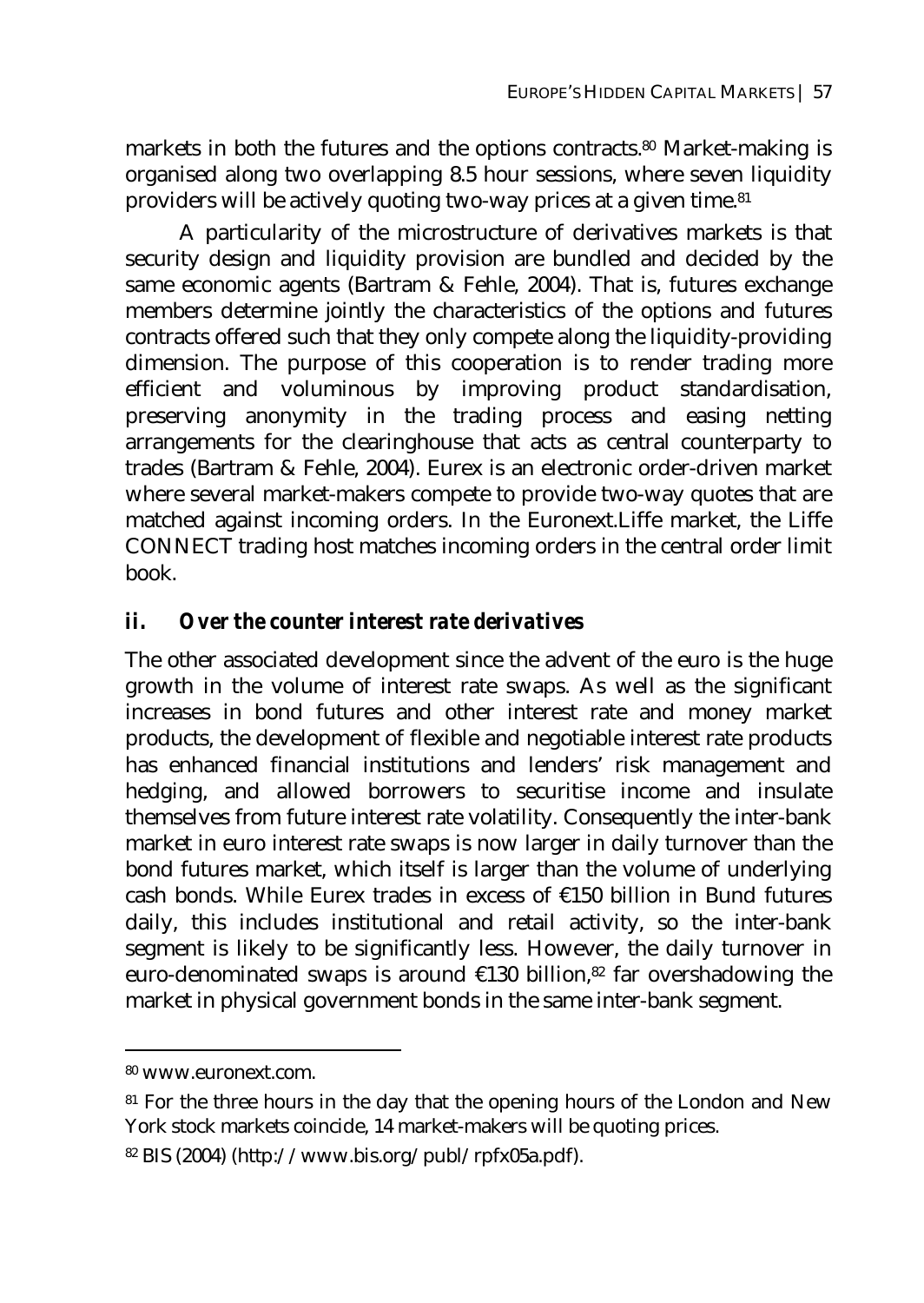markets in both the futures and the options contracts.[80] Market-making is organised along two overlapping 8.5 hour sessions, where seven liquidity providers will be actively quoting two-way prices at a given time.[81]

A particularity of the microstructure of derivatives markets is that security design and liquidity provision are bundled and decided by the same economic agents (Bartram & Fehle, 2004). That is, futures exchange members determine jointly the characteristics of the options and futures contracts offered such that they only compete along the liquidity-providing dimension. The purpose of this cooperation is to render trading more efficient and voluminous by improving product standardisation, preserving anonymity in the trading process and easing netting arrangements for the clearinghouse that acts as central counterparty to trades (Bartram & Fehle, 2004). Eurex is an electronic order-driven market where several market-makers compete to provide two-way quotes that are matched against incoming orders. In the Euronext.Liffe market, the Liffe CONNECT trading host matches incoming orders in the central order limit book.

### *ii. Over the counter interest rate derivatives*

The other associated development since the advent of the euro is the huge growth in the volume of interest rate swaps. As well as the significant increases in bond futures and other interest rate and money market products, the development of flexible and negotiable interest rate products has enhanced financial institutions and lenders' risk management and hedging, and allowed borrowers to securitise income and insulate themselves from future interest rate volatility. Consequently the inter-bank market in euro interest rate swaps is now larger in daily turnover than the bond futures market, which itself is larger than the volume of underlying cash bonds. While Eurex trades in excess of €150 billion in Bund futures daily, this includes institutional and retail activity, so the inter-bank segment is likely to be significantly less. However, the daily turnover in euro-denominated swaps is around €130 billion,[82] far overshadowing the market in physical government bonds in the same inter-bank segment.

---

[80] www.euronext.com.

[81] For the three hours in the day that the opening hours of the London and New York stock markets coincide, 14 market-makers will be quoting prices.

[82] BIS (2004) (http://www.bis.org/publ/rpfx05a.pdf).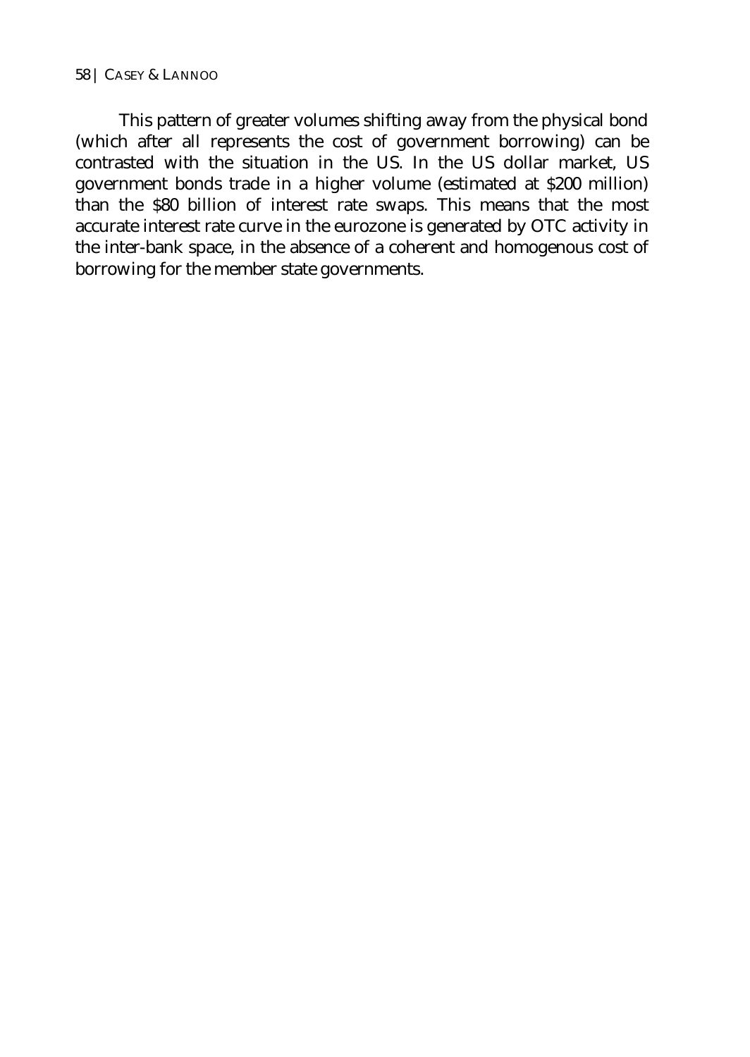This pattern of greater volumes shifting away from the physical bond (which after all represents the cost of government borrowing) can be contrasted with the situation in the US. In the US dollar market, US government bonds trade in a higher volume (estimated at $200 million) than the $80 billion of interest rate swaps. This means that the most accurate interest rate curve in the eurozone is generated by OTC activity in the inter-bank space, in the absence of a coherent and homogenous cost of borrowing for the member state governments.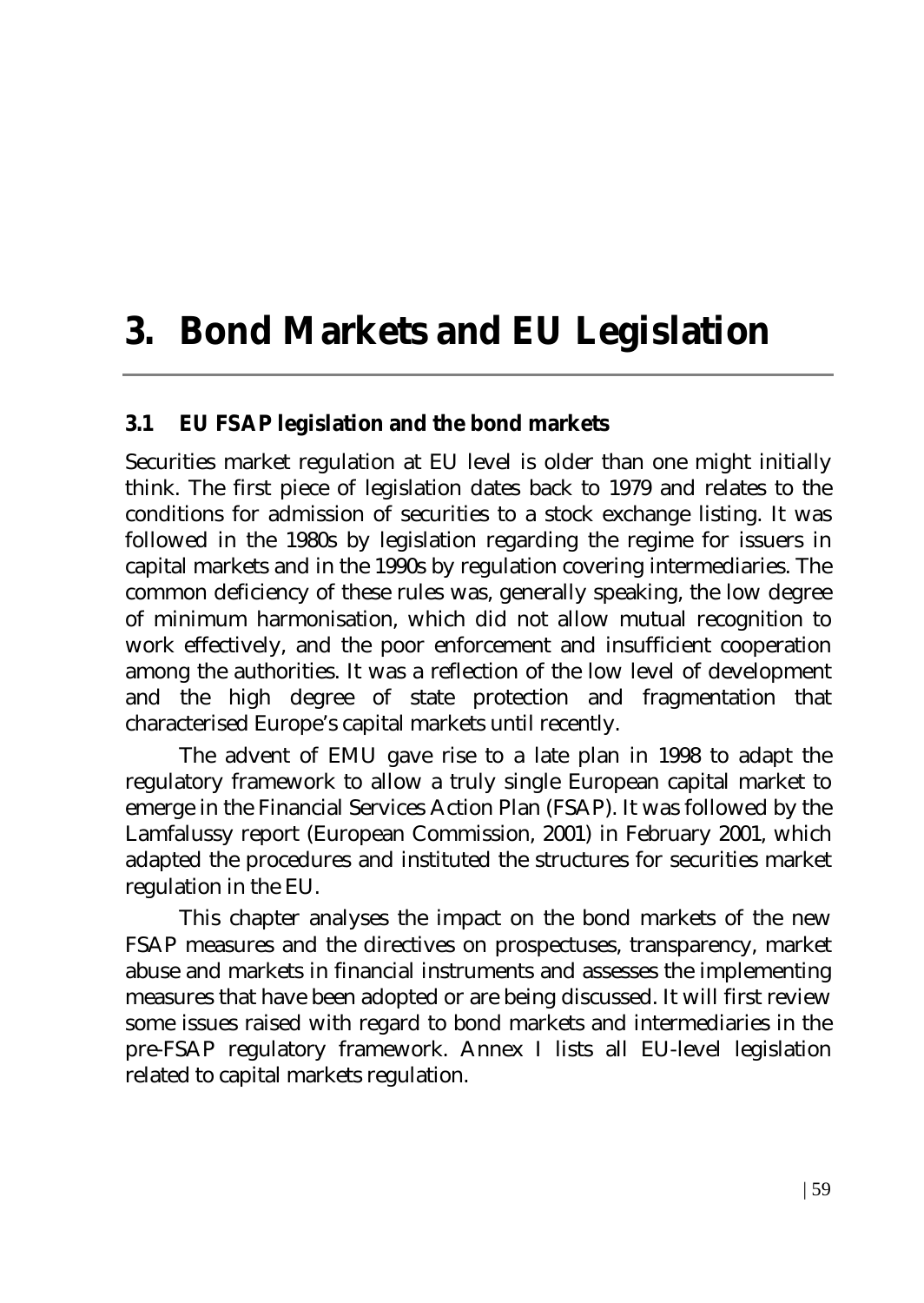# 3. Bond Markets and EU Legislation

## 3.1 EU FSAP legislation and the bond markets

Securities market regulation at EU level is older than one might initially think. The first piece of legislation dates back to 1979 and relates to the conditions for admission of securities to a stock exchange listing. It was followed in the 1980s by legislation regarding the regime for issuers in capital markets and in the 1990s by regulation covering intermediaries. The common deficiency of these rules was, generally speaking, the low degree of minimum harmonisation, which did not allow mutual recognition to work effectively, and the poor enforcement and insufficient cooperation among the authorities. It was a reflection of the low level of development and the high degree of state protection and fragmentation that characterised Europe's capital markets until recently.

The advent of EMU gave rise to a late plan in 1998 to adapt the regulatory framework to allow a truly single European capital market to emerge in the Financial Services Action Plan (FSAP). It was followed by the Lamfalussy report (European Commission, 2001) in February 2001, which adapted the procedures and instituted the structures for securities market regulation in the EU.

This chapter analyses the impact on the bond markets of the new FSAP measures and the directives on prospectuses, transparency, market abuse and markets in financial instruments and assesses the implementing measures that have been adopted or are being discussed. It will first review some issues raised with regard to bond markets and intermediaries in the pre-FSAP regulatory framework. Annex I lists all EU-level legislation related to capital markets regulation.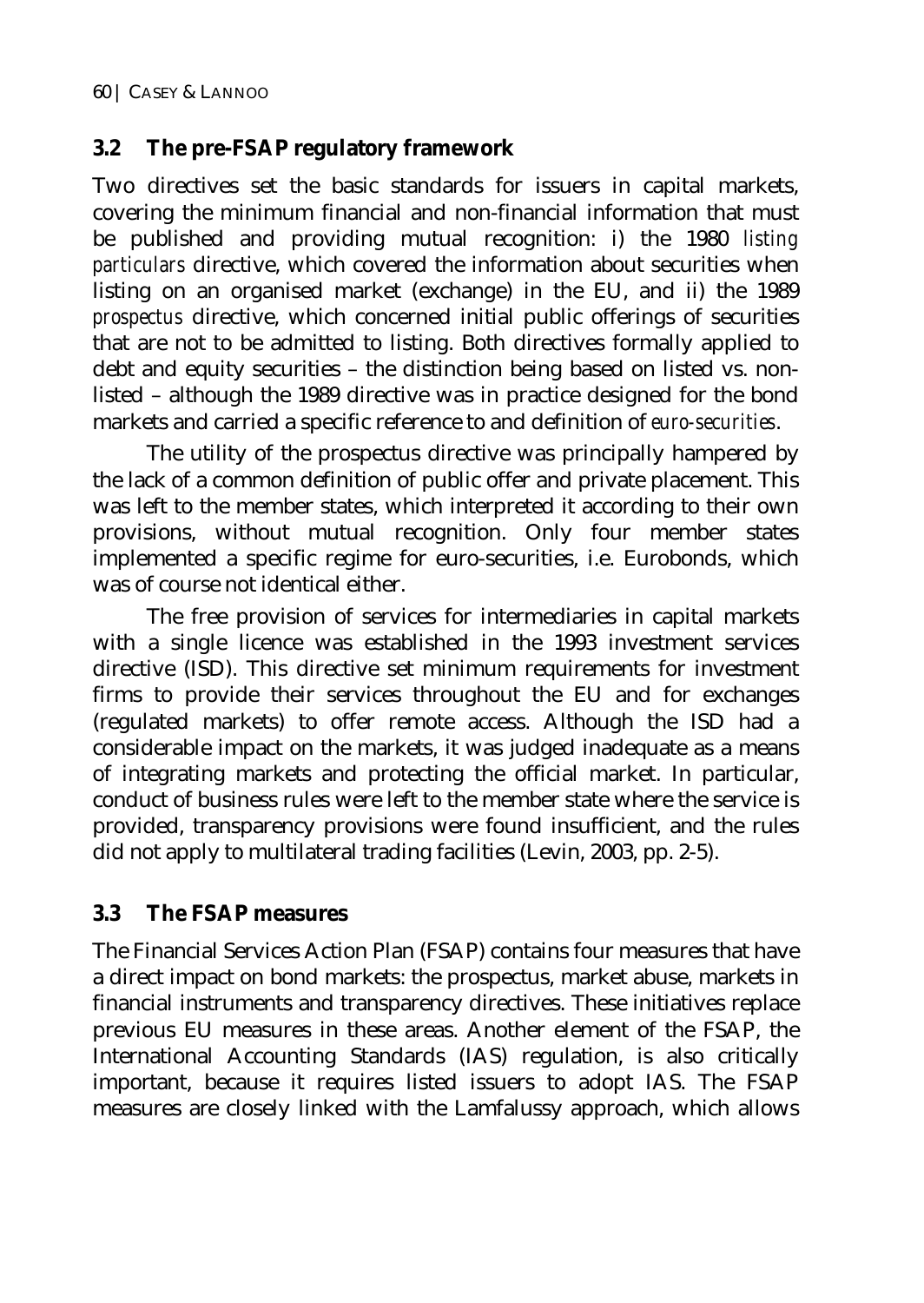### 3.2 The pre-FSAP regulatory framework

Two directives set the basic standards for issuers in capital markets, covering the minimum financial and non-financial information that must be published and providing mutual recognition: i) the 1980 *listing particulars* directive, which covered the information about securities when listing on an organised market (exchange) in the EU, and ii) the 1989 *prospectus* directive, which concerned initial public offerings of securities that are not to be admitted to listing. Both directives formally applied to debt and equity securities – the distinction being based on listed vs. non-listed – although the 1989 directive was in practice designed for the bond markets and carried a specific reference to and definition of *euro-securities*.

The utility of the prospectus directive was principally hampered by the lack of a common definition of public offer and private placement. This was left to the member states, which interpreted it according to their own provisions, without mutual recognition. Only four member states implemented a specific regime for euro-securities, i.e. Eurobonds, which was of course not identical either.

The free provision of services for intermediaries in capital markets with a single licence was established in the 1993 investment services directive (ISD). This directive set minimum requirements for investment firms to provide their services throughout the EU and for exchanges (regulated markets) to offer remote access. Although the ISD had a considerable impact on the markets, it was judged inadequate as a means of integrating markets and protecting the official market. In particular, conduct of business rules were left to the member state where the service is provided, transparency provisions were found insufficient, and the rules did not apply to multilateral trading facilities (Levin, 2003, pp. 2-5).

### 3.3 The FSAP measures

The Financial Services Action Plan (FSAP) contains four measures that have a direct impact on bond markets: the prospectus, market abuse, markets in financial instruments and transparency directives. These initiatives replace previous EU measures in these areas. Another element of the FSAP, the International Accounting Standards (IAS) regulation, is also critically important, because it requires listed issuers to adopt IAS. The FSAP measures are closely linked with the Lamfalussy approach, which allows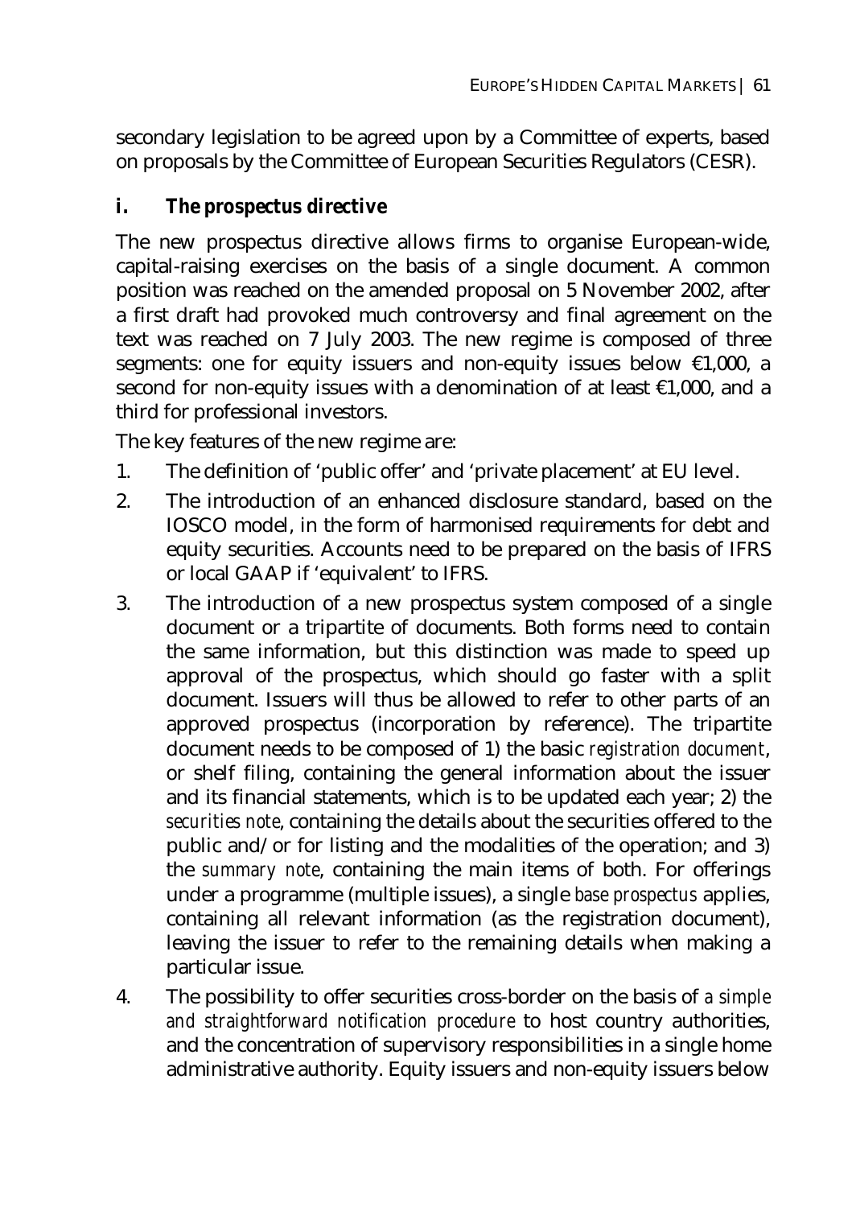secondary legislation to be agreed upon by a Committee of experts, based on proposals by the Committee of European Securities Regulators (CESR).

### i. The prospectus directive

The new prospectus directive allows firms to organise European-wide, capital-raising exercises on the basis of a single document. A common position was reached on the amended proposal on 5 November 2002, after a first draft had provoked much controversy and final agreement on the text was reached on 7 July 2003. The new regime is composed of three segments: one for equity issuers and non-equity issues below €1,000, a second for non-equity issues with a denomination of at least €1,000, and a third for professional investors.

The key features of the new regime are:

1. The definition of 'public offer' and 'private placement' at EU level.
2. The introduction of an enhanced disclosure standard, based on the IOSCO model, in the form of harmonised requirements for debt and equity securities. Accounts need to be prepared on the basis of IFRS or local GAAP if 'equivalent' to IFRS.
3. The introduction of a new prospectus system composed of a single document or a tripartite of documents. Both forms need to contain the same information, but this distinction was made to speed up approval of the prospectus, which should go faster with a split document. Issuers will thus be allowed to refer to other parts of an approved prospectus (incorporation by reference). The tripartite document needs to be composed of 1) the basic *registration document*, or shelf filing, containing the general information about the issuer and its financial statements, which is to be updated each year; 2) the *securities note*, containing the details about the securities offered to the public and/or for listing and the modalities of the operation; and 3) the *summary note*, containing the main items of both. For offerings under a programme (multiple issues), a single *base prospectus* applies, containing all relevant information (as the registration document), leaving the issuer to refer to the remaining details when making a particular issue.
4. The possibility to offer securities cross-border on the basis of *a simple and straightforward notification procedure* to host country authorities, and the concentration of supervisory responsibilities in a single home administrative authority. Equity issuers and non-equity issuers below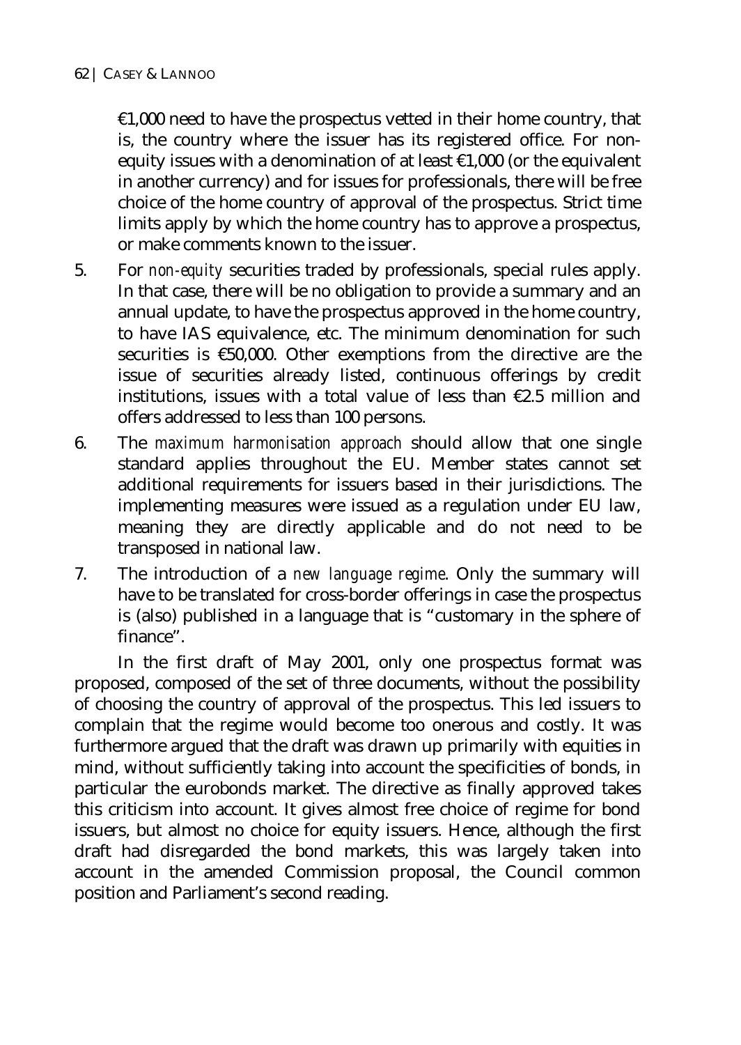€1,000 need to have the prospectus vetted in their home country, that is, the country where the issuer has its registered office. For non-equity issues with a denomination of at least €1,000 (or the equivalent in another currency) and for issues for professionals, there will be free choice of the home country of approval of the prospectus. Strict time limits apply by which the home country has to approve a prospectus, or make comments known to the issuer.

5. For *non-equity* securities traded by professionals, special rules apply. In that case, there will be no obligation to provide a summary and an annual update, to have the prospectus approved in the home country, to have IAS equivalence, etc. The minimum denomination for such securities is €50,000. Other exemptions from the directive are the issue of securities already listed, continuous offerings by credit institutions, issues with a total value of less than €2.5 million and offers addressed to less than 100 persons.

6. The *maximum harmonisation approach* should allow that one single standard applies throughout the EU. Member states cannot set additional requirements for issuers based in their jurisdictions. The implementing measures were issued as a regulation under EU law, meaning they are directly applicable and do not need to be transposed in national law.

7. The introduction of a *new language regime*. Only the summary will have to be translated for cross-border offerings in case the prospectus is (also) published in a language that is "customary in the sphere of finance".

In the first draft of May 2001, only one prospectus format was proposed, composed of the set of three documents, without the possibility of choosing the country of approval of the prospectus. This led issuers to complain that the regime would become too onerous and costly. It was furthermore argued that the draft was drawn up primarily with equities in mind, without sufficiently taking into account the specificities of bonds, in particular the eurobonds market. The directive as finally approved takes this criticism into account. It gives almost free choice of regime for bond issuers, but almost no choice for equity issuers. Hence, although the first draft had disregarded the bond markets, this was largely taken into account in the amended Commission proposal, the Council common position and Parliament's second reading.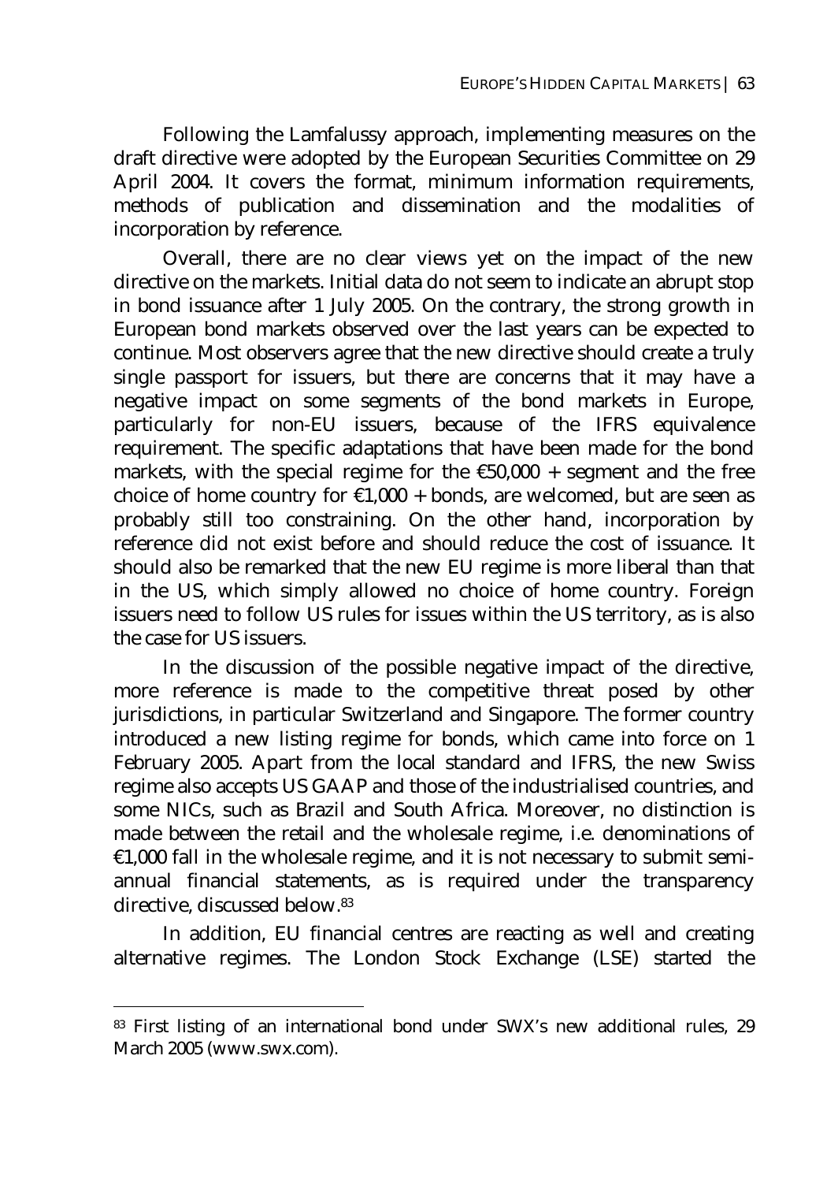Following the Lamfalussy approach, implementing measures on the draft directive were adopted by the European Securities Committee on 29 April 2004. It covers the format, minimum information requirements, methods of publication and dissemination and the modalities of incorporation by reference.

Overall, there are no clear views yet on the impact of the new directive on the markets. Initial data do not seem to indicate an abrupt stop in bond issuance after 1 July 2005. On the contrary, the strong growth in European bond markets observed over the last years can be expected to continue. Most observers agree that the new directive should create a truly single passport for issuers, but there are concerns that it may have a negative impact on some segments of the bond markets in Europe, particularly for non-EU issuers, because of the IFRS equivalence requirement. The specific adaptations that have been made for the bond markets, with the special regime for the €50,000 + segment and the free choice of home country for €1,000 + bonds, are welcomed, but are seen as probably still too constraining. On the other hand, incorporation by reference did not exist before and should reduce the cost of issuance. It should also be remarked that the new EU regime is more liberal than that in the US, which simply allowed no choice of home country. Foreign issuers need to follow US rules for issues within the US territory, as is also the case for US issuers.

In the discussion of the possible negative impact of the directive, more reference is made to the competitive threat posed by other jurisdictions, in particular Switzerland and Singapore. The former country introduced a new listing regime for bonds, which came into force on 1 February 2005. Apart from the local standard and IFRS, the new Swiss regime also accepts US GAAP and those of the industrialised countries, and some NICs, such as Brazil and South Africa. Moreover, no distinction is made between the retail and the wholesale regime, i.e. denominations of €1,000 fall in the wholesale regime, and it is not necessary to submit semi-annual financial statements, as is required under the transparency directive, discussed below.[83]

In addition, EU financial centres are reacting as well and creating alternative regimes. The London Stock Exchange (LSE) started the

[83] First listing of an international bond under SWX's new additional rules, 29 March 2005 (www.swx.com).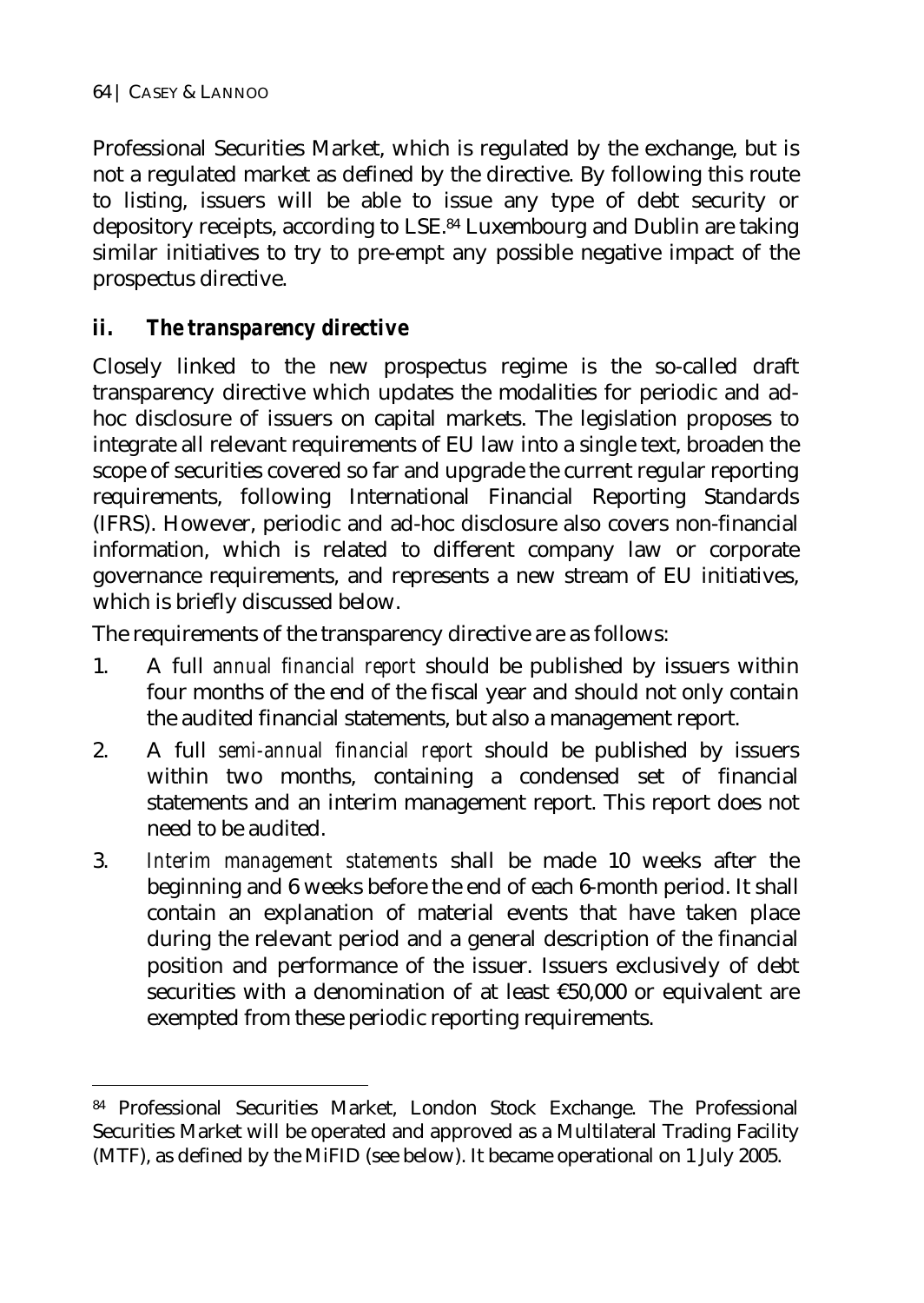Professional Securities Market, which is regulated by the exchange, but is not a regulated market as defined by the directive. By following this route to listing, issuers will be able to issue any type of debt security or depository receipts, according to LSE.[84] Luxembourg and Dublin are taking similar initiatives to try to pre-empt any possible negative impact of the prospectus directive.

### ii. *The transparency directive*

Closely linked to the new prospectus regime is the so-called draft transparency directive which updates the modalities for periodic and ad-hoc disclosure of issuers on capital markets. The legislation proposes to integrate all relevant requirements of EU law into a single text, broaden the scope of securities covered so far and upgrade the current regular reporting requirements, following International Financial Reporting Standards (IFRS). However, periodic and ad-hoc disclosure also covers non-financial information, which is related to different company law or corporate governance requirements, and represents a new stream of EU initiatives, which is briefly discussed below.

The requirements of the transparency directive are as follows:

1. A full *annual financial report* should be published by issuers within four months of the end of the fiscal year and should not only contain the audited financial statements, but also a management report.
2. A full *semi-annual financial report* should be published by issuers within two months, containing a condensed set of financial statements and an interim management report. This report does not need to be audited.
3. *Interim management statements* shall be made 10 weeks after the beginning and 6 weeks before the end of each 6-month period. It shall contain an explanation of material events that have taken place during the relevant period and a general description of the financial position and performance of the issuer. Issuers exclusively of debt securities with a denomination of at least €50,000 or equivalent are exempted from these periodic reporting requirements.

---

[84] Professional Securities Market, London Stock Exchange. The Professional Securities Market will be operated and approved as a Multilateral Trading Facility (MTF), as defined by the MiFID (see below). It became operational on 1 July 2005.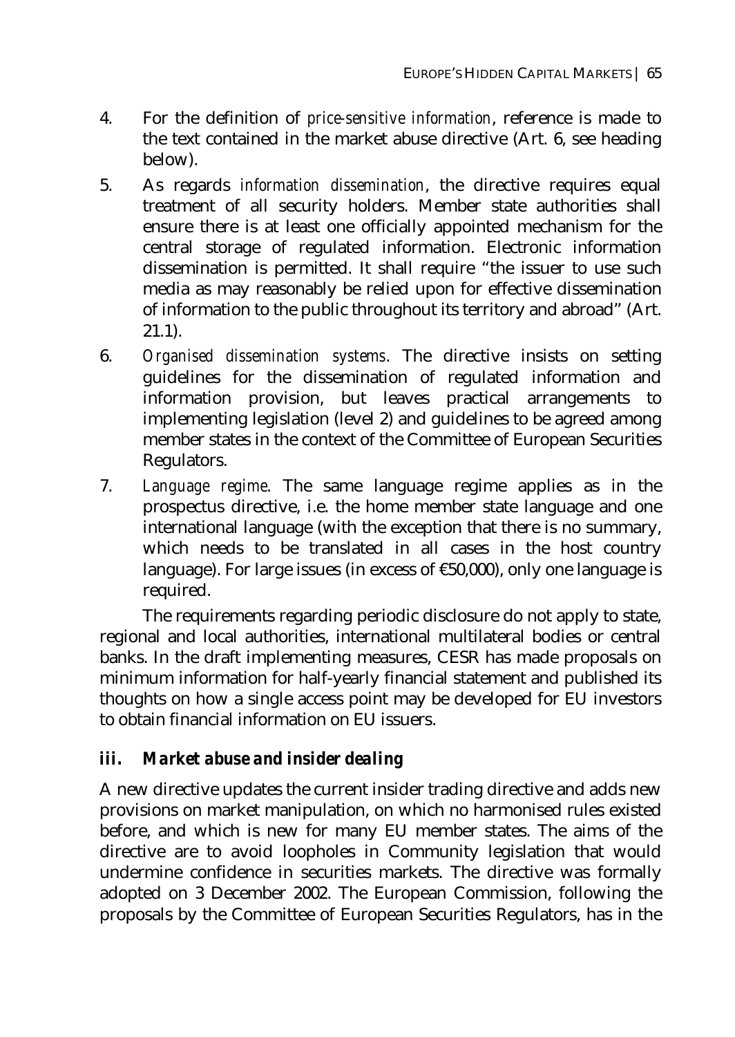4. For the definition of *price-sensitive information*, reference is made to the text contained in the market abuse directive (Art. 6, see heading below).
5. As regards *information dissemination*, the directive requires equal treatment of all security holders. Member state authorities shall ensure there is at least one officially appointed mechanism for the central storage of regulated information. Electronic information dissemination is permitted. It shall require "the issuer to use such media as may reasonably be relied upon for effective dissemination of information to the public throughout its territory and abroad" (Art. 21.1).
6. *Organised dissemination systems*. The directive insists on setting guidelines for the dissemination of regulated information and information provision, but leaves practical arrangements to implementing legislation (level 2) and guidelines to be agreed among member states in the context of the Committee of European Securities Regulators.
7. *Language regime*. The same language regime applies as in the prospectus directive, i.e. the home member state language and one international language (with the exception that there is no summary, which needs to be translated in all cases in the host country language). For large issues (in excess of €50,000), only one language is required.

The requirements regarding periodic disclosure do not apply to state, regional and local authorities, international multilateral bodies or central banks. In the draft implementing measures, CESR has made proposals on minimum information for half-yearly financial statement and published its thoughts on how a single access point may be developed for EU investors to obtain financial information on EU issuers.

### iii. *Market abuse and insider dealing*

A new directive updates the current insider trading directive and adds new provisions on market manipulation, on which no harmonised rules existed before, and which is new for many EU member states. The aims of the directive are to avoid loopholes in Community legislation that would undermine confidence in securities markets. The directive was formally adopted on 3 December 2002. The European Commission, following the proposals by the Committee of European Securities Regulators, has in the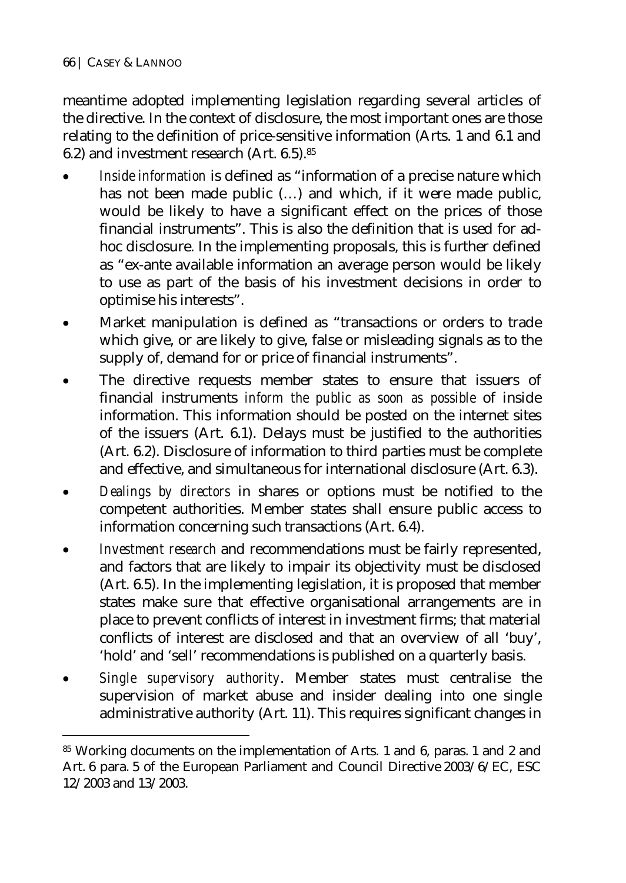meantime adopted implementing legislation regarding several articles of the directive. In the context of disclosure, the most important ones are those relating to the definition of price-sensitive information (Arts. 1 and 6.1 and 6.2) and investment research (Art. 6.5).[85]

- *Inside information* is defined as "information of a precise nature which has not been made public (…) and which, if it were made public, would be likely to have a significant effect on the prices of those financial instruments". This is also the definition that is used for ad-hoc disclosure. In the implementing proposals, this is further defined as "ex-ante available information an average person would be likely to use as part of the basis of his investment decisions in order to optimise his interests".
- Market manipulation is defined as "transactions or orders to trade which give, or are likely to give, false or misleading signals as to the supply of, demand for or price of financial instruments".
- The directive requests member states to ensure that issuers of financial instruments *inform the public as soon as possible* of inside information. This information should be posted on the internet sites of the issuers (Art. 6.1). Delays must be justified to the authorities (Art. 6.2). Disclosure of information to third parties must be complete and effective, and simultaneous for international disclosure (Art. 6.3).
- *Dealings by directors* in shares or options must be notified to the competent authorities. Member states shall ensure public access to information concerning such transactions (Art. 6.4).
- *Investment research* and recommendations must be fairly represented, and factors that are likely to impair its objectivity must be disclosed (Art. 6.5). In the implementing legislation, it is proposed that member states make sure that effective organisational arrangements are in place to prevent conflicts of interest in investment firms; that material conflicts of interest are disclosed and that an overview of all 'buy', 'hold' and 'sell' recommendations is published on a quarterly basis.
- *Single supervisory authority*. Member states must centralise the supervision of market abuse and insider dealing into one single administrative authority (Art. 11). This requires significant changes in

[85] Working documents on the implementation of Arts. 1 and 6, paras. 1 and 2 and Art. 6 para. 5 of the European Parliament and Council Directive 2003/6/EC, ESC 12/2003 and 13/2003.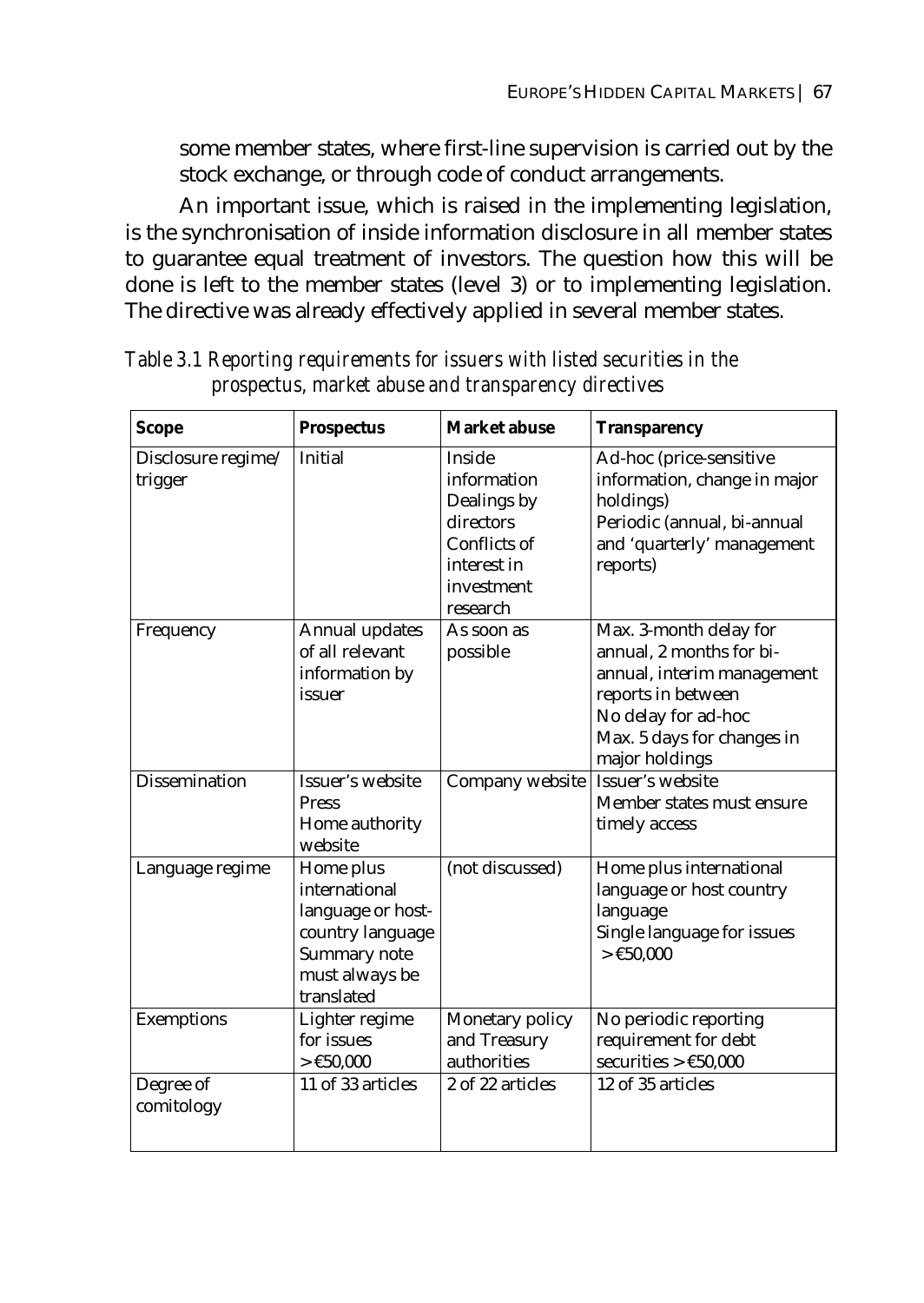some member states, where first-line supervision is carried out by the stock exchange, or through code of conduct arrangements.

An important issue, which is raised in the implementing legislation, is the synchronisation of inside information disclosure in all member states to guarantee equal treatment of investors. The question how this will be done is left to the member states (level 3) or to implementing legislation. The directive was already effectively applied in several member states.

*Table 3.1 Reporting requirements for issuers with listed securities in the prospectus, market abuse and transparency directives*

| Scope | Prospectus | Market abuse | Transparency |
|---|---|---|---|
| Disclosure regime/ trigger | Initial | Inside information<br>Dealings by directors<br>Conflicts of interest in investment research | Ad-hoc (price-sensitive information, change in major holdings)<br>Periodic (annual, bi-annual and 'quarterly' management reports) |
| Frequency | Annual updates of all relevant information by issuer | As soon as possible | Max. 3-month delay for annual, 2 months for bi-annual, interim management reports in between<br>No delay for ad-hoc<br>Max. 5 days for changes in major holdings |
| Dissemination | Issuer's website<br>Press<br>Home authority website | Company website | Issuer's website<br>Member states must ensure timely access |
| Language regime | Home plus international language or host-country language<br>Summary note must always be translated | (not discussed) | Home plus international language or host country language<br>Single language for issues > €50,000 |
| Exemptions | Lighter regime for issues > €50,000 | Monetary policy and Treasury authorities | No periodic reporting requirement for debt securities > €50,000 |
| Degree of comitology | 11 of 33 articles | 2 of 22 articles | 12 of 35 articles |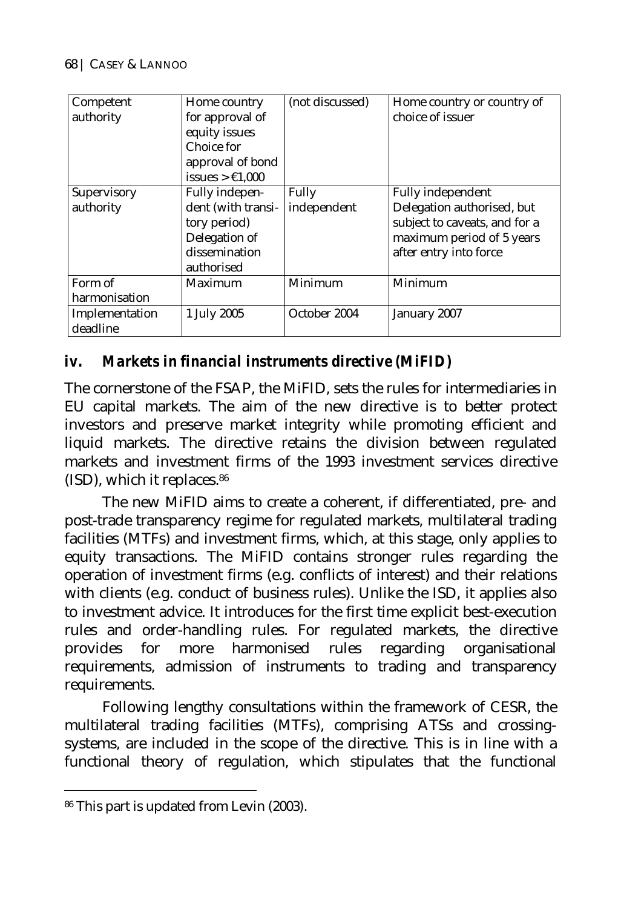| Competent authority | Home country for approval of equity issues Choice for approval of bond issues > €1,000 | (not discussed) | Home country or country of choice of issuer |
|---|---|---|---|
| Supervisory authority | Fully independent (with transitory period) Delegation of dissemination authorised | Fully independent | Fully independent Delegation authorised, but subject to caveats, and for a maximum period of 5 years after entry into force |
| Form of harmonisation | Maximum | Minimum | Minimum |
| Implementation deadline | 1 July 2005 | October 2004 | January 2007 |

### *iv. Markets in financial instruments directive (MiFID)*

The cornerstone of the FSAP, the MiFID, sets the rules for intermediaries in EU capital markets. The aim of the new directive is to better protect investors and preserve market integrity while promoting efficient and liquid markets. The directive retains the division between regulated markets and investment firms of the 1993 investment services directive (ISD), which it replaces.[86]

The new MiFID aims to create a coherent, if differentiated, pre- and post-trade transparency regime for regulated markets, multilateral trading facilities (MTFs) and investment firms, which, at this stage, only applies to equity transactions. The MiFID contains stronger rules regarding the operation of investment firms (e.g. conflicts of interest) and their relations with clients (e.g. conduct of business rules). Unlike the ISD, it applies also to investment advice. It introduces for the first time explicit best-execution rules and order-handling rules. For regulated markets, the directive provides for more harmonised rules regarding organisational requirements, admission of instruments to trading and transparency requirements.

Following lengthy consultations within the framework of CESR, the multilateral trading facilities (MTFs), comprising ATSs and crossing-systems, are included in the scope of the directive. This is in line with a functional theory of regulation, which stipulates that the functional

[86] This part is updated from Levin (2003).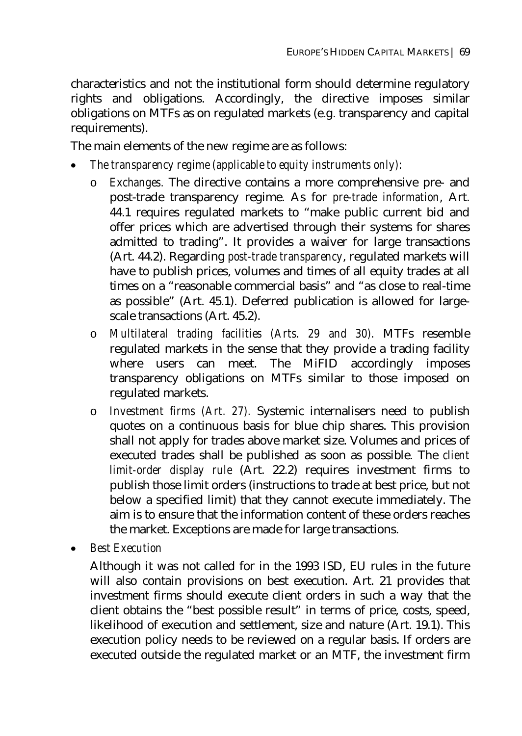characteristics and not the institutional form should determine regulatory rights and obligations. Accordingly, the directive imposes similar obligations on MTFs as on regulated markets (e.g. transparency and capital requirements).

The main elements of the new regime are as follows:

- *The transparency regime (applicable to equity instruments only):*
  - *Exchanges.* The directive contains a more comprehensive pre- and post-trade transparency regime. As for *pre-trade information*, Art. 44.1 requires regulated markets to "make public current bid and offer prices which are advertised through their systems for shares admitted to trading". It provides a waiver for large transactions (Art. 44.2). Regarding *post-trade transparency*, regulated markets will have to publish prices, volumes and times of all equity trades at all times on a "reasonable commercial basis" and "as close to real-time as possible" (Art. 45.1). Deferred publication is allowed for large-scale transactions (Art. 45.2).
  - *Multilateral trading facilities (Arts. 29 and 30).* MTFs resemble regulated markets in the sense that they provide a trading facility where users can meet. The MiFID accordingly imposes transparency obligations on MTFs similar to those imposed on regulated markets.
  - *Investment firms (Art. 27).* Systemic internalisers need to publish quotes on a continuous basis for blue chip shares. This provision shall not apply for trades above market size. Volumes and prices of executed trades shall be published as soon as possible. The *client limit-order display rule* (Art. 22.2) requires investment firms to publish those limit orders (instructions to trade at best price, but not below a specified limit) that they cannot execute immediately. The aim is to ensure that the information content of these orders reaches the market. Exceptions are made for large transactions.
- *Best Execution*

  Although it was not called for in the 1993 ISD, EU rules in the future will also contain provisions on best execution. Art. 21 provides that investment firms should execute client orders in such a way that the client obtains the "best possible result" in terms of price, costs, speed, likelihood of execution and settlement, size and nature (Art. 19.1). This execution policy needs to be reviewed on a regular basis. If orders are executed outside the regulated market or an MTF, the investment firm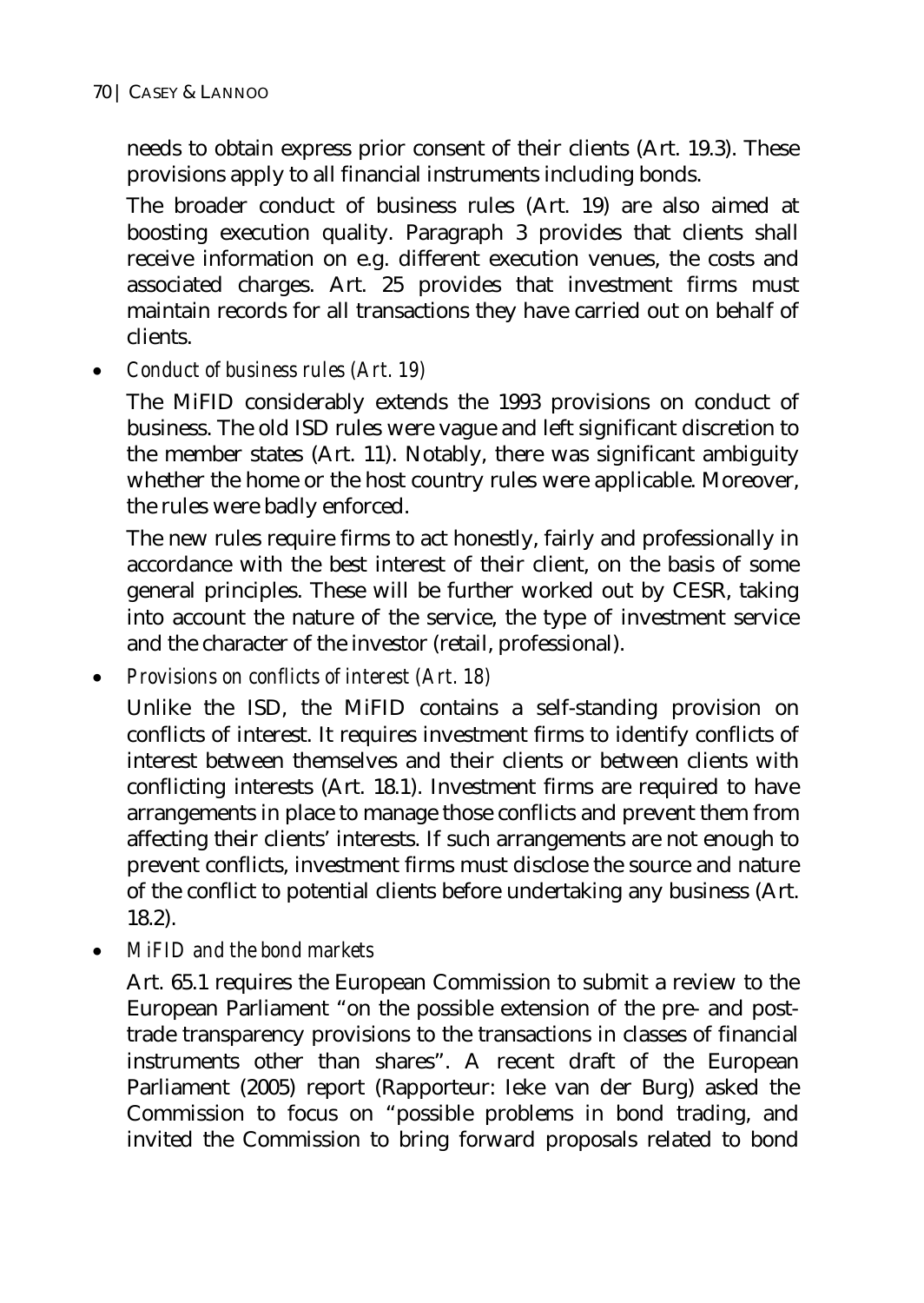needs to obtain express prior consent of their clients (Art. 19.3). These provisions apply to all financial instruments including bonds.

The broader conduct of business rules (Art. 19) are also aimed at boosting execution quality. Paragraph 3 provides that clients shall receive information on e.g. different execution venues, the costs and associated charges. Art. 25 provides that investment firms must maintain records for all transactions they have carried out on behalf of clients.

- *Conduct of business rules (Art. 19)*

  The MiFID considerably extends the 1993 provisions on conduct of business. The old ISD rules were vague and left significant discretion to the member states (Art. 11). Notably, there was significant ambiguity whether the home or the host country rules were applicable. Moreover, the rules were badly enforced.

  The new rules require firms to act honestly, fairly and professionally in accordance with the best interest of their client, on the basis of some general principles. These will be further worked out by CESR, taking into account the nature of the service, the type of investment service and the character of the investor (retail, professional).

- *Provisions on conflicts of interest (Art. 18)*

  Unlike the ISD, the MiFID contains a self-standing provision on conflicts of interest. It requires investment firms to identify conflicts of interest between themselves and their clients or between clients with conflicting interests (Art. 18.1). Investment firms are required to have arrangements in place to manage those conflicts and prevent them from affecting their clients' interests. If such arrangements are not enough to prevent conflicts, investment firms must disclose the source and nature of the conflict to potential clients before undertaking any business (Art. 18.2).

- *MiFID and the bond markets*

  Art. 65.1 requires the European Commission to submit a review to the European Parliament "on the possible extension of the pre- and post-trade transparency provisions to the transactions in classes of financial instruments other than shares". A recent draft of the European Parliament (2005) report (Rapporteur: Ieke van der Burg) asked the Commission to focus on "possible problems in bond trading, and invited the Commission to bring forward proposals related to bond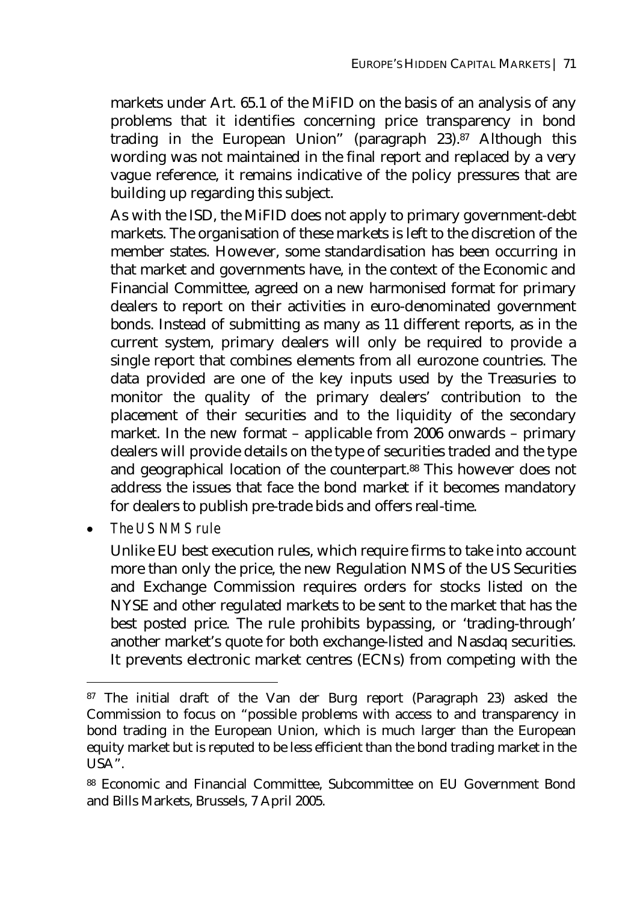markets under Art. 65.1 of the MiFID on the basis of an analysis of any problems that it identifies concerning price transparency in bond trading in the European Union" (paragraph 23).[87] Although this wording was not maintained in the final report and replaced by a very vague reference, it remains indicative of the policy pressures that are building up regarding this subject.

As with the ISD, the MiFID does not apply to primary government-debt markets. The organisation of these markets is left to the discretion of the member states. However, some standardisation has been occurring in that market and governments have, in the context of the Economic and Financial Committee, agreed on a new harmonised format for primary dealers to report on their activities in euro-denominated government bonds. Instead of submitting as many as 11 different reports, as in the current system, primary dealers will only be required to provide a single report that combines elements from all eurozone countries. The data provided are one of the key inputs used by the Treasuries to monitor the quality of the primary dealers' contribution to the placement of their securities and to the liquidity of the secondary market. In the new format – applicable from 2006 onwards – primary dealers will provide details on the type of securities traded and the type and geographical location of the counterpart.[88] This however does not address the issues that face the bond market if it becomes mandatory for dealers to publish pre-trade bids and offers real-time.

- *The US NMS rule*

  Unlike EU best execution rules, which require firms to take into account more than only the price, the new Regulation NMS of the US Securities and Exchange Commission requires orders for stocks listed on the NYSE and other regulated markets to be sent to the market that has the best posted price. The rule prohibits bypassing, or 'trading-through' another market's quote for both exchange-listed and Nasdaq securities. It prevents electronic market centres (ECNs) from competing with the

---

[87] The initial draft of the Van der Burg report (Paragraph 23) asked the Commission to focus on "possible problems with access to and transparency in bond trading in the European Union, which is much larger than the European equity market but is reputed to be less efficient than the bond trading market in the USA".

[88] Economic and Financial Committee, Subcommittee on EU Government Bond and Bills Markets, Brussels, 7 April 2005.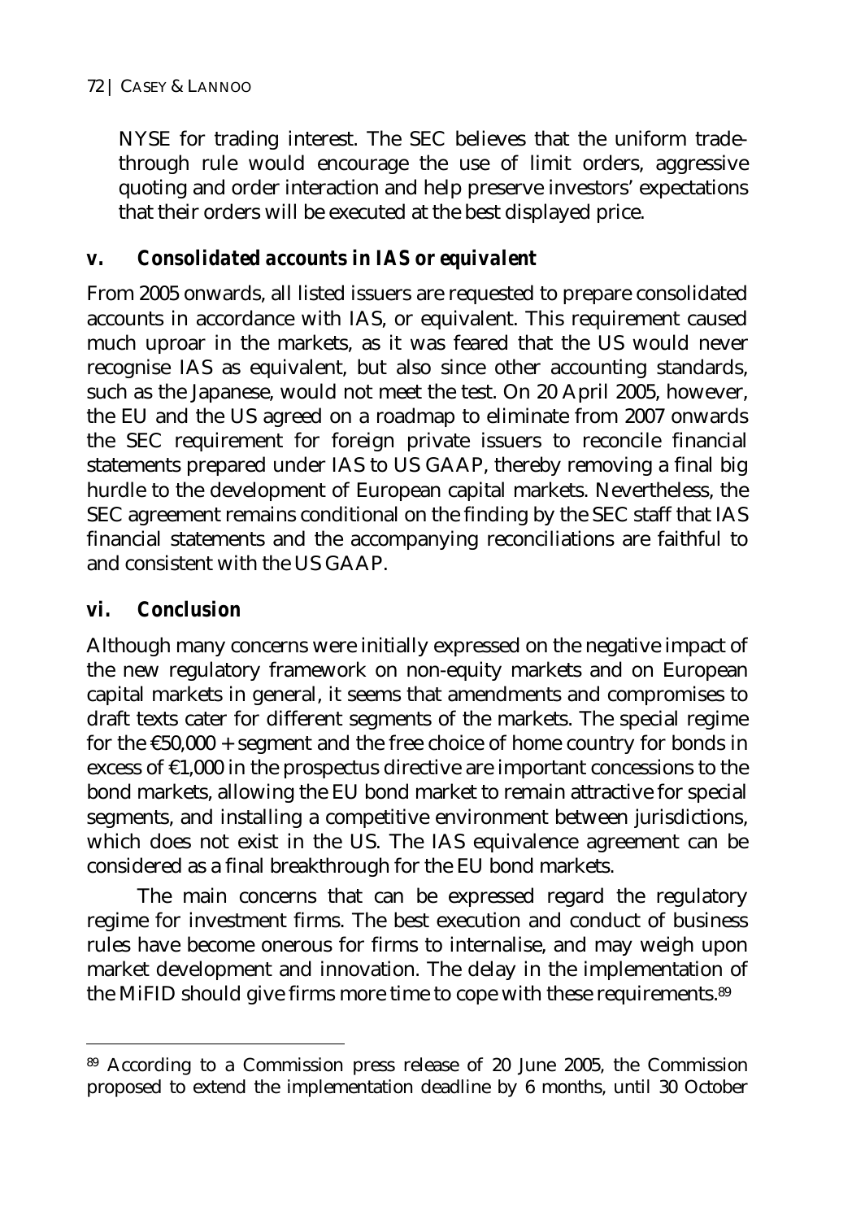NYSE for trading interest. The SEC believes that the uniform trade-through rule would encourage the use of limit orders, aggressive quoting and order interaction and help preserve investors' expectations that their orders will be executed at the best displayed price.

### v. *Consolidated accounts in IAS or equivalent*

From 2005 onwards, all listed issuers are requested to prepare consolidated accounts in accordance with IAS, or equivalent. This requirement caused much uproar in the markets, as it was feared that the US would never recognise IAS as equivalent, but also since other accounting standards, such as the Japanese, would not meet the test. On 20 April 2005, however, the EU and the US agreed on a roadmap to eliminate from 2007 onwards the SEC requirement for foreign private issuers to reconcile financial statements prepared under IAS to US GAAP, thereby removing a final big hurdle to the development of European capital markets. Nevertheless, the SEC agreement remains conditional on the finding by the SEC staff that IAS financial statements and the accompanying reconciliations are faithful to and consistent with the US GAAP.

### vi. *Conclusion*

Although many concerns were initially expressed on the negative impact of the new regulatory framework on non-equity markets and on European capital markets in general, it seems that amendments and compromises to draft texts cater for different segments of the markets. The special regime for the €50,000 + segment and the free choice of home country for bonds in excess of €1,000 in the prospectus directive are important concessions to the bond markets, allowing the EU bond market to remain attractive for special segments, and installing a competitive environment between jurisdictions, which does not exist in the US. The IAS equivalence agreement can be considered as a final breakthrough for the EU bond markets.

The main concerns that can be expressed regard the regulatory regime for investment firms. The best execution and conduct of business rules have become onerous for firms to internalise, and may weigh upon market development and innovation. The delay in the implementation of the MiFID should give firms more time to cope with these requirements.[89]

---

[89] According to a Commission press release of 20 June 2005, the Commission proposed to extend the implementation deadline by 6 months, until 30 October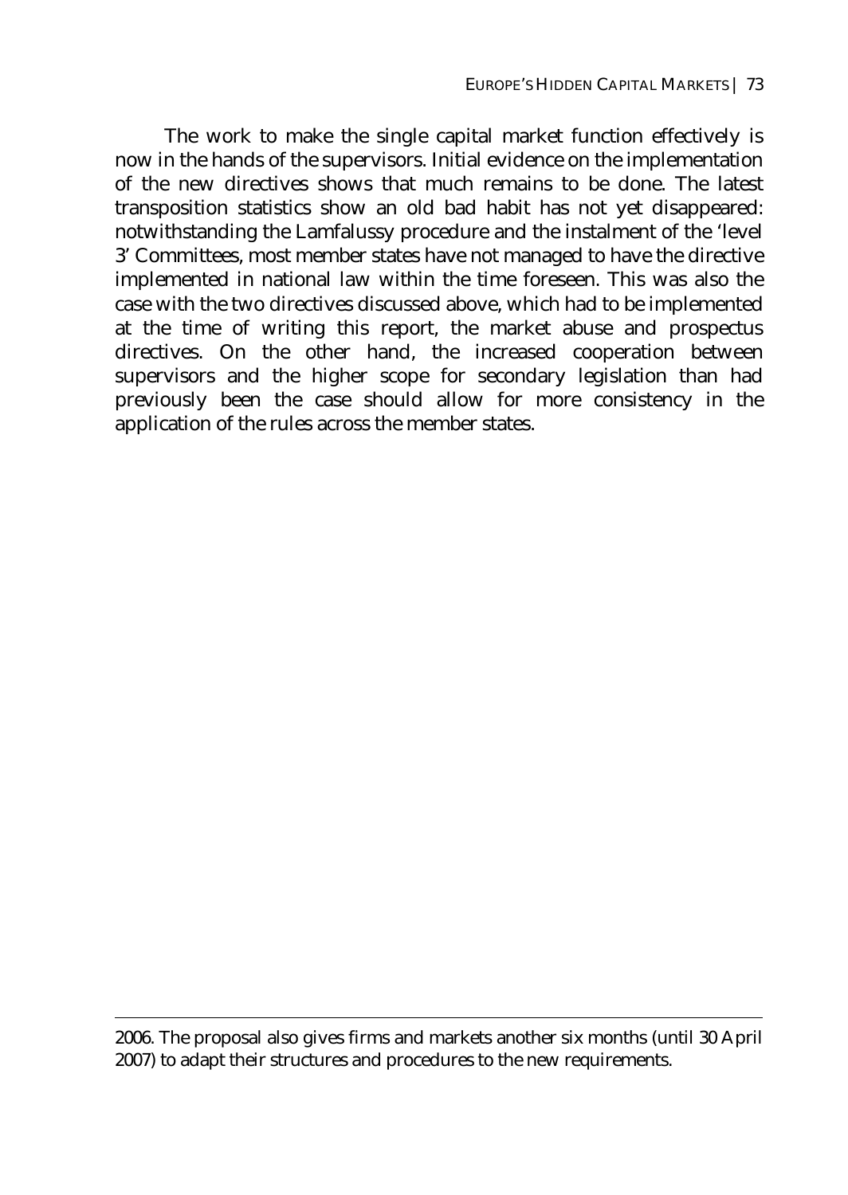The work to make the single capital market function effectively is now in the hands of the supervisors. Initial evidence on the implementation of the new directives shows that much remains to be done. The latest transposition statistics show an old bad habit has not yet disappeared: notwithstanding the Lamfalussy procedure and the instalment of the 'level 3' Committees, most member states have not managed to have the directive implemented in national law within the time foreseen. This was also the case with the two directives discussed above, which had to be implemented at the time of writing this report, the market abuse and prospectus directives. On the other hand, the increased cooperation between supervisors and the higher scope for secondary legislation than had previously been the case should allow for more consistency in the application of the rules across the member states.

---

2006. The proposal also gives firms and markets another six months (until 30 April 2007) to adapt their structures and procedures to the new requirements.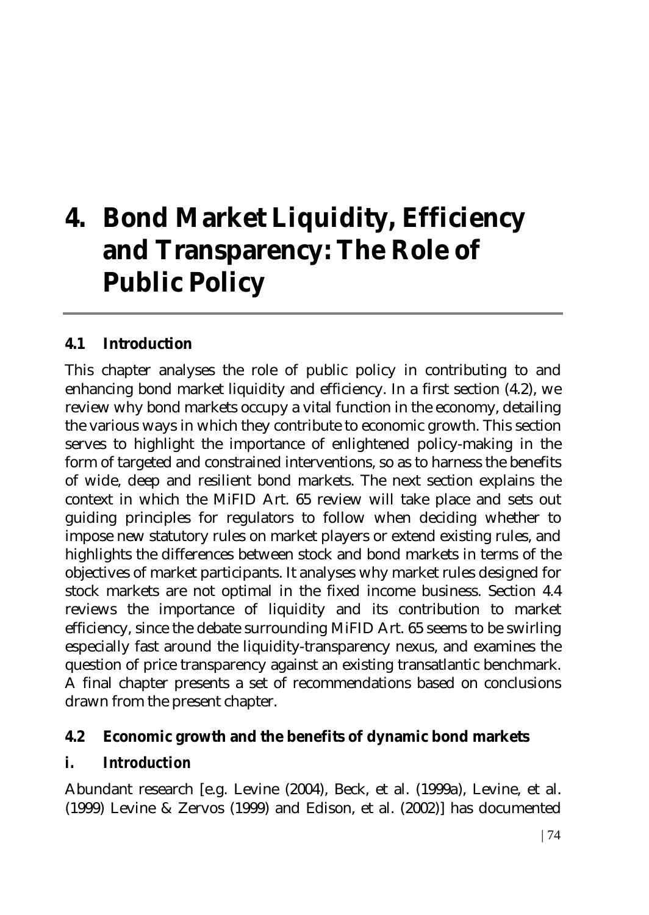# 4. Bond Market Liquidity, Efficiency and Transparency: The Role of Public Policy

## 4.1 Introduction

This chapter analyses the role of public policy in contributing to and enhancing bond market liquidity and efficiency. In a first section (4.2), we review why bond markets occupy a vital function in the economy, detailing the various ways in which they contribute to economic growth. This section serves to highlight the importance of enlightened policy-making in the form of targeted and constrained interventions, so as to harness the benefits of wide, deep and resilient bond markets. The next section explains the context in which the MiFID Art. 65 review will take place and sets out guiding principles for regulators to follow when deciding whether to impose new statutory rules on market players or extend existing rules, and highlights the differences between stock and bond markets in terms of the objectives of market participants. It analyses why market rules designed for stock markets are not optimal in the fixed income business. Section 4.4 reviews the importance of liquidity and its contribution to market efficiency, since the debate surrounding MiFID Art. 65 seems to be swirling especially fast around the liquidity-transparency nexus, and examines the question of price transparency against an existing transatlantic benchmark. A final chapter presents a set of recommendations based on conclusions drawn from the present chapter.

## 4.2 Economic growth and the benefits of dynamic bond markets

### i. Introduction

Abundant research [e.g. Levine (2004), Beck, et al. (1999a), Levine, et al. (1999) Levine & Zervos (1999) and Edison, et al. (2002)] has documented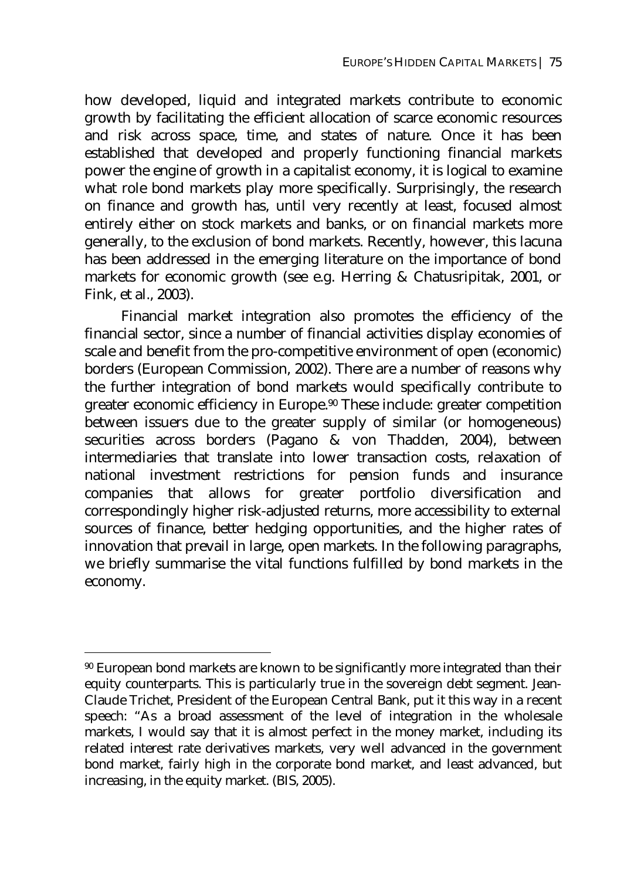how developed, liquid and integrated markets contribute to economic growth by facilitating the efficient allocation of scarce economic resources and risk across space, time, and states of nature. Once it has been established that developed and properly functioning financial markets power the engine of growth in a capitalist economy, it is logical to examine what role bond markets play more specifically. Surprisingly, the research on finance and growth has, until very recently at least, focused almost entirely either on stock markets and banks, or on financial markets more generally, to the exclusion of bond markets. Recently, however, this lacuna has been addressed in the emerging literature on the importance of bond markets for economic growth (see e.g. Herring & Chatusripitak, 2001, or Fink, et al., 2003).

Financial market integration also promotes the efficiency of the financial sector, since a number of financial activities display economies of scale and benefit from the pro-competitive environment of open (economic) borders (European Commission, 2002). There are a number of reasons why the further integration of bond markets would specifically contribute to greater economic efficiency in Europe.[90] These include: greater competition between issuers due to the greater supply of similar (or homogeneous) securities across borders (Pagano & von Thadden, 2004), between intermediaries that translate into lower transaction costs, relaxation of national investment restrictions for pension funds and insurance companies that allows for greater portfolio diversification and correspondingly higher risk-adjusted returns, more accessibility to external sources of finance, better hedging opportunities, and the higher rates of innovation that prevail in large, open markets. In the following paragraphs, we briefly summarise the vital functions fulfilled by bond markets in the economy.

---

[90] European bond markets are known to be significantly more integrated than their equity counterparts. This is particularly true in the sovereign debt segment. Jean-Claude Trichet, President of the European Central Bank, put it this way in a recent speech: "As a broad assessment of the level of integration in the wholesale markets, I would say that it is almost perfect in the money market, including its related interest rate derivatives markets, very well advanced in the government bond market, fairly high in the corporate bond market, and least advanced, but increasing, in the equity market. (BIS, 2005).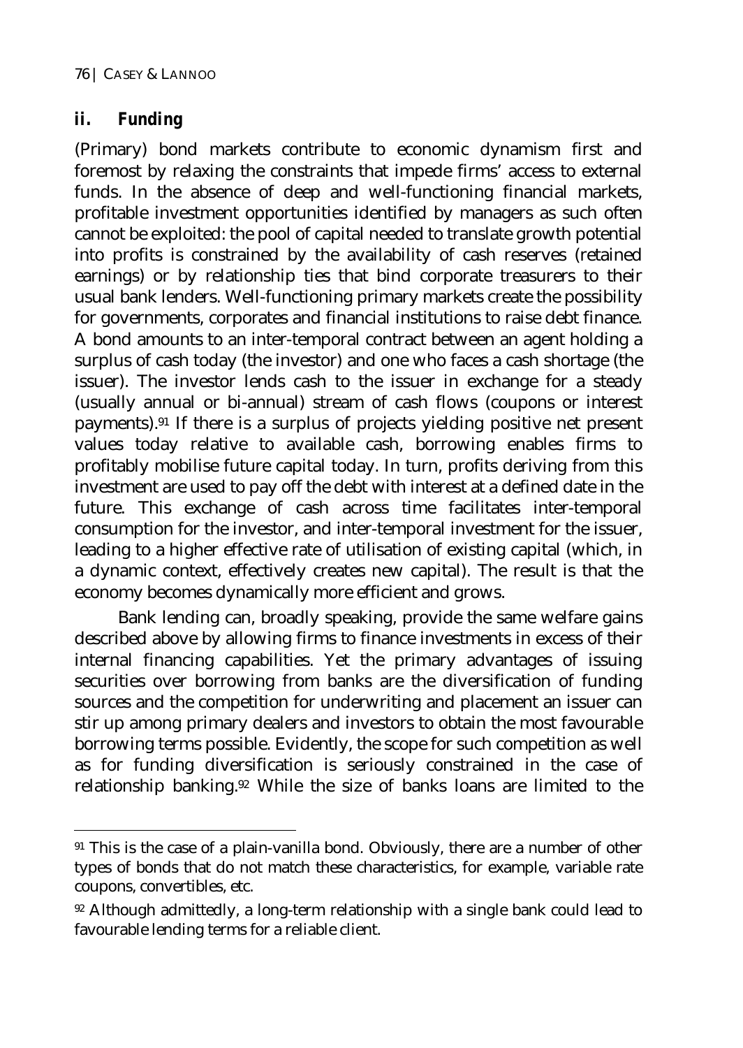### ii. Funding

(Primary) bond markets contribute to economic dynamism first and foremost by relaxing the constraints that impede firms' access to external funds. In the absence of deep and well-functioning financial markets, profitable investment opportunities identified by managers as such often cannot be exploited: the pool of capital needed to translate growth potential into profits is constrained by the availability of cash reserves (retained earnings) or by relationship ties that bind corporate treasurers to their usual bank lenders. Well-functioning primary markets create the possibility for governments, corporates and financial institutions to raise debt finance. A bond amounts to an inter-temporal contract between an agent holding a surplus of cash today (the investor) and one who faces a cash shortage (the issuer). The investor lends cash to the issuer in exchange for a steady (usually annual or bi-annual) stream of cash flows (coupons or interest payments).[91] If there is a surplus of projects yielding positive net present values today relative to available cash, borrowing enables firms to profitably mobilise future capital today. In turn, profits deriving from this investment are used to pay off the debt with interest at a defined date in the future. This exchange of cash across time facilitates inter-temporal consumption for the investor, and inter-temporal investment for the issuer, leading to a higher effective rate of utilisation of existing capital (which, in a dynamic context, effectively creates new capital). The result is that the economy becomes dynamically more efficient and grows.

Bank lending can, broadly speaking, provide the same welfare gains described above by allowing firms to finance investments in excess of their internal financing capabilities. Yet the primary advantages of issuing securities over borrowing from banks are the diversification of funding sources and the competition for underwriting and placement an issuer can stir up among primary dealers and investors to obtain the most favourable borrowing terms possible. Evidently, the scope for such competition as well as for funding diversification is seriously constrained in the case of relationship banking.[92] While the size of banks loans are limited to the

---

[91] This is the case of a plain-vanilla bond. Obviously, there are a number of other types of bonds that do not match these characteristics, for example, variable rate coupons, convertibles, etc.

[92] Although admittedly, a long-term relationship with a single bank could lead to favourable lending terms for a reliable client.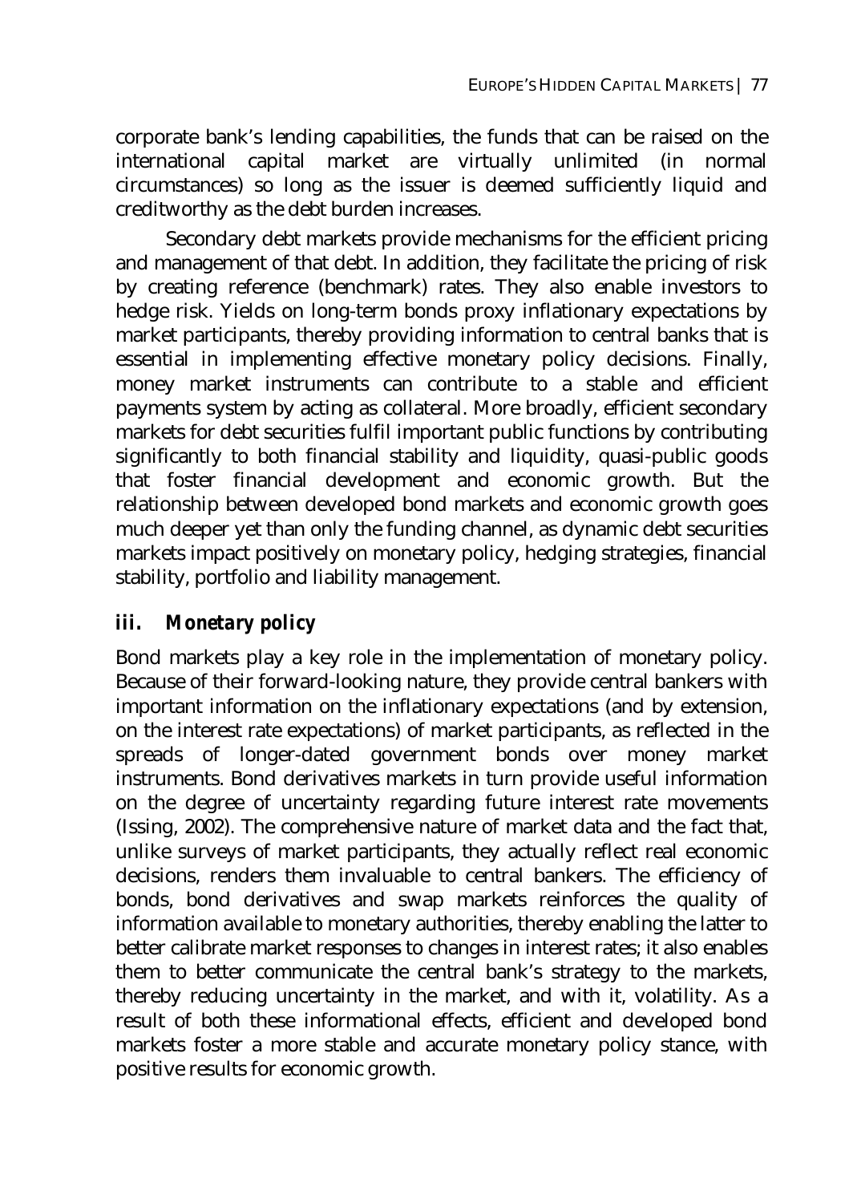corporate bank's lending capabilities, the funds that can be raised on the international capital market are virtually unlimited (in normal circumstances) so long as the issuer is deemed sufficiently liquid and creditworthy as the debt burden increases.

Secondary debt markets provide mechanisms for the efficient pricing and management of that debt. In addition, they facilitate the pricing of risk by creating reference (benchmark) rates. They also enable investors to hedge risk. Yields on long-term bonds proxy inflationary expectations by market participants, thereby providing information to central banks that is essential in implementing effective monetary policy decisions. Finally, money market instruments can contribute to a stable and efficient payments system by acting as collateral. More broadly, efficient secondary markets for debt securities fulfil important public functions by contributing significantly to both financial stability and liquidity, quasi-public goods that foster financial development and economic growth. But the relationship between developed bond markets and economic growth goes much deeper yet than only the funding channel, as dynamic debt securities markets impact positively on monetary policy, hedging strategies, financial stability, portfolio and liability management.

### *iii. Monetary policy*

Bond markets play a key role in the implementation of monetary policy. Because of their forward-looking nature, they provide central bankers with important information on the inflationary expectations (and by extension, on the interest rate expectations) of market participants, as reflected in the spreads of longer-dated government bonds over money market instruments. Bond derivatives markets in turn provide useful information on the degree of uncertainty regarding future interest rate movements (Issing, 2002). The comprehensive nature of market data and the fact that, unlike surveys of market participants, they actually reflect real economic decisions, renders them invaluable to central bankers. The efficiency of bonds, bond derivatives and swap markets reinforces the quality of information available to monetary authorities, thereby enabling the latter to better calibrate market responses to changes in interest rates; it also enables them to better communicate the central bank's strategy to the markets, thereby reducing uncertainty in the market, and with it, volatility. As a result of both these informational effects, efficient and developed bond markets foster a more stable and accurate monetary policy stance, with positive results for economic growth.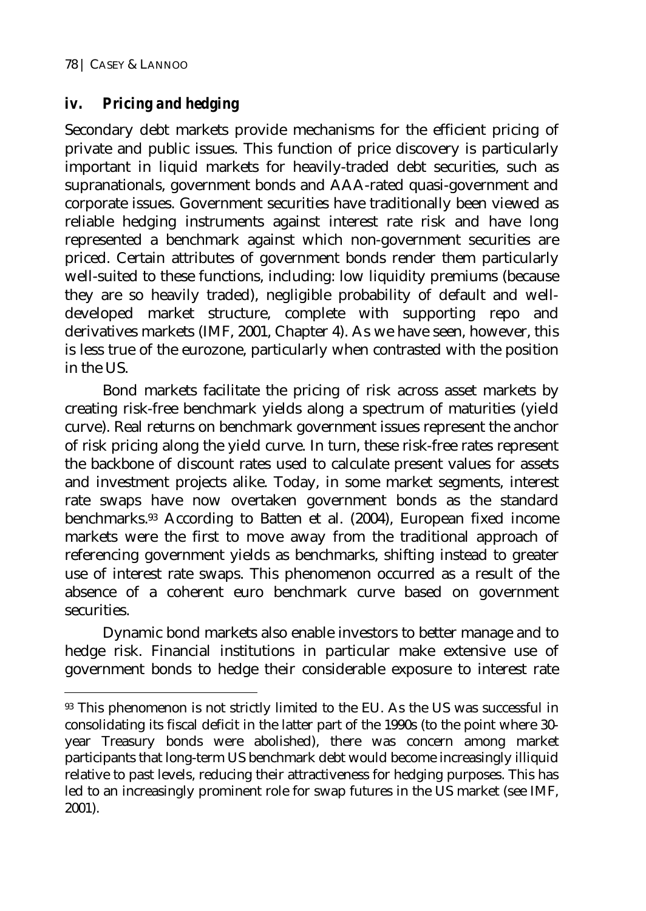### *iv. Pricing and hedging*

Secondary debt markets provide mechanisms for the efficient pricing of private and public issues. This function of price discovery is particularly important in liquid markets for heavily-traded debt securities, such as supranationals, government bonds and AAA-rated quasi-government and corporate issues. Government securities have traditionally been viewed as reliable hedging instruments against interest rate risk and have long represented a benchmark against which non-government securities are priced. Certain attributes of government bonds render them particularly well-suited to these functions, including: low liquidity premiums (because they are so heavily traded), negligible probability of default and well-developed market structure, complete with supporting repo and derivatives markets (IMF, 2001, Chapter 4). As we have seen, however, this is less true of the eurozone, particularly when contrasted with the position in the US.

Bond markets facilitate the pricing of risk across asset markets by creating risk-free benchmark yields along a spectrum of maturities (yield curve). Real returns on benchmark government issues represent the anchor of risk pricing along the yield curve. In turn, these risk-free rates represent the backbone of discount rates used to calculate present values for assets and investment projects alike. Today, in some market segments, interest rate swaps have now overtaken government bonds as the standard benchmarks.[93] According to Batten et al. (2004), European fixed income markets were the first to move away from the traditional approach of referencing government yields as benchmarks, shifting instead to greater use of interest rate swaps. This phenomenon occurred as a result of the absence of a coherent euro benchmark curve based on government securities.

Dynamic bond markets also enable investors to better manage and to hedge risk. Financial institutions in particular make extensive use of government bonds to hedge their considerable exposure to interest rate

---

[93] This phenomenon is not strictly limited to the EU. As the US was successful in consolidating its fiscal deficit in the latter part of the 1990s (to the point where 30-year Treasury bonds were abolished), there was concern among market participants that long-term US benchmark debt would become increasingly illiquid relative to past levels, reducing their attractiveness for hedging purposes. This has led to an increasingly prominent role for swap futures in the US market (see IMF, 2001).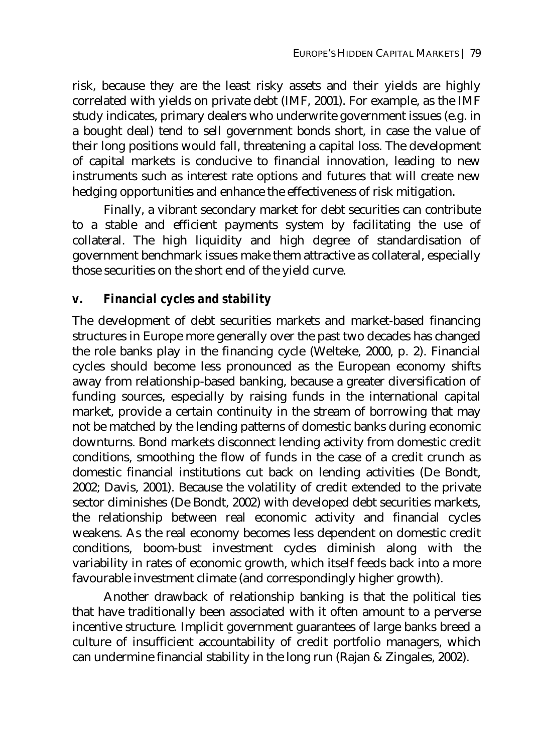risk, because they are the least risky assets and their yields are highly correlated with yields on private debt (IMF, 2001). For example, as the IMF study indicates, primary dealers who underwrite government issues (e.g. in a bought deal) tend to sell government bonds short, in case the value of their long positions would fall, threatening a capital loss. The development of capital markets is conducive to financial innovation, leading to new instruments such as interest rate options and futures that will create new hedging opportunities and enhance the effectiveness of risk mitigation.

Finally, a vibrant secondary market for debt securities can contribute to a stable and efficient payments system by facilitating the use of collateral. The high liquidity and high degree of standardisation of government benchmark issues make them attractive as collateral, especially those securities on the short end of the yield curve.

### *v. Financial cycles and stability*

The development of debt securities markets and market-based financing structures in Europe more generally over the past two decades has changed the role banks play in the financing cycle (Welteke, 2000, p. 2). Financial cycles should become less pronounced as the European economy shifts away from relationship-based banking, because a greater diversification of funding sources, especially by raising funds in the international capital market, provide a certain continuity in the stream of borrowing that may not be matched by the lending patterns of domestic banks during economic downturns. Bond markets disconnect lending activity from domestic credit conditions, smoothing the flow of funds in the case of a credit crunch as domestic financial institutions cut back on lending activities (De Bondt, 2002; Davis, 2001). Because the volatility of credit extended to the private sector diminishes (De Bondt, 2002) with developed debt securities markets, the relationship between real economic activity and financial cycles weakens. As the real economy becomes less dependent on domestic credit conditions, boom-bust investment cycles diminish along with the variability in rates of economic growth, which itself feeds back into a more favourable investment climate (and correspondingly higher growth).

Another drawback of relationship banking is that the political ties that have traditionally been associated with it often amount to a perverse incentive structure. Implicit government guarantees of large banks breed a culture of insufficient accountability of credit portfolio managers, which can undermine financial stability in the long run (Rajan & Zingales, 2002).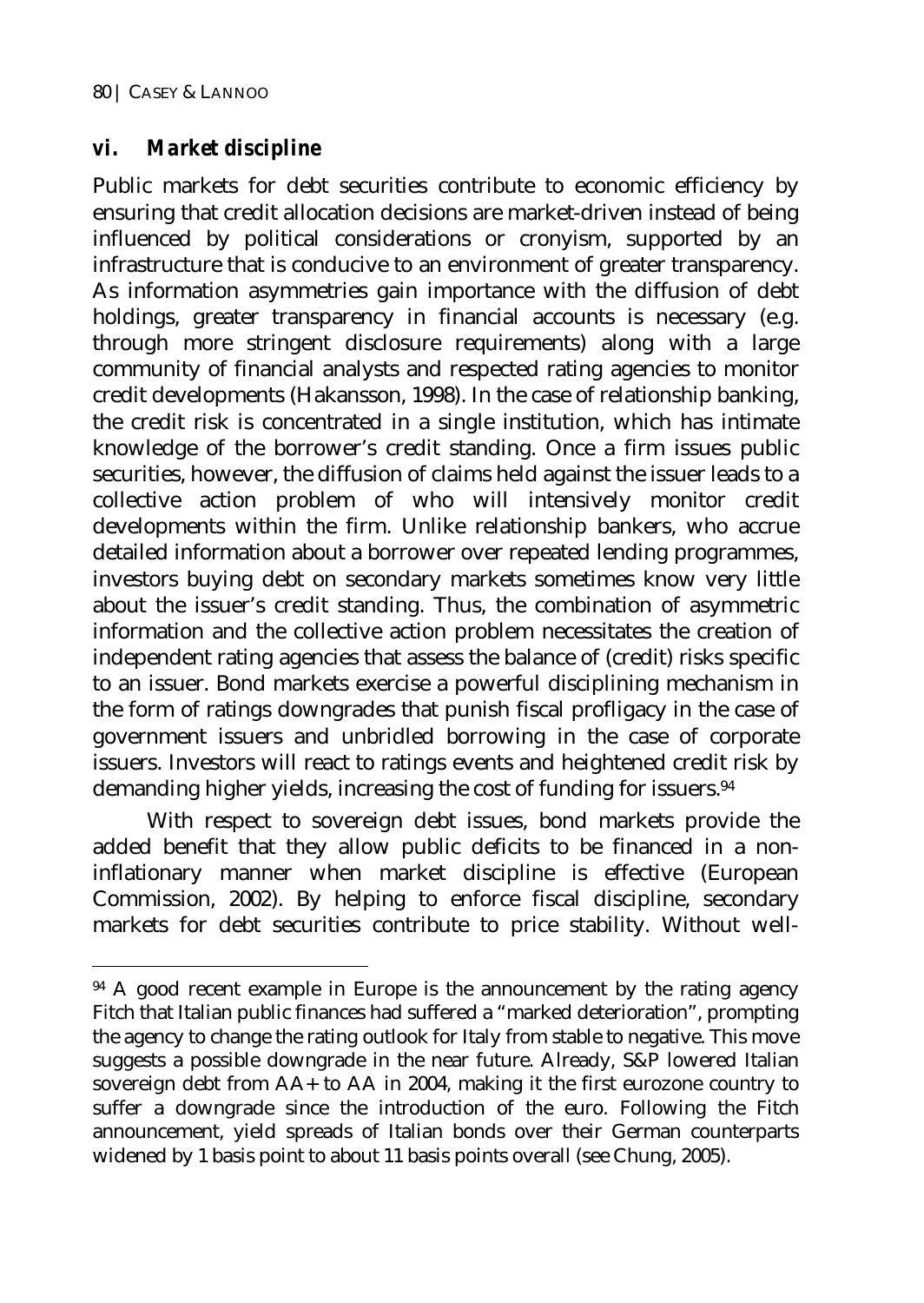### *vi. Market discipline*

Public markets for debt securities contribute to economic efficiency by ensuring that credit allocation decisions are market-driven instead of being influenced by political considerations or cronyism, supported by an infrastructure that is conducive to an environment of greater transparency. As information asymmetries gain importance with the diffusion of debt holdings, greater transparency in financial accounts is necessary (e.g. through more stringent disclosure requirements) along with a large community of financial analysts and respected rating agencies to monitor credit developments (Hakansson, 1998). In the case of relationship banking, the credit risk is concentrated in a single institution, which has intimate knowledge of the borrower's credit standing. Once a firm issues public securities, however, the diffusion of claims held against the issuer leads to a collective action problem of who will intensively monitor credit developments within the firm. Unlike relationship bankers, who accrue detailed information about a borrower over repeated lending programmes, investors buying debt on secondary markets sometimes know very little about the issuer's credit standing. Thus, the combination of asymmetric information and the collective action problem necessitates the creation of independent rating agencies that assess the balance of (credit) risks specific to an issuer. Bond markets exercise a powerful disciplining mechanism in the form of ratings downgrades that punish fiscal profligacy in the case of government issuers and unbridled borrowing in the case of corporate issuers. Investors will react to ratings events and heightened credit risk by demanding higher yields, increasing the cost of funding for issuers.[94]

With respect to sovereign debt issues, bond markets provide the added benefit that they allow public deficits to be financed in a non-inflationary manner when market discipline is effective (European Commission, 2002). By helping to enforce fiscal discipline, secondary markets for debt securities contribute to price stability. Without well-

---

[94] A good recent example in Europe is the announcement by the rating agency Fitch that Italian public finances had suffered a "marked deterioration", prompting the agency to change the rating outlook for Italy from stable to negative. This move suggests a possible downgrade in the near future. Already, S&P lowered Italian sovereign debt from AA+ to AA in 2004, making it the first eurozone country to suffer a downgrade since the introduction of the euro. Following the Fitch announcement, yield spreads of Italian bonds over their German counterparts widened by 1 basis point to about 11 basis points overall (see Chung, 2005).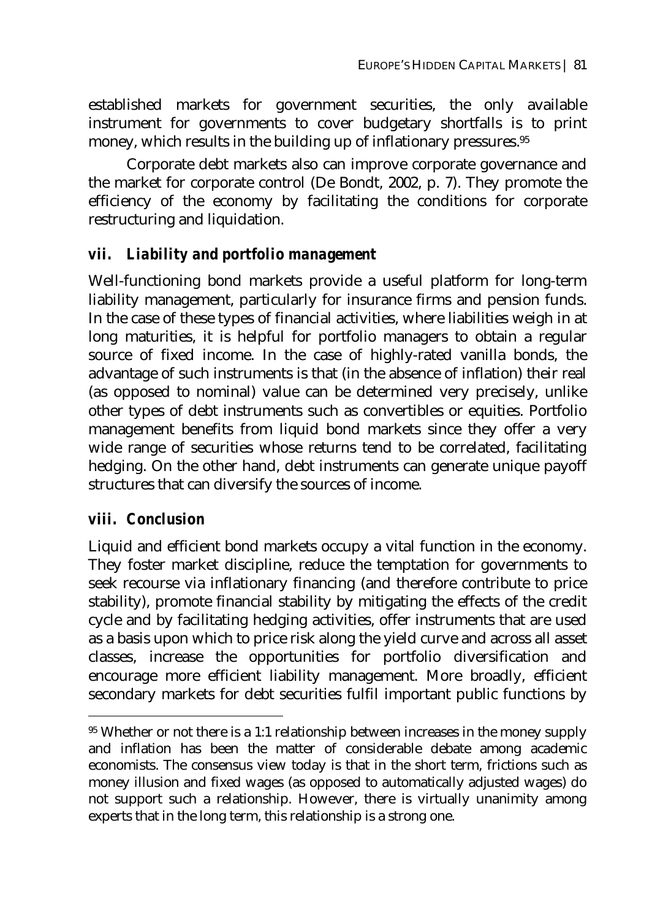established markets for government securities, the only available instrument for governments to cover budgetary shortfalls is to print money, which results in the building up of inflationary pressures.[95]

Corporate debt markets also can improve corporate governance and the market for corporate control (De Bondt, 2002, p. 7). They promote the efficiency of the economy by facilitating the conditions for corporate restructuring and liquidation.

### *vii. Liability and portfolio management*

Well-functioning bond markets provide a useful platform for long-term liability management, particularly for insurance firms and pension funds. In the case of these types of financial activities, where liabilities weigh in at long maturities, it is helpful for portfolio managers to obtain a regular source of fixed income. In the case of highly-rated vanilla bonds, the advantage of such instruments is that (in the absence of inflation) their real (as opposed to nominal) value can be determined very precisely, unlike other types of debt instruments such as convertibles or equities. Portfolio management benefits from liquid bond markets since they offer a very wide range of securities whose returns tend to be correlated, facilitating hedging. On the other hand, debt instruments can generate unique payoff structures that can diversify the sources of income.

### *viii. Conclusion*

Liquid and efficient bond markets occupy a vital function in the economy. They foster market discipline, reduce the temptation for governments to seek recourse via inflationary financing (and therefore contribute to price stability), promote financial stability by mitigating the effects of the credit cycle and by facilitating hedging activities, offer instruments that are used as a basis upon which to price risk along the yield curve and across all asset classes, increase the opportunities for portfolio diversification and encourage more efficient liability management. More broadly, efficient secondary markets for debt securities fulfil important public functions by

---

[95] Whether or not there is a 1:1 relationship between increases in the money supply and inflation has been the matter of considerable debate among academic economists. The consensus view today is that in the short term, frictions such as money illusion and fixed wages (as opposed to automatically adjusted wages) do not support such a relationship. However, there is virtually unanimity among experts that in the long term, this relationship is a strong one.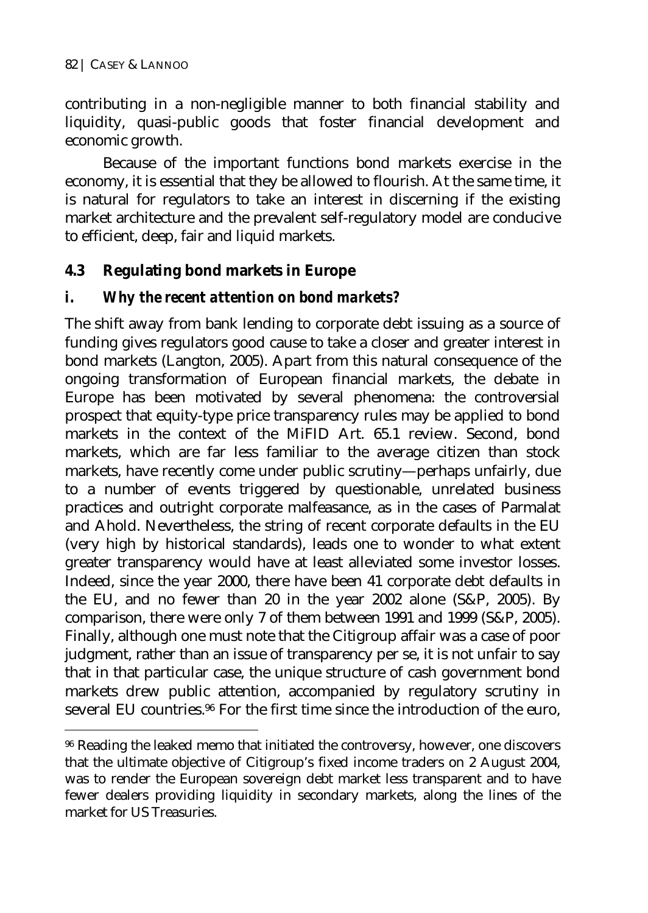contributing in a non-negligible manner to both financial stability and liquidity, quasi-public goods that foster financial development and economic growth.

Because of the important functions bond markets exercise in the economy, it is essential that they be allowed to flourish. At the same time, it is natural for regulators to take an interest in discerning if the existing market architecture and the prevalent self-regulatory model are conducive to efficient, deep, fair and liquid markets.

## 4.3 Regulating bond markets in Europe

### i. Why the recent attention on bond markets?

The shift away from bank lending to corporate debt issuing as a source of funding gives regulators good cause to take a closer and greater interest in bond markets (Langton, 2005). Apart from this natural consequence of the ongoing transformation of European financial markets, the debate in Europe has been motivated by several phenomena: the controversial prospect that equity-type price transparency rules may be applied to bond markets in the context of the MiFID Art. 65.1 review. Second, bond markets, which are far less familiar to the average citizen than stock markets, have recently come under public scrutiny—perhaps unfairly, due to a number of events triggered by questionable, unrelated business practices and outright corporate malfeasance, as in the cases of Parmalat and Ahold. Nevertheless, the string of recent corporate defaults in the EU (very high by historical standards), leads one to wonder to what extent greater transparency would have at least alleviated some investor losses. Indeed, since the year 2000, there have been 41 corporate debt defaults in the EU, and no fewer than 20 in the year 2002 alone (S&P, 2005). By comparison, there were only 7 of them between 1991 and 1999 (S&P, 2005). Finally, although one must note that the Citigroup affair was a case of poor judgment, rather than an issue of transparency per se, it is not unfair to say that in that particular case, the unique structure of cash government bond markets drew public attention, accompanied by regulatory scrutiny in several EU countries.[96] For the first time since the introduction of the euro,

[96] Reading the leaked memo that initiated the controversy, however, one discovers that the ultimate objective of Citigroup's fixed income traders on 2 August 2004, was to render the European sovereign debt market less transparent and to have fewer dealers providing liquidity in secondary markets, along the lines of the market for US Treasuries.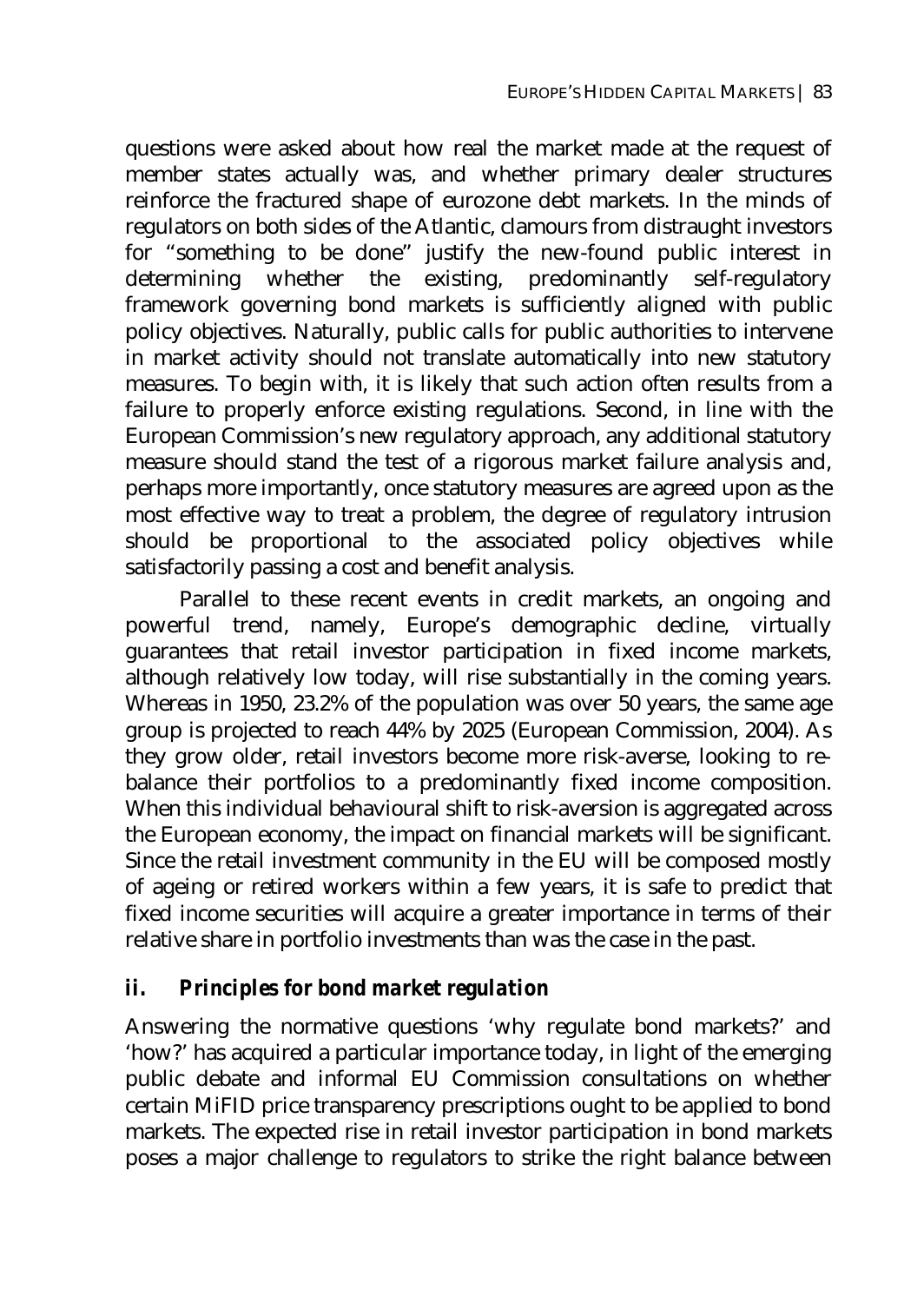questions were asked about how real the market made at the request of member states actually was, and whether primary dealer structures reinforce the fractured shape of eurozone debt markets. In the minds of regulators on both sides of the Atlantic, clamours from distraught investors for "something to be done" justify the new-found public interest in determining whether the existing, predominantly self-regulatory framework governing bond markets is sufficiently aligned with public policy objectives. Naturally, public calls for public authorities to intervene in market activity should not translate automatically into new statutory measures. To begin with, it is likely that such action often results from a failure to properly enforce existing regulations. Second, in line with the European Commission's new regulatory approach, any additional statutory measure should stand the test of a rigorous market failure analysis and, perhaps more importantly, once statutory measures are agreed upon as the most effective way to treat a problem, the degree of regulatory intrusion should be proportional to the associated policy objectives while satisfactorily passing a cost and benefit analysis.

Parallel to these recent events in credit markets, an ongoing and powerful trend, namely, Europe's demographic decline, virtually guarantees that retail investor participation in fixed income markets, although relatively low today, will rise substantially in the coming years. Whereas in 1950, 23.2% of the population was over 50 years, the same age group is projected to reach 44% by 2025 (European Commission, 2004). As they grow older, retail investors become more risk-averse, looking to re-balance their portfolios to a predominantly fixed income composition. When this individual behavioural shift to risk-aversion is aggregated across the European economy, the impact on financial markets will be significant. Since the retail investment community in the EU will be composed mostly of ageing or retired workers within a few years, it is safe to predict that fixed income securities will acquire a greater importance in terms of their relative share in portfolio investments than was the case in the past.

### *ii. Principles for bond market regulation*

Answering the normative questions 'why regulate bond markets?' and 'how?' has acquired a particular importance today, in light of the emerging public debate and informal EU Commission consultations on whether certain MiFID price transparency prescriptions ought to be applied to bond markets. The expected rise in retail investor participation in bond markets poses a major challenge to regulators to strike the right balance between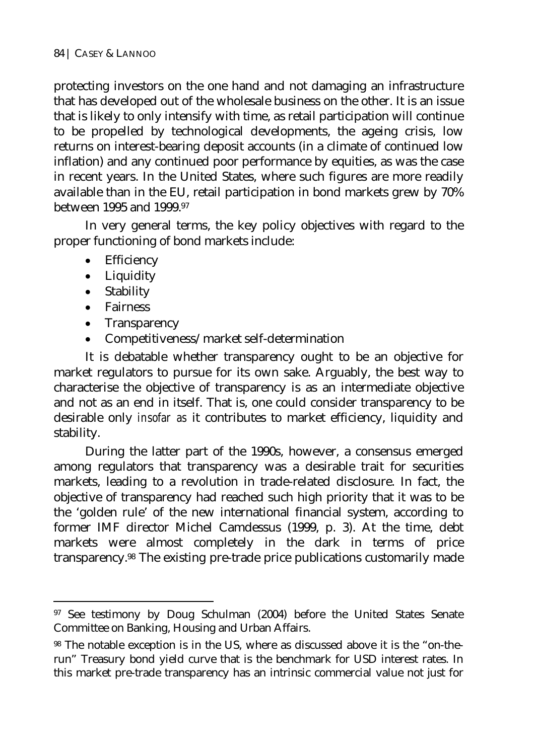protecting investors on the one hand and not damaging an infrastructure that has developed out of the wholesale business on the other. It is an issue that is likely to only intensify with time, as retail participation will continue to be propelled by technological developments, the ageing crisis, low returns on interest-bearing deposit accounts (in a climate of continued low inflation) and any continued poor performance by equities, as was the case in recent years. In the United States, where such figures are more readily available than in the EU, retail participation in bond markets grew by 70% between 1995 and 1999.[97]

In very general terms, the key policy objectives with regard to the proper functioning of bond markets include:

- Efficiency
- Liquidity
- Stability
- Fairness
- Transparency
- Competitiveness/market self-determination

It is debatable whether transparency ought to be an objective for market regulators to pursue for its own sake. Arguably, the best way to characterise the objective of transparency is as an intermediate objective and not as an end in itself. That is, one could consider transparency to be desirable only *insofar as* it contributes to market efficiency, liquidity and stability.

During the latter part of the 1990s, however, a consensus emerged among regulators that transparency was a desirable trait for securities markets, leading to a revolution in trade-related disclosure. In fact, the objective of transparency had reached such high priority that it was to be the 'golden rule' of the new international financial system, according to former IMF director Michel Camdessus (1999, p. 3). At the time, debt markets were almost completely in the dark in terms of price transparency.[98] The existing pre-trade price publications customarily made

---

[97] See testimony by Doug Schulman (2004) before the United States Senate Committee on Banking, Housing and Urban Affairs.

[98] The notable exception is in the US, where as discussed above it is the "on-the-run" Treasury bond yield curve that is the benchmark for USD interest rates. In this market pre-trade transparency has an intrinsic commercial value not just for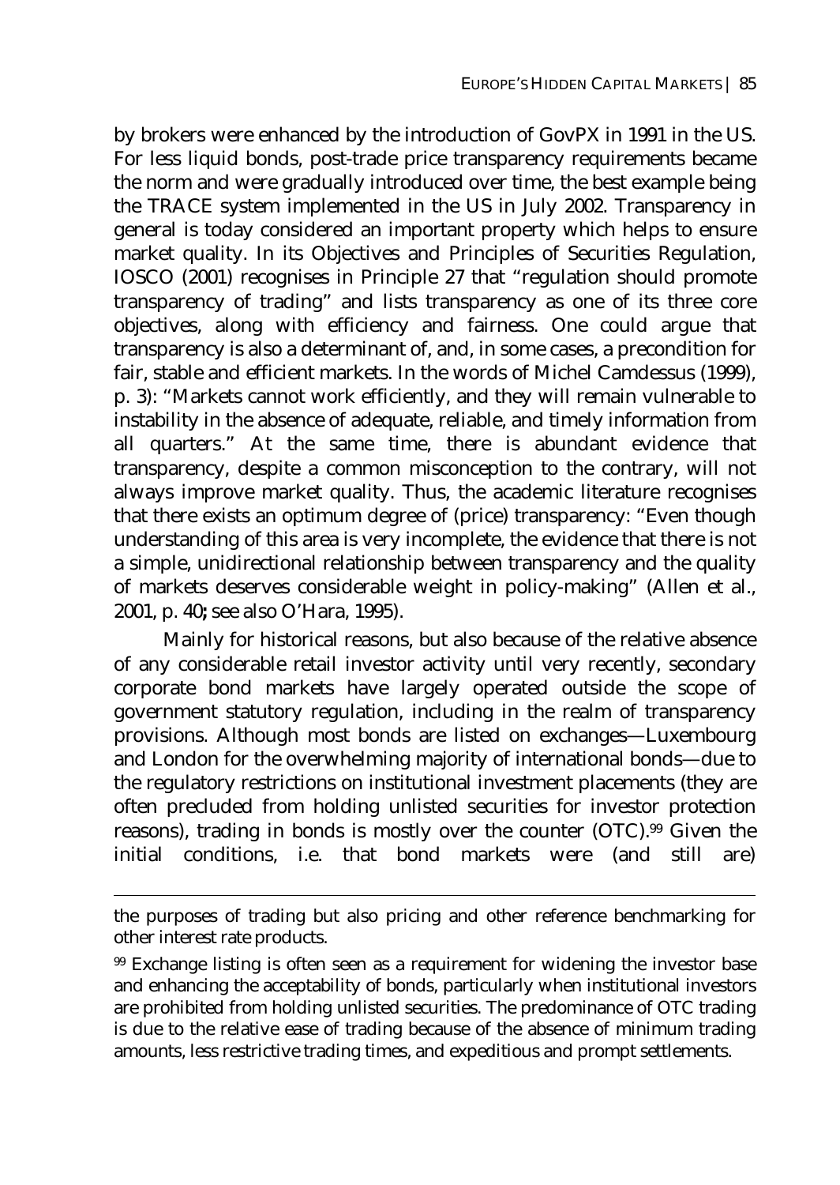by brokers were enhanced by the introduction of GovPX in 1991 in the US. For less liquid bonds, post-trade price transparency requirements became the norm and were gradually introduced over time, the best example being the TRACE system implemented in the US in July 2002. Transparency in general is today considered an important property which helps to ensure market quality. In its Objectives and Principles of Securities Regulation, IOSCO (2001) recognises in Principle 27 that "regulation should promote transparency of trading" and lists transparency as one of its three core objectives, along with efficiency and fairness. One could argue that transparency is also a determinant of, and, in some cases, a precondition for fair, stable and efficient markets. In the words of Michel Camdessus (1999), p. 3): "Markets cannot work efficiently, and they will remain vulnerable to instability in the absence of adequate, reliable, and timely information from all quarters." At the same time, there is abundant evidence that transparency, despite a common misconception to the contrary, will not always improve market quality. Thus, the academic literature recognises that there exists an optimum degree of (price) transparency: "Even though understanding of this area is very incomplete, the evidence that there is not a simple, unidirectional relationship between transparency and the quality of markets deserves considerable weight in policy-making" (Allen et al., 2001, p. 40**;** see also O'Hara, 1995).

Mainly for historical reasons, but also because of the relative absence of any considerable retail investor activity until very recently, secondary corporate bond markets have largely operated outside the scope of government statutory regulation, including in the realm of transparency provisions. Although most bonds are listed on exchanges—Luxembourg and London for the overwhelming majority of international bonds—due to the regulatory restrictions on institutional investment placements (they are often precluded from holding unlisted securities for investor protection reasons), trading in bonds is mostly over the counter (OTC).[99] Given the initial conditions, i.e. that bond markets were (and still are)

---

the purposes of trading but also pricing and other reference benchmarking for other interest rate products.

[99] Exchange listing is often seen as a requirement for widening the investor base and enhancing the acceptability of bonds, particularly when institutional investors are prohibited from holding unlisted securities. The predominance of OTC trading is due to the relative ease of trading because of the absence of minimum trading amounts, less restrictive trading times, and expeditious and prompt settlements.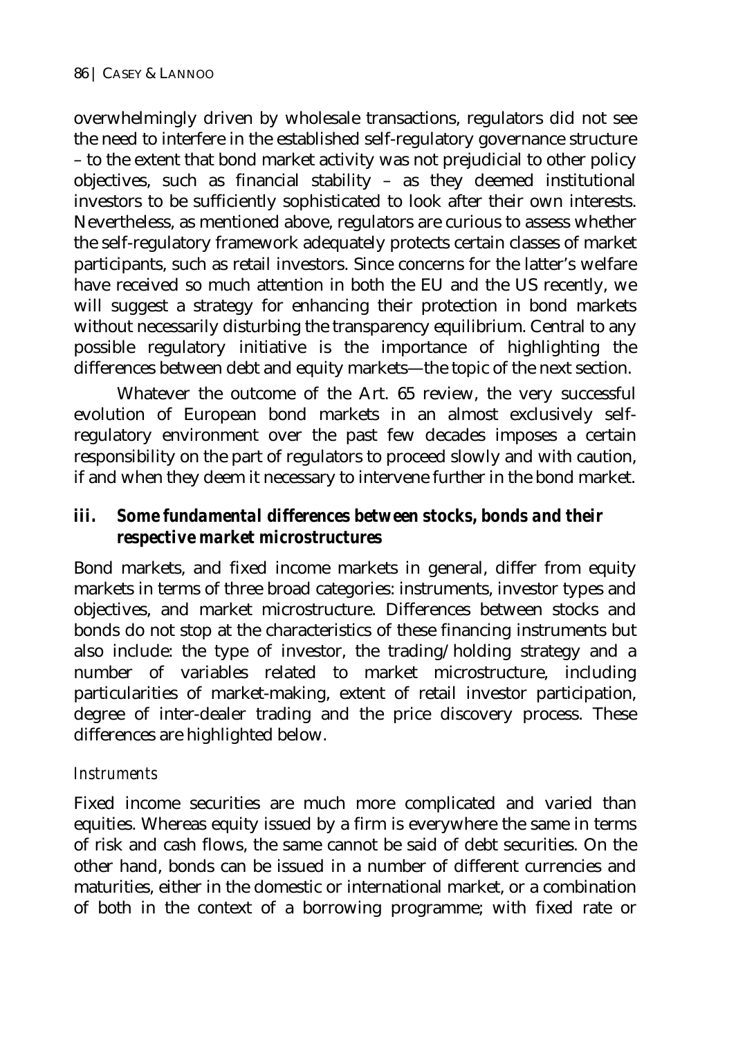overwhelmingly driven by wholesale transactions, regulators did not see the need to interfere in the established self-regulatory governance structure – to the extent that bond market activity was not prejudicial to other policy objectives, such as financial stability – as they deemed institutional investors to be sufficiently sophisticated to look after their own interests. Nevertheless, as mentioned above, regulators are curious to assess whether the self-regulatory framework adequately protects certain classes of market participants, such as retail investors. Since concerns for the latter's welfare have received so much attention in both the EU and the US recently, we will suggest a strategy for enhancing their protection in bond markets without necessarily disturbing the transparency equilibrium. Central to any possible regulatory initiative is the importance of highlighting the differences between debt and equity markets—the topic of the next section.

Whatever the outcome of the Art. 65 review, the very successful evolution of European bond markets in an almost exclusively self-regulatory environment over the past few decades imposes a certain responsibility on the part of regulators to proceed slowly and with caution, if and when they deem it necessary to intervene further in the bond market.

### iii. *Some fundamental differences between stocks, bonds and their respective market microstructures*

Bond markets, and fixed income markets in general, differ from equity markets in terms of three broad categories: instruments, investor types and objectives, and market microstructure. Differences between stocks and bonds do not stop at the characteristics of these financing instruments but also include: the type of investor, the trading/holding strategy and a number of variables related to market microstructure, including particularities of market-making, extent of retail investor participation, degree of inter-dealer trading and the price discovery process. These differences are highlighted below.

#### *Instruments*

Fixed income securities are much more complicated and varied than equities. Whereas equity issued by a firm is everywhere the same in terms of risk and cash flows, the same cannot be said of debt securities. On the other hand, bonds can be issued in a number of different currencies and maturities, either in the domestic or international market, or a combination of both in the context of a borrowing programme; with fixed rate or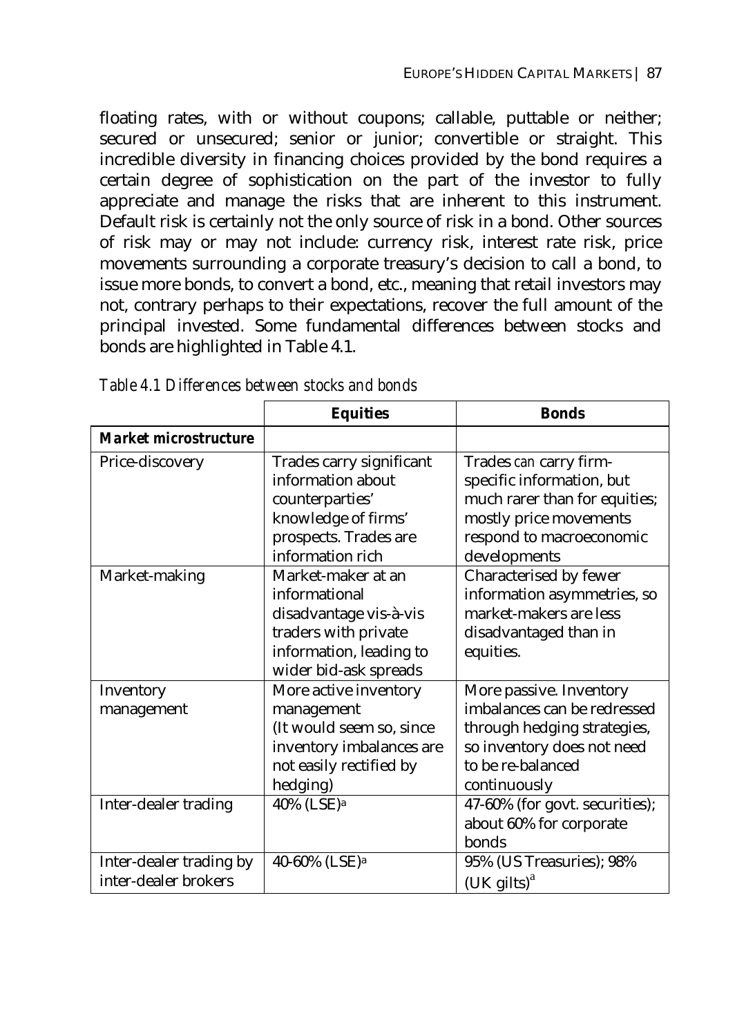floating rates, with or without coupons; callable, puttable or neither; secured or unsecured; senior or junior; convertible or straight. This incredible diversity in financing choices provided by the bond requires a certain degree of sophistication on the part of the investor to fully appreciate and manage the risks that are inherent to this instrument. Default risk is certainly not the only source of risk in a bond. Other sources of risk may or may not include: currency risk, interest rate risk, price movements surrounding a corporate treasury's decision to call a bond, to issue more bonds, to convert a bond, etc., meaning that retail investors may not, contrary perhaps to their expectations, recover the full amount of the principal invested. Some fundamental differences between stocks and bonds are highlighted in Table 4.1.

*Table 4.1 Differences between stocks and bonds*

| | **Equities** | **Bonds** |
|---|---|---|
| ***Market microstructure*** | | |
| Price-discovery | Trades carry significant information about counterparties' knowledge of firms' prospects. Trades are information rich | Trades *can* carry firm-specific information, but much rarer than for equities; mostly price movements respond to macroeconomic developments |
| Market-making | Market-maker at an informational disadvantage vis-à-vis traders with private information, leading to wider bid-ask spreads | Characterised by fewer information asymmetries, so market-makers are less disadvantaged than in equities. |
| Inventory management | More active inventory management (It would seem so, since inventory imbalances are not easily rectified by hedging) | More passive. Inventory imbalances can be redressed through hedging strategies, so inventory does not need to be re-balanced continuously |
| Inter-dealer trading | 40% (LSE)[a] | 47-60% (for govt. securities); about 60% for corporate bonds |
| Inter-dealer trading by inter-dealer brokers | 40-60% (LSE)[a] | 95% (US Treasuries); 98% (UK gilts)[a] |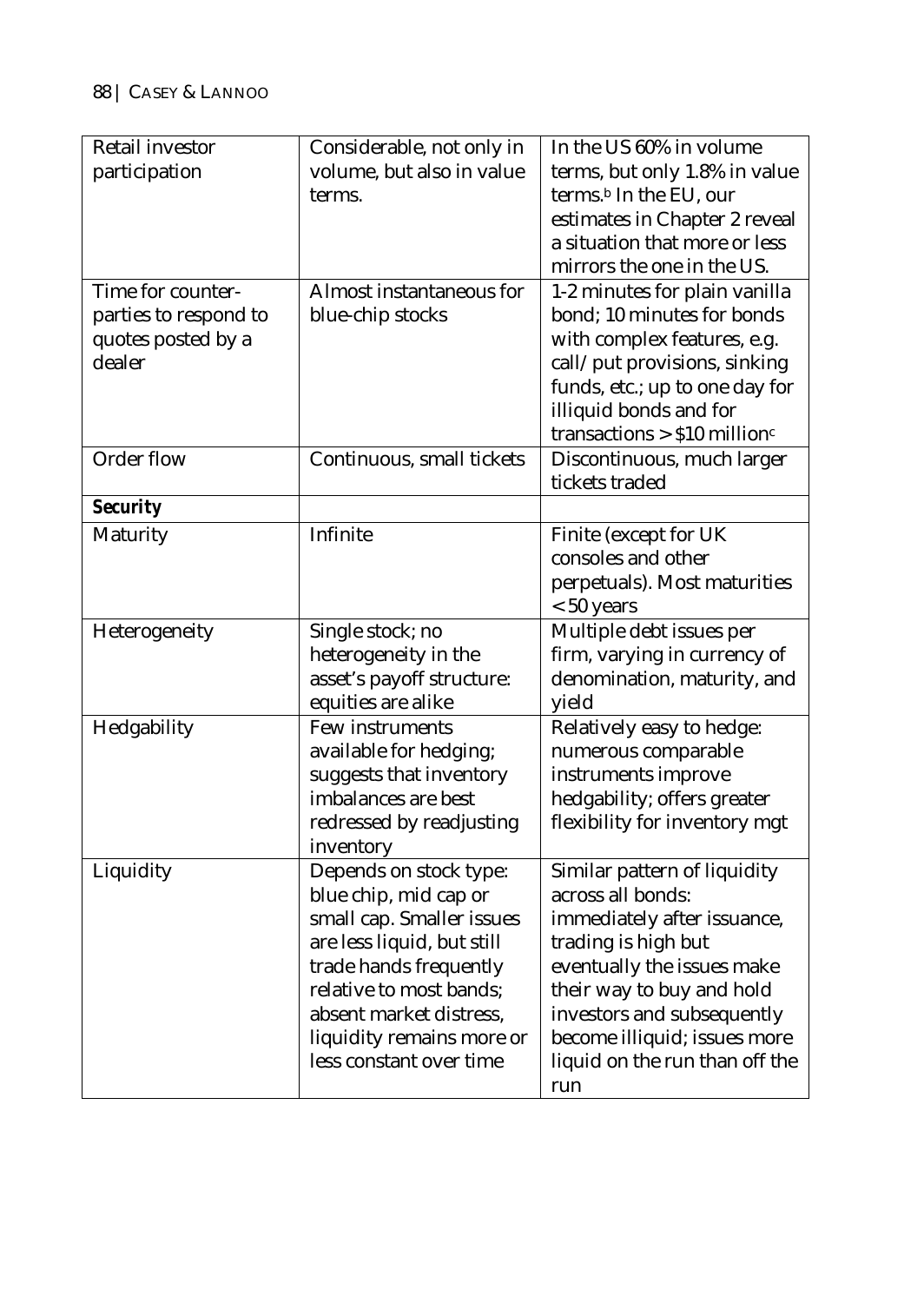| | | |
|---|---|---|
| Retail investor participation | Considerable, not only in volume, but also in value terms. | In the US 60% in volume terms, but only 1.8% in value terms.[b] In the EU, our estimates in Chapter 2 reveal a situation that more or less mirrors the one in the US. |
| Time for counter-parties to respond to quotes posted by a dealer | Almost instantaneous for blue-chip stocks | 1-2 minutes for plain vanilla bond; 10 minutes for bonds with complex features, e.g. call/put provisions, sinking funds, etc.; up to one day for illiquid bonds and for transactions > $10 million[c] |
| Order flow | Continuous, small tickets | Discontinuous, much larger tickets traded |
| ***Security*** | | |
| Maturity | Infinite | Finite (except for UK consoles and other perpetuals). Most maturities < 50 years |
| Heterogeneity | Single stock; no heterogeneity in the asset's payoff structure: equities are alike | Multiple debt issues per firm, varying in currency of denomination, maturity, and yield |
| Hedgability | Few instruments available for hedging; suggests that inventory imbalances are best redressed by readjusting inventory | Relatively easy to hedge: numerous comparable instruments improve hedgability; offers greater flexibility for inventory mgt |
| Liquidity | Depends on stock type: blue chip, mid cap or small cap. Smaller issues are less liquid, but still trade hands frequently relative to most bands; absent market distress, liquidity remains more or less constant over time | Similar pattern of liquidity across all bonds: immediately after issuance, trading is high but eventually the issues make their way to buy and hold investors and subsequently become illiquid; issues more liquid on the run than off the run |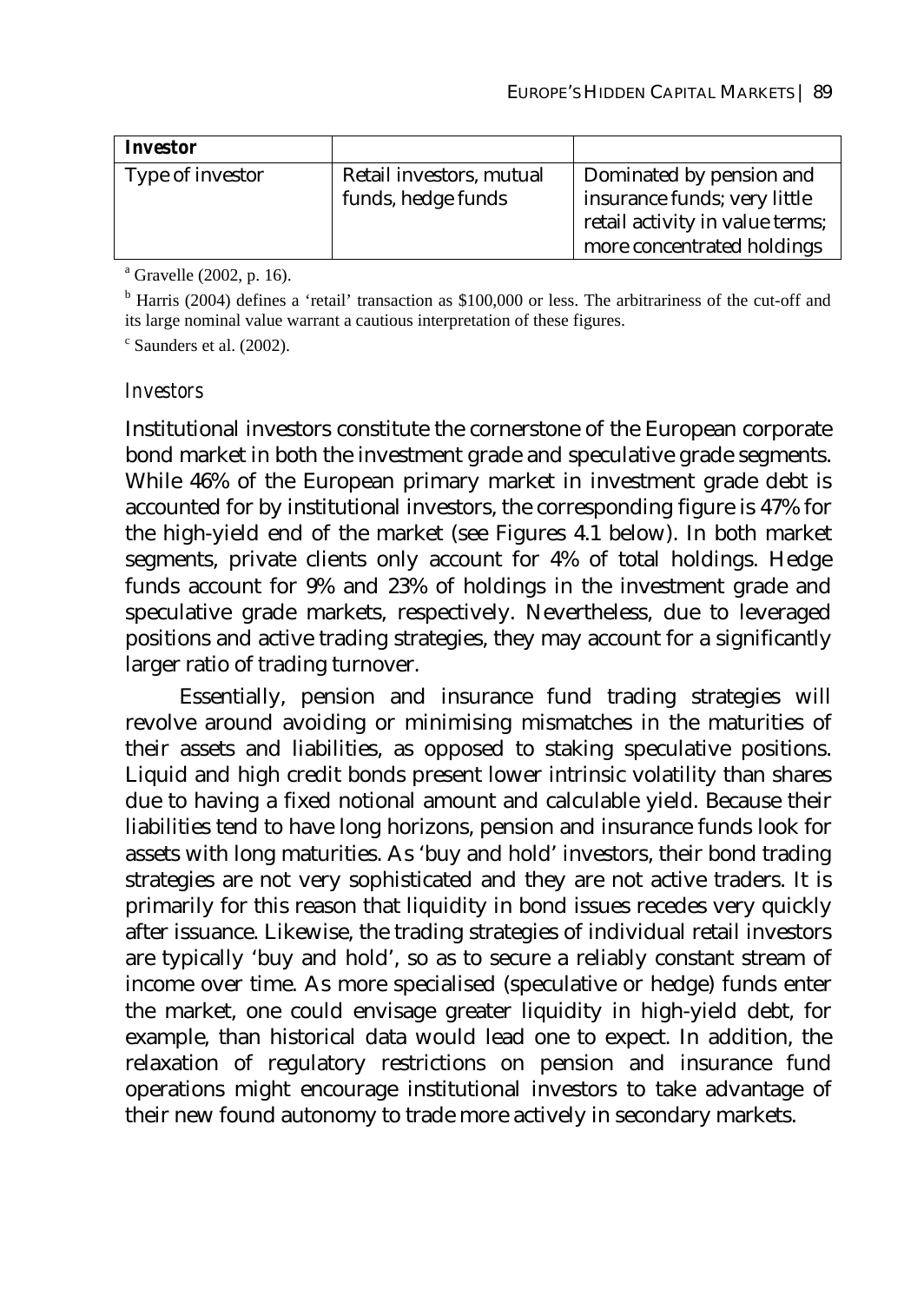| **Investor** | | |
|---|---|---|
| Type of investor | Retail investors, mutual funds, hedge funds | Dominated by pension and insurance funds; very little retail activity in value terms; more concentrated holdings |

[a] Gravelle (2002, p. 16).

[b] Harris (2004) defines a 'retail' transaction as $100,000 or less. The arbitrariness of the cut-off and its large nominal value warrant a cautious interpretation of these figures.

[c] Saunders et al. (2002).

### *Investors*

Institutional investors constitute the cornerstone of the European corporate bond market in both the investment grade and speculative grade segments. While 46% of the European primary market in investment grade debt is accounted for by institutional investors, the corresponding figure is 47% for the high-yield end of the market (see Figures 4.1 below). In both market segments, private clients only account for 4% of total holdings. Hedge funds account for 9% and 23% of holdings in the investment grade and speculative grade markets, respectively. Nevertheless, due to leveraged positions and active trading strategies, they may account for a significantly larger ratio of trading turnover.

Essentially, pension and insurance fund trading strategies will revolve around avoiding or minimising mismatches in the maturities of their assets and liabilities, as opposed to staking speculative positions. Liquid and high credit bonds present lower intrinsic volatility than shares due to having a fixed notional amount and calculable yield. Because their liabilities tend to have long horizons, pension and insurance funds look for assets with long maturities. As 'buy and hold' investors, their bond trading strategies are not very sophisticated and they are not active traders. It is primarily for this reason that liquidity in bond issues recedes very quickly after issuance. Likewise, the trading strategies of individual retail investors are typically 'buy and hold', so as to secure a reliably constant stream of income over time. As more specialised (speculative or hedge) funds enter the market, one could envisage greater liquidity in high-yield debt, for example, than historical data would lead one to expect. In addition, the relaxation of regulatory restrictions on pension and insurance fund operations might encourage institutional investors to take advantage of their new found autonomy to trade more actively in secondary markets.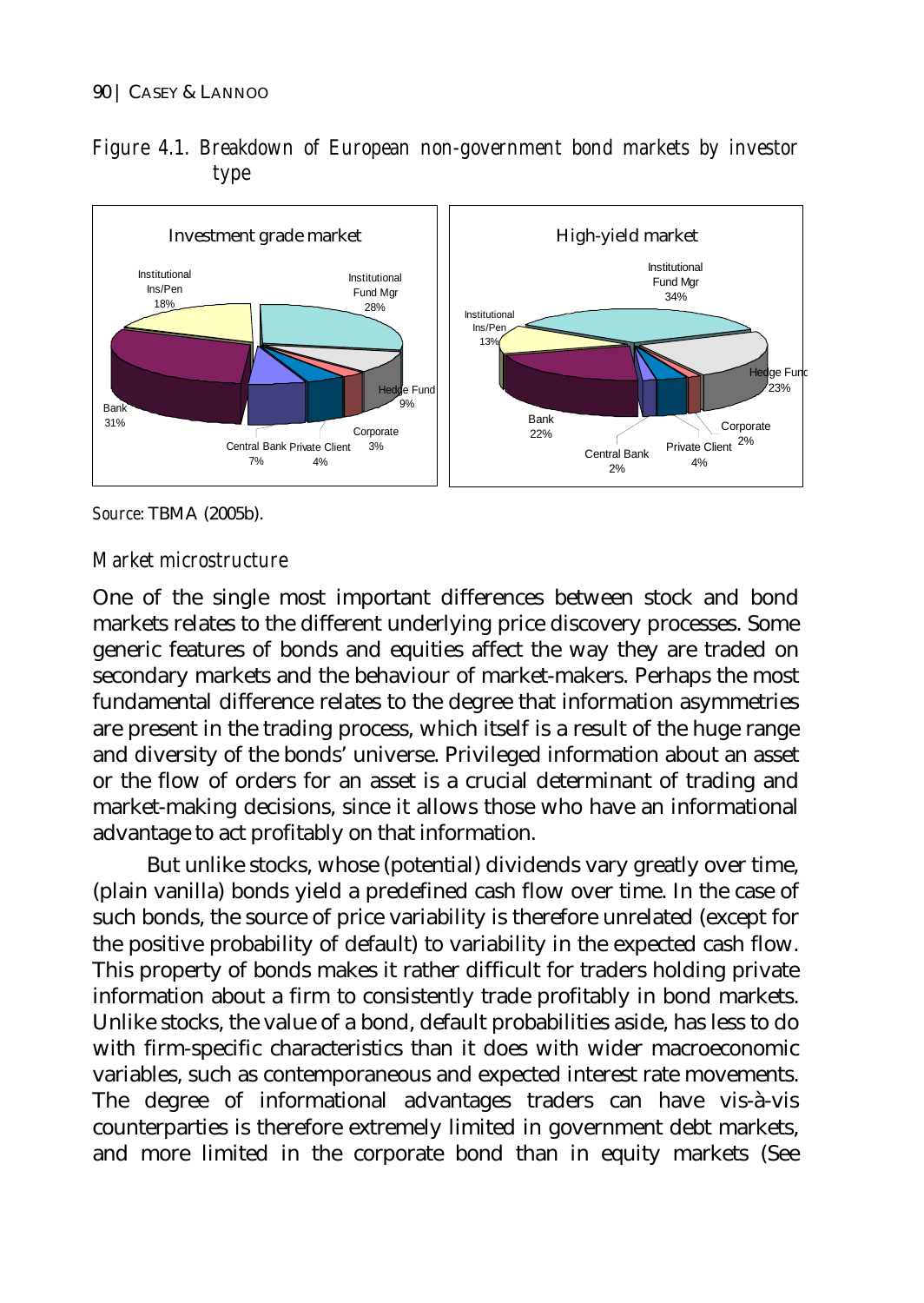*Figure 4.1. Breakdown of European non-government bond markets by investor type*

*Source*: TBMA (2005b).

### *Market microstructure*

One of the single most important differences between stock and bond markets relates to the different underlying price discovery processes. Some generic features of bonds and equities affect the way they are traded on secondary markets and the behaviour of market-makers. Perhaps the most fundamental difference relates to the degree that information asymmetries are present in the trading process, which itself is a result of the huge range and diversity of the bonds' universe. Privileged information about an asset or the flow of orders for an asset is a crucial determinant of trading and market-making decisions, since it allows those who have an informational advantage to act profitably on that information.

But unlike stocks, whose (potential) dividends vary greatly over time, (plain vanilla) bonds yield a predefined cash flow over time. In the case of such bonds, the source of price variability is therefore unrelated (except for the positive probability of default) to variability in the expected cash flow. This property of bonds makes it rather difficult for traders holding private information about a firm to consistently trade profitably in bond markets. Unlike stocks, the value of a bond, default probabilities aside, has less to do with firm-specific characteristics than it does with wider macroeconomic variables, such as contemporaneous and expected interest rate movements. The degree of informational advantages traders can have vis-à-vis counterparties is therefore extremely limited in government debt markets, and more limited in the corporate bond than in equity markets (See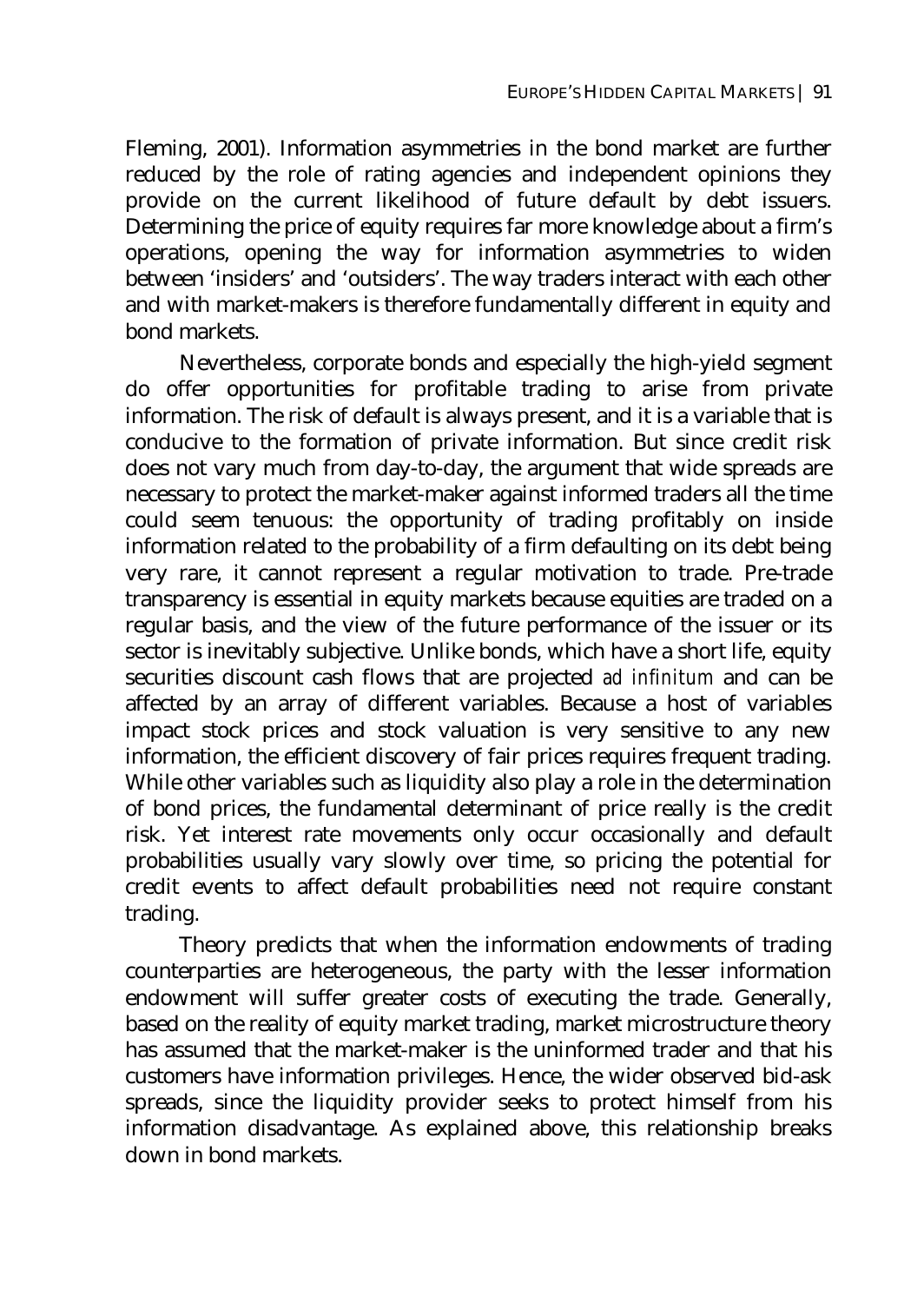Fleming, 2001). Information asymmetries in the bond market are further reduced by the role of rating agencies and independent opinions they provide on the current likelihood of future default by debt issuers. Determining the price of equity requires far more knowledge about a firm's operations, opening the way for information asymmetries to widen between 'insiders' and 'outsiders'. The way traders interact with each other and with market-makers is therefore fundamentally different in equity and bond markets.

Nevertheless, corporate bonds and especially the high-yield segment do offer opportunities for profitable trading to arise from private information. The risk of default is always present, and it is a variable that is conducive to the formation of private information. But since credit risk does not vary much from day-to-day, the argument that wide spreads are necessary to protect the market-maker against informed traders all the time could seem tenuous: the opportunity of trading profitably on inside information related to the probability of a firm defaulting on its debt being very rare, it cannot represent a regular motivation to trade. Pre-trade transparency is essential in equity markets because equities are traded on a regular basis, and the view of the future performance of the issuer or its sector is inevitably subjective. Unlike bonds, which have a short life, equity securities discount cash flows that are projected *ad infinitum* and can be affected by an array of different variables. Because a host of variables impact stock prices and stock valuation is very sensitive to any new information, the efficient discovery of fair prices requires frequent trading. While other variables such as liquidity also play a role in the determination of bond prices, the fundamental determinant of price really is the credit risk. Yet interest rate movements only occur occasionally and default probabilities usually vary slowly over time, so pricing the potential for credit events to affect default probabilities need not require constant trading.

Theory predicts that when the information endowments of trading counterparties are heterogeneous, the party with the lesser information endowment will suffer greater costs of executing the trade. Generally, based on the reality of equity market trading, market microstructure theory has assumed that the market-maker is the uninformed trader and that his customers have information privileges. Hence, the wider observed bid-ask spreads, since the liquidity provider seeks to protect himself from his information disadvantage. As explained above, this relationship breaks down in bond markets.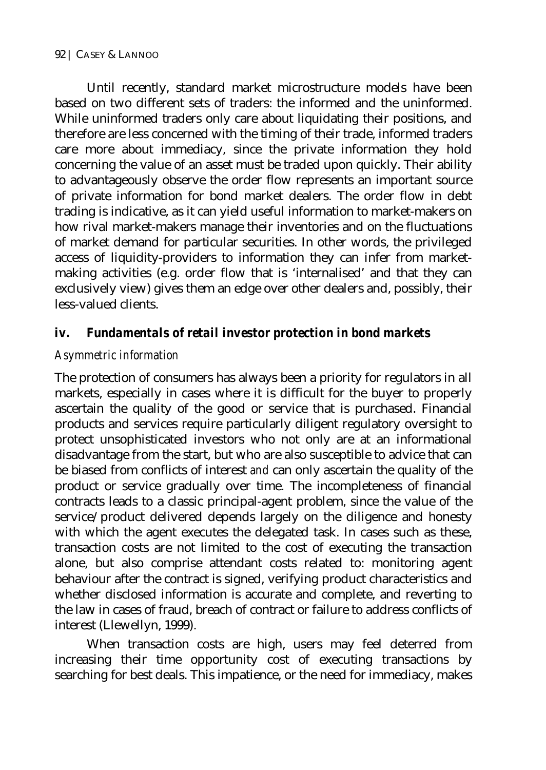Until recently, standard market microstructure models have been based on two different sets of traders: the informed and the uninformed. While uninformed traders only care about liquidating their positions, and therefore are less concerned with the timing of their trade, informed traders care more about immediacy, since the private information they hold concerning the value of an asset must be traded upon quickly. Their ability to advantageously observe the order flow represents an important source of private information for bond market dealers. The order flow in debt trading is indicative, as it can yield useful information to market-makers on how rival market-makers manage their inventories and on the fluctuations of market demand for particular securities. In other words, the privileged access of liquidity-providers to information they can infer from market-making activities (e.g. order flow that is 'internalised' and that they can exclusively view) gives them an edge over other dealers and, possibly, their less-valued clients.

### iv. *Fundamentals of retail investor protection in bond markets*

#### *Asymmetric information*

The protection of consumers has always been a priority for regulators in all markets, especially in cases where it is difficult for the buyer to properly ascertain the quality of the good or service that is purchased. Financial products and services require particularly diligent regulatory oversight to protect unsophisticated investors who not only are at an informational disadvantage from the start, but who are also susceptible to advice that can be biased from conflicts of interest *and* can only ascertain the quality of the product or service gradually over time. The incompleteness of financial contracts leads to a classic principal-agent problem, since the value of the service/product delivered depends largely on the diligence and honesty with which the agent executes the delegated task. In cases such as these, transaction costs are not limited to the cost of executing the transaction alone, but also comprise attendant costs related to: monitoring agent behaviour after the contract is signed, verifying product characteristics and whether disclosed information is accurate and complete, and reverting to the law in cases of fraud, breach of contract or failure to address conflicts of interest (Llewellyn, 1999).

When transaction costs are high, users may feel deterred from increasing their time opportunity cost of executing transactions by searching for best deals. This impatience, or the need for immediacy, makes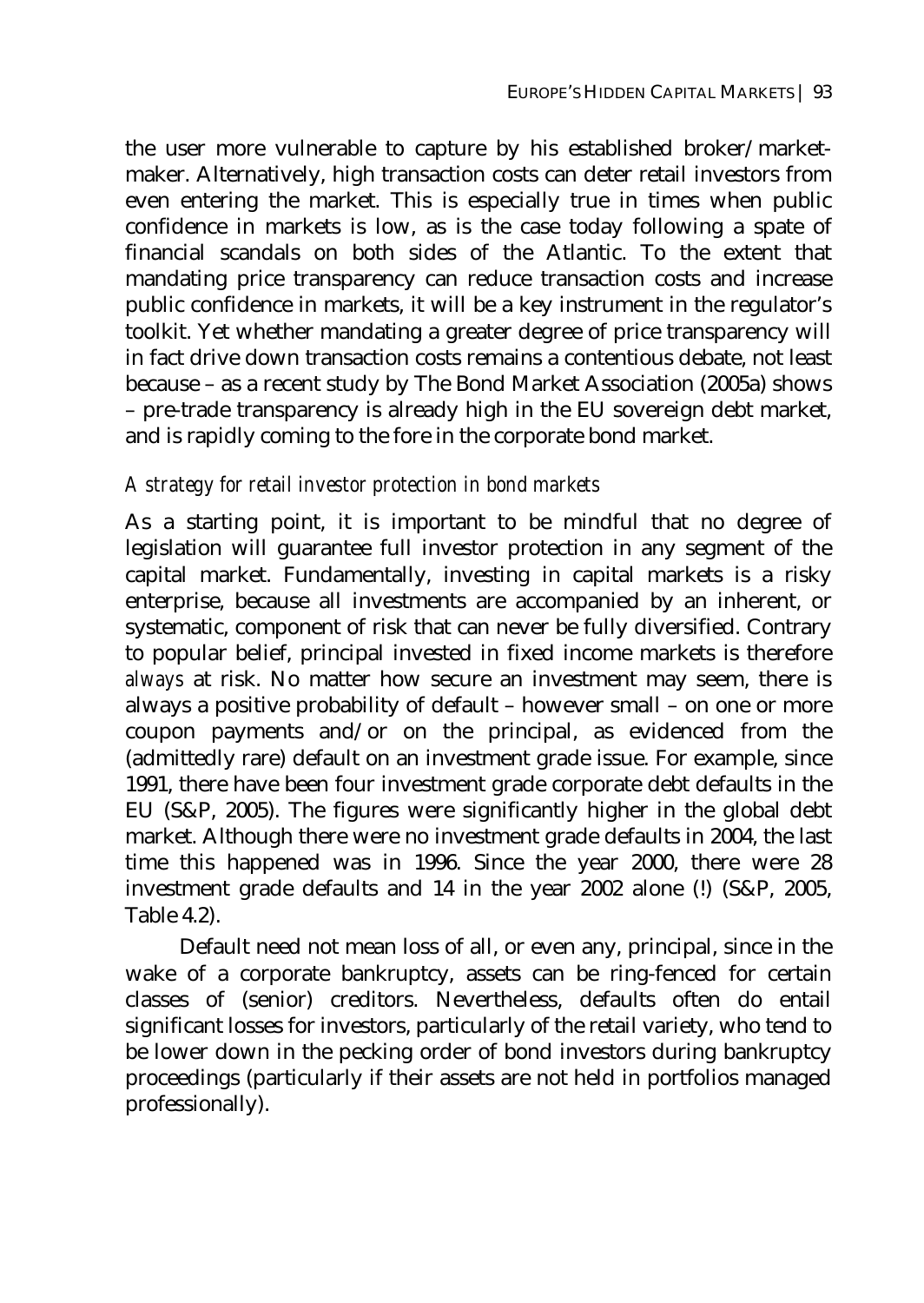the user more vulnerable to capture by his established broker/market-maker. Alternatively, high transaction costs can deter retail investors from even entering the market. This is especially true in times when public confidence in markets is low, as is the case today following a spate of financial scandals on both sides of the Atlantic. To the extent that mandating price transparency can reduce transaction costs and increase public confidence in markets, it will be a key instrument in the regulator's toolkit. Yet whether mandating a greater degree of price transparency will in fact drive down transaction costs remains a contentious debate, not least because – as a recent study by The Bond Market Association (2005a) shows – pre-trade transparency is already high in the EU sovereign debt market, and is rapidly coming to the fore in the corporate bond market.

### *A strategy for retail investor protection in bond markets*

As a starting point, it is important to be mindful that no degree of legislation will guarantee full investor protection in any segment of the capital market. Fundamentally, investing in capital markets is a risky enterprise, because all investments are accompanied by an inherent, or systematic, component of risk that can never be fully diversified. Contrary to popular belief, principal invested in fixed income markets is therefore *always* at risk. No matter how secure an investment may seem, there is always a positive probability of default – however small – on one or more coupon payments and/or on the principal, as evidenced from the (admittedly rare) default on an investment grade issue. For example, since 1991, there have been four investment grade corporate debt defaults in the EU (S&P, 2005). The figures were significantly higher in the global debt market. Although there were no investment grade defaults in 2004, the last time this happened was in 1996. Since the year 2000, there were 28 investment grade defaults and 14 in the year 2002 alone (!) (S&P, 2005, Table 4.2).

Default need not mean loss of all, or even any, principal, since in the wake of a corporate bankruptcy, assets can be ring-fenced for certain classes of (senior) creditors. Nevertheless, defaults often do entail significant losses for investors, particularly of the retail variety, who tend to be lower down in the pecking order of bond investors during bankruptcy proceedings (particularly if their assets are not held in portfolios managed professionally).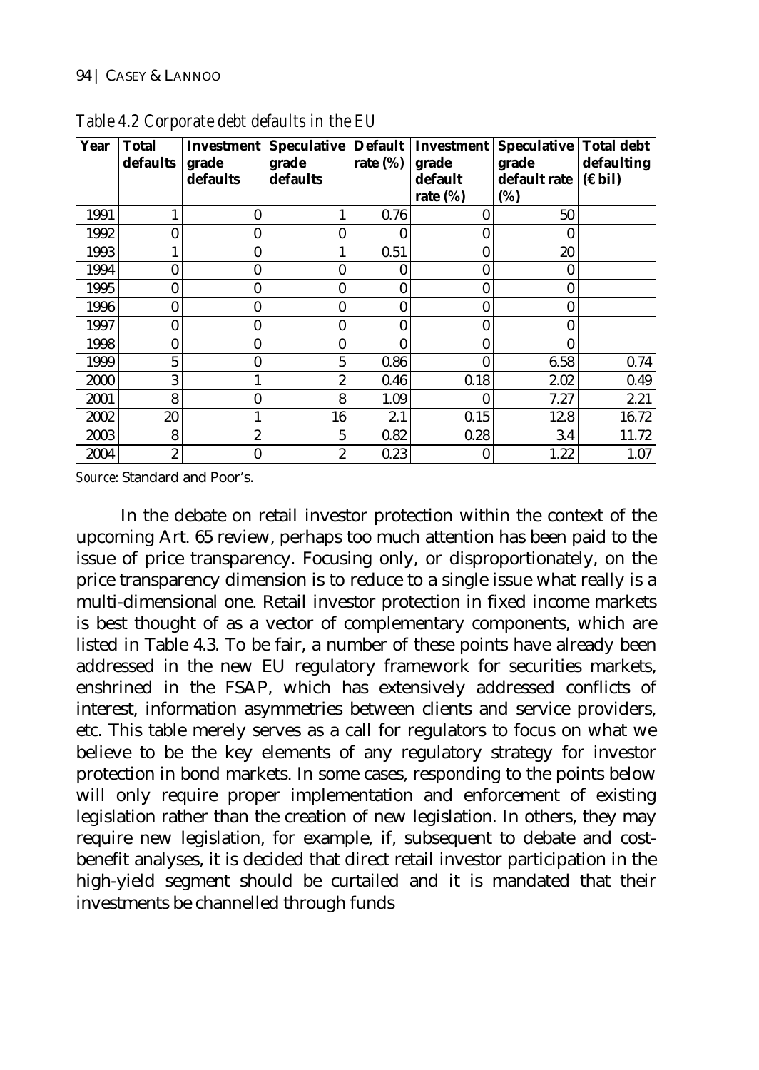*Table 4.2 Corporate debt defaults in the EU*

| Year | Total defaults | Investment grade defaults | Speculative grade defaults | Default rate (%) | Investment grade default rate (%) | Speculative grade default rate (%) | Total debt defaulting (€ bil) |
|---|---|---|---|---|---|---|---|
| 1991 | 1 | 0 | 1 | 0.76 | 0 | 50 | |
| 1992 | 0 | 0 | 0 | 0 | 0 | 0 | |
| 1993 | 1 | 0 | 1 | 0.51 | 0 | 20 | |
| 1994 | 0 | 0 | 0 | 0 | 0 | 0 | |
| 1995 | 0 | 0 | 0 | 0 | 0 | 0 | |
| 1996 | 0 | 0 | 0 | 0 | 0 | 0 | |
| 1997 | 0 | 0 | 0 | 0 | 0 | 0 | |
| 1998 | 0 | 0 | 0 | 0 | 0 | 0 | |
| 1999 | 5 | 0 | 5 | 0.86 | 0 | 6.58 | 0.74 |
| 2000 | 3 | 1 | 2 | 0.46 | 0.18 | 2.02 | 0.49 |
| 2001 | 8 | 0 | 8 | 1.09 | 0 | 7.27 | 2.21 |
| 2002 | 20 | 1 | 16 | 2.1 | 0.15 | 12.8 | 16.72 |
| 2003 | 8 | 2 | 5 | 0.82 | 0.28 | 3.4 | 11.72 |
| 2004 | 2 | 0 | 2 | 0.23 | 0 | 1.22 | 1.07 |

*Source*: Standard and Poor's.

In the debate on retail investor protection within the context of the upcoming Art. 65 review, perhaps too much attention has been paid to the issue of price transparency. Focusing only, or disproportionately, on the price transparency dimension is to reduce to a single issue what really is a multi-dimensional one. Retail investor protection in fixed income markets is best thought of as a vector of complementary components, which are listed in Table 4.3. To be fair, a number of these points have already been addressed in the new EU regulatory framework for securities markets, enshrined in the FSAP, which has extensively addressed conflicts of interest, information asymmetries between clients and service providers, etc. This table merely serves as a call for regulators to focus on what we believe to be the key elements of any regulatory strategy for investor protection in bond markets. In some cases, responding to the points below will only require proper implementation and enforcement of existing legislation rather than the creation of new legislation. In others, they may require new legislation, for example, if, subsequent to debate and cost-benefit analyses, it is decided that direct retail investor participation in the high-yield segment should be curtailed and it is mandated that their investments be channelled through funds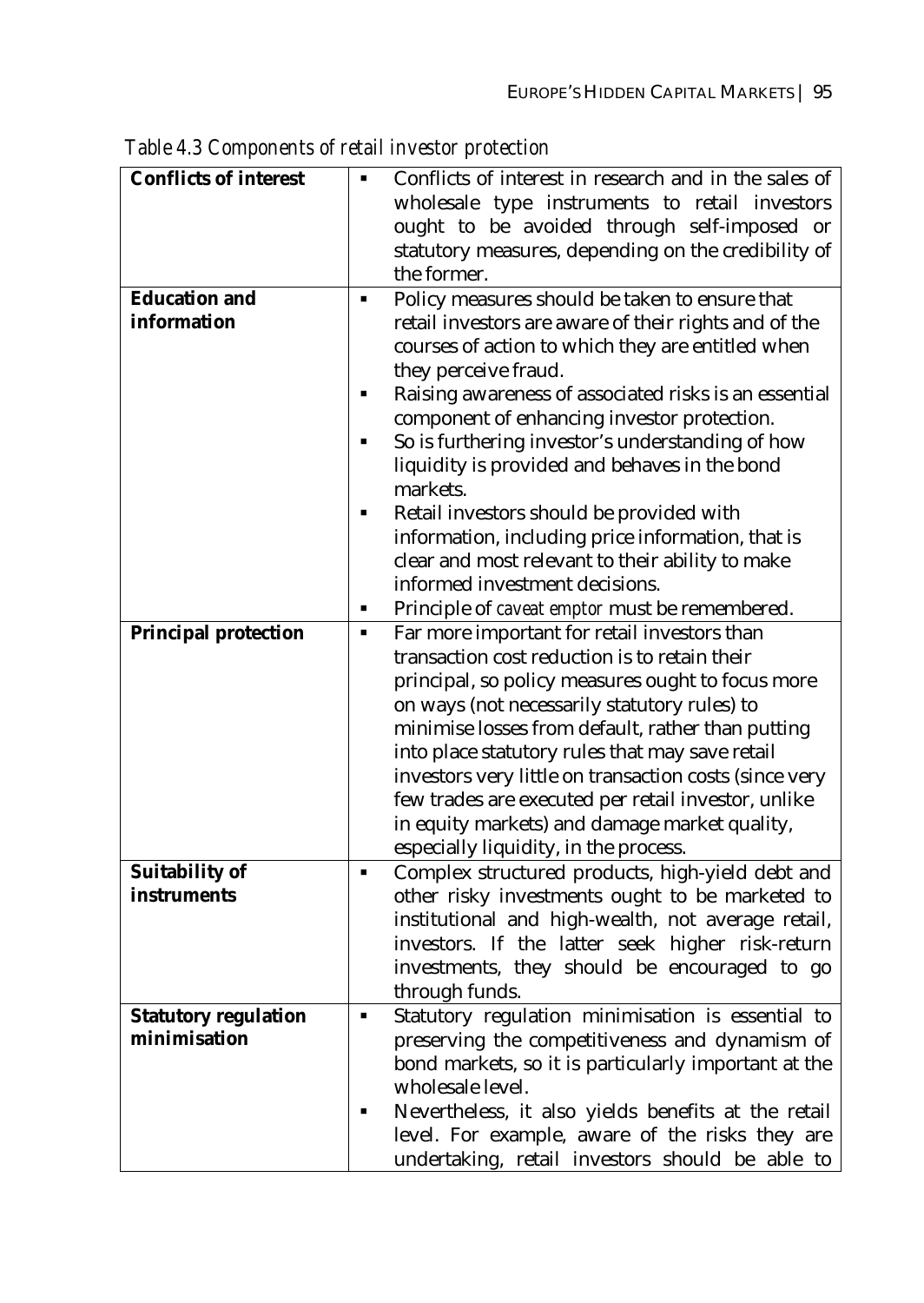*Table 4.3 Components of retail investor protection*

| | |
|---|---|
| **Conflicts of interest** | ▪ Conflicts of interest in research and in the sales of wholesale type instruments to retail investors ought to be avoided through self-imposed or statutory measures, depending on the credibility of the former. |
| **Education and information** | ▪ Policy measures should be taken to ensure that retail investors are aware of their rights and of the courses of action to which they are entitled when they perceive fraud.<br>▪ Raising awareness of associated risks is an essential component of enhancing investor protection.<br>▪ So is furthering investor's understanding of how liquidity is provided and behaves in the bond markets.<br>▪ Retail investors should be provided with information, including price information, that is clear and most relevant to their ability to make informed investment decisions.<br>▪ Principle of *caveat emptor* must be remembered. |
| **Principal protection** | ▪ Far more important for retail investors than transaction cost reduction is to retain their principal, so policy measures ought to focus more on ways (not necessarily statutory rules) to minimise losses from default, rather than putting into place statutory rules that may save retail investors very little on transaction costs (since very few trades are executed per retail investor, unlike in equity markets) and damage market quality, especially liquidity, in the process. |
| **Suitability of instruments** | ▪ Complex structured products, high-yield debt and other risky investments ought to be marketed to institutional and high-wealth, not average retail, investors. If the latter seek higher risk-return investments, they should be encouraged to go through funds. |
| **Statutory regulation minimisation** | ▪ Statutory regulation minimisation is essential to preserving the competitiveness and dynamism of bond markets, so it is particularly important at the wholesale level.<br>▪ Nevertheless, it also yields benefits at the retail level. For example, aware of the risks they are undertaking, retail investors should be able to |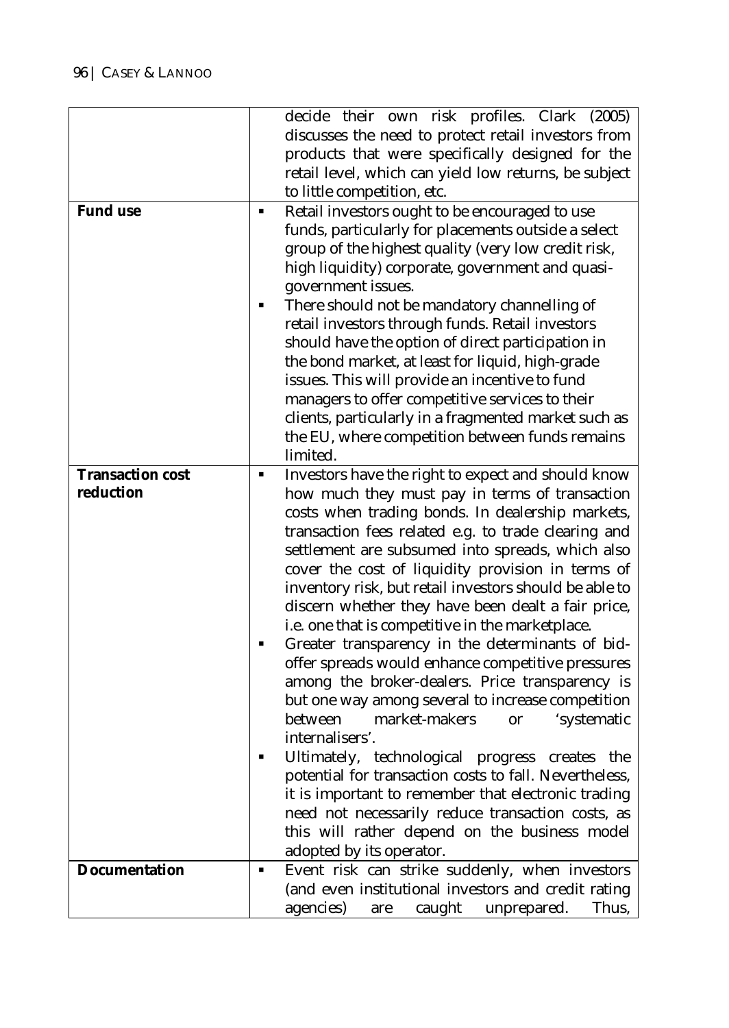| | |
|---|---|
| | decide their own risk profiles. Clark (2005) discusses the need to protect retail investors from products that were specifically designed for the retail level, which can yield low returns, be subject to little competition, etc. |
| **Fund use** | ▪ Retail investors ought to be encouraged to use funds, particularly for placements outside a select group of the highest quality (very low credit risk, high liquidity) corporate, government and quasi-government issues.<br>▪ There should not be mandatory channelling of retail investors through funds. Retail investors should have the option of direct participation in the bond market, at least for liquid, high-grade issues. This will provide an incentive to fund managers to offer competitive services to their clients, particularly in a fragmented market such as the EU, where competition between funds remains limited. |
| **Transaction cost reduction** | ▪ Investors have the right to expect and should know how much they must pay in terms of transaction costs when trading bonds. In dealership markets, transaction fees related e.g. to trade clearing and settlement are subsumed into spreads, which also cover the cost of liquidity provision in terms of inventory risk, but retail investors should be able to discern whether they have been dealt a fair price, i.e. one that is competitive in the marketplace.<br>▪ Greater transparency in the determinants of bid-offer spreads would enhance competitive pressures among the broker-dealers. Price transparency is but one way among several to increase competition between market-makers or 'systematic internalisers'.<br>▪ Ultimately, technological progress creates the potential for transaction costs to fall. Nevertheless, it is important to remember that electronic trading need not necessarily reduce transaction costs, as this will rather depend on the business model adopted by its operator. |
| **Documentation** | ▪ Event risk can strike suddenly, when investors (and even institutional investors and credit rating agencies) are caught unprepared. Thus, |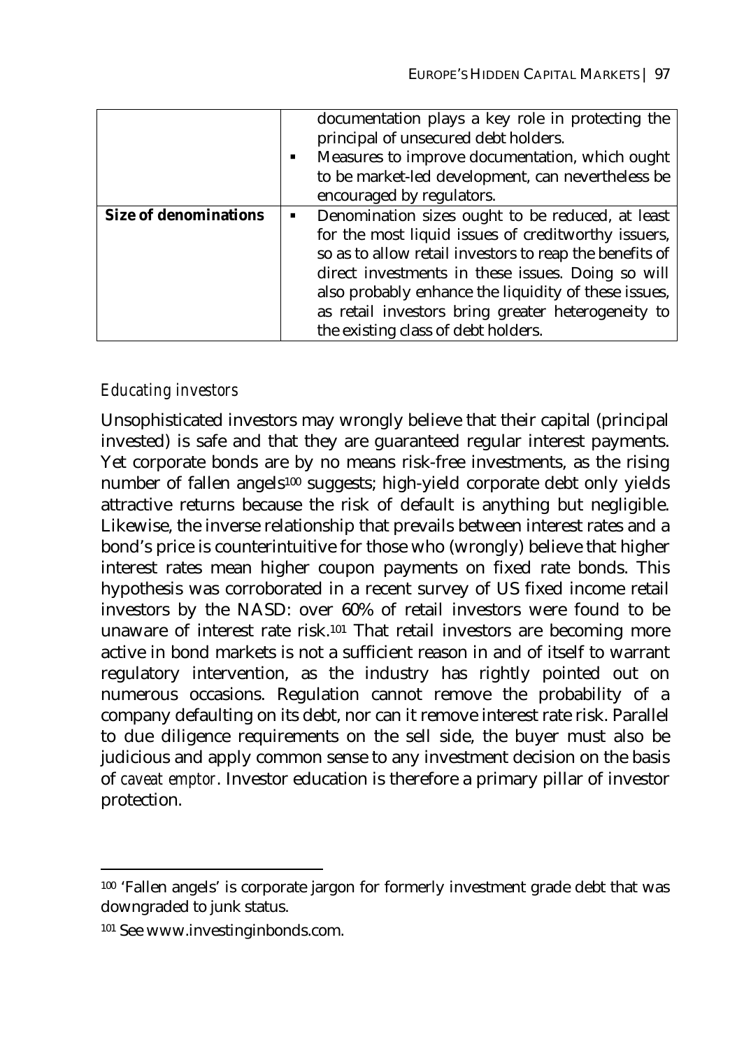| | |
|---|---|
| | documentation plays a key role in protecting the principal of unsecured debt holders.<br>▪ Measures to improve documentation, which ought to be market-led development, can nevertheless be encouraged by regulators. |
| **Size of denominations** | ▪ Denomination sizes ought to be reduced, at least for the most liquid issues of creditworthy issuers, so as to allow retail investors to reap the benefits of direct investments in these issues. Doing so will also probably enhance the liquidity of these issues, as retail investors bring greater heterogeneity to the existing class of debt holders. |

### *Educating investors*

Unsophisticated investors may wrongly believe that their capital (principal invested) is safe and that they are guaranteed regular interest payments. Yet corporate bonds are by no means risk-free investments, as the rising number of fallen angels[100] suggests; high-yield corporate debt only yields attractive returns because the risk of default is anything but negligible. Likewise, the inverse relationship that prevails between interest rates and a bond's price is counterintuitive for those who (wrongly) believe that higher interest rates mean higher coupon payments on fixed rate bonds. This hypothesis was corroborated in a recent survey of US fixed income retail investors by the NASD: over 60% of retail investors were found to be unaware of interest rate risk.[101] That retail investors are becoming more active in bond markets is not a sufficient reason in and of itself to warrant regulatory intervention, as the industry has rightly pointed out on numerous occasions. Regulation cannot remove the probability of a company defaulting on its debt, nor can it remove interest rate risk. Parallel to due diligence requirements on the sell side, the buyer must also be judicious and apply common sense to any investment decision on the basis of *caveat emptor*. Investor education is therefore a primary pillar of investor protection.

---

[100] 'Fallen angels' is corporate jargon for formerly investment grade debt that was downgraded to junk status.

[101] See www.investinginbonds.com.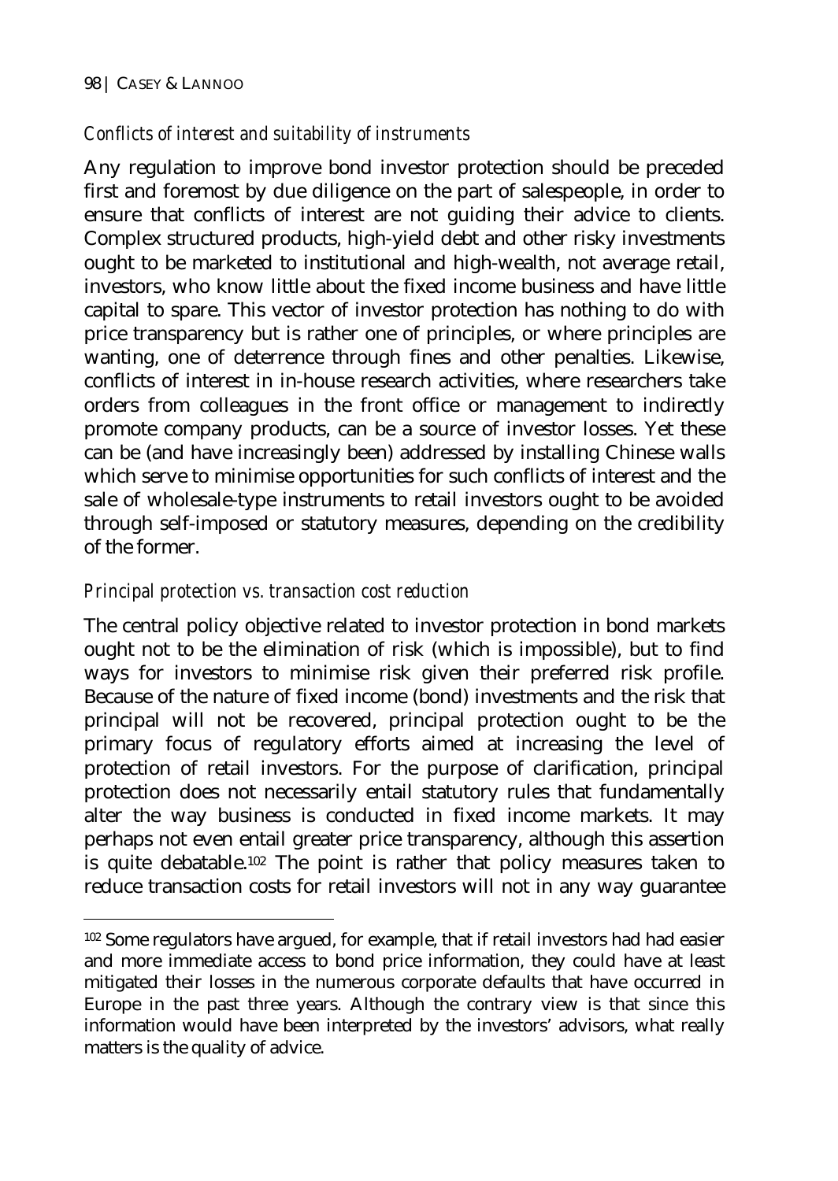### *Conflicts of interest and suitability of instruments*

Any regulation to improve bond investor protection should be preceded first and foremost by due diligence on the part of salespeople, in order to ensure that conflicts of interest are not guiding their advice to clients. Complex structured products, high-yield debt and other risky investments ought to be marketed to institutional and high-wealth, not average retail, investors, who know little about the fixed income business and have little capital to spare. This vector of investor protection has nothing to do with price transparency but is rather one of principles, or where principles are wanting, one of deterrence through fines and other penalties. Likewise, conflicts of interest in in-house research activities, where researchers take orders from colleagues in the front office or management to indirectly promote company products, can be a source of investor losses. Yet these can be (and have increasingly been) addressed by installing Chinese walls which serve to minimise opportunities for such conflicts of interest and the sale of wholesale-type instruments to retail investors ought to be avoided through self-imposed or statutory measures, depending on the credibility of the former.

### *Principal protection vs. transaction cost reduction*

The central policy objective related to investor protection in bond markets ought not to be the elimination of risk (which is impossible), but to find ways for investors to minimise risk given their preferred risk profile. Because of the nature of fixed income (bond) investments and the risk that principal will not be recovered, principal protection ought to be the primary focus of regulatory efforts aimed at increasing the level of protection of retail investors. For the purpose of clarification, principal protection does not necessarily entail statutory rules that fundamentally alter the way business is conducted in fixed income markets. It may perhaps not even entail greater price transparency, although this assertion is quite debatable.[102] The point is rather that policy measures taken to reduce transaction costs for retail investors will not in any way guarantee

---

[102] Some regulators have argued, for example, that if retail investors had had easier and more immediate access to bond price information, they could have at least mitigated their losses in the numerous corporate defaults that have occurred in Europe in the past three years. Although the contrary view is that since this information would have been interpreted by the investors' advisors, what really matters is the quality of advice.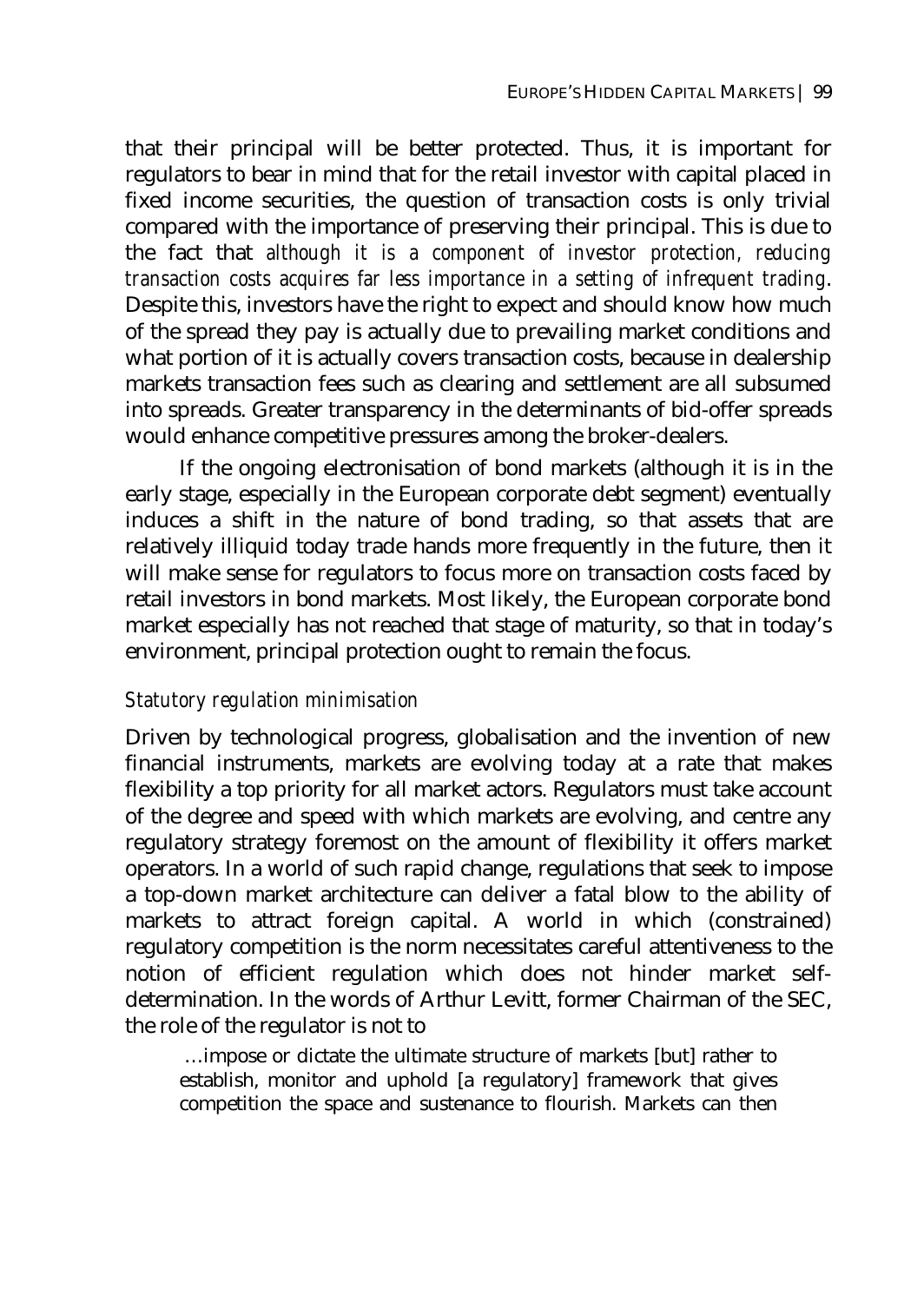that their principal will be better protected. Thus, it is important for regulators to bear in mind that for the retail investor with capital placed in fixed income securities, the question of transaction costs is only trivial compared with the importance of preserving their principal. This is due to the fact that *although it is a component of investor protection, reducing transaction costs acquires far less importance in a setting of infrequent trading*. Despite this, investors have the right to expect and should know how much of the spread they pay is actually due to prevailing market conditions and what portion of it is actually covers transaction costs, because in dealership markets transaction fees such as clearing and settlement are all subsumed into spreads. Greater transparency in the determinants of bid-offer spreads would enhance competitive pressures among the broker-dealers.

If the ongoing electronisation of bond markets (although it is in the early stage, especially in the European corporate debt segment) eventually induces a shift in the nature of bond trading, so that assets that are relatively illiquid today trade hands more frequently in the future, then it will make sense for regulators to focus more on transaction costs faced by retail investors in bond markets. Most likely, the European corporate bond market especially has not reached that stage of maturity, so that in today's environment, principal protection ought to remain the focus.

### *Statutory regulation minimisation*

Driven by technological progress, globalisation and the invention of new financial instruments, markets are evolving today at a rate that makes flexibility a top priority for all market actors. Regulators must take account of the degree and speed with which markets are evolving, and centre any regulatory strategy foremost on the amount of flexibility it offers market operators. In a world of such rapid change, regulations that seek to impose a top-down market architecture can deliver a fatal blow to the ability of markets to attract foreign capital. A world in which (constrained) regulatory competition is the norm necessitates careful attentiveness to the notion of efficient regulation which does not hinder market self-determination. In the words of Arthur Levitt, former Chairman of the SEC, the role of the regulator is not to

> …impose or dictate the ultimate structure of markets [but] rather to establish, monitor and uphold [a regulatory] framework that gives competition the space and sustenance to flourish. Markets can then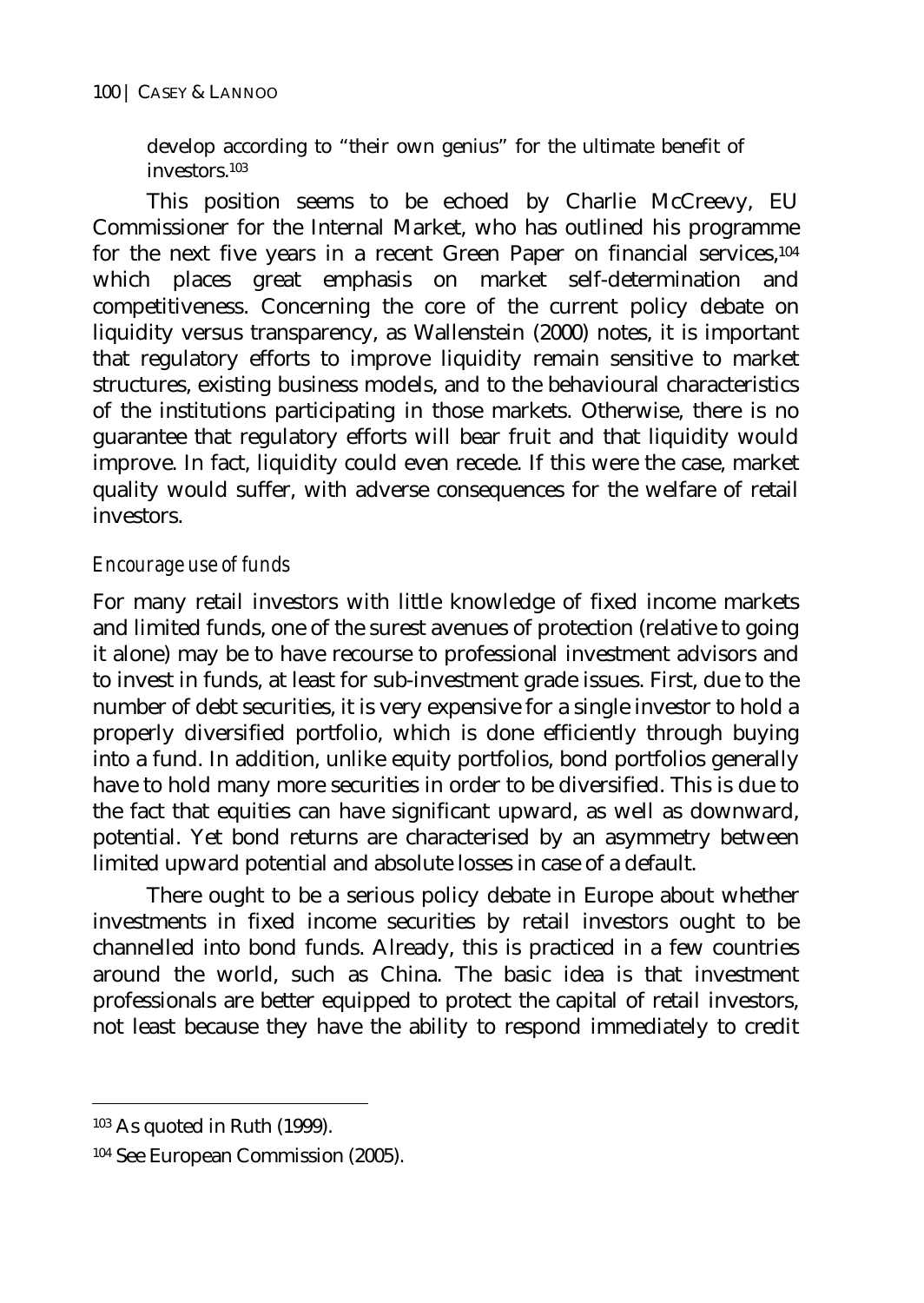develop according to "their own genius" for the ultimate benefit of investors.[103]

This position seems to be echoed by Charlie McCreevy, EU Commissioner for the Internal Market, who has outlined his programme for the next five years in a recent Green Paper on financial services,[104] which places great emphasis on market self-determination and competitiveness. Concerning the core of the current policy debate on liquidity versus transparency, as Wallenstein (2000) notes, it is important that regulatory efforts to improve liquidity remain sensitive to market structures, existing business models, and to the behavioural characteristics of the institutions participating in those markets. Otherwise, there is no guarantee that regulatory efforts will bear fruit and that liquidity would improve. In fact, liquidity could even recede. If this were the case, market quality would suffer, with adverse consequences for the welfare of retail investors.

### *Encourage use of funds*

For many retail investors with little knowledge of fixed income markets and limited funds, one of the surest avenues of protection (relative to going it alone) may be to have recourse to professional investment advisors and to invest in funds, at least for sub-investment grade issues. First, due to the number of debt securities, it is very expensive for a single investor to hold a properly diversified portfolio, which is done efficiently through buying into a fund. In addition, unlike equity portfolios, bond portfolios generally have to hold many more securities in order to be diversified. This is due to the fact that equities can have significant upward, as well as downward, potential. Yet bond returns are characterised by an asymmetry between limited upward potential and absolute losses in case of a default.

There ought to be a serious policy debate in Europe about whether investments in fixed income securities by retail investors ought to be channelled into bond funds. Already, this is practiced in a few countries around the world, such as China. The basic idea is that investment professionals are better equipped to protect the capital of retail investors, not least because they have the ability to respond immediately to credit

---

[103] As quoted in Ruth (1999).

[104] See European Commission (2005).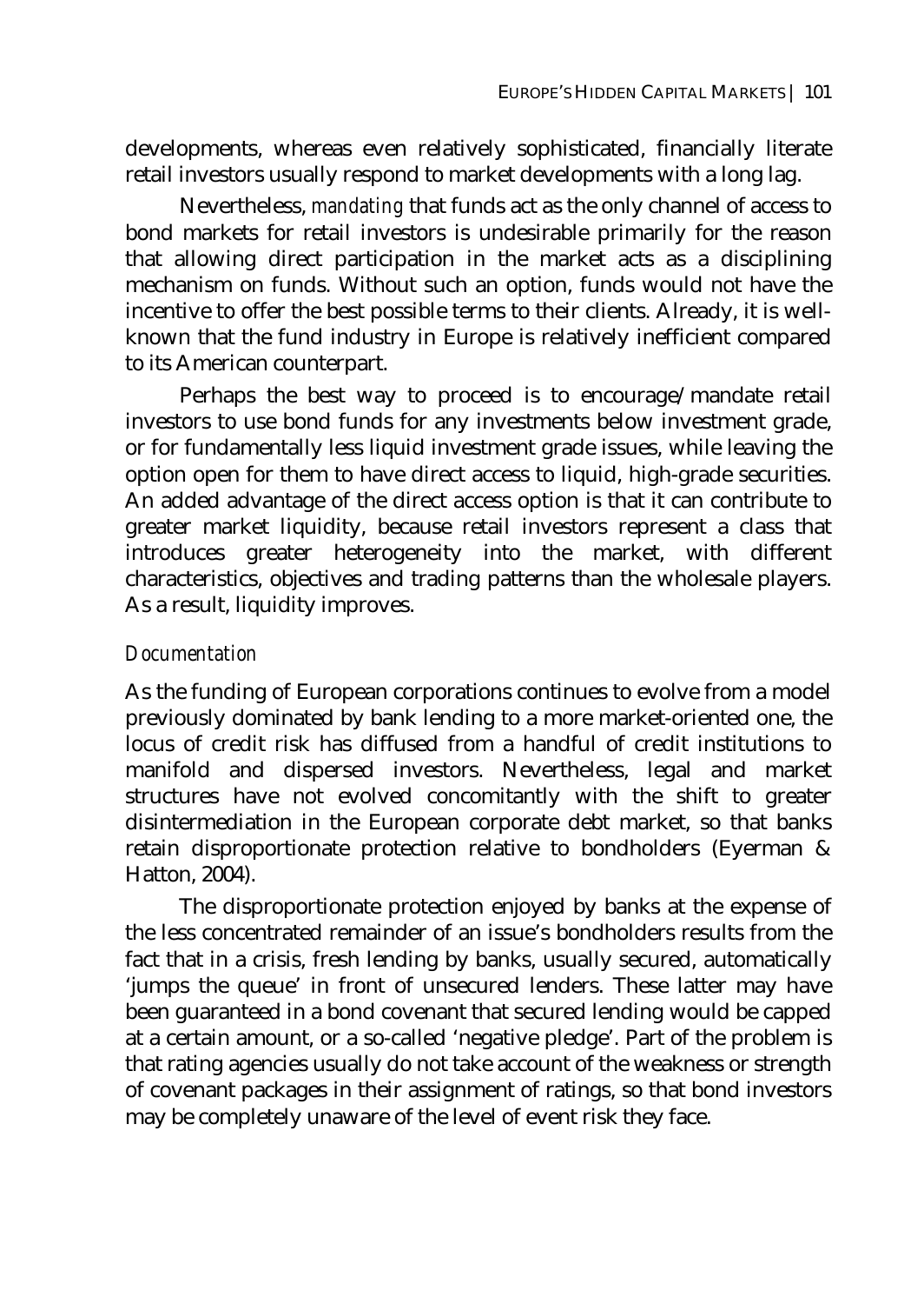developments, whereas even relatively sophisticated, financially literate retail investors usually respond to market developments with a long lag.

Nevertheless, *mandating* that funds act as the only channel of access to bond markets for retail investors is undesirable primarily for the reason that allowing direct participation in the market acts as a disciplining mechanism on funds. Without such an option, funds would not have the incentive to offer the best possible terms to their clients. Already, it is well-known that the fund industry in Europe is relatively inefficient compared to its American counterpart.

Perhaps the best way to proceed is to encourage/mandate retail investors to use bond funds for any investments below investment grade, or for fundamentally less liquid investment grade issues, while leaving the option open for them to have direct access to liquid, high-grade securities. An added advantage of the direct access option is that it can contribute to greater market liquidity, because retail investors represent a class that introduces greater heterogeneity into the market, with different characteristics, objectives and trading patterns than the wholesale players. As a result, liquidity improves.

### *Documentation*

As the funding of European corporations continues to evolve from a model previously dominated by bank lending to a more market-oriented one, the locus of credit risk has diffused from a handful of credit institutions to manifold and dispersed investors. Nevertheless, legal and market structures have not evolved concomitantly with the shift to greater disintermediation in the European corporate debt market, so that banks retain disproportionate protection relative to bondholders (Eyerman & Hatton, 2004).

The disproportionate protection enjoyed by banks at the expense of the less concentrated remainder of an issue's bondholders results from the fact that in a crisis, fresh lending by banks, usually secured, automatically 'jumps the queue' in front of unsecured lenders. These latter may have been guaranteed in a bond covenant that secured lending would be capped at a certain amount, or a so-called 'negative pledge'. Part of the problem is that rating agencies usually do not take account of the weakness or strength of covenant packages in their assignment of ratings, so that bond investors may be completely unaware of the level of event risk they face.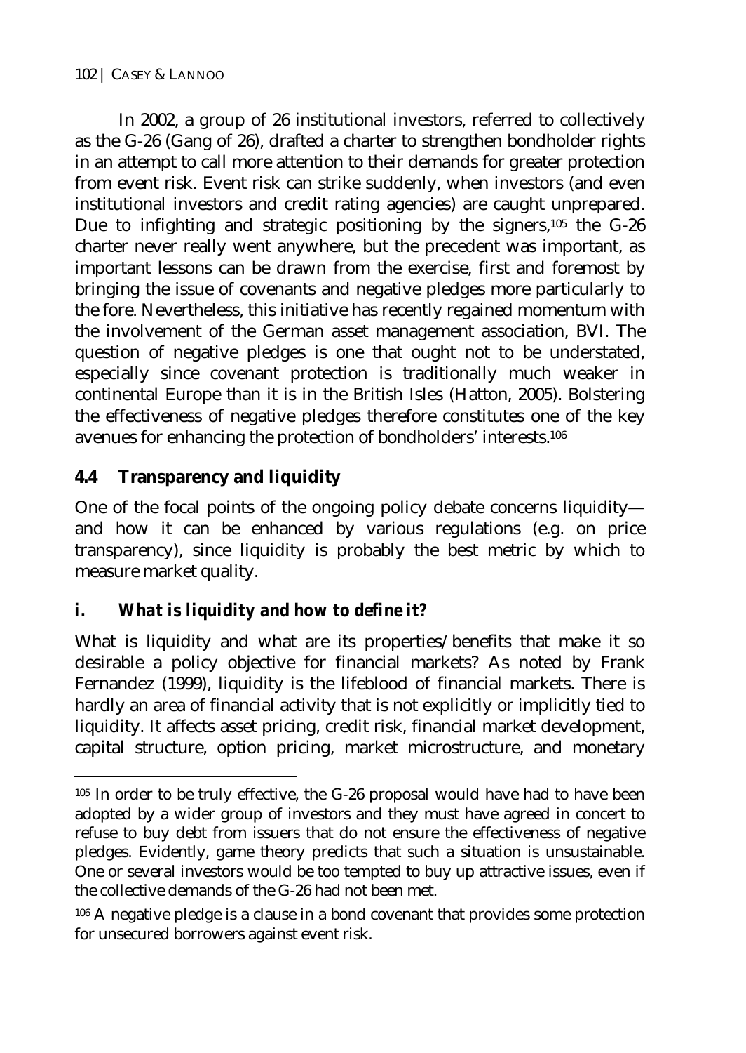In 2002, a group of 26 institutional investors, referred to collectively as the G-26 (Gang of 26), drafted a charter to strengthen bondholder rights in an attempt to call more attention to their demands for greater protection from event risk. Event risk can strike suddenly, when investors (and even institutional investors and credit rating agencies) are caught unprepared. Due to infighting and strategic positioning by the signers,[105] the G-26 charter never really went anywhere, but the precedent was important, as important lessons can be drawn from the exercise, first and foremost by bringing the issue of covenants and negative pledges more particularly to the fore. Nevertheless, this initiative has recently regained momentum with the involvement of the German asset management association, BVI. The question of negative pledges is one that ought not to be understated, especially since covenant protection is traditionally much weaker in continental Europe than it is in the British Isles (Hatton, 2005). Bolstering the effectiveness of negative pledges therefore constitutes one of the key avenues for enhancing the protection of bondholders' interests.[106]

## 4.4 Transparency and liquidity

One of the focal points of the ongoing policy debate concerns liquidity—and how it can be enhanced by various regulations (e.g. on price transparency), since liquidity is probably the best metric by which to measure market quality.

### *i. What is liquidity and how to define it?*

What is liquidity and what are its properties/benefits that make it so desirable a policy objective for financial markets? As noted by Frank Fernandez (1999), liquidity is the lifeblood of financial markets. There is hardly an area of financial activity that is not explicitly or implicitly tied to liquidity. It affects asset pricing, credit risk, financial market development, capital structure, option pricing, market microstructure, and monetary

---

[105] In order to be truly effective, the G-26 proposal would have had to have been adopted by a wider group of investors and they must have agreed in concert to refuse to buy debt from issuers that do not ensure the effectiveness of negative pledges. Evidently, game theory predicts that such a situation is unsustainable. One or several investors would be too tempted to buy up attractive issues, even if the collective demands of the G-26 had not been met.

[106] A negative pledge is a clause in a bond covenant that provides some protection for unsecured borrowers against event risk.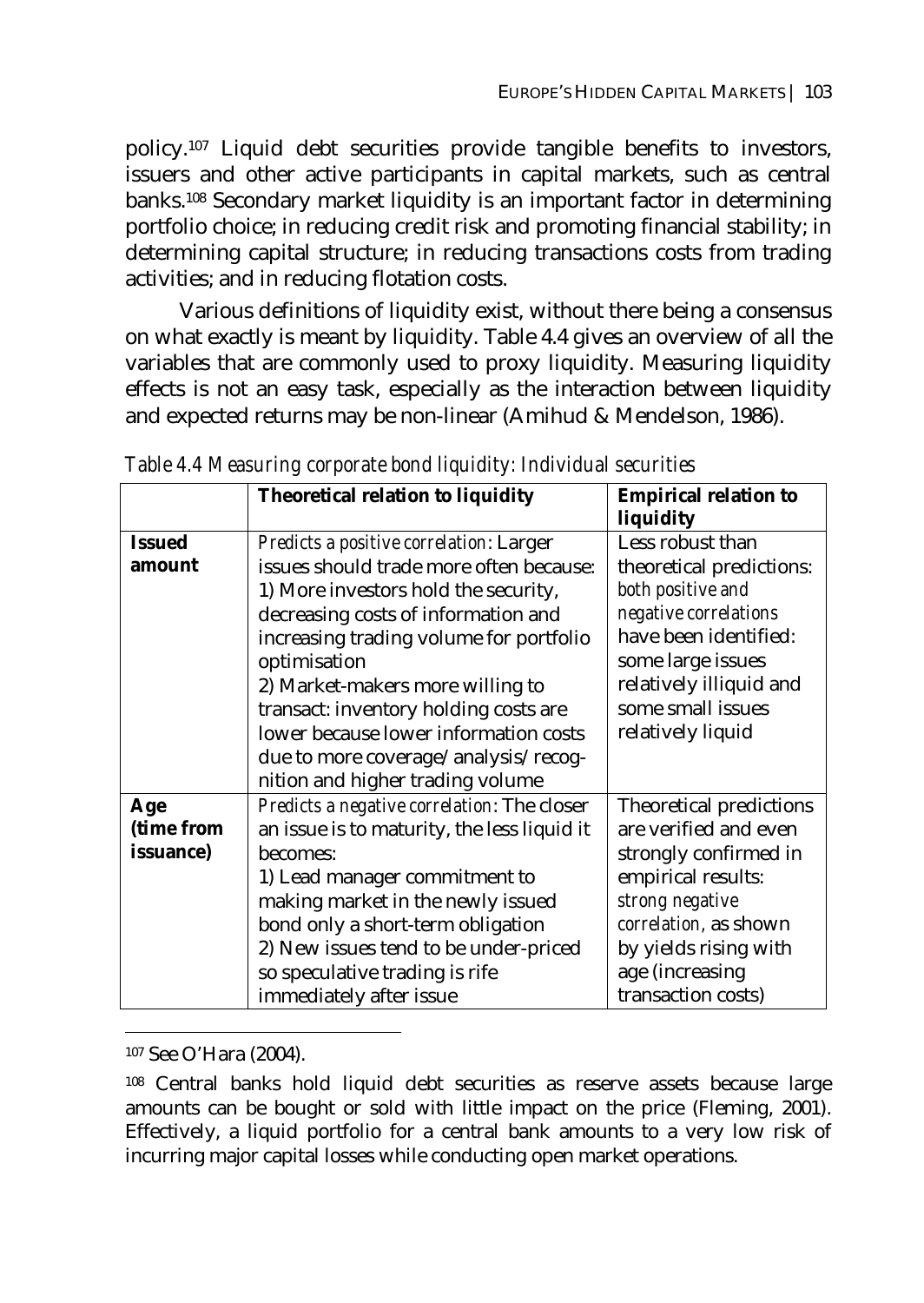policy.[107] Liquid debt securities provide tangible benefits to investors, issuers and other active participants in capital markets, such as central banks.[108] Secondary market liquidity is an important factor in determining portfolio choice; in reducing credit risk and promoting financial stability; in determining capital structure; in reducing transactions costs from trading activities; and in reducing flotation costs.

Various definitions of liquidity exist, without there being a consensus on what exactly is meant by liquidity. Table 4.4 gives an overview of all the variables that are commonly used to proxy liquidity. Measuring liquidity effects is not an easy task, especially as the interaction between liquidity and expected returns may be non-linear (Amihud & Mendelson, 1986).

*Table 4.4 Measuring corporate bond liquidity: Individual securities*

| | **Theoretical relation to liquidity** | **Empirical relation to liquidity** |
|---|---|---|
| **Issued amount** | *Predicts a positive correlation*: Larger issues should trade more often because: 1) More investors hold the security, decreasing costs of information and increasing trading volume for portfolio optimisation 2) Market-makers more willing to transact: inventory holding costs are lower because lower information costs due to more coverage/analysis/recognition and higher trading volume | Less robust than theoretical predictions: *both positive and negative correlations* have been identified: some large issues relatively illiquid and some small issues relatively liquid |
| **Age (time from issuance)** | *Predicts a negative correlation*: The closer an issue is to maturity, the less liquid it becomes: 1) Lead manager commitment to making market in the newly issued bond only a short-term obligation 2) New issues tend to be under-priced so speculative trading is rife immediately after issue | Theoretical predictions are verified and even strongly confirmed in empirical results: *strong negative correlation*, as shown by yields rising with age (increasing transaction costs) |

[107] See O'Hara (2004).

[108] Central banks hold liquid debt securities as reserve assets because large amounts can be bought or sold with little impact on the price (Fleming, 2001). Effectively, a liquid portfolio for a central bank amounts to a very low risk of incurring major capital losses while conducting open market operations.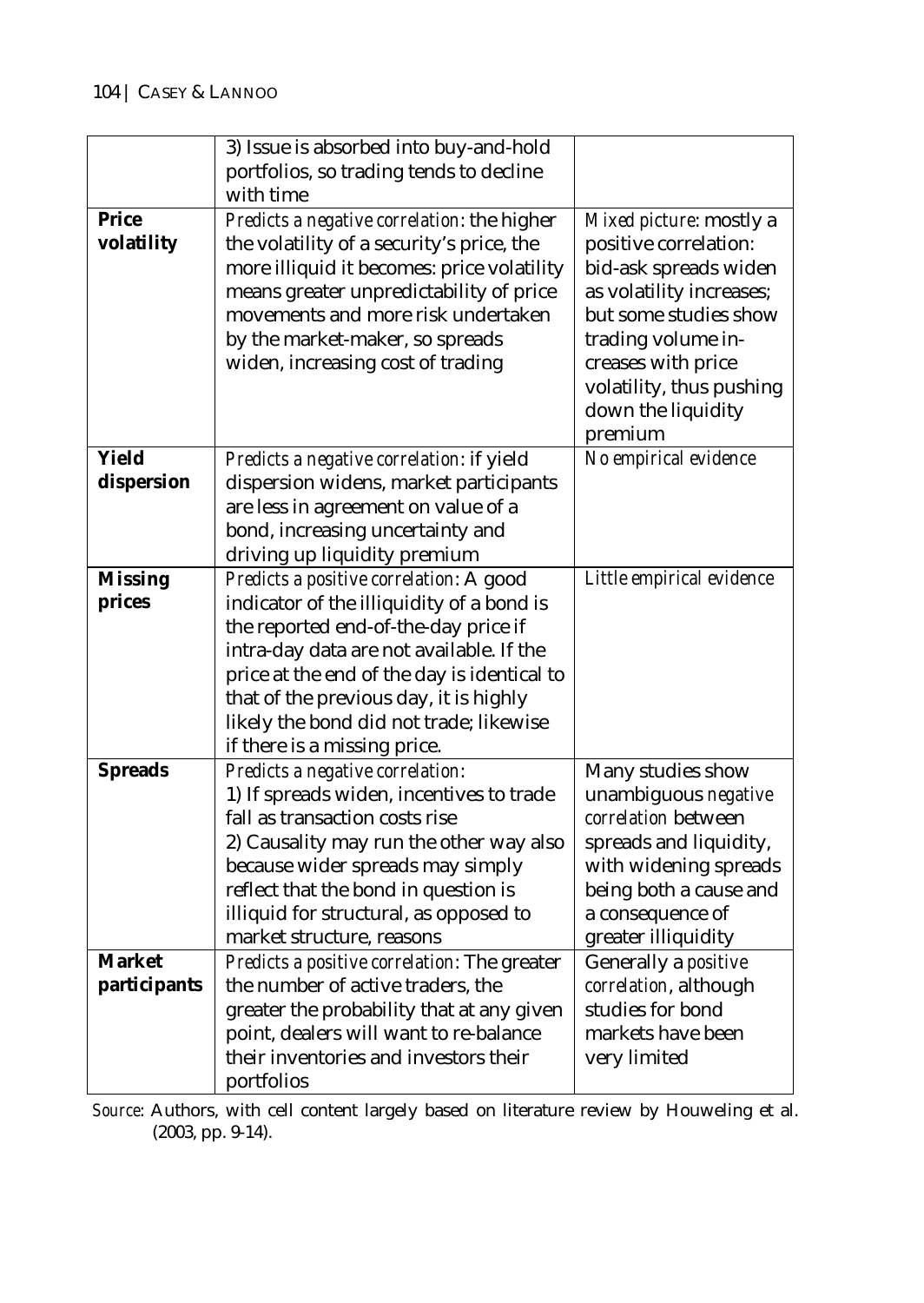| | | |
|---|---|---|
| | 3) Issue is absorbed into buy-and-hold portfolios, so trading tends to decline with time | |
| **Price volatility** | *Predicts a negative correlation*: the higher the volatility of a security's price, the more illiquid it becomes: price volatility means greater unpredictability of price movements and more risk undertaken by the market-maker, so spreads widen, increasing cost of trading | *Mixed picture*: mostly a positive correlation: bid-ask spreads widen as volatility increases; but some studies show trading volume increases with price volatility, thus pushing down the liquidity premium |
| **Yield dispersion** | *Predicts a negative correlation*: if yield dispersion widens, market participants are less in agreement on value of a bond, increasing uncertainty and driving up liquidity premium | *No empirical evidence* |
| **Missing prices** | *Predicts a positive correlation*: A good indicator of the illiquidity of a bond is the reported end-of-the-day price if intra-day data are not available. If the price at the end of the day is identical to that of the previous day, it is highly likely the bond did not trade; likewise if there is a missing price. | *Little empirical evidence* |
| **Spreads** | *Predicts a negative correlation*: 1) If spreads widen, incentives to trade fall as transaction costs rise 2) Causality may run the other way also because wider spreads may simply reflect that the bond in question is illiquid for structural, as opposed to market structure, reasons | Many studies show unambiguous *negative correlation* between spreads and liquidity, with widening spreads being both a cause and a consequence of greater illiquidity |
| **Market participants** | *Predicts a positive correlation*: The greater the number of active traders, the greater the probability that at any given point, dealers will want to re-balance their inventories and investors their portfolios | Generally a *positive correlation*, although studies for bond markets have been very limited |

*Source*: Authors, with cell content largely based on literature review by Houweling et al. (2003, pp. 9-14).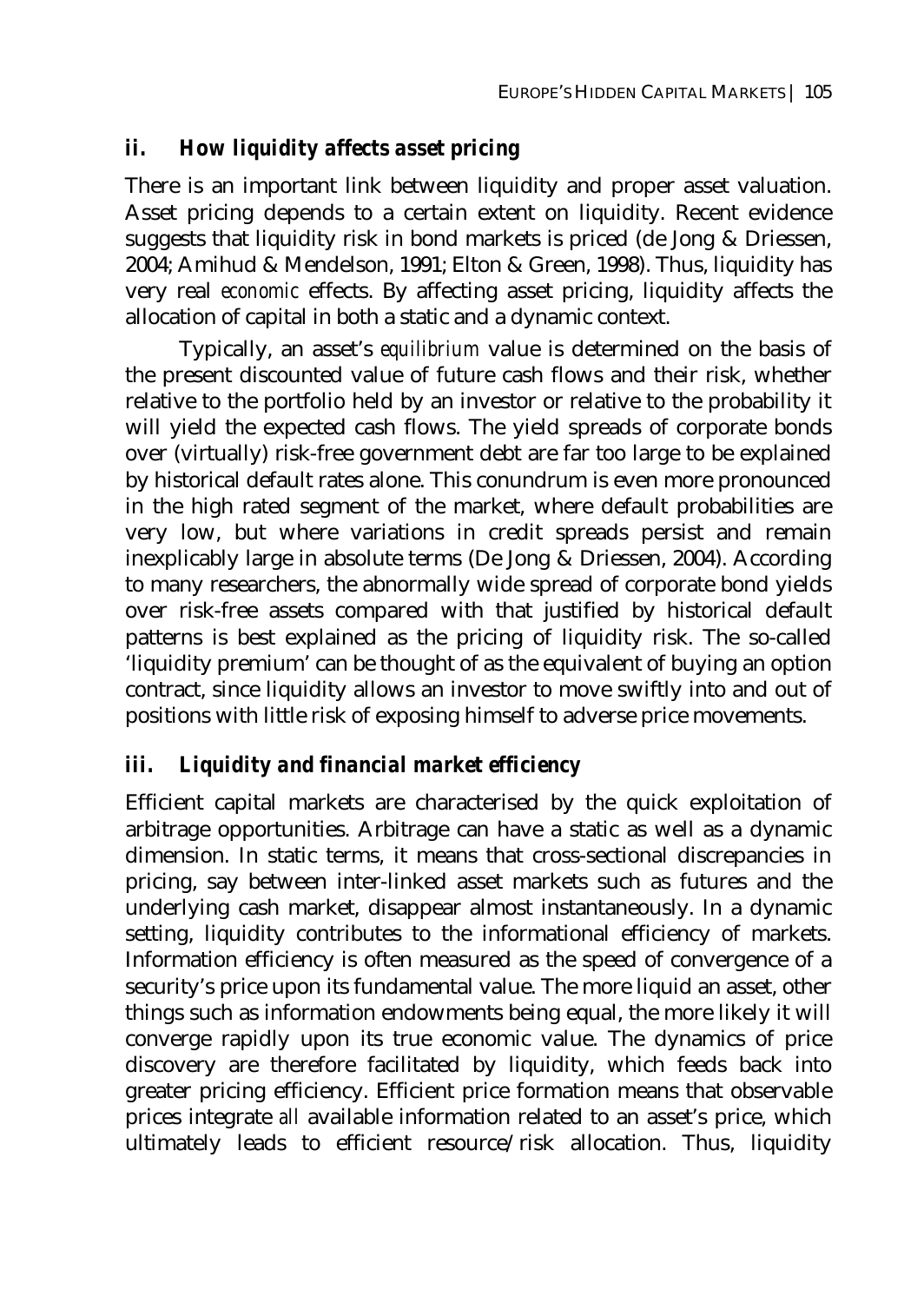### *ii. How liquidity affects asset pricing*

There is an important link between liquidity and proper asset valuation. Asset pricing depends to a certain extent on liquidity. Recent evidence suggests that liquidity risk in bond markets is priced (de Jong & Driessen, 2004; Amihud & Mendelson, 1991; Elton & Green, 1998). Thus, liquidity has very real *economic* effects. By affecting asset pricing, liquidity affects the allocation of capital in both a static and a dynamic context.

Typically, an asset's *equilibrium* value is determined on the basis of the present discounted value of future cash flows and their risk, whether relative to the portfolio held by an investor or relative to the probability it will yield the expected cash flows. The yield spreads of corporate bonds over (virtually) risk-free government debt are far too large to be explained by historical default rates alone. This conundrum is even more pronounced in the high rated segment of the market, where default probabilities are very low, but where variations in credit spreads persist and remain inexplicably large in absolute terms (De Jong & Driessen, 2004). According to many researchers, the abnormally wide spread of corporate bond yields over risk-free assets compared with that justified by historical default patterns is best explained as the pricing of liquidity risk. The so-called 'liquidity premium' can be thought of as the equivalent of buying an option contract, since liquidity allows an investor to move swiftly into and out of positions with little risk of exposing himself to adverse price movements.

### *iii. Liquidity and financial market efficiency*

Efficient capital markets are characterised by the quick exploitation of arbitrage opportunities. Arbitrage can have a static as well as a dynamic dimension. In static terms, it means that cross-sectional discrepancies in pricing, say between inter-linked asset markets such as futures and the underlying cash market, disappear almost instantaneously. In a dynamic setting, liquidity contributes to the informational efficiency of markets. Information efficiency is often measured as the speed of convergence of a security's price upon its fundamental value. The more liquid an asset, other things such as information endowments being equal, the more likely it will converge rapidly upon its true economic value. The dynamics of price discovery are therefore facilitated by liquidity, which feeds back into greater pricing efficiency. Efficient price formation means that observable prices integrate *all* available information related to an asset's price, which ultimately leads to efficient resource/risk allocation. Thus, liquidity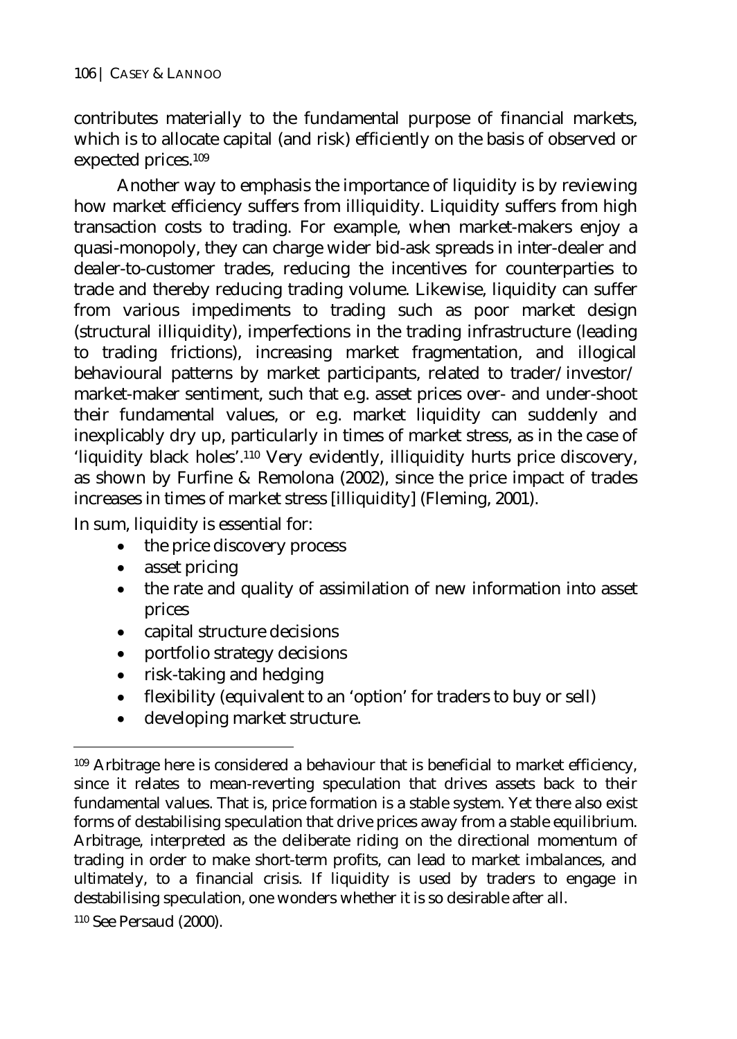contributes materially to the fundamental purpose of financial markets, which is to allocate capital (and risk) efficiently on the basis of observed or expected prices.[109]

Another way to emphasis the importance of liquidity is by reviewing how market efficiency suffers from illiquidity. Liquidity suffers from high transaction costs to trading. For example, when market-makers enjoy a quasi-monopoly, they can charge wider bid-ask spreads in inter-dealer and dealer-to-customer trades, reducing the incentives for counterparties to trade and thereby reducing trading volume. Likewise, liquidity can suffer from various impediments to trading such as poor market design (structural illiquidity), imperfections in the trading infrastructure (leading to trading frictions), increasing market fragmentation, and illogical behavioural patterns by market participants, related to trader/investor/ market-maker sentiment, such that e.g. asset prices over- and under-shoot their fundamental values, or e.g. market liquidity can suddenly and inexplicably dry up, particularly in times of market stress, as in the case of 'liquidity black holes'.[110] Very evidently, illiquidity hurts price discovery, as shown by Furfine & Remolona (2002), since the price impact of trades increases in times of market stress [illiquidity] (Fleming, 2001).

In sum, liquidity is essential for:

- the price discovery process
- asset pricing
- the rate and quality of assimilation of new information into asset prices
- capital structure decisions
- portfolio strategy decisions
- risk-taking and hedging
- flexibility (equivalent to an 'option' for traders to buy or sell)
- developing market structure.

---

[109] Arbitrage here is considered a behaviour that is beneficial to market efficiency, since it relates to mean-reverting speculation that drives assets back to their fundamental values. That is, price formation is a stable system. Yet there also exist forms of destabilising speculation that drive prices away from a stable equilibrium. Arbitrage, interpreted as the deliberate riding on the directional momentum of trading in order to make short-term profits, can lead to market imbalances, and ultimately, to a financial crisis. If liquidity is used by traders to engage in destabilising speculation, one wonders whether it is so desirable after all.

[110] See Persaud (2000).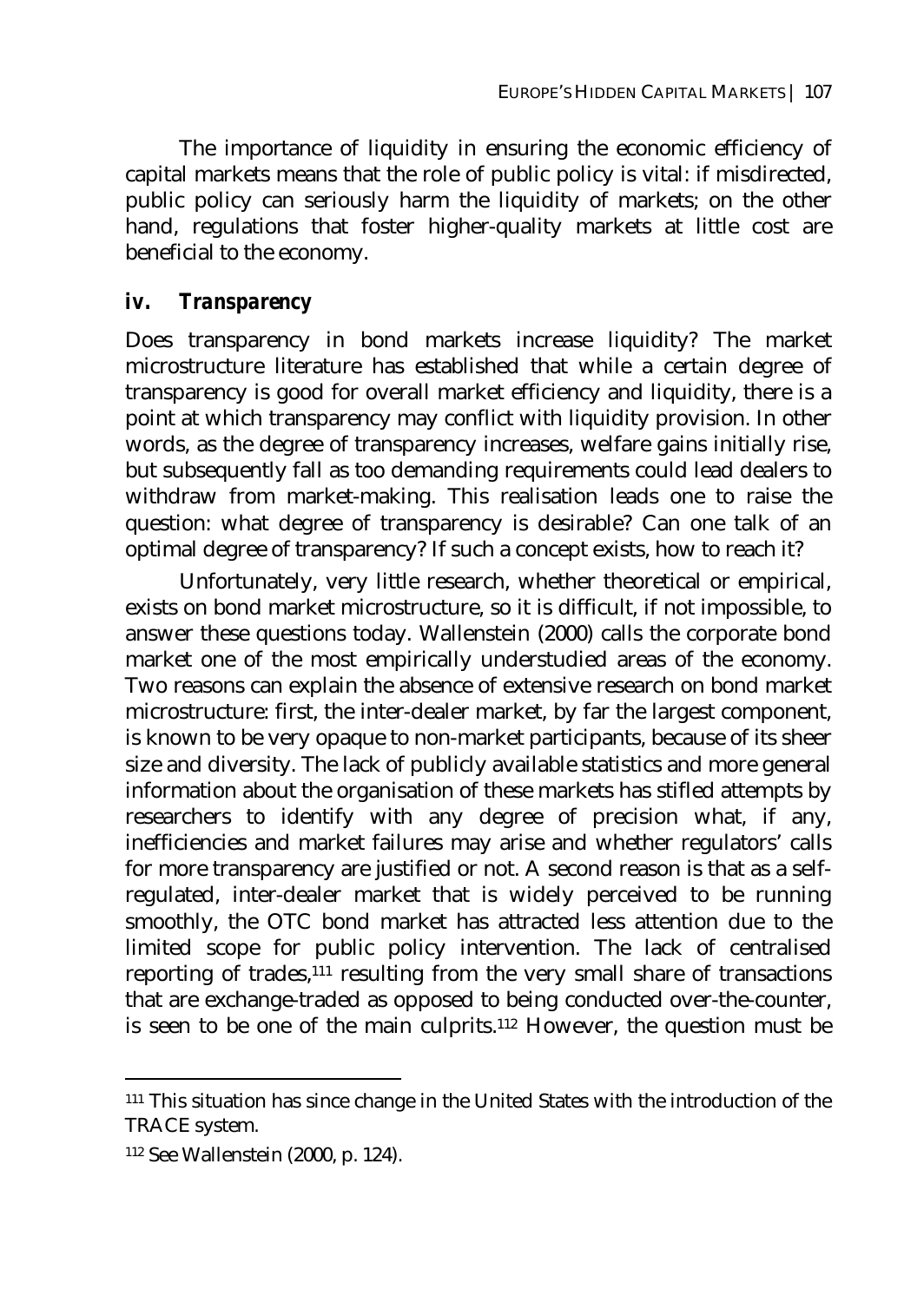The importance of liquidity in ensuring the economic efficiency of capital markets means that the role of public policy is vital: if misdirected, public policy can seriously harm the liquidity of markets; on the other hand, regulations that foster higher-quality markets at little cost are beneficial to the economy.

### *iv. Transparency*

Does transparency in bond markets increase liquidity? The market microstructure literature has established that while a certain degree of transparency is good for overall market efficiency and liquidity, there is a point at which transparency may conflict with liquidity provision. In other words, as the degree of transparency increases, welfare gains initially rise, but subsequently fall as too demanding requirements could lead dealers to withdraw from market-making. This realisation leads one to raise the question: what degree of transparency is desirable? Can one talk of an optimal degree of transparency? If such a concept exists, how to reach it?

Unfortunately, very little research, whether theoretical or empirical, exists on bond market microstructure, so it is difficult, if not impossible, to answer these questions today. Wallenstein (2000) calls the corporate bond market one of the most empirically understudied areas of the economy. Two reasons can explain the absence of extensive research on bond market microstructure: first, the inter-dealer market, by far the largest component, is known to be very opaque to non-market participants, because of its sheer size and diversity. The lack of publicly available statistics and more general information about the organisation of these markets has stifled attempts by researchers to identify with any degree of precision what, if any, inefficiencies and market failures may arise and whether regulators' calls for more transparency are justified or not. A second reason is that as a self-regulated, inter-dealer market that is widely perceived to be running smoothly, the OTC bond market has attracted less attention due to the limited scope for public policy intervention. The lack of centralised reporting of trades,[111] resulting from the very small share of transactions that are exchange-traded as opposed to being conducted over-the-counter, is seen to be one of the main culprits.[112] However, the question must be

---

[111] This situation has since change in the United States with the introduction of the TRACE system.

[112] See Wallenstein (2000, p. 124).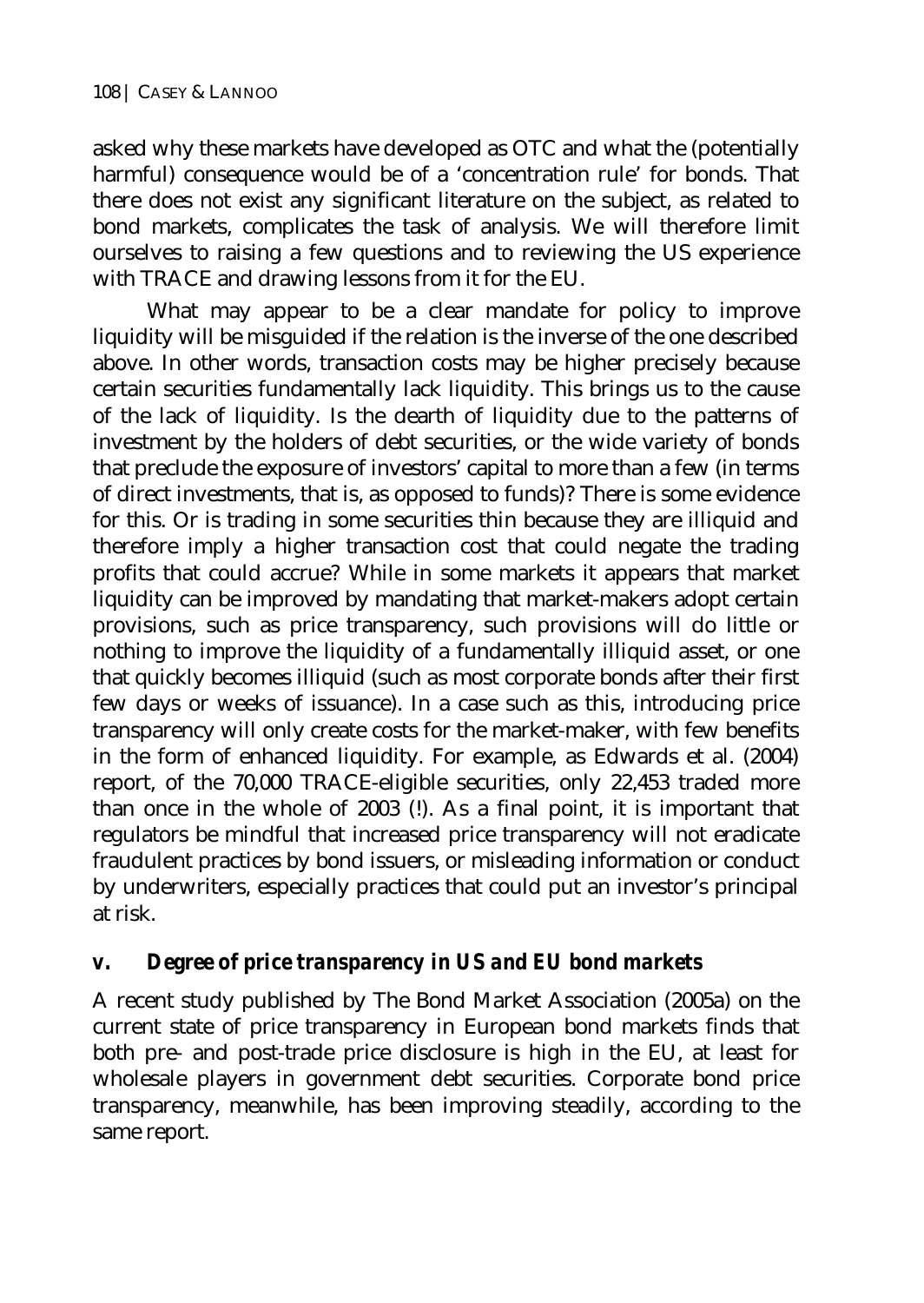asked why these markets have developed as OTC and what the (potentially harmful) consequence would be of a 'concentration rule' for bonds. That there does not exist any significant literature on the subject, as related to bond markets, complicates the task of analysis. We will therefore limit ourselves to raising a few questions and to reviewing the US experience with TRACE and drawing lessons from it for the EU.

What may appear to be a clear mandate for policy to improve liquidity will be misguided if the relation is the inverse of the one described above. In other words, transaction costs may be higher precisely because certain securities fundamentally lack liquidity. This brings us to the cause of the lack of liquidity. Is the dearth of liquidity due to the patterns of investment by the holders of debt securities, or the wide variety of bonds that preclude the exposure of investors' capital to more than a few (in terms of direct investments, that is, as opposed to funds)? There is some evidence for this. Or is trading in some securities thin because they are illiquid and therefore imply a higher transaction cost that could negate the trading profits that could accrue? While in some markets it appears that market liquidity can be improved by mandating that market-makers adopt certain provisions, such as price transparency, such provisions will do little or nothing to improve the liquidity of a fundamentally illiquid asset, or one that quickly becomes illiquid (such as most corporate bonds after their first few days or weeks of issuance). In a case such as this, introducing price transparency will only create costs for the market-maker, with few benefits in the form of enhanced liquidity. For example, as Edwards et al. (2004) report, of the 70,000 TRACE-eligible securities, only 22,453 traded more than once in the whole of 2003 (!). As a final point, it is important that regulators be mindful that increased price transparency will not eradicate fraudulent practices by bond issuers, or misleading information or conduct by underwriters, especially practices that could put an investor's principal at risk.

### v. *Degree of price transparency in US and EU bond markets*

A recent study published by The Bond Market Association (2005a) on the current state of price transparency in European bond markets finds that both pre- and post-trade price disclosure is high in the EU, at least for wholesale players in government debt securities. Corporate bond price transparency, meanwhile, has been improving steadily, according to the same report.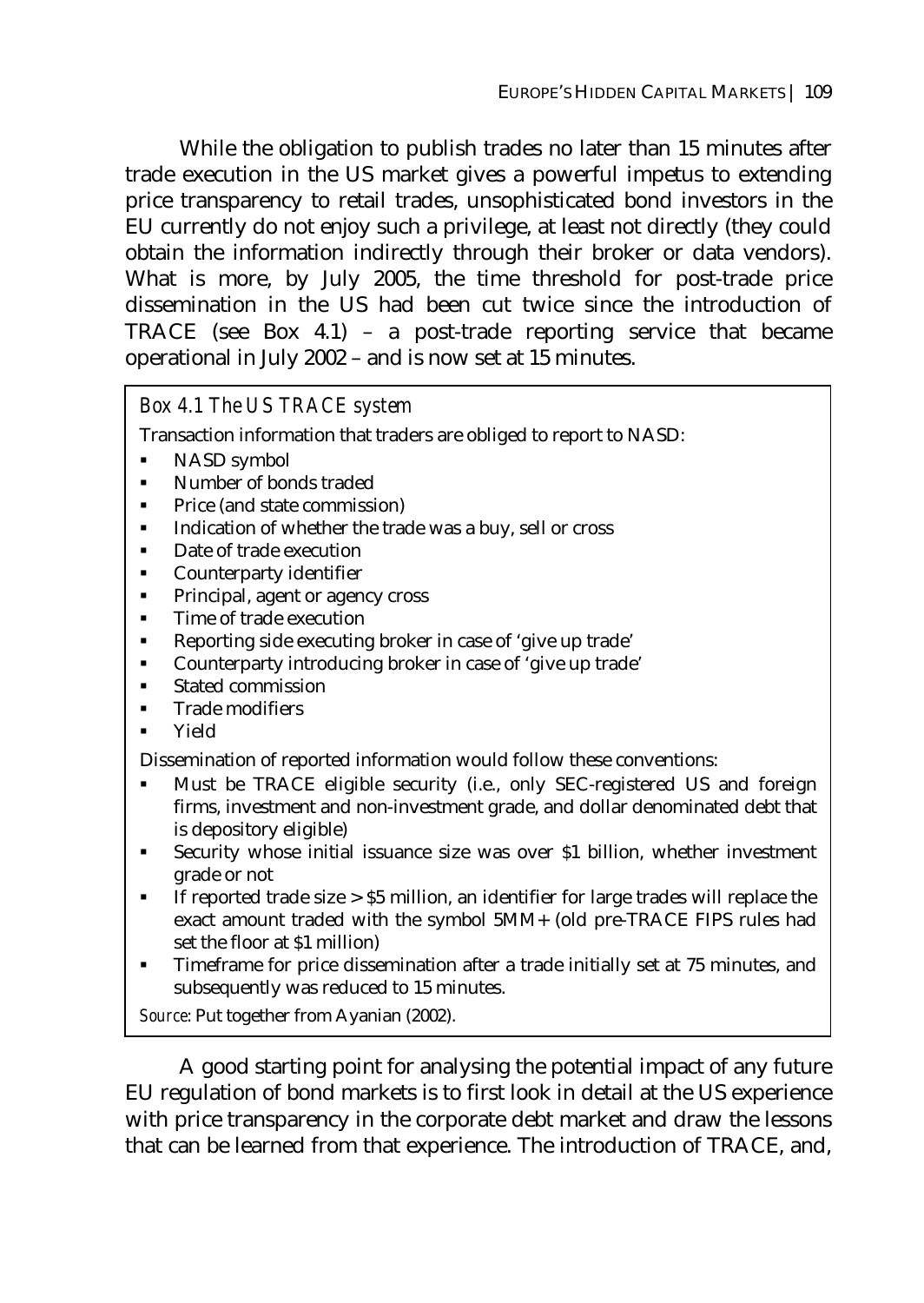While the obligation to publish trades no later than 15 minutes after trade execution in the US market gives a powerful impetus to extending price transparency to retail trades, unsophisticated bond investors in the EU currently do not enjoy such a privilege, at least not directly (they could obtain the information indirectly through their broker or data vendors). What is more, by July 2005, the time threshold for post-trade price dissemination in the US had been cut twice since the introduction of TRACE (see Box 4.1) – a post-trade reporting service that became operational in July 2002 – and is now set at 15 minutes.

*Box 4.1 The US TRACE system*

Transaction information that traders are obliged to report to NASD:

- NASD symbol
- Number of bonds traded
- Price (and state commission)
- Indication of whether the trade was a buy, sell or cross
- Date of trade execution
- Counterparty identifier
- Principal, agent or agency cross
- Time of trade execution
- Reporting side executing broker in case of 'give up trade'
- Counterparty introducing broker in case of 'give up trade'
- Stated commission
- Trade modifiers
- Yield

Dissemination of reported information would follow these conventions:

- Must be TRACE eligible security (i.e., only SEC-registered US and foreign firms, investment and non-investment grade, and dollar denominated debt that is depository eligible)
- Security whose initial issuance size was over $1 billion, whether investment grade or not
- If reported trade size > $5 million, an identifier for large trades will replace the exact amount traded with the symbol 5MM+ (old pre-TRACE FIPS rules had set the floor at $1 million)
- Timeframe for price dissemination after a trade initially set at 75 minutes, and subsequently was reduced to 15 minutes.

*Source*: Put together from Ayanian (2002).

A good starting point for analysing the potential impact of any future EU regulation of bond markets is to first look in detail at the US experience with price transparency in the corporate debt market and draw the lessons that can be learned from that experience. The introduction of TRACE, and,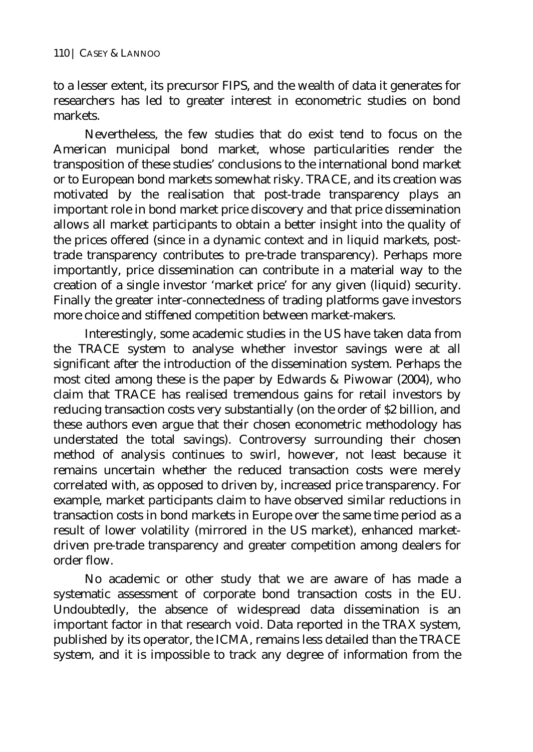to a lesser extent, its precursor FIPS, and the wealth of data it generates for researchers has led to greater interest in econometric studies on bond markets.

Nevertheless, the few studies that do exist tend to focus on the American municipal bond market, whose particularities render the transposition of these studies' conclusions to the international bond market or to European bond markets somewhat risky. TRACE, and its creation was motivated by the realisation that post-trade transparency plays an important role in bond market price discovery and that price dissemination allows all market participants to obtain a better insight into the quality of the prices offered (since in a dynamic context and in liquid markets, post-trade transparency contributes to pre-trade transparency). Perhaps more importantly, price dissemination can contribute in a material way to the creation of a single investor 'market price' for any given (liquid) security. Finally the greater inter-connectedness of trading platforms gave investors more choice and stiffened competition between market-makers.

Interestingly, some academic studies in the US have taken data from the TRACE system to analyse whether investor savings were at all significant after the introduction of the dissemination system. Perhaps the most cited among these is the paper by Edwards & Piwowar (2004), who claim that TRACE has realised tremendous gains for retail investors by reducing transaction costs very substantially (on the order of $2 billion, and these authors even argue that their chosen econometric methodology has understated the total savings). Controversy surrounding their chosen method of analysis continues to swirl, however, not least because it remains uncertain whether the reduced transaction costs were merely correlated with, as opposed to driven by, increased price transparency. For example, market participants claim to have observed similar reductions in transaction costs in bond markets in Europe over the same time period as a result of lower volatility (mirrored in the US market), enhanced market-driven pre-trade transparency and greater competition among dealers for order flow.

No academic or other study that we are aware of has made a systematic assessment of corporate bond transaction costs in the EU. Undoubtedly, the absence of widespread data dissemination is an important factor in that research void. Data reported in the TRAX system, published by its operator, the ICMA, remains less detailed than the TRACE system, and it is impossible to track any degree of information from the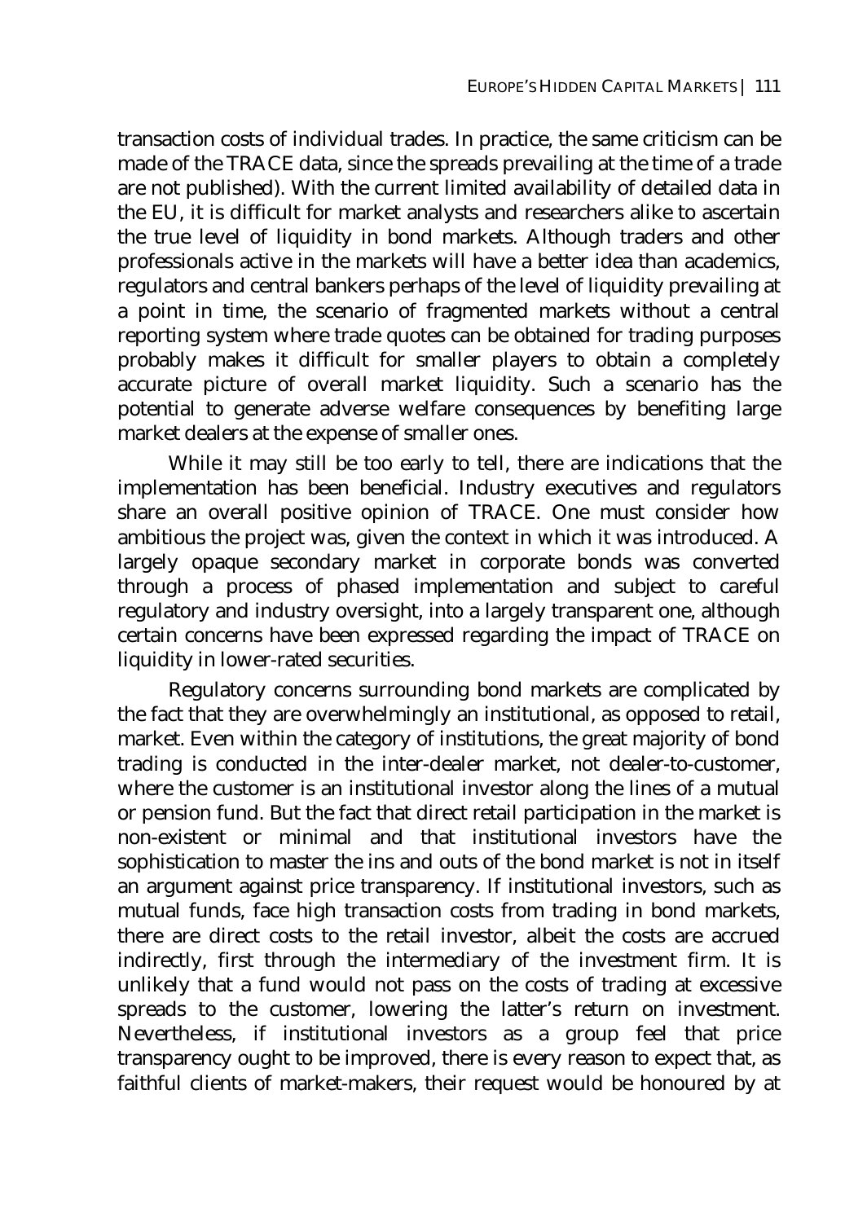transaction costs of individual trades. In practice, the same criticism can be made of the TRACE data, since the spreads prevailing at the time of a trade are not published). With the current limited availability of detailed data in the EU, it is difficult for market analysts and researchers alike to ascertain the true level of liquidity in bond markets. Although traders and other professionals active in the markets will have a better idea than academics, regulators and central bankers perhaps of the level of liquidity prevailing at a point in time, the scenario of fragmented markets without a central reporting system where trade quotes can be obtained for trading purposes probably makes it difficult for smaller players to obtain a completely accurate picture of overall market liquidity. Such a scenario has the potential to generate adverse welfare consequences by benefiting large market dealers at the expense of smaller ones.

While it may still be too early to tell, there are indications that the implementation has been beneficial. Industry executives and regulators share an overall positive opinion of TRACE. One must consider how ambitious the project was, given the context in which it was introduced. A largely opaque secondary market in corporate bonds was converted through a process of phased implementation and subject to careful regulatory and industry oversight, into a largely transparent one, although certain concerns have been expressed regarding the impact of TRACE on liquidity in lower-rated securities.

Regulatory concerns surrounding bond markets are complicated by the fact that they are overwhelmingly an institutional, as opposed to retail, market. Even within the category of institutions, the great majority of bond trading is conducted in the inter-dealer market, not dealer-to-customer, where the customer is an institutional investor along the lines of a mutual or pension fund. But the fact that direct retail participation in the market is non-existent or minimal and that institutional investors have the sophistication to master the ins and outs of the bond market is not in itself an argument against price transparency. If institutional investors, such as mutual funds, face high transaction costs from trading in bond markets, there are direct costs to the retail investor, albeit the costs are accrued indirectly, first through the intermediary of the investment firm. It is unlikely that a fund would not pass on the costs of trading at excessive spreads to the customer, lowering the latter's return on investment. Nevertheless, if institutional investors as a group feel that price transparency ought to be improved, there is every reason to expect that, as faithful clients of market-makers, their request would be honoured by at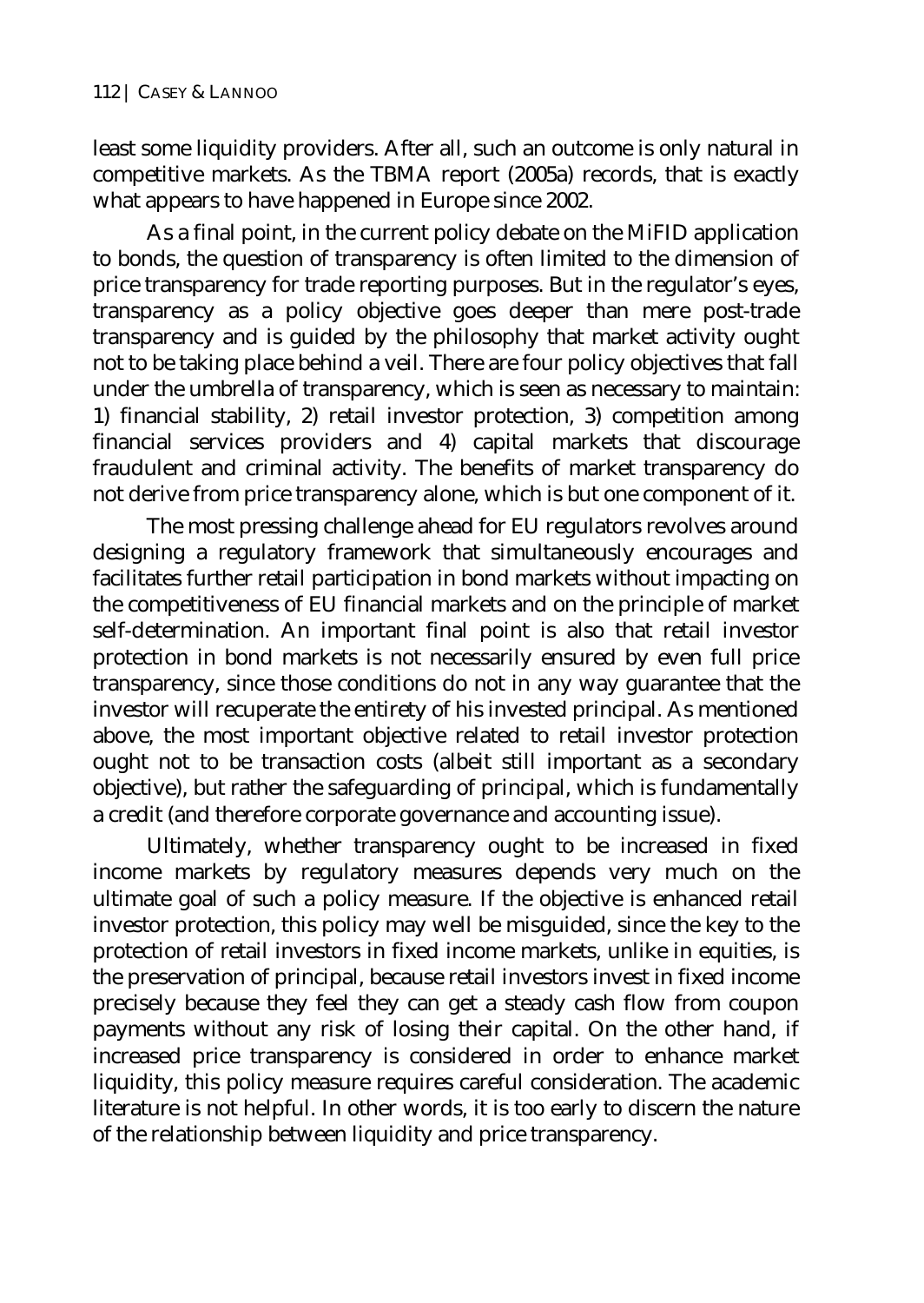least some liquidity providers. After all, such an outcome is only natural in competitive markets. As the TBMA report (2005a) records, that is exactly what appears to have happened in Europe since 2002.

As a final point, in the current policy debate on the MiFID application to bonds, the question of transparency is often limited to the dimension of price transparency for trade reporting purposes. But in the regulator's eyes, transparency as a policy objective goes deeper than mere post-trade transparency and is guided by the philosophy that market activity ought not to be taking place behind a veil. There are four policy objectives that fall under the umbrella of transparency, which is seen as necessary to maintain: 1) financial stability, 2) retail investor protection, 3) competition among financial services providers and 4) capital markets that discourage fraudulent and criminal activity. The benefits of market transparency do not derive from price transparency alone, which is but one component of it.

The most pressing challenge ahead for EU regulators revolves around designing a regulatory framework that simultaneously encourages and facilitates further retail participation in bond markets without impacting on the competitiveness of EU financial markets and on the principle of market self-determination. An important final point is also that retail investor protection in bond markets is not necessarily ensured by even full price transparency, since those conditions do not in any way guarantee that the investor will recuperate the entirety of his invested principal. As mentioned above, the most important objective related to retail investor protection ought not to be transaction costs (albeit still important as a secondary objective), but rather the safeguarding of principal, which is fundamentally a credit (and therefore corporate governance and accounting issue).

Ultimately, whether transparency ought to be increased in fixed income markets by regulatory measures depends very much on the ultimate goal of such a policy measure. If the objective is enhanced retail investor protection, this policy may well be misguided, since the key to the protection of retail investors in fixed income markets, unlike in equities, is the preservation of principal, because retail investors invest in fixed income precisely because they feel they can get a steady cash flow from coupon payments without any risk of losing their capital. On the other hand, if increased price transparency is considered in order to enhance market liquidity, this policy measure requires careful consideration. The academic literature is not helpful. In other words, it is too early to discern the nature of the relationship between liquidity and price transparency.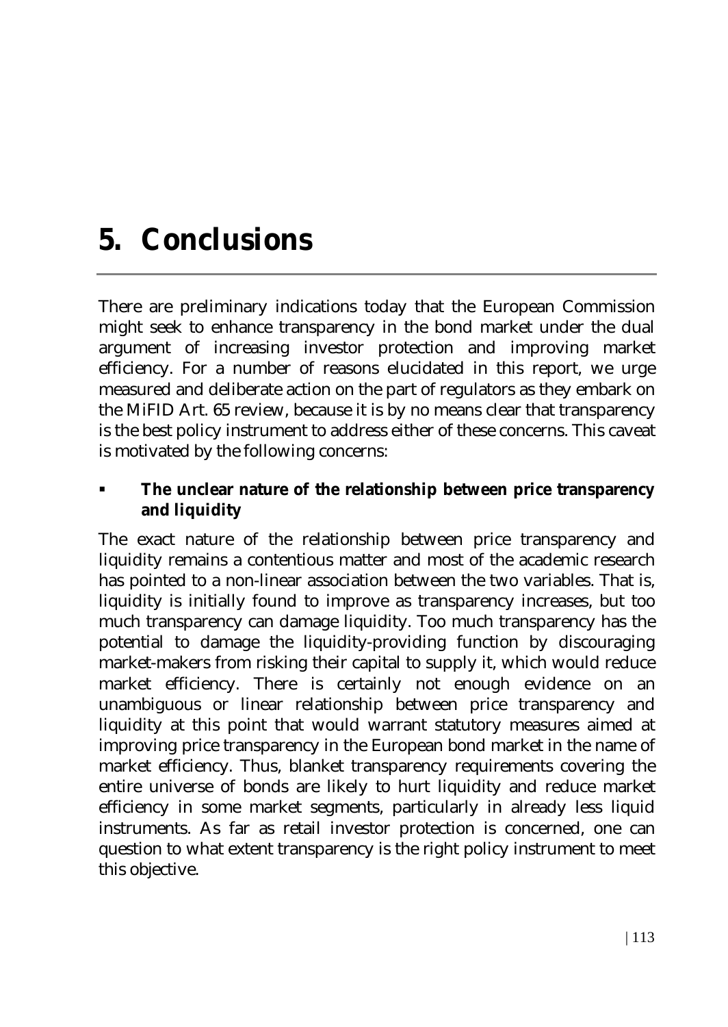# 5. Conclusions

There are preliminary indications today that the European Commission might seek to enhance transparency in the bond market under the dual argument of increasing investor protection and improving market efficiency. For a number of reasons elucidated in this report, we urge measured and deliberate action on the part of regulators as they embark on the MiFID Art. 65 review, because it is by no means clear that transparency is the best policy instrument to address either of these concerns. This caveat is motivated by the following concerns:

- **The unclear nature of the relationship between price transparency and liquidity**

The exact nature of the relationship between price transparency and liquidity remains a contentious matter and most of the academic research has pointed to a non-linear association between the two variables. That is, liquidity is initially found to improve as transparency increases, but too much transparency can damage liquidity. Too much transparency has the potential to damage the liquidity-providing function by discouraging market-makers from risking their capital to supply it, which would reduce market efficiency. There is certainly not enough evidence on an unambiguous or linear relationship between price transparency and liquidity at this point that would warrant statutory measures aimed at improving price transparency in the European bond market in the name of market efficiency. Thus, blanket transparency requirements covering the entire universe of bonds are likely to hurt liquidity and reduce market efficiency in some market segments, particularly in already less liquid instruments. As far as retail investor protection is concerned, one can question to what extent transparency is the right policy instrument to meet this objective.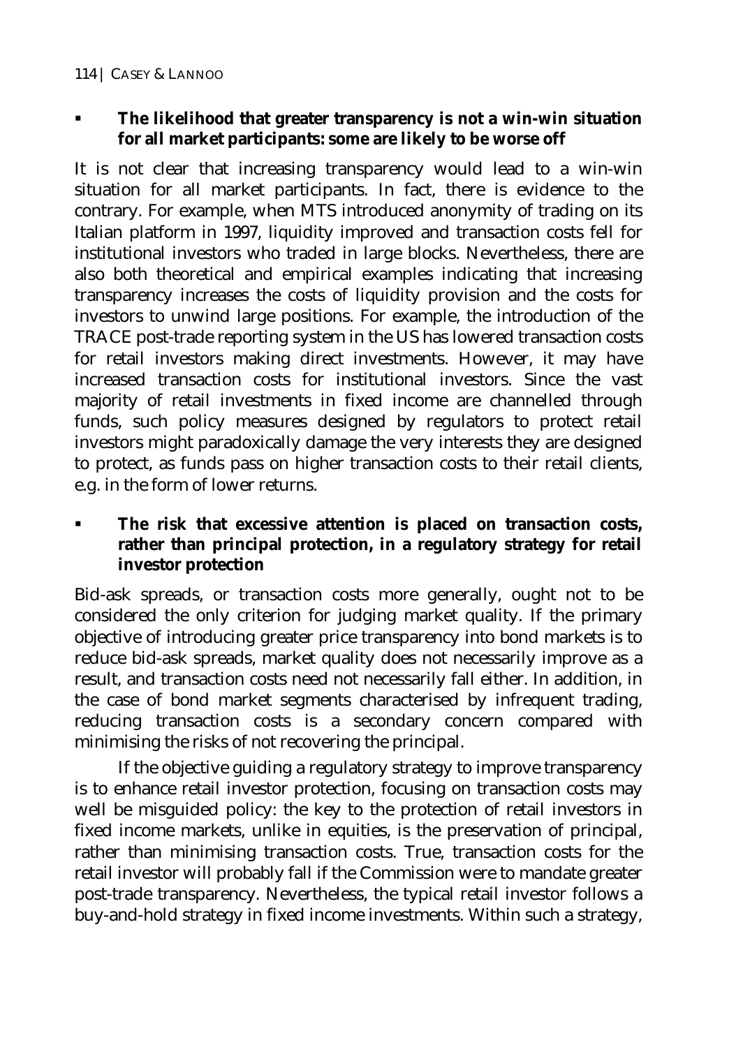- **The likelihood that greater transparency is not a win-win situation for all market participants: some are likely to be worse off**

It is not clear that increasing transparency would lead to a win-win situation for all market participants. In fact, there is evidence to the contrary. For example, when MTS introduced anonymity of trading on its Italian platform in 1997, liquidity improved and transaction costs fell for institutional investors who traded in large blocks. Nevertheless, there are also both theoretical and empirical examples indicating that increasing transparency increases the costs of liquidity provision and the costs for investors to unwind large positions. For example, the introduction of the TRACE post-trade reporting system in the US has lowered transaction costs for retail investors making direct investments. However, it may have increased transaction costs for institutional investors. Since the vast majority of retail investments in fixed income are channelled through funds, such policy measures designed by regulators to protect retail investors might paradoxically damage the very interests they are designed to protect, as funds pass on higher transaction costs to their retail clients, e.g. in the form of lower returns.

- **The risk that excessive attention is placed on transaction costs, rather than principal protection, in a regulatory strategy for retail investor protection**

Bid-ask spreads, or transaction costs more generally, ought not to be considered the only criterion for judging market quality. If the primary objective of introducing greater price transparency into bond markets is to reduce bid-ask spreads, market quality does not necessarily improve as a result, and transaction costs need not necessarily fall either. In addition, in the case of bond market segments characterised by infrequent trading, reducing transaction costs is a secondary concern compared with minimising the risks of not recovering the principal.

If the objective guiding a regulatory strategy to improve transparency is to enhance retail investor protection, focusing on transaction costs may well be misguided policy: the key to the protection of retail investors in fixed income markets, unlike in equities, is the preservation of principal, rather than minimising transaction costs. True, transaction costs for the retail investor will probably fall if the Commission were to mandate greater post-trade transparency. Nevertheless, the typical retail investor follows a buy-and-hold strategy in fixed income investments. Within such a strategy,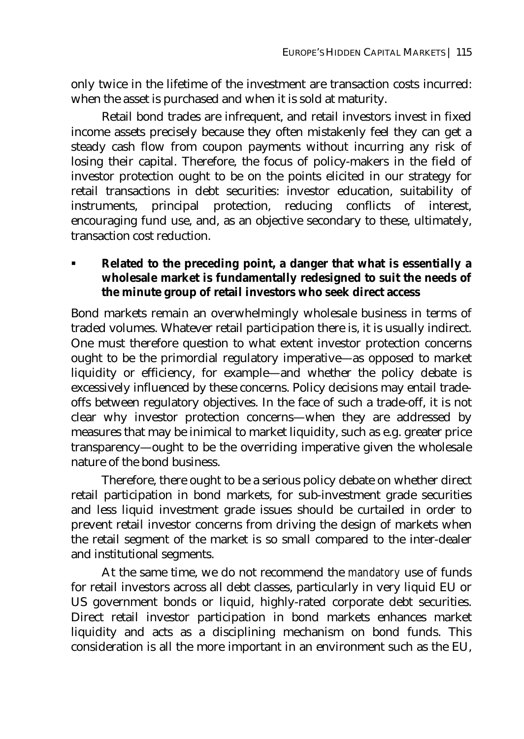only twice in the lifetime of the investment are transaction costs incurred: when the asset is purchased and when it is sold at maturity.

Retail bond trades are infrequent, and retail investors invest in fixed income assets precisely because they often mistakenly feel they can get a steady cash flow from coupon payments without incurring any risk of losing their capital. Therefore, the focus of policy-makers in the field of investor protection ought to be on the points elicited in our strategy for retail transactions in debt securities: investor education, suitability of instruments, principal protection, reducing conflicts of interest, encouraging fund use, and, as an objective secondary to these, ultimately, transaction cost reduction.

- **Related to the preceding point, a danger that what is essentially a wholesale market is fundamentally redesigned to suit the needs of the minute group of retail investors who seek direct access**

Bond markets remain an overwhelmingly wholesale business in terms of traded volumes. Whatever retail participation there is, it is usually indirect. One must therefore question to what extent investor protection concerns ought to be the primordial regulatory imperative—as opposed to market liquidity or efficiency, for example—and whether the policy debate is excessively influenced by these concerns. Policy decisions may entail trade-offs between regulatory objectives. In the face of such a trade-off, it is not clear why investor protection concerns—when they are addressed by measures that may be inimical to market liquidity, such as e.g. greater price transparency—ought to be the overriding imperative given the wholesale nature of the bond business.

Therefore, there ought to be a serious policy debate on whether direct retail participation in bond markets, for sub-investment grade securities and less liquid investment grade issues should be curtailed in order to prevent retail investor concerns from driving the design of markets when the retail segment of the market is so small compared to the inter-dealer and institutional segments.

At the same time, we do not recommend the *mandatory* use of funds for retail investors across all debt classes, particularly in very liquid EU or US government bonds or liquid, highly-rated corporate debt securities. Direct retail investor participation in bond markets enhances market liquidity and acts as a disciplining mechanism on bond funds. This consideration is all the more important in an environment such as the EU,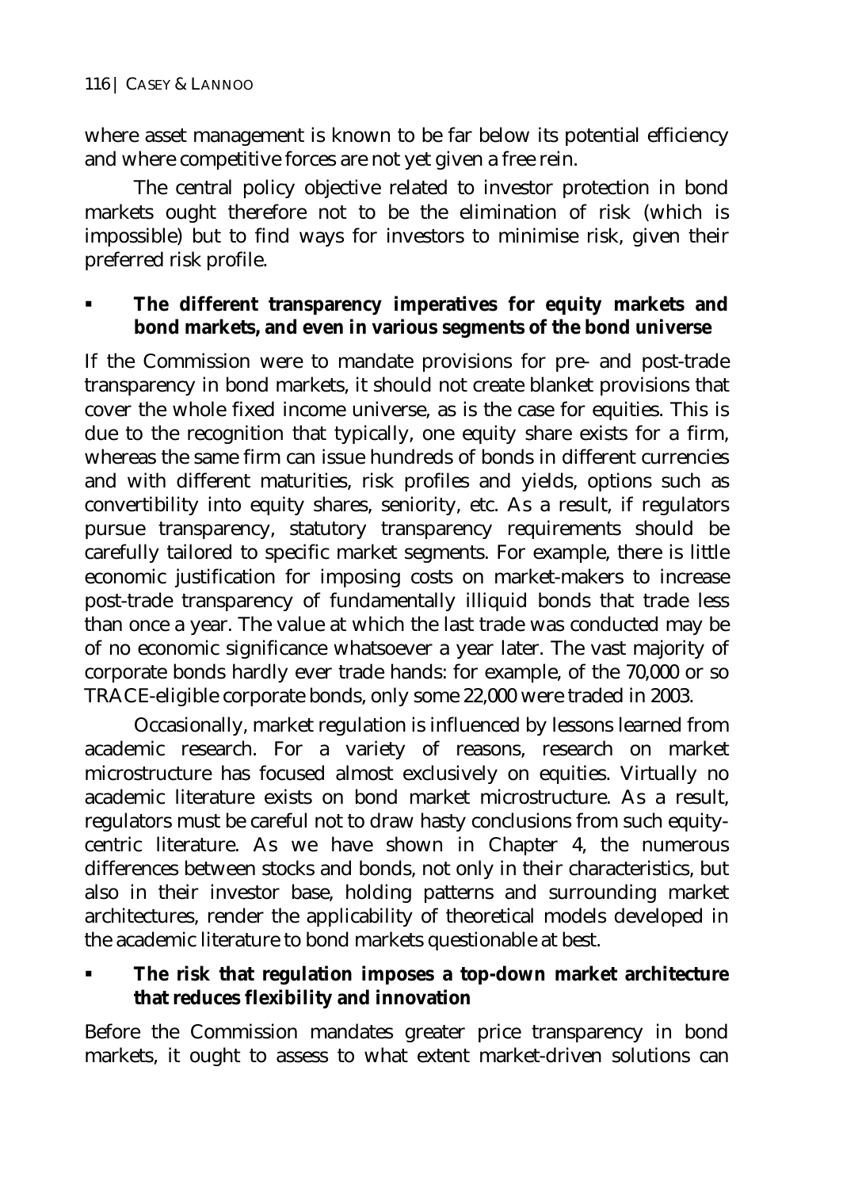where asset management is known to be far below its potential efficiency and where competitive forces are not yet given a free rein.

The central policy objective related to investor protection in bond markets ought therefore not to be the elimination of risk (which is impossible) but to find ways for investors to minimise risk, given their preferred risk profile.

- **The different transparency imperatives for equity markets and bond markets, and even in various segments of the bond universe**

If the Commission were to mandate provisions for pre- and post-trade transparency in bond markets, it should not create blanket provisions that cover the whole fixed income universe, as is the case for equities. This is due to the recognition that typically, one equity share exists for a firm, whereas the same firm can issue hundreds of bonds in different currencies and with different maturities, risk profiles and yields, options such as convertibility into equity shares, seniority, etc. As a result, if regulators pursue transparency, statutory transparency requirements should be carefully tailored to specific market segments. For example, there is little economic justification for imposing costs on market-makers to increase post-trade transparency of fundamentally illiquid bonds that trade less than once a year. The value at which the last trade was conducted may be of no economic significance whatsoever a year later. The vast majority of corporate bonds hardly ever trade hands: for example, of the 70,000 or so TRACE-eligible corporate bonds, only some 22,000 were traded in 2003.

Occasionally, market regulation is influenced by lessons learned from academic research. For a variety of reasons, research on market microstructure has focused almost exclusively on equities. Virtually no academic literature exists on bond market microstructure. As a result, regulators must be careful not to draw hasty conclusions from such equity-centric literature. As we have shown in Chapter 4, the numerous differences between stocks and bonds, not only in their characteristics, but also in their investor base, holding patterns and surrounding market architectures, render the applicability of theoretical models developed in the academic literature to bond markets questionable at best.

- **The risk that regulation imposes a top-down market architecture that reduces flexibility and innovation**

Before the Commission mandates greater price transparency in bond markets, it ought to assess to what extent market-driven solutions can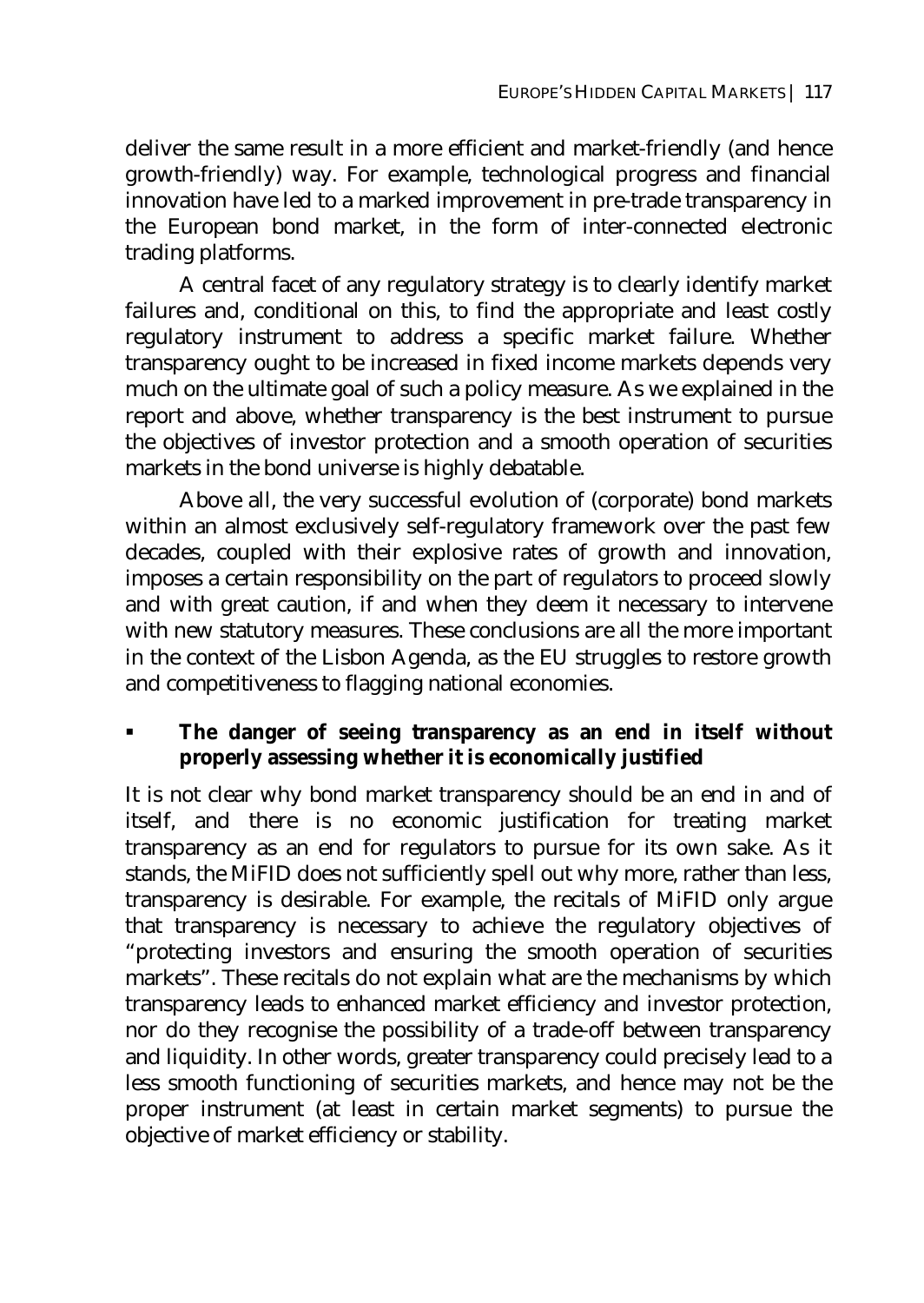deliver the same result in a more efficient and market-friendly (and hence growth-friendly) way. For example, technological progress and financial innovation have led to a marked improvement in pre-trade transparency in the European bond market, in the form of inter-connected electronic trading platforms.

A central facet of any regulatory strategy is to clearly identify market failures and, conditional on this, to find the appropriate and least costly regulatory instrument to address a specific market failure. Whether transparency ought to be increased in fixed income markets depends very much on the ultimate goal of such a policy measure. As we explained in the report and above, whether transparency is the best instrument to pursue the objectives of investor protection and a smooth operation of securities markets in the bond universe is highly debatable.

Above all, the very successful evolution of (corporate) bond markets within an almost exclusively self-regulatory framework over the past few decades, coupled with their explosive rates of growth and innovation, imposes a certain responsibility on the part of regulators to proceed slowly and with great caution, if and when they deem it necessary to intervene with new statutory measures. These conclusions are all the more important in the context of the Lisbon Agenda, as the EU struggles to restore growth and competitiveness to flagging national economies.

- **The danger of seeing transparency as an end in itself without properly assessing whether it is economically justified**

It is not clear why bond market transparency should be an end in and of itself, and there is no economic justification for treating market transparency as an end for regulators to pursue for its own sake. As it stands, the MiFID does not sufficiently spell out why more, rather than less, transparency is desirable. For example, the recitals of MiFID only argue that transparency is necessary to achieve the regulatory objectives of "protecting investors and ensuring the smooth operation of securities markets". These recitals do not explain what are the mechanisms by which transparency leads to enhanced market efficiency and investor protection, nor do they recognise the possibility of a trade-off between transparency and liquidity. In other words, greater transparency could precisely lead to a less smooth functioning of securities markets, and hence may not be the proper instrument (at least in certain market segments) to pursue the objective of market efficiency or stability.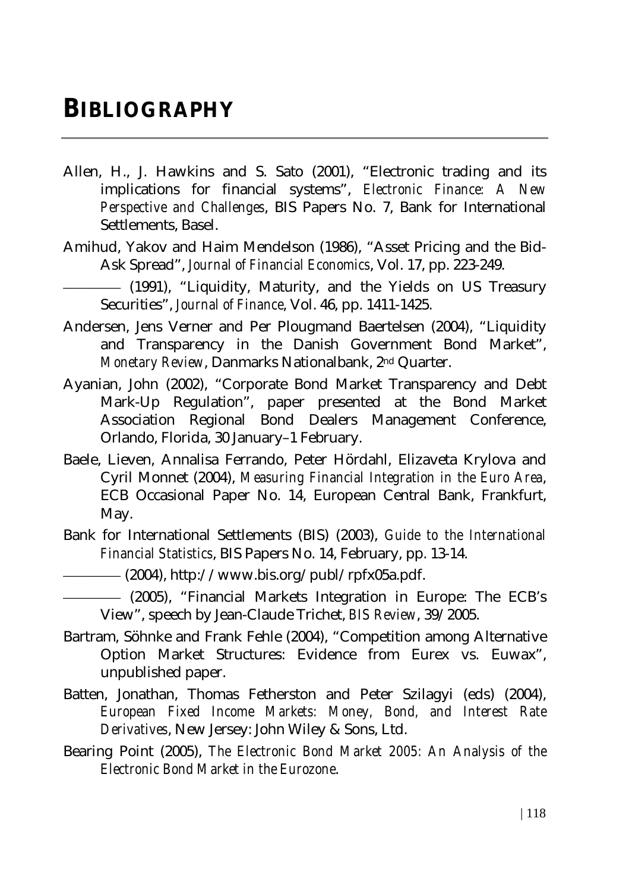# BIBLIOGRAPHY

Allen, H., J. Hawkins and S. Sato (2001), "Electronic trading and its implications for financial systems", *Electronic Finance: A New Perspective and Challenges*, BIS Papers No. 7, Bank for International Settlements, Basel.

Amihud, Yakov and Haim Mendelson (1986), "Asset Pricing and the Bid-Ask Spread", *Journal of Financial Economics*, Vol. 17, pp. 223-249.

——— (1991), "Liquidity, Maturity, and the Yields on US Treasury Securities", *Journal of Finance*, Vol. 46, pp. 1411-1425.

Andersen, Jens Verner and Per Plougmand Baertelsen (2004), "Liquidity and Transparency in the Danish Government Bond Market", *Monetary Review*, Danmarks Nationalbank, 2nd Quarter.

Ayanian, John (2002), "Corporate Bond Market Transparency and Debt Mark-Up Regulation", paper presented at the Bond Market Association Regional Bond Dealers Management Conference, Orlando, Florida, 30 January–1 February.

Baele, Lieven, Annalisa Ferrando, Peter Hördahl, Elizaveta Krylova and Cyril Monnet (2004), *Measuring Financial Integration in the Euro Area*, ECB Occasional Paper No. 14, European Central Bank, Frankfurt, May.

Bank for International Settlements (BIS) (2003), *Guide to the International Financial Statistics*, BIS Papers No. 14, February, pp. 13-14.

——— (2004), http://www.bis.org/publ/rpfx05a.pdf.

——— (2005), "Financial Markets Integration in Europe: The ECB's View", speech by Jean-Claude Trichet, *BIS Review*, 39/2005.

Bartram, Söhnke and Frank Fehle (2004), "Competition among Alternative Option Market Structures: Evidence from Eurex vs. Euwax", unpublished paper.

Batten, Jonathan, Thomas Fetherston and Peter Szilagyi (eds) (2004), *European Fixed Income Markets: Money, Bond, and Interest Rate Derivatives*, New Jersey: John Wiley & Sons, Ltd.

Bearing Point (2005), *The Electronic Bond Market 2005: An Analysis of the Electronic Bond Market in the Eurozone*.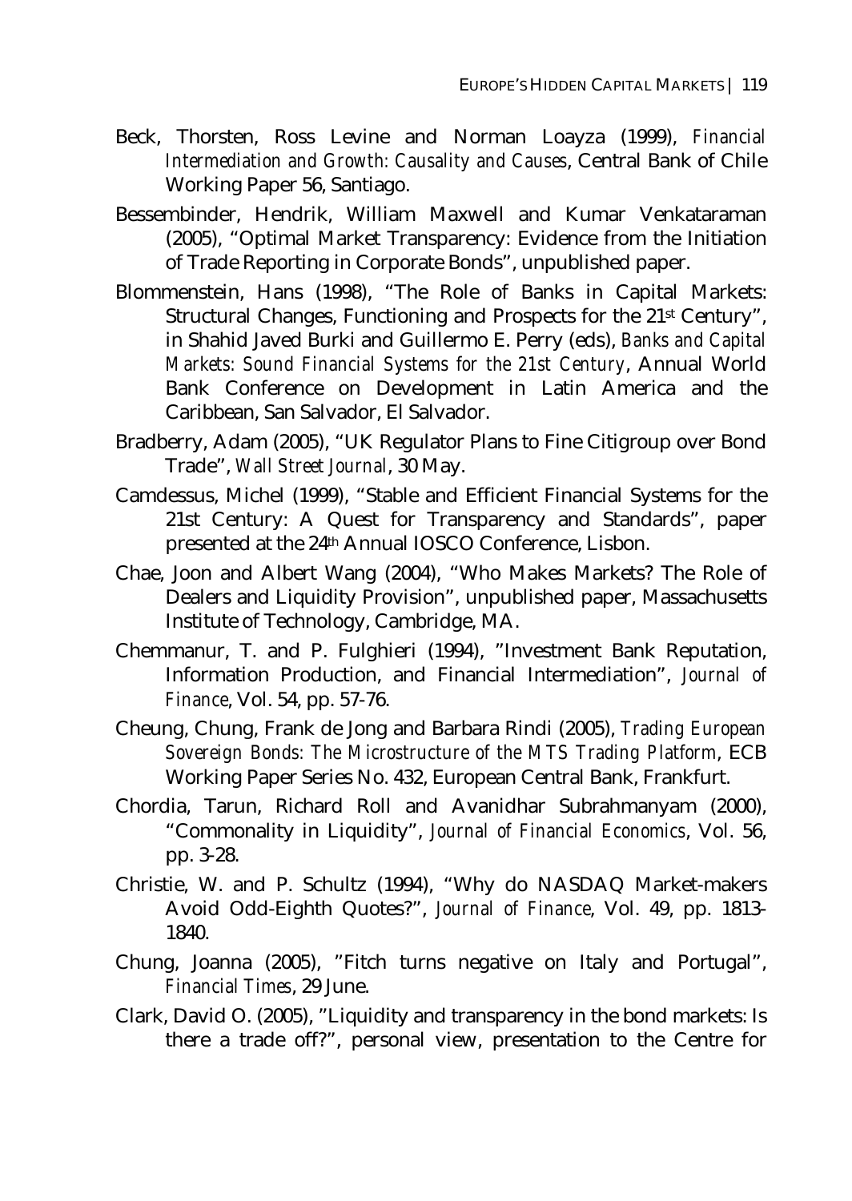Beck, Thorsten, Ross Levine and Norman Loayza (1999), *Financial Intermediation and Growth: Causality and Causes*, Central Bank of Chile Working Paper 56, Santiago.

Bessembinder, Hendrik, William Maxwell and Kumar Venkataraman (2005), "Optimal Market Transparency: Evidence from the Initiation of Trade Reporting in Corporate Bonds", unpublished paper.

Blommenstein, Hans (1998), "The Role of Banks in Capital Markets: Structural Changes, Functioning and Prospects for the 21st Century", in Shahid Javed Burki and Guillermo E. Perry (eds), *Banks and Capital Markets: Sound Financial Systems for the 21st Century*, Annual World Bank Conference on Development in Latin America and the Caribbean, San Salvador, El Salvador.

Bradberry, Adam (2005), "UK Regulator Plans to Fine Citigroup over Bond Trade", *Wall Street Journal*, 30 May.

Camdessus, Michel (1999), "Stable and Efficient Financial Systems for the 21st Century: A Quest for Transparency and Standards", paper presented at the 24th Annual IOSCO Conference, Lisbon.

Chae, Joon and Albert Wang (2004), "Who Makes Markets? The Role of Dealers and Liquidity Provision", unpublished paper, Massachusetts Institute of Technology, Cambridge, MA.

Chemmanur, T. and P. Fulghieri (1994), "Investment Bank Reputation, Information Production, and Financial Intermediation", *Journal of Finance*, Vol. 54, pp. 57-76.

Cheung, Chung, Frank de Jong and Barbara Rindi (2005), *Trading European Sovereign Bonds: The Microstructure of the MTS Trading Platform*, ECB Working Paper Series No. 432, European Central Bank, Frankfurt.

Chordia, Tarun, Richard Roll and Avanidhar Subrahmanyam (2000), "Commonality in Liquidity", *Journal of Financial Economics*, Vol. 56, pp. 3-28.

Christie, W. and P. Schultz (1994), "Why do NASDAQ Market-makers Avoid Odd-Eighth Quotes?", *Journal of Finance*, Vol. 49, pp. 1813-1840.

Chung, Joanna (2005), "Fitch turns negative on Italy and Portugal", *Financial Times*, 29 June.

Clark, David O. (2005), "Liquidity and transparency in the bond markets: Is there a trade off?", personal view, presentation to the Centre for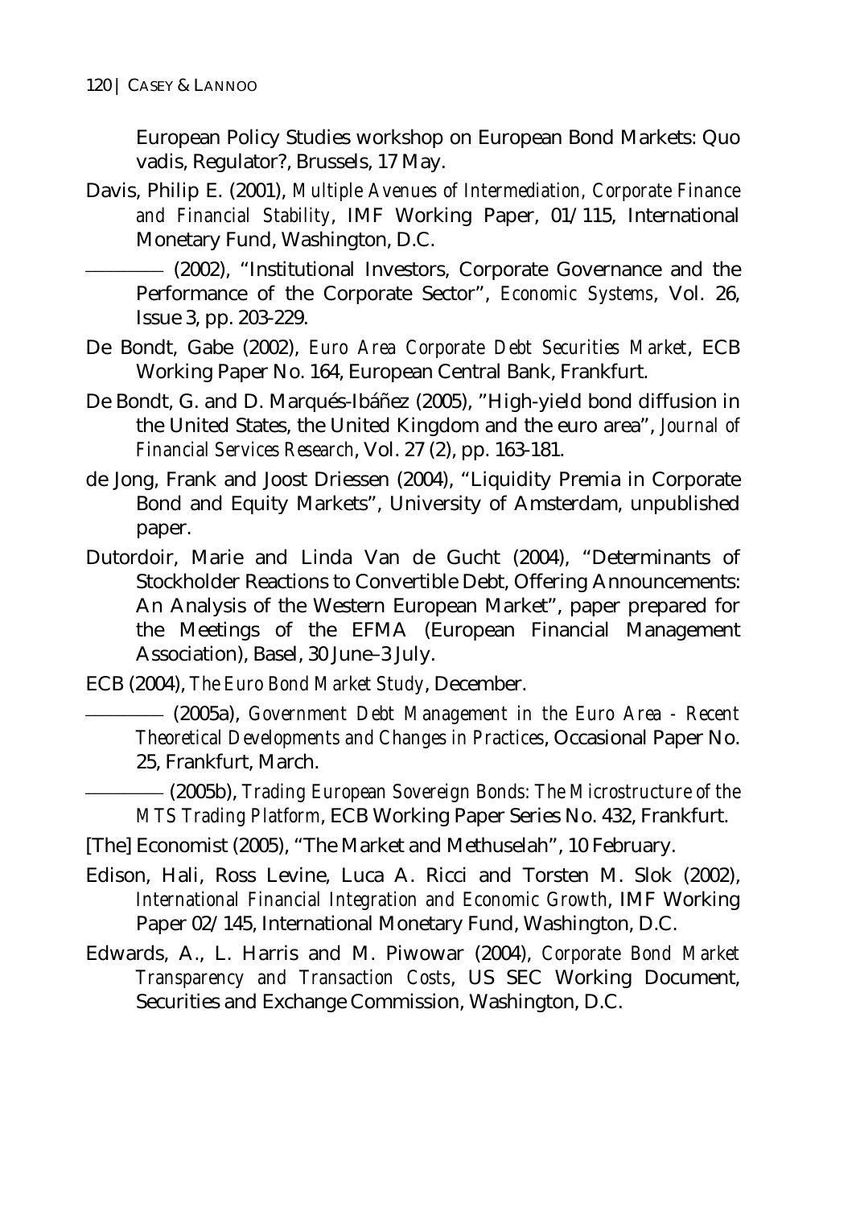European Policy Studies workshop on European Bond Markets: Quo vadis, Regulator?, Brussels, 17 May.

Davis, Philip E. (2001), *Multiple Avenues of Intermediation, Corporate Finance and Financial Stability*, IMF Working Paper, 01/115, International Monetary Fund, Washington, D.C.

———— (2002), "Institutional Investors, Corporate Governance and the Performance of the Corporate Sector", *Economic Systems*, Vol. 26, Issue 3, pp. 203-229.

De Bondt, Gabe (2002), *Euro Area Corporate Debt Securities Market*, ECB Working Paper No. 164, European Central Bank, Frankfurt.

De Bondt, G. and D. Marqués-Ibáñez (2005), "High-yield bond diffusion in the United States, the United Kingdom and the euro area", *Journal of Financial Services Research*, Vol. 27 (2), pp. 163-181.

de Jong, Frank and Joost Driessen (2004), "Liquidity Premia in Corporate Bond and Equity Markets", University of Amsterdam, unpublished paper.

Dutordoir, Marie and Linda Van de Gucht (2004), "Determinants of Stockholder Reactions to Convertible Debt, Offering Announcements: An Analysis of the Western European Market", paper prepared for the Meetings of the EFMA (European Financial Management Association), Basel, 30 June–3 July.

ECB (2004), *The Euro Bond Market Study*, December.

———— (2005a), *Government Debt Management in the Euro Area - Recent Theoretical Developments and Changes in Practices*, Occasional Paper No. 25, Frankfurt, March.

———— (2005b), *Trading European Sovereign Bonds: The Microstructure of the MTS Trading Platform*, ECB Working Paper Series No. 432, Frankfurt.

[The] Economist (2005), "The Market and Methuselah", 10 February.

Edison, Hali, Ross Levine, Luca A. Ricci and Torsten M. Slok (2002), *International Financial Integration and Economic Growth*, IMF Working Paper 02/145, International Monetary Fund, Washington, D.C.

Edwards, A., L. Harris and M. Piwowar (2004), *Corporate Bond Market Transparency and Transaction Costs*, US SEC Working Document, Securities and Exchange Commission, Washington, D.C.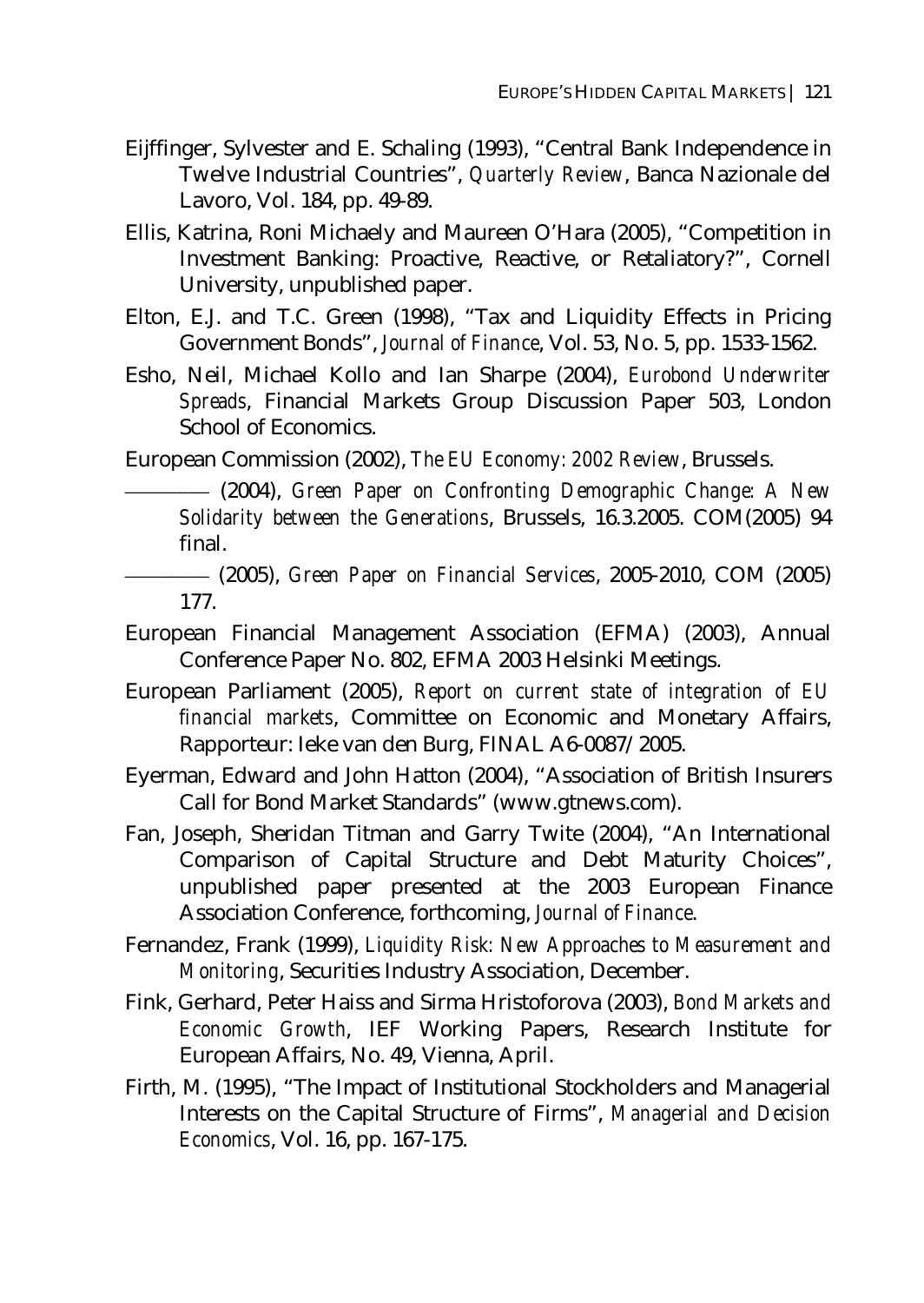Eijffinger, Sylvester and E. Schaling (1993), "Central Bank Independence in Twelve Industrial Countries", *Quarterly Review*, Banca Nazionale del Lavoro, Vol. 184, pp. 49-89.

Ellis, Katrina, Roni Michaely and Maureen O'Hara (2005), "Competition in Investment Banking: Proactive, Reactive, or Retaliatory?", Cornell University, unpublished paper.

Elton, E.J. and T.C. Green (1998), "Tax and Liquidity Effects in Pricing Government Bonds", *Journal of Finance*, Vol. 53, No. 5, pp. 1533-1562.

Esho, Neil, Michael Kollo and Ian Sharpe (2004), *Eurobond Underwriter Spreads*, Financial Markets Group Discussion Paper 503, London School of Economics.

European Commission (2002), *The EU Economy: 2002 Review*, Brussels.

———— (2004), *Green Paper on Confronting Demographic Change: A New Solidarity between the Generations*, Brussels, 16.3.2005. COM(2005) 94 final.

———— (2005), *Green Paper on Financial Services*, 2005-2010, COM (2005) 177.

European Financial Management Association (EFMA) (2003), Annual Conference Paper No. 802, EFMA 2003 Helsinki Meetings.

European Parliament (2005), *Report on current state of integration of EU financial markets*, Committee on Economic and Monetary Affairs, Rapporteur: Ieke van den Burg, FINAL A6-0087/2005.

Eyerman, Edward and John Hatton (2004), "Association of British Insurers Call for Bond Market Standards" (www.gtnews.com).

Fan, Joseph, Sheridan Titman and Garry Twite (2004), "An International Comparison of Capital Structure and Debt Maturity Choices", unpublished paper presented at the 2003 European Finance Association Conference, forthcoming, *Journal of Finance*.

Fernandez, Frank (1999), *Liquidity Risk: New Approaches to Measurement and Monitoring*, Securities Industry Association, December.

Fink, Gerhard, Peter Haiss and Sirma Hristoforova (2003), *Bond Markets and Economic Growth*, IEF Working Papers, Research Institute for European Affairs, No. 49, Vienna, April.

Firth, M. (1995), "The Impact of Institutional Stockholders and Managerial Interests on the Capital Structure of Firms", *Managerial and Decision Economics*, Vol. 16, pp. 167-175.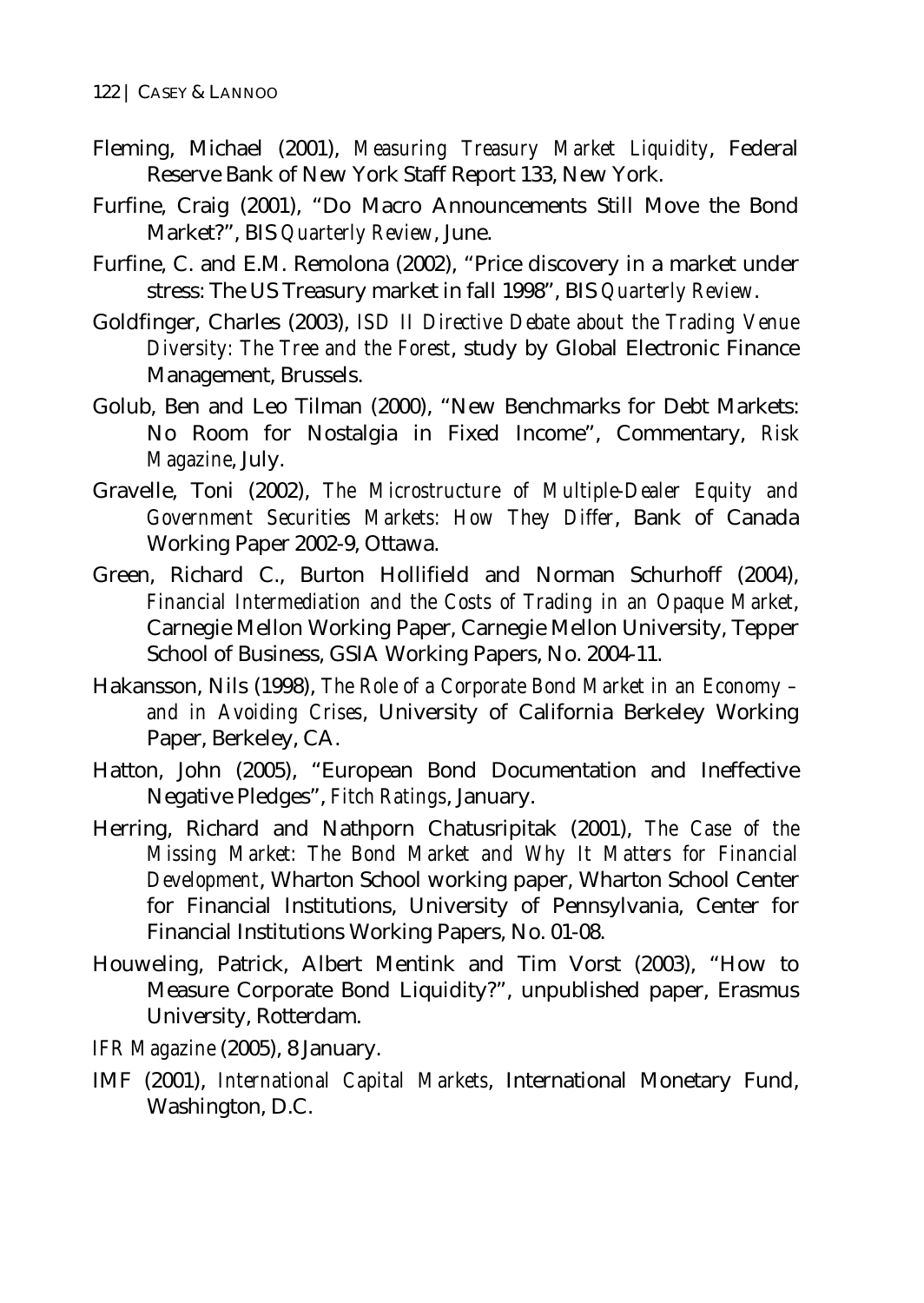Fleming, Michael (2001), *Measuring Treasury Market Liquidity*, Federal Reserve Bank of New York Staff Report 133, New York.

Furfine, Craig (2001), "Do Macro Announcements Still Move the Bond Market?", BIS *Quarterly Review*, June.

Furfine, C. and E.M. Remolona (2002), "Price discovery in a market under stress: The US Treasury market in fall 1998", BIS *Quarterly Review*.

Goldfinger, Charles (2003), *ISD II Directive Debate about the Trading Venue Diversity: The Tree and the Forest*, study by Global Electronic Finance Management, Brussels.

Golub, Ben and Leo Tilman (2000), "New Benchmarks for Debt Markets: No Room for Nostalgia in Fixed Income", Commentary, *Risk Magazine*, July.

Gravelle, Toni (2002), *The Microstructure of Multiple-Dealer Equity and Government Securities Markets: How They Differ*, Bank of Canada Working Paper 2002-9, Ottawa.

Green, Richard C., Burton Hollifield and Norman Schurhoff (2004), *Financial Intermediation and the Costs of Trading in an Opaque Market*, Carnegie Mellon Working Paper, Carnegie Mellon University, Tepper School of Business, GSIA Working Papers, No. 2004-11.

Hakansson, Nils (1998), *The Role of a Corporate Bond Market in an Economy – and in Avoiding Crises*, University of California Berkeley Working Paper, Berkeley, CA.

Hatton, John (2005), "European Bond Documentation and Ineffective Negative Pledges", *Fitch Ratings*, January.

Herring, Richard and Nathporn Chatusripitak (2001), *The Case of the Missing Market: The Bond Market and Why It Matters for Financial Development*, Wharton School working paper, Wharton School Center for Financial Institutions, University of Pennsylvania, Center for Financial Institutions Working Papers, No. 01-08.

Houweling, Patrick, Albert Mentink and Tim Vorst (2003), "How to Measure Corporate Bond Liquidity?", unpublished paper, Erasmus University, Rotterdam.

*IFR Magazine* (2005), 8 January.

IMF (2001), *International Capital Markets*, International Monetary Fund, Washington, D.C.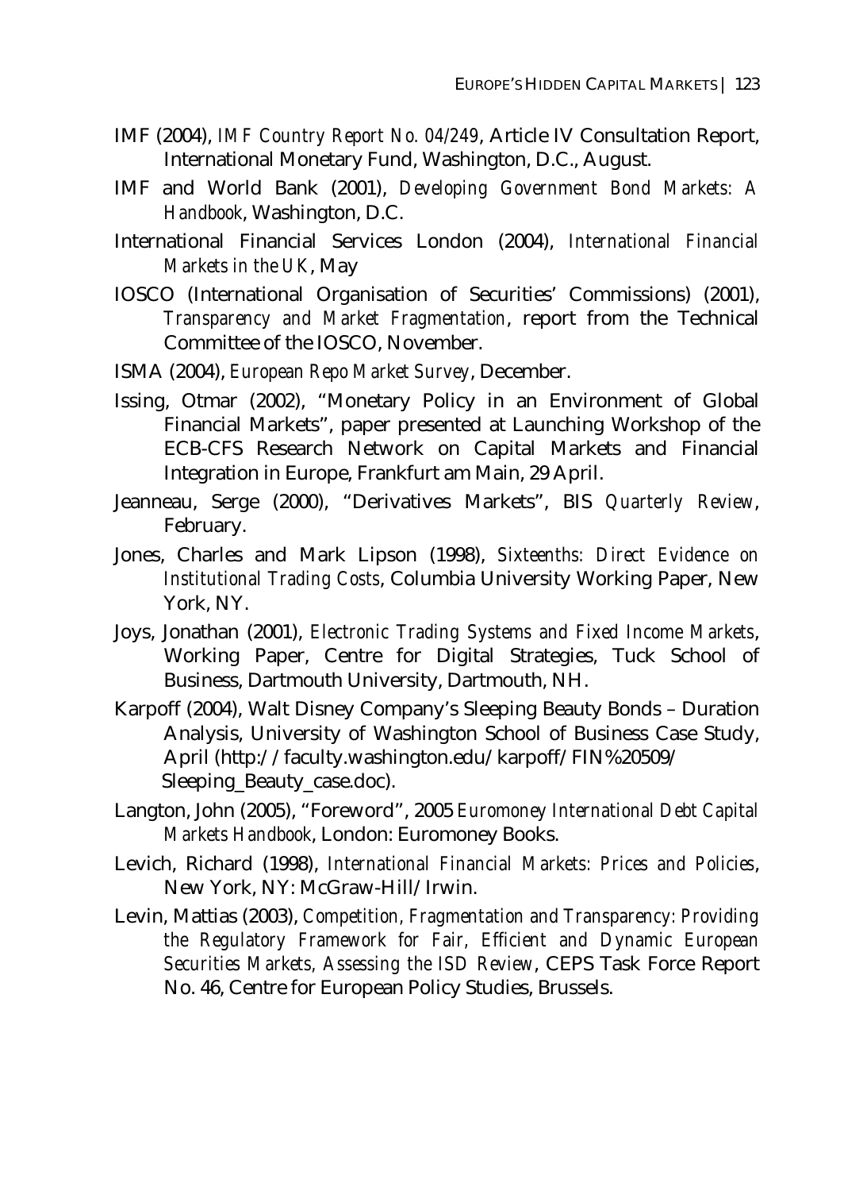IMF (2004), *IMF Country Report No. 04/249*, Article IV Consultation Report, International Monetary Fund, Washington, D.C., August.

IMF and World Bank (2001), *Developing Government Bond Markets: A Handbook*, Washington, D.C.

International Financial Services London (2004), *International Financial Markets in the UK*, May

IOSCO (International Organisation of Securities' Commissions) (2001), *Transparency and Market Fragmentation*, report from the Technical Committee of the IOSCO, November.

ISMA (2004), *European Repo Market Survey*, December.

Issing, Otmar (2002), "Monetary Policy in an Environment of Global Financial Markets", paper presented at Launching Workshop of the ECB-CFS Research Network on Capital Markets and Financial Integration in Europe, Frankfurt am Main, 29 April.

Jeanneau, Serge (2000), "Derivatives Markets", BIS *Quarterly Review*, February.

Jones, Charles and Mark Lipson (1998), *Sixteenths: Direct Evidence on Institutional Trading Costs*, Columbia University Working Paper, New York, NY.

Joys, Jonathan (2001), *Electronic Trading Systems and Fixed Income Markets*, Working Paper, Centre for Digital Strategies, Tuck School of Business, Dartmouth University, Dartmouth, NH.

Karpoff (2004), Walt Disney Company's Sleeping Beauty Bonds – Duration Analysis, University of Washington School of Business Case Study, April (http://faculty.washington.edu/karpoff/FIN%20509/Sleeping_Beauty_case.doc).

Langton, John (2005), "Foreword", 2005 *Euromoney International Debt Capital Markets Handbook*, London: Euromoney Books.

Levich, Richard (1998), *International Financial Markets: Prices and Policies*, New York, NY: McGraw-Hill/Irwin.

Levin, Mattias (2003), *Competition, Fragmentation and Transparency: Providing the Regulatory Framework for Fair, Efficient and Dynamic European Securities Markets, Assessing the ISD Review*, CEPS Task Force Report No. 46, Centre for European Policy Studies, Brussels.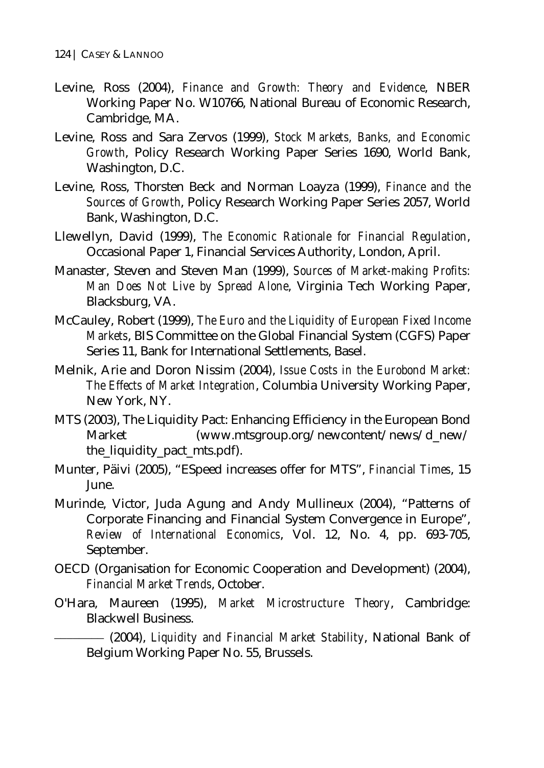Levine, Ross (2004), *Finance and Growth: Theory and Evidence*, NBER Working Paper No. W10766, National Bureau of Economic Research, Cambridge, MA.

Levine, Ross and Sara Zervos (1999), *Stock Markets, Banks, and Economic Growth*, Policy Research Working Paper Series 1690, World Bank, Washington, D.C.

Levine, Ross, Thorsten Beck and Norman Loayza (1999), *Finance and the Sources of Growth*, Policy Research Working Paper Series 2057, World Bank, Washington, D.C.

Llewellyn, David (1999), *The Economic Rationale for Financial Regulation*, Occasional Paper 1, Financial Services Authority, London, April.

Manaster, Steven and Steven Man (1999), *Sources of Market-making Profits: Man Does Not Live by Spread Alone*, Virginia Tech Working Paper, Blacksburg, VA.

McCauley, Robert (1999), *The Euro and the Liquidity of European Fixed Income Markets*, BIS Committee on the Global Financial System (CGFS) Paper Series 11, Bank for International Settlements, Basel.

Melnik, Arie and Doron Nissim (2004), *Issue Costs in the Eurobond Market: The Effects of Market Integration*, Columbia University Working Paper, New York, NY.

MTS (2003), The Liquidity Pact: Enhancing Efficiency in the European Bond Market (www.mtsgroup.org/newcontent/news/d_new/the_liquidity_pact_mts.pdf).

Munter, Päivi (2005), "ESpeed increases offer for MTS", *Financial Times*, 15 June.

Murinde, Victor, Juda Agung and Andy Mullineux (2004), "Patterns of Corporate Financing and Financial System Convergence in Europe", *Review of International Economics*, Vol. 12, No. 4, pp. 693-705, September.

OECD (Organisation for Economic Cooperation and Development) (2004), *Financial Market Trends*, October.

O'Hara, Maureen (1995), *Market Microstructure Theory*, Cambridge: Blackwell Business.

——— (2004), *Liquidity and Financial Market Stability*, National Bank of Belgium Working Paper No. 55, Brussels.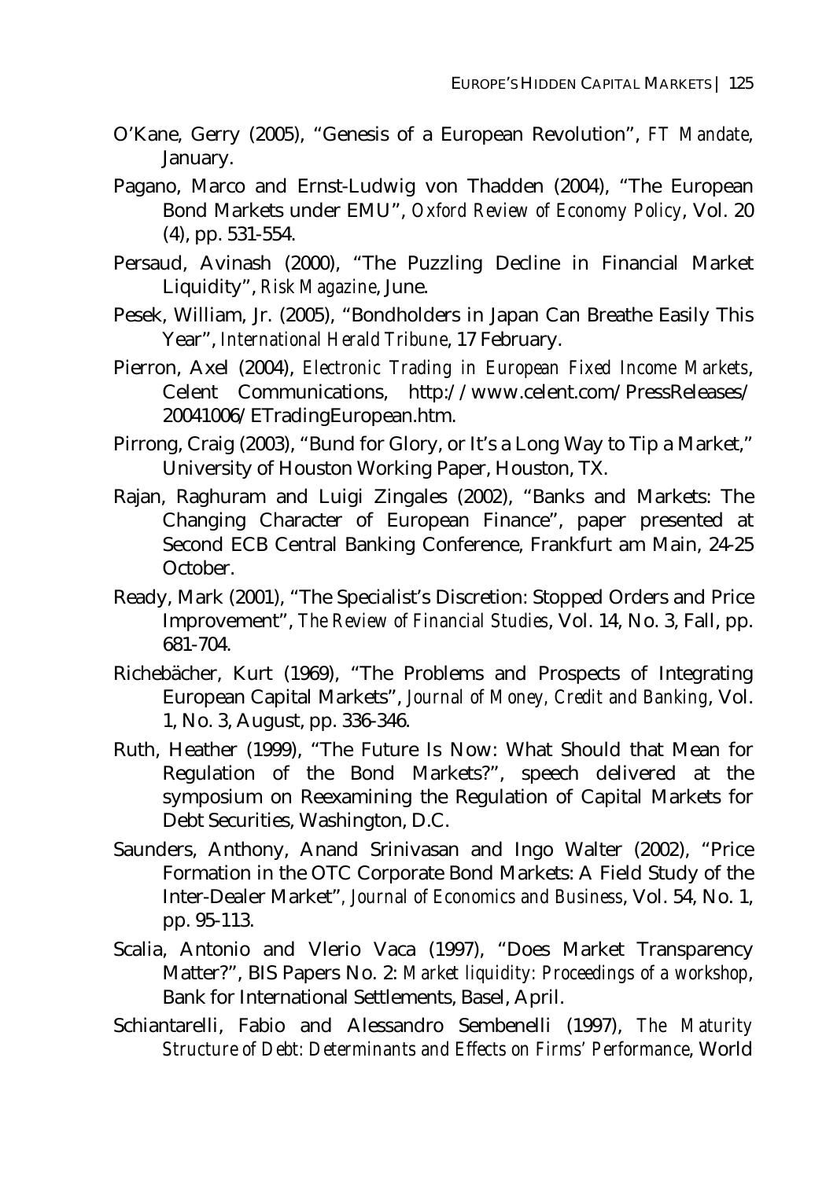O'Kane, Gerry (2005), "Genesis of a European Revolution", *FT Mandate*, January.

Pagano, Marco and Ernst-Ludwig von Thadden (2004), "The European Bond Markets under EMU", *Oxford Review of Economy Policy*, Vol. 20 (4), pp. 531-554.

Persaud, Avinash (2000), "The Puzzling Decline in Financial Market Liquidity", *Risk Magazine*, June.

Pesek, William, Jr. (2005), "Bondholders in Japan Can Breathe Easily This Year", *International Herald Tribune*, 17 February.

Pierron, Axel (2004), *Electronic Trading in European Fixed Income Markets*, Celent Communications, http://www.celent.com/PressReleases/20041006/ETradingEuropean.htm.

Pirrong, Craig (2003), "Bund for Glory, or It's a Long Way to Tip a Market," University of Houston Working Paper, Houston, TX.

Rajan, Raghuram and Luigi Zingales (2002), "Banks and Markets: The Changing Character of European Finance", paper presented at Second ECB Central Banking Conference, Frankfurt am Main, 24-25 October.

Ready, Mark (2001), "The Specialist's Discretion: Stopped Orders and Price Improvement", *The Review of Financial Studies*, Vol. 14, No. 3, Fall, pp. 681-704.

Richebächer, Kurt (1969), "The Problems and Prospects of Integrating European Capital Markets", *Journal of Money, Credit and Banking*, Vol. 1, No. 3, August, pp. 336-346.

Ruth, Heather (1999), "The Future Is Now: What Should that Mean for Regulation of the Bond Markets?", speech delivered at the symposium on Reexamining the Regulation of Capital Markets for Debt Securities, Washington, D.C.

Saunders, Anthony, Anand Srinivasan and Ingo Walter (2002), "Price Formation in the OTC Corporate Bond Markets: A Field Study of the Inter-Dealer Market", *Journal of Economics and Business*, Vol. 54, No. 1, pp. 95-113.

Scalia, Antonio and Vlerio Vaca (1997), "Does Market Transparency Matter?", BIS Papers No. 2: *Market liquidity: Proceedings of a workshop*, Bank for International Settlements, Basel, April.

Schiantarelli, Fabio and Alessandro Sembenelli (1997), *The Maturity Structure of Debt: Determinants and Effects on Firms' Performance*, World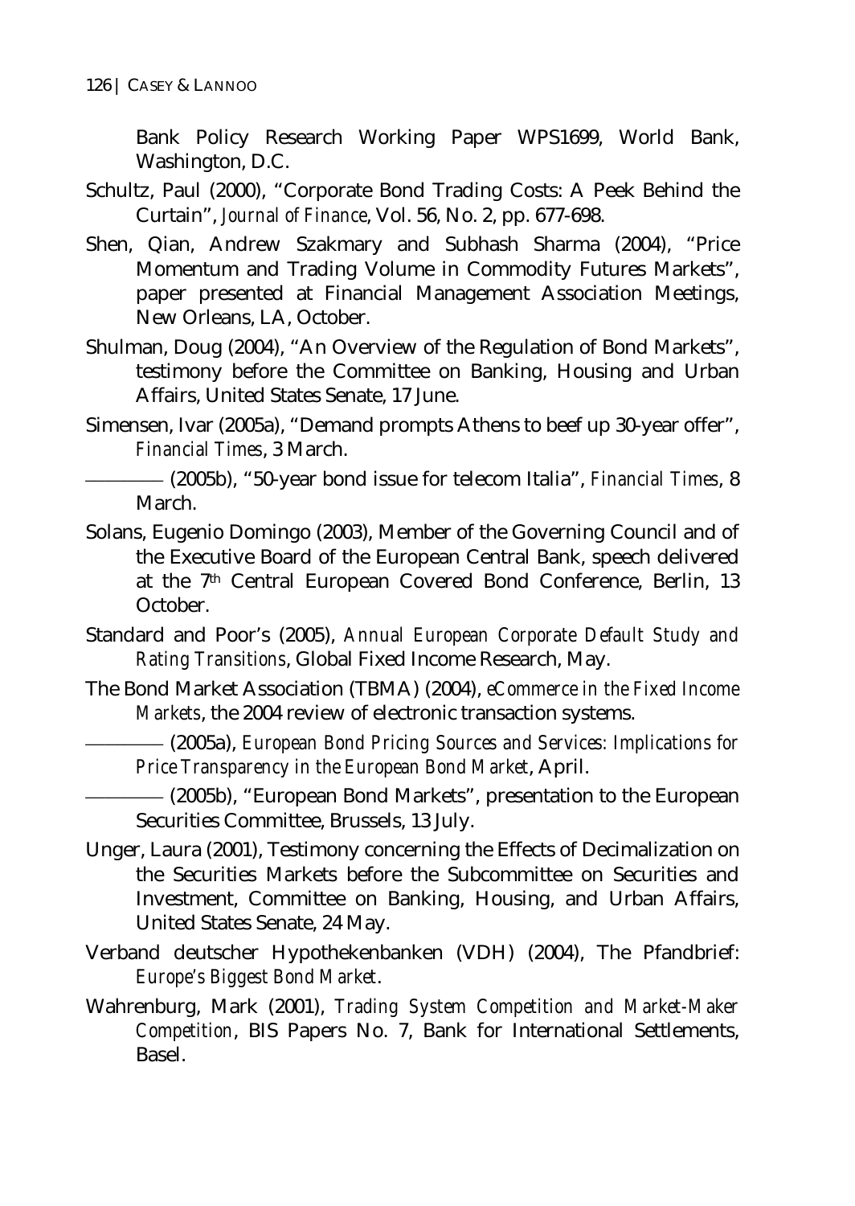Bank Policy Research Working Paper WPS1699, World Bank, Washington, D.C.

Schultz, Paul (2000), "Corporate Bond Trading Costs: A Peek Behind the Curtain", *Journal of Finance*, Vol. 56, No. 2, pp. 677-698.

Shen, Qian, Andrew Szakmary and Subhash Sharma (2004), "Price Momentum and Trading Volume in Commodity Futures Markets", paper presented at Financial Management Association Meetings, New Orleans, LA, October.

Shulman, Doug (2004), "An Overview of the Regulation of Bond Markets", testimony before the Committee on Banking, Housing and Urban Affairs, United States Senate, 17 June.

Simensen, Ivar (2005a), "Demand prompts Athens to beef up 30-year offer", *Financial Times*, 3 March.

——— (2005b), "50-year bond issue for telecom Italia", *Financial Times*, 8 March.

Solans, Eugenio Domingo (2003), Member of the Governing Council and of the Executive Board of the European Central Bank, speech delivered at the 7th Central European Covered Bond Conference, Berlin, 13 October.

Standard and Poor's (2005), *Annual European Corporate Default Study and Rating Transitions*, Global Fixed Income Research, May.

The Bond Market Association (TBMA) (2004), *eCommerce in the Fixed Income Markets*, the 2004 review of electronic transaction systems.

——— (2005a), *European Bond Pricing Sources and Services: Implications for Price Transparency in the European Bond Market*, April.

——— (2005b), "European Bond Markets", presentation to the European Securities Committee, Brussels, 13 July.

Unger, Laura (2001), Testimony concerning the Effects of Decimalization on the Securities Markets before the Subcommittee on Securities and Investment, Committee on Banking, Housing, and Urban Affairs, United States Senate, 24 May.

Verband deutscher Hypothekenbanken (VDH) (2004), The Pfandbrief: *Europe's Biggest Bond Market*.

Wahrenburg, Mark (2001), *Trading System Competition and Market-Maker Competition*, BIS Papers No. 7, Bank for International Settlements, Basel.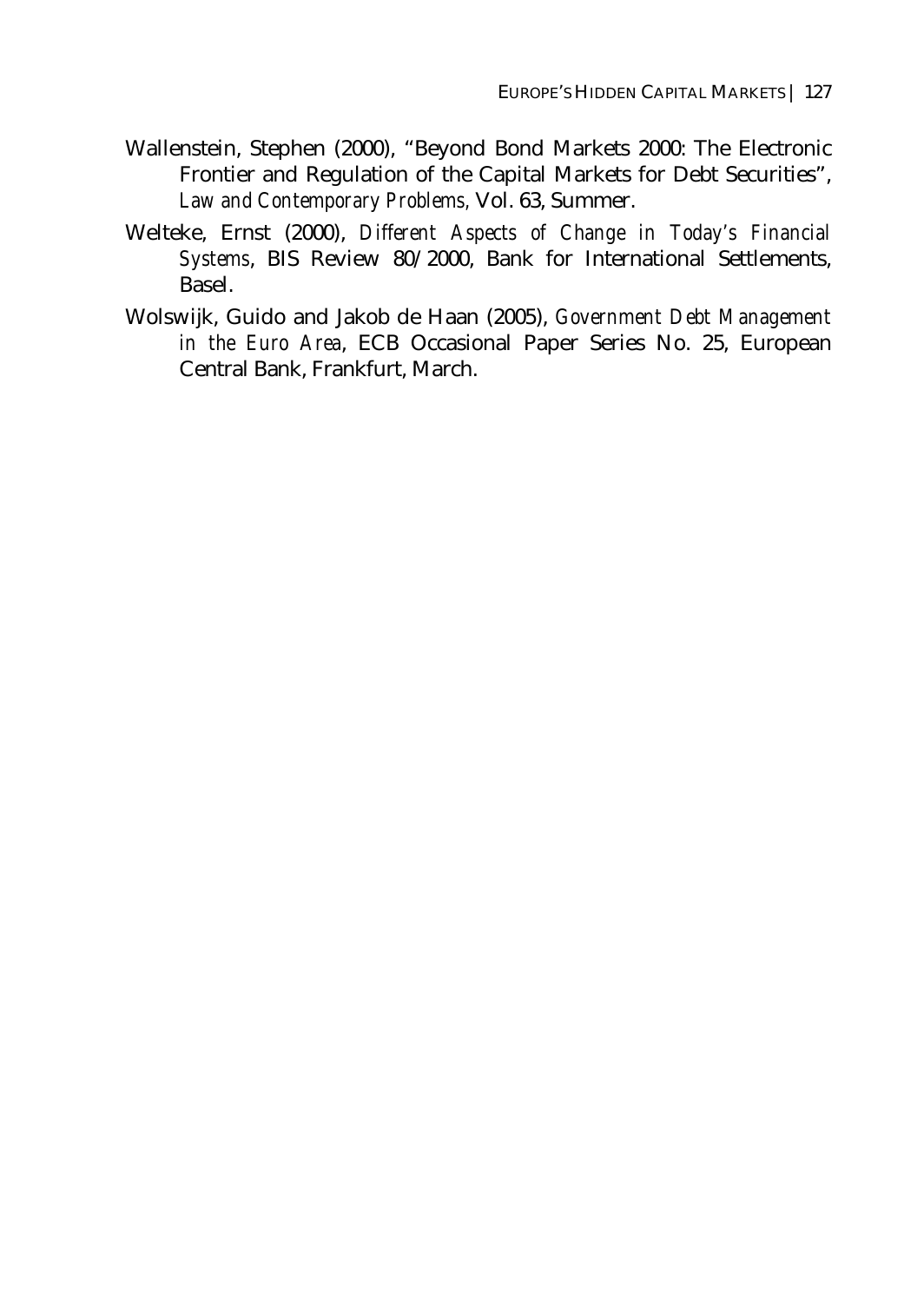Wallenstein, Stephen (2000), "Beyond Bond Markets 2000: The Electronic Frontier and Regulation of the Capital Markets for Debt Securities", *Law and Contemporary Problems*, Vol. 63, Summer.

Welteke, Ernst (2000), *Different Aspects of Change in Today's Financial Systems*, BIS Review 80/2000, Bank for International Settlements, Basel.

Wolswijk, Guido and Jakob de Haan (2005), *Government Debt Management in the Euro Area*, ECB Occasional Paper Series No. 25, European Central Bank, Frankfurt, March.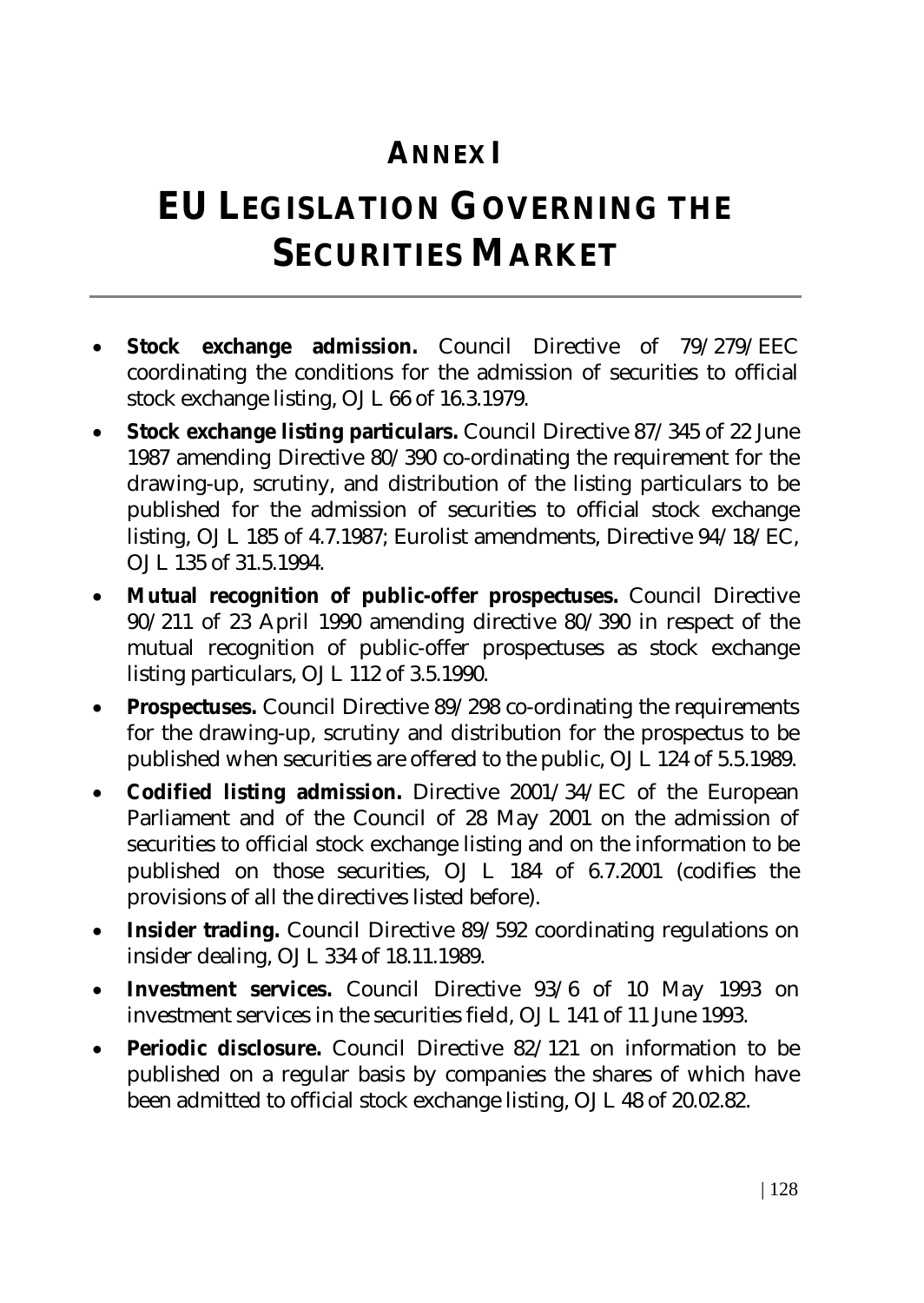# ANNEX I

# EU LEGISLATION GOVERNING THE SECURITIES MARKET

- **Stock exchange admission.** Council Directive of 79/279/EEC coordinating the conditions for the admission of securities to official stock exchange listing, OJ L 66 of 16.3.1979.
- **Stock exchange listing particulars.** Council Directive 87/345 of 22 June 1987 amending Directive 80/390 co-ordinating the requirement for the drawing-up, scrutiny, and distribution of the listing particulars to be published for the admission of securities to official stock exchange listing, OJ L 185 of 4.7.1987; Eurolist amendments, Directive 94/18/EC, OJ L 135 of 31.5.1994.
- **Mutual recognition of public-offer prospectuses.** Council Directive 90/211 of 23 April 1990 amending directive 80/390 in respect of the mutual recognition of public-offer prospectuses as stock exchange listing particulars, OJ L 112 of 3.5.1990.
- **Prospectuses.** Council Directive 89/298 co-ordinating the requirements for the drawing-up, scrutiny and distribution for the prospectus to be published when securities are offered to the public, OJ L 124 of 5.5.1989.
- **Codified listing admission.** Directive 2001/34/EC of the European Parliament and of the Council of 28 May 2001 on the admission of securities to official stock exchange listing and on the information to be published on those securities, OJ L 184 of 6.7.2001 (codifies the provisions of all the directives listed before).
- **Insider trading.** Council Directive 89/592 coordinating regulations on insider dealing, OJ L 334 of 18.11.1989.
- **Investment services.** Council Directive 93/6 of 10 May 1993 on investment services in the securities field, OJ L 141 of 11 June 1993.
- **Periodic disclosure.** Council Directive 82/121 on information to be published on a regular basis by companies the shares of which have been admitted to official stock exchange listing, OJ L 48 of 20.02.82.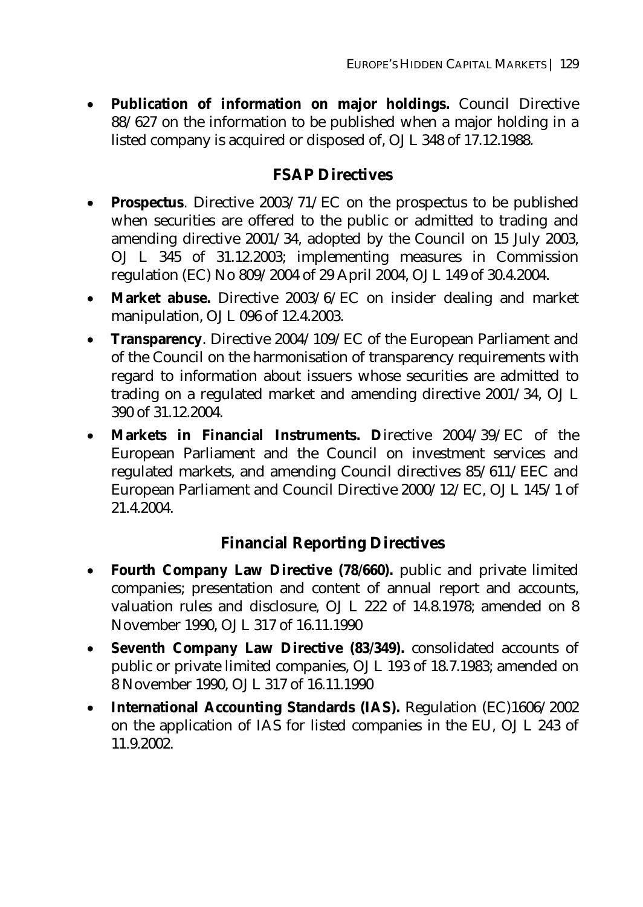- **Publication of information on major holdings.** Council Directive 88/627 on the information to be published when a major holding in a listed company is acquired or disposed of, OJ L 348 of 17.12.1988.

## FSAP Directives

- **Prospectus**. Directive 2003/71/EC on the prospectus to be published when securities are offered to the public or admitted to trading and amending directive 2001/34, adopted by the Council on 15 July 2003, OJ L 345 of 31.12.2003; implementing measures in Commission regulation (EC) No 809/2004 of 29 April 2004, OJ L 149 of 30.4.2004.
- **Market abuse.** Directive 2003/6/EC on insider dealing and market manipulation, OJ L 096 of 12.4.2003.
- **Transparency**. Directive 2004/109/EC of the European Parliament and of the Council on the harmonisation of transparency requirements with regard to information about issuers whose securities are admitted to trading on a regulated market and amending directive 2001/34, OJ L 390 of 31.12.2004.
- **Markets in Financial Instruments. D**irective 2004/39/EC of the European Parliament and the Council on investment services and regulated markets, and amending Council directives 85/611/EEC and European Parliament and Council Directive 2000/12/EC, OJ L 145/1 of 21.4.2004.

## Financial Reporting Directives

- **Fourth Company Law Directive (78/660).** public and private limited companies; presentation and content of annual report and accounts, valuation rules and disclosure, OJ L 222 of 14.8.1978; amended on 8 November 1990, OJ L 317 of 16.11.1990
- **Seventh Company Law Directive (83/349).** consolidated accounts of public or private limited companies, OJ L 193 of 18.7.1983; amended on 8 November 1990, OJ L 317 of 16.11.1990
- **International Accounting Standards (IAS).** Regulation (EC)1606/2002 on the application of IAS for listed companies in the EU, OJ L 243 of 11.9.2002.